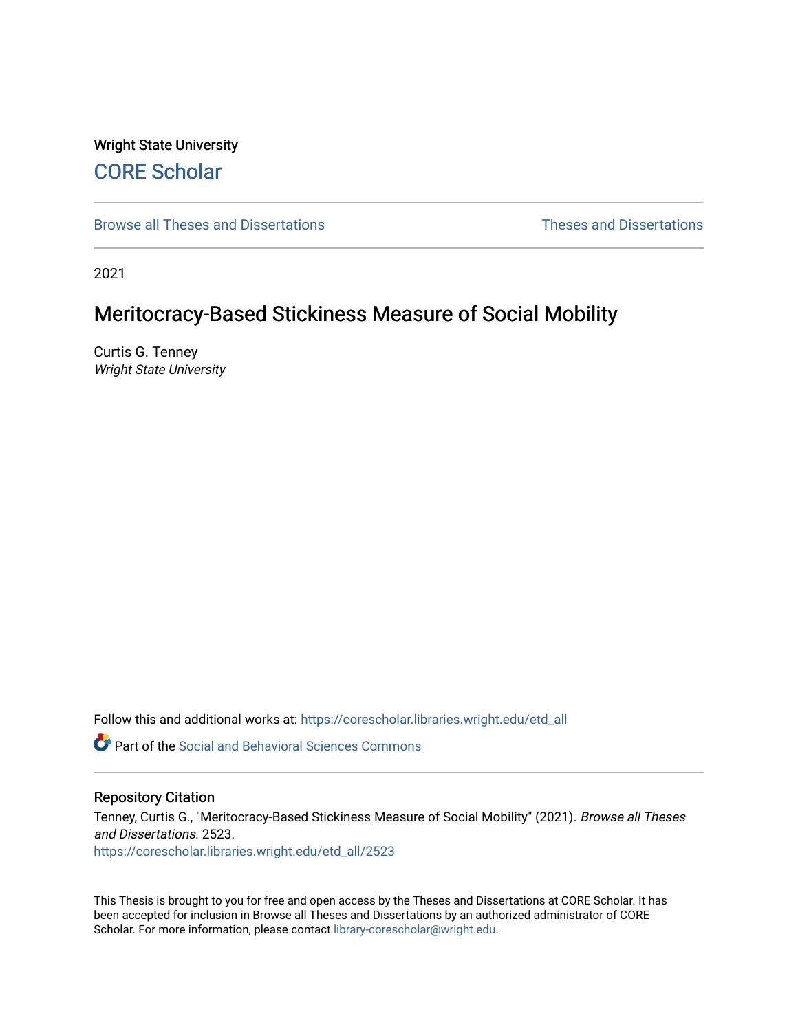Wright State University

## CORE Scholar

Browse all Theses and Dissertations | Theses and Dissertations

2021

# Meritocracy-Based Stickiness Measure of Social Mobility

Curtis G. Tenney
*Wright State University*

Follow this and additional works at: https://corescholar.libraries.wright.edu/etd_all

Part of the Social and Behavioral Sciences Commons

### Repository Citation

Tenney, Curtis G., "Meritocracy-Based Stickiness Measure of Social Mobility" (2021). *Browse all Theses and Dissertations*. 2523.
https://corescholar.libraries.wright.edu/etd_all/2523

This Thesis is brought to you for free and open access by the Theses and Dissertations at CORE Scholar. It has been accepted for inclusion in Browse all Theses and Dissertations by an authorized administrator of CORE Scholar. For more information, please contact library-corescholar@wright.edu.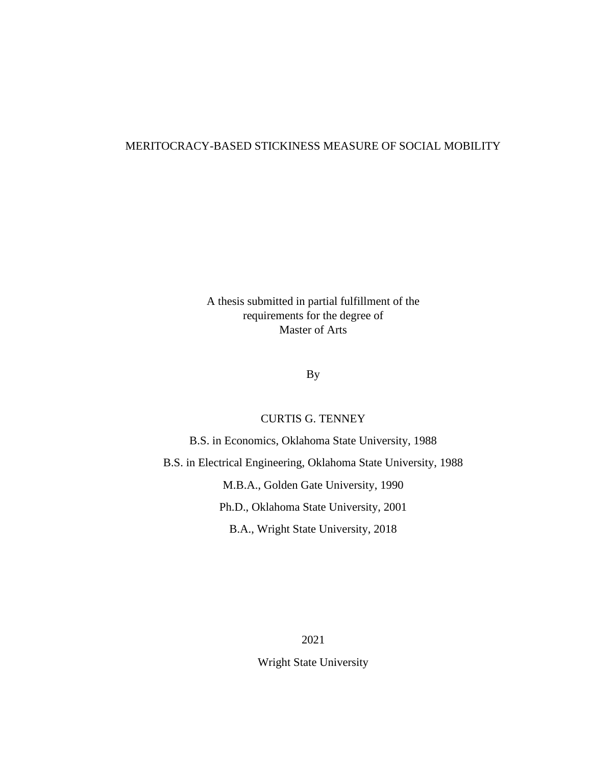# MERITOCRACY-BASED STICKINESS MEASURE OF SOCIAL MOBILITY

A thesis submitted in partial fulfillment of the
requirements for the degree of
Master of Arts

By

CURTIS G. TENNEY

B.S. in Economics, Oklahoma State University, 1988

B.S. in Electrical Engineering, Oklahoma State University, 1988

M.B.A., Golden Gate University, 1990

Ph.D., Oklahoma State University, 2001

B.A., Wright State University, 2018

2021

Wright State University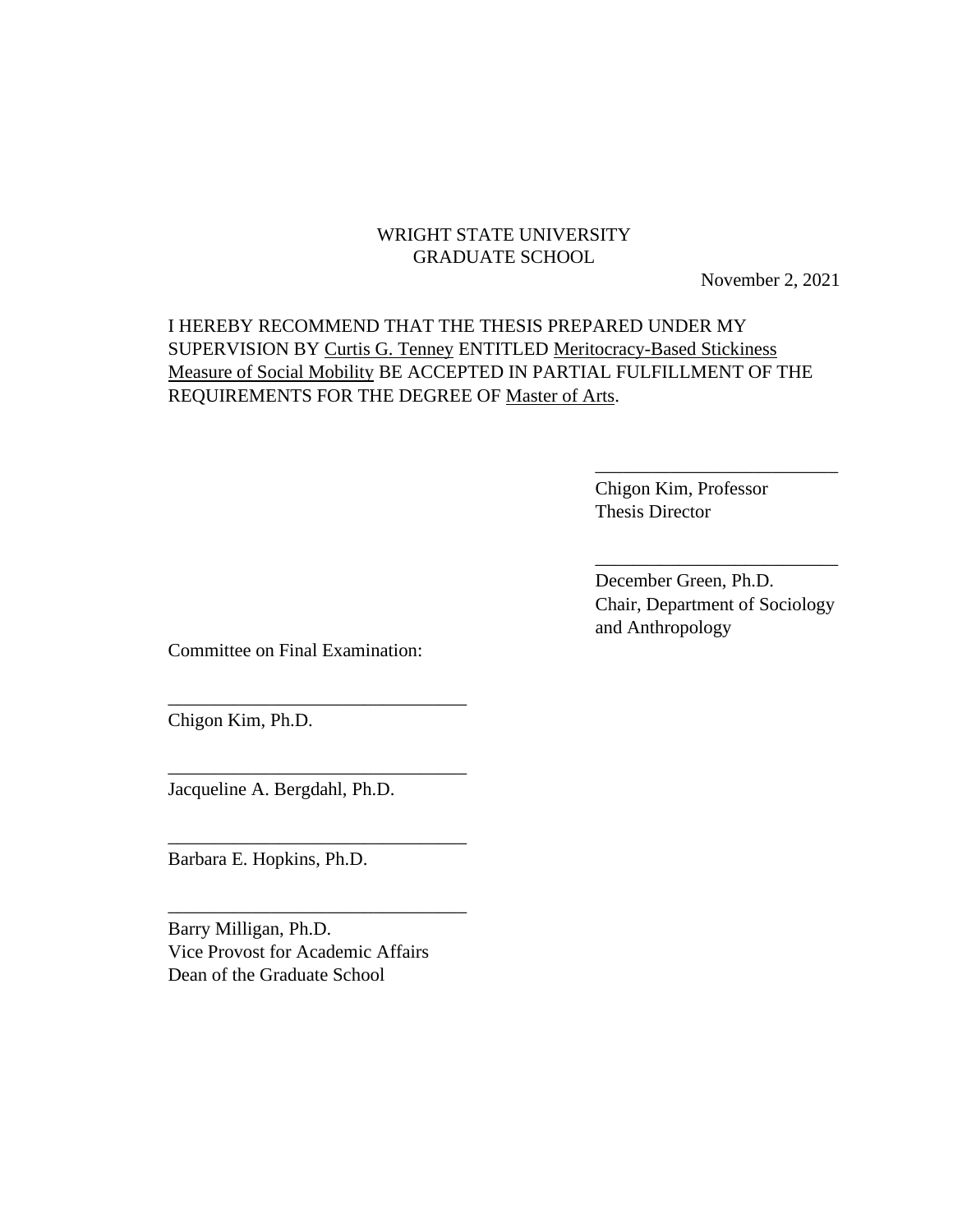WRIGHT STATE UNIVERSITY
GRADUATE SCHOOL

November 2, 2021

I HEREBY RECOMMEND THAT THE THESIS PREPARED UNDER MY SUPERVISION BY Curtis G. Tenney ENTITLED Meritocracy-Based Stickiness Measure of Social Mobility BE ACCEPTED IN PARTIAL FULFILLMENT OF THE REQUIREMENTS FOR THE DEGREE OF Master of Arts.

\_\_\_\_\_\_\_\_\_\_\_\_\_\_\_\_\_\_\_\_\_\_\_\_\_\_\_
Chigon Kim, Professor
Thesis Director

\_\_\_\_\_\_\_\_\_\_\_\_\_\_\_\_\_\_\_\_\_\_\_\_\_\_\_
December Green, Ph.D.
Chair, Department of Sociology and Anthropology

Committee on Final Examination:

\_\_\_\_\_\_\_\_\_\_\_\_\_\_\_\_\_\_\_\_\_\_\_\_\_\_\_\_\_\_\_\_\_
Chigon Kim, Ph.D.

\_\_\_\_\_\_\_\_\_\_\_\_\_\_\_\_\_\_\_\_\_\_\_\_\_\_\_\_\_\_\_\_\_
Jacqueline A. Bergdahl, Ph.D.

\_\_\_\_\_\_\_\_\_\_\_\_\_\_\_\_\_\_\_\_\_\_\_\_\_\_\_\_\_\_\_\_\_
Barbara E. Hopkins, Ph.D.

\_\_\_\_\_\_\_\_\_\_\_\_\_\_\_\_\_\_\_\_\_\_\_\_\_\_\_\_\_\_\_\_\_
Barry Milligan, Ph.D.
Vice Provost for Academic Affairs
Dean of the Graduate School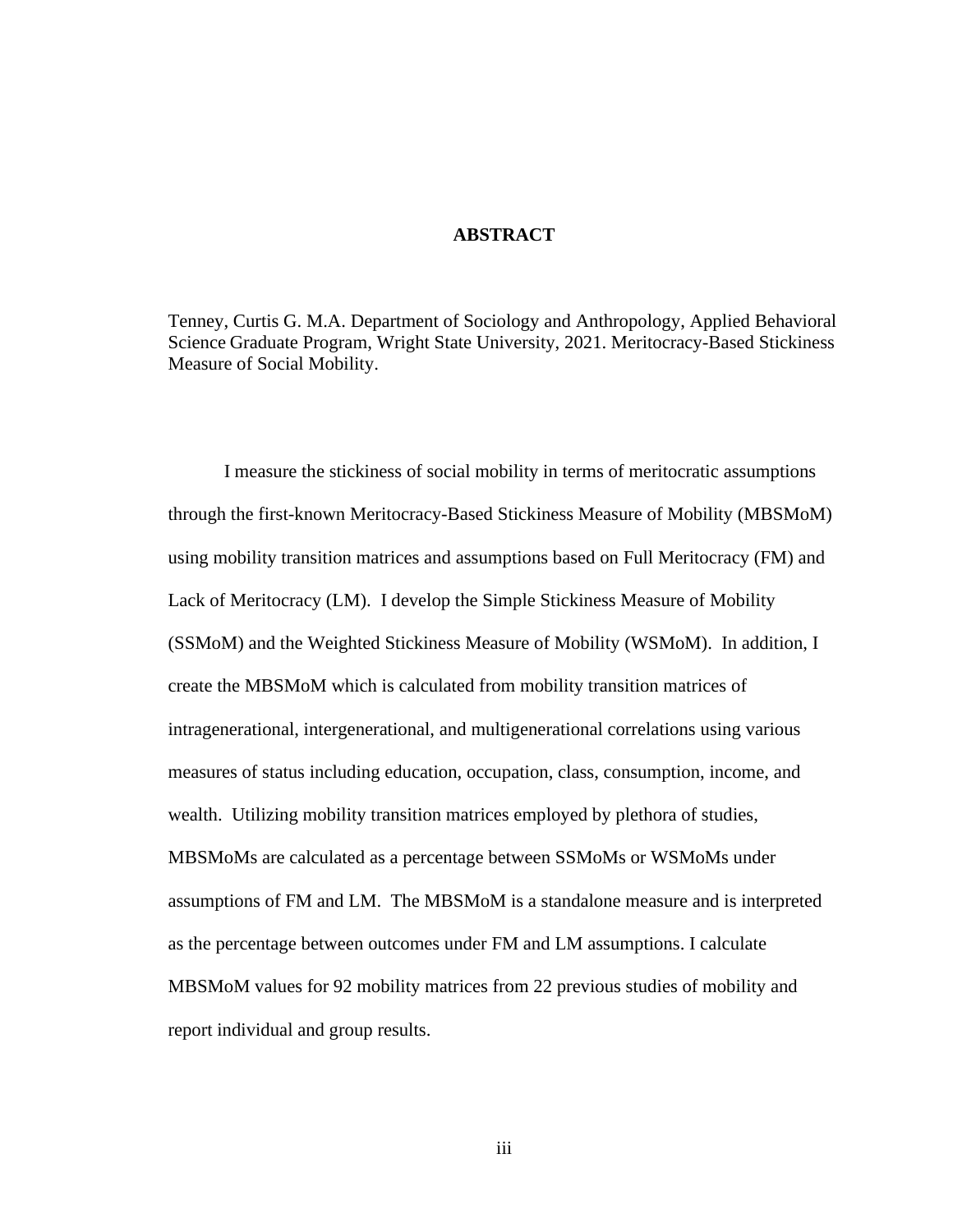# ABSTRACT

Tenney, Curtis G. M.A. Department of Sociology and Anthropology, Applied Behavioral Science Graduate Program, Wright State University, 2021. Meritocracy-Based Stickiness Measure of Social Mobility.

I measure the stickiness of social mobility in terms of meritocratic assumptions through the first-known Meritocracy-Based Stickiness Measure of Mobility (MBSMoM) using mobility transition matrices and assumptions based on Full Meritocracy (FM) and Lack of Meritocracy (LM). I develop the Simple Stickiness Measure of Mobility (SSMoM) and the Weighted Stickiness Measure of Mobility (WSMoM). In addition, I create the MBSMoM which is calculated from mobility transition matrices of intragenerational, intergenerational, and multigenerational correlations using various measures of status including education, occupation, class, consumption, income, and wealth. Utilizing mobility transition matrices employed by plethora of studies, MBSMoMs are calculated as a percentage between SSMoMs or WSMoMs under assumptions of FM and LM. The MBSMoM is a standalone measure and is interpreted as the percentage between outcomes under FM and LM assumptions. I calculate MBSMoM values for 92 mobility matrices from 22 previous studies of mobility and report individual and group results.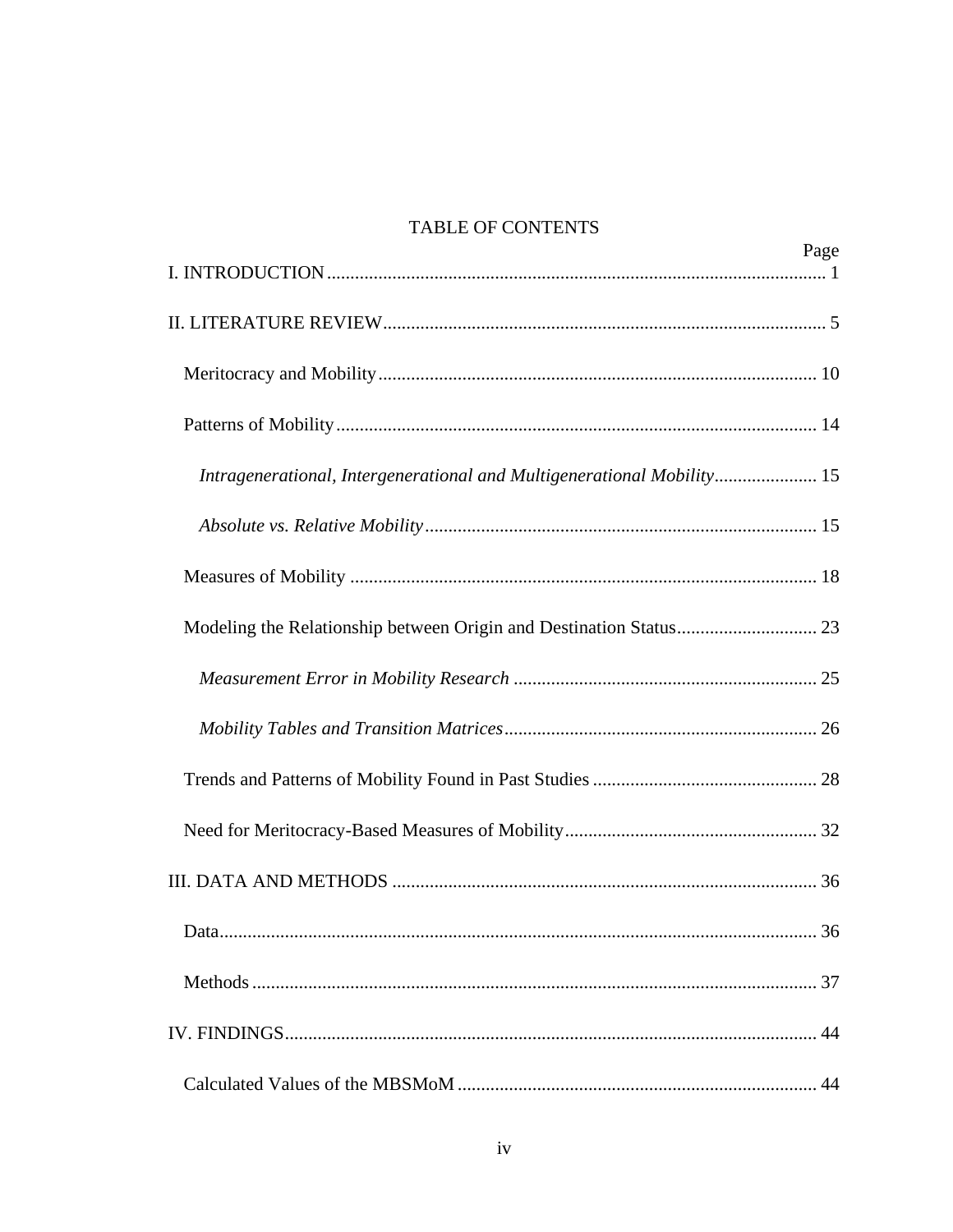# TABLE OF CONTENTS

| | Page |
|---|---|
| I. INTRODUCTION | 1 |
| II. LITERATURE REVIEW | 5 |
| Meritocracy and Mobility | 10 |
| Patterns of Mobility | 14 |
| *Intragenerational, Intergenerational and Multigenerational Mobility* | 15 |
| *Absolute vs. Relative Mobility* | 15 |
| Measures of Mobility | 18 |
| Modeling the Relationship between Origin and Destination Status | 23 |
| *Measurement Error in Mobility Research* | 25 |
| *Mobility Tables and Transition Matrices* | 26 |
| Trends and Patterns of Mobility Found in Past Studies | 28 |
| Need for Meritocracy-Based Measures of Mobility | 32 |
| III. DATA AND METHODS | 36 |
| Data | 36 |
| Methods | 37 |
| IV. FINDINGS | 44 |
| Calculated Values of the MBSMoM | 44 |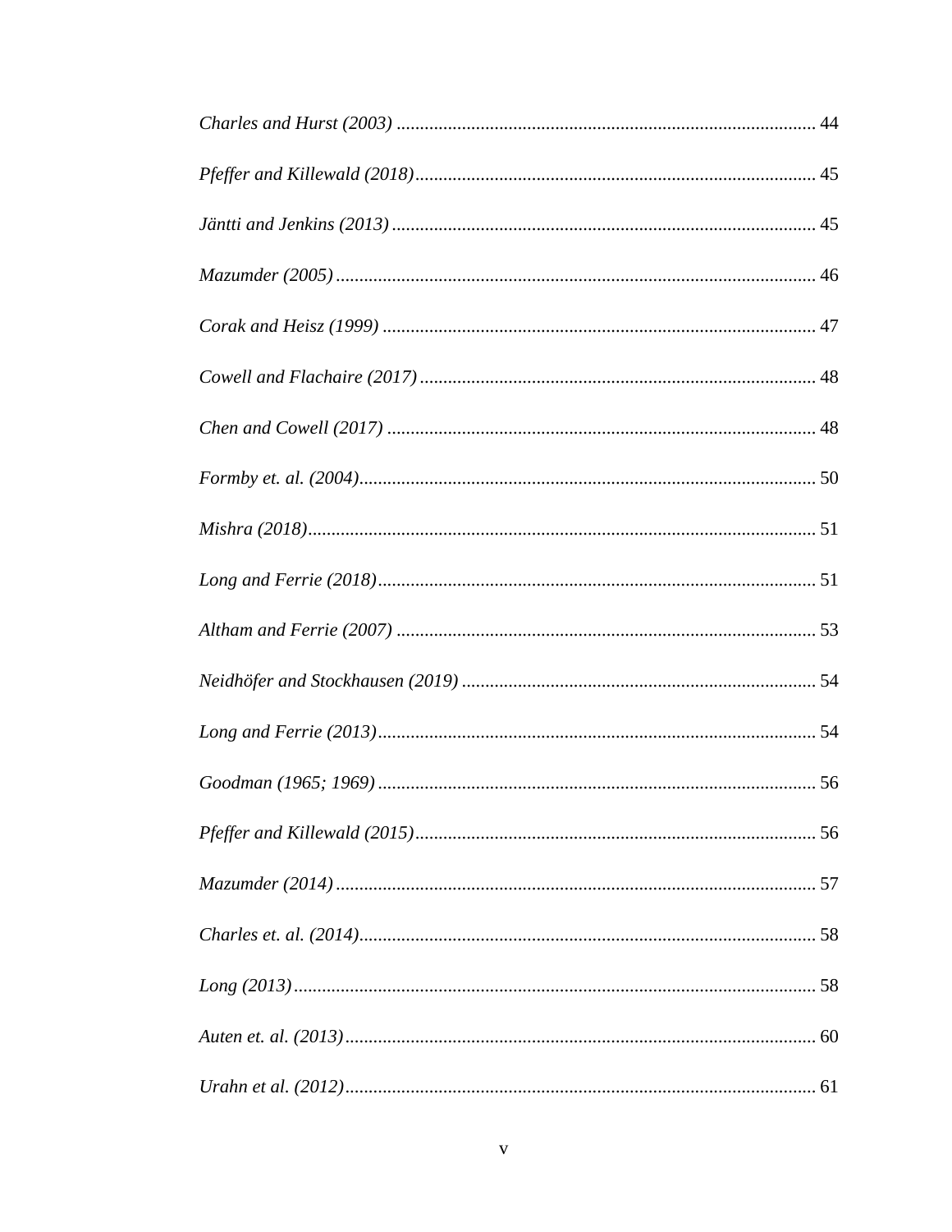*Charles and Hurst (2003)* ........................................................................................ 44

*Pfeffer and Killewald (2018)* .................................................................................... 45

*Jäntti and Jenkins (2013)* ......................................................................................... 45

*Mazumder (2005)* .................................................................................................... 46

*Corak and Heisz (1999)* ........................................................................................... 47

*Cowell and Flachaire (2017)* ................................................................................... 48

*Chen and Cowell (2017)* .......................................................................................... 48

*Formby et. al. (2004)* ................................................................................................ 50

*Mishra (2018)* ........................................................................................................... 51

*Long and Ferrie (2018)* ............................................................................................ 51

*Altham and Ferrie (2007)* ........................................................................................ 53

*Neidhöfer and Stockhausen (2019)* .......................................................................... 54

*Long and Ferrie (2013)* ............................................................................................ 54

*Goodman (1965; 1969)* ............................................................................................ 56

*Pfeffer and Killewald (2015)* .................................................................................... 56

*Mazumder (2014)* .................................................................................................... 57

*Charles et. al. (2014)* ................................................................................................ 58

*Long (2013)* .............................................................................................................. 58

*Auten et. al. (2013)* ................................................................................................... 60

*Urahn et al. (2012)* ................................................................................................... 61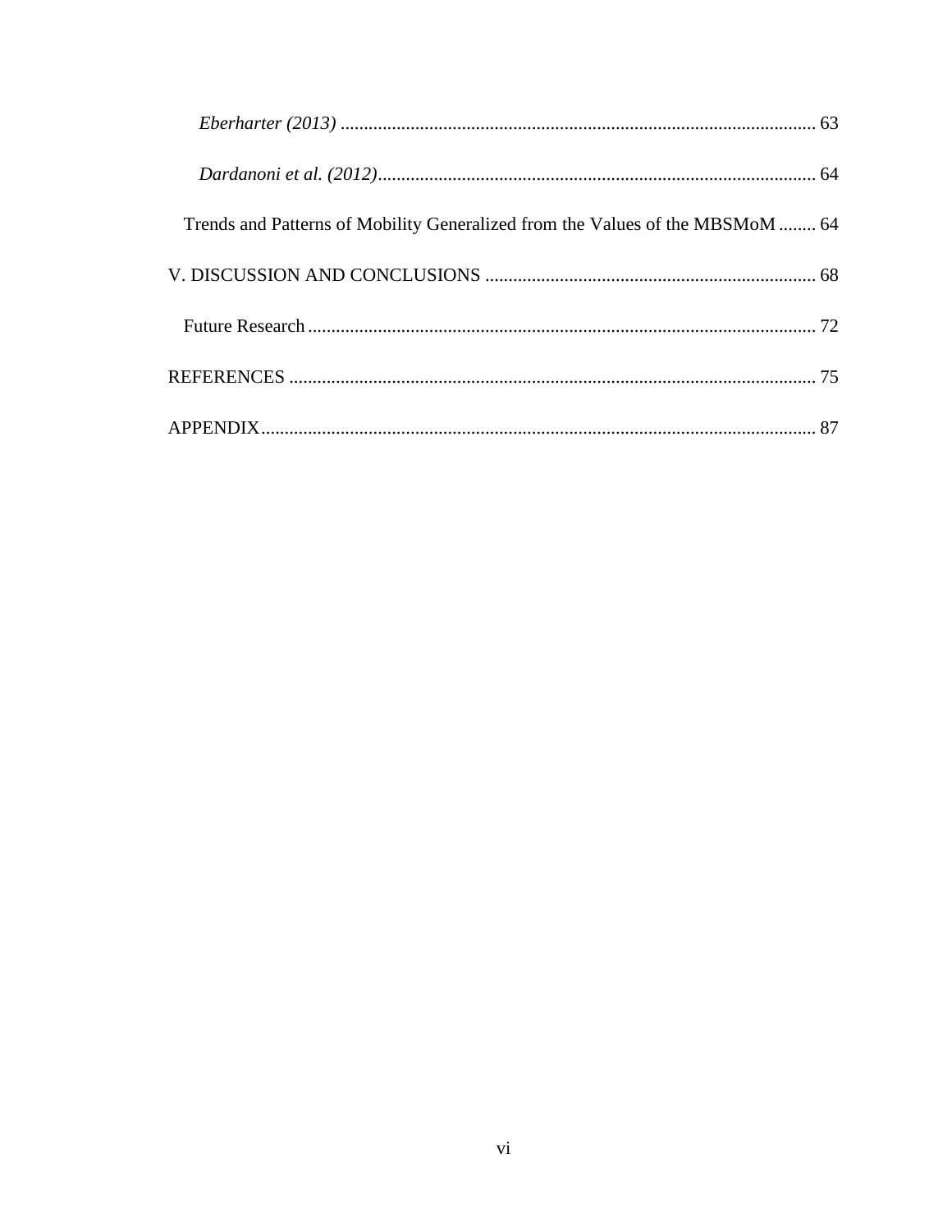*Eberharter (2013)* ..................................................................................................... 63

*Dardanoni et al. (2012)*............................................................................................. 64

Trends and Patterns of Mobility Generalized from the Values of the MBSMoM ........ 64

V. DISCUSSION AND CONCLUSIONS ....................................................................... 68

Future Research ............................................................................................................. 72

REFERENCES ................................................................................................................. 75

APPENDIX....................................................................................................................... 87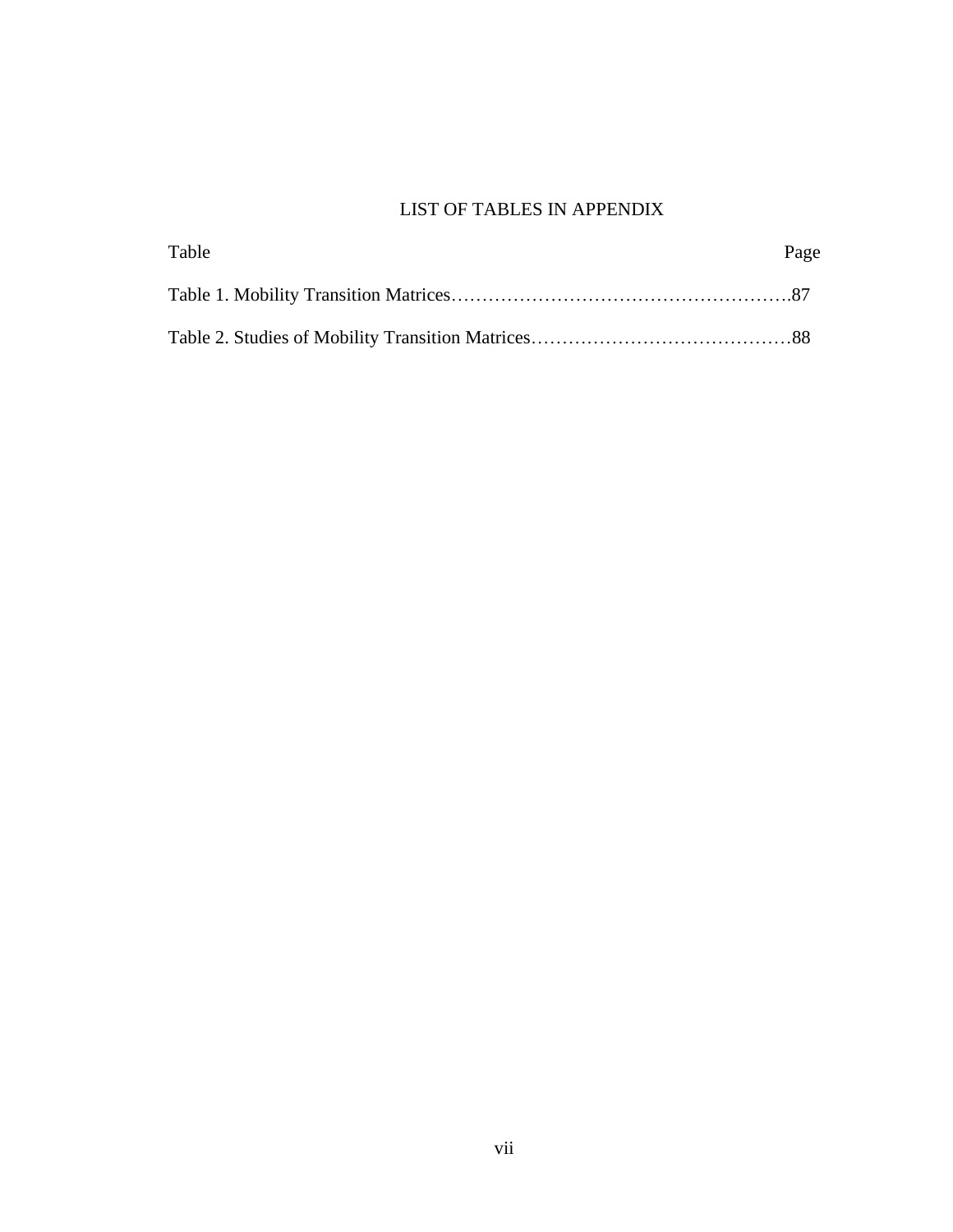# LIST OF TABLES IN APPENDIX

| Table | Page |
|---|---|
| Table 1. Mobility Transition Matrices | 87 |
| Table 2. Studies of Mobility Transition Matrices | 88 |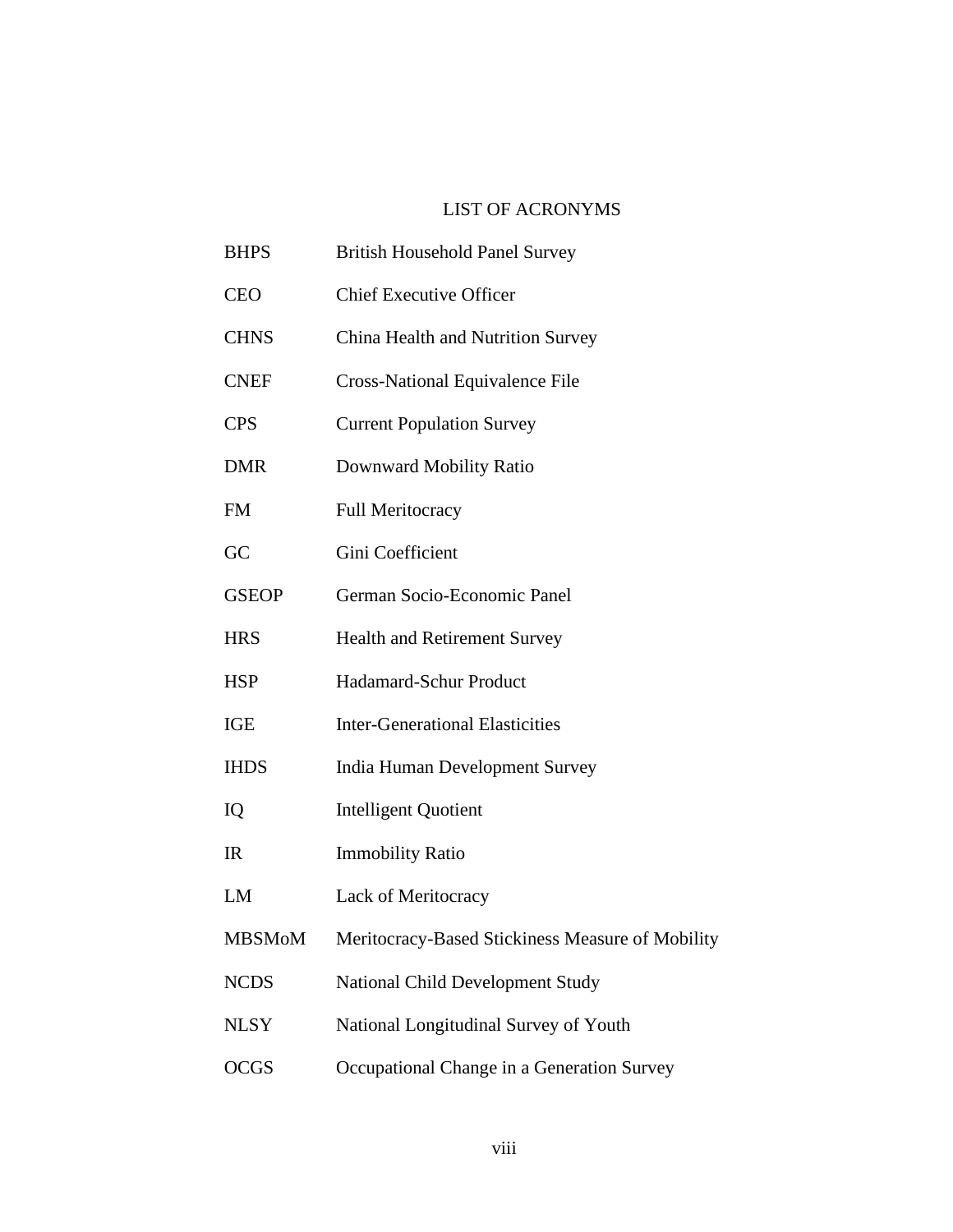# LIST OF ACRONYMS

| | |
|---|---|
| BHPS | British Household Panel Survey |
| CEO | Chief Executive Officer |
| CHNS | China Health and Nutrition Survey |
| CNEF | Cross-National Equivalence File |
| CPS | Current Population Survey |
| DMR | Downward Mobility Ratio |
| FM | Full Meritocracy |
| GC | Gini Coefficient |
| GSEOP | German Socio-Economic Panel |
| HRS | Health and Retirement Survey |
| HSP | Hadamard-Schur Product |
| IGE | Inter-Generational Elasticities |
| IHDS | India Human Development Survey |
| IQ | Intelligent Quotient |
| IR | Immobility Ratio |
| LM | Lack of Meritocracy |
| MBSMoM | Meritocracy-Based Stickiness Measure of Mobility |
| NCDS | National Child Development Study |
| NLSY | National Longitudinal Survey of Youth |
| OCGS | Occupational Change in a Generation Survey |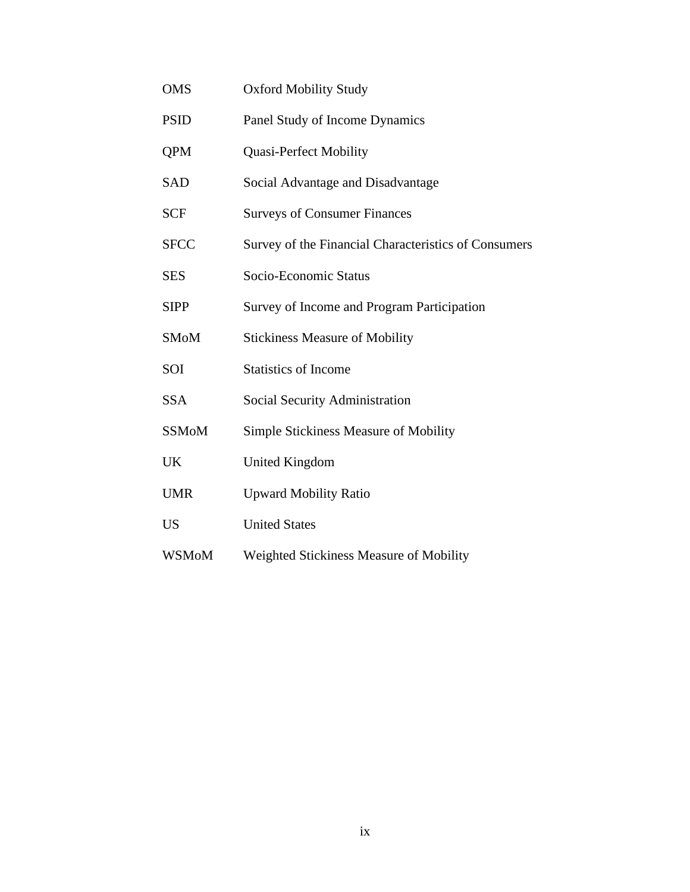| | |
|---|---|
| OMS | Oxford Mobility Study |
| PSID | Panel Study of Income Dynamics |
| QPM | Quasi-Perfect Mobility |
| SAD | Social Advantage and Disadvantage |
| SCF | Surveys of Consumer Finances |
| SFCC | Survey of the Financial Characteristics of Consumers |
| SES | Socio-Economic Status |
| SIPP | Survey of Income and Program Participation |
| SMoM | Stickiness Measure of Mobility |
| SOI | Statistics of Income |
| SSA | Social Security Administration |
| SSMoM | Simple Stickiness Measure of Mobility |
| UK | United Kingdom |
| UMR | Upward Mobility Ratio |
| US | United States |
| WSMoM | Weighted Stickiness Measure of Mobility |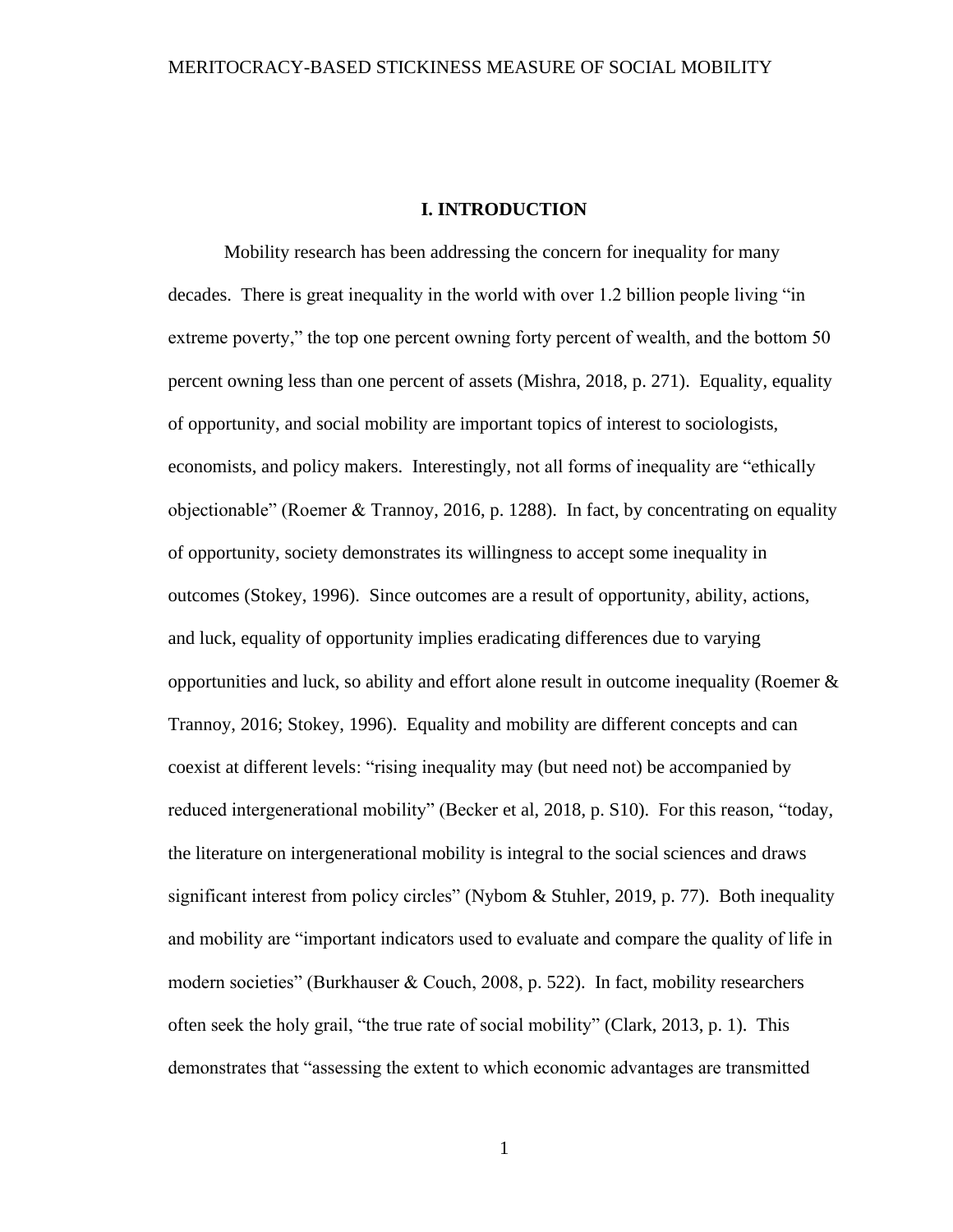# I. INTRODUCTION

Mobility research has been addressing the concern for inequality for many decades. There is great inequality in the world with over 1.2 billion people living "in extreme poverty," the top one percent owning forty percent of wealth, and the bottom 50 percent owning less than one percent of assets (Mishra, 2018, p. 271). Equality, equality of opportunity, and social mobility are important topics of interest to sociologists, economists, and policy makers. Interestingly, not all forms of inequality are "ethically objectionable" (Roemer & Trannoy, 2016, p. 1288). In fact, by concentrating on equality of opportunity, society demonstrates its willingness to accept some inequality in outcomes (Stokey, 1996). Since outcomes are a result of opportunity, ability, actions, and luck, equality of opportunity implies eradicating differences due to varying opportunities and luck, so ability and effort alone result in outcome inequality (Roemer & Trannoy, 2016; Stokey, 1996). Equality and mobility are different concepts and can coexist at different levels: "rising inequality may (but need not) be accompanied by reduced intergenerational mobility" (Becker et al, 2018, p. S10). For this reason, "today, the literature on intergenerational mobility is integral to the social sciences and draws significant interest from policy circles" (Nybom & Stuhler, 2019, p. 77). Both inequality and mobility are "important indicators used to evaluate and compare the quality of life in modern societies" (Burkhauser & Couch, 2008, p. 522). In fact, mobility researchers often seek the holy grail, "the true rate of social mobility" (Clark, 2013, p. 1). This demonstrates that "assessing the extent to which economic advantages are transmitted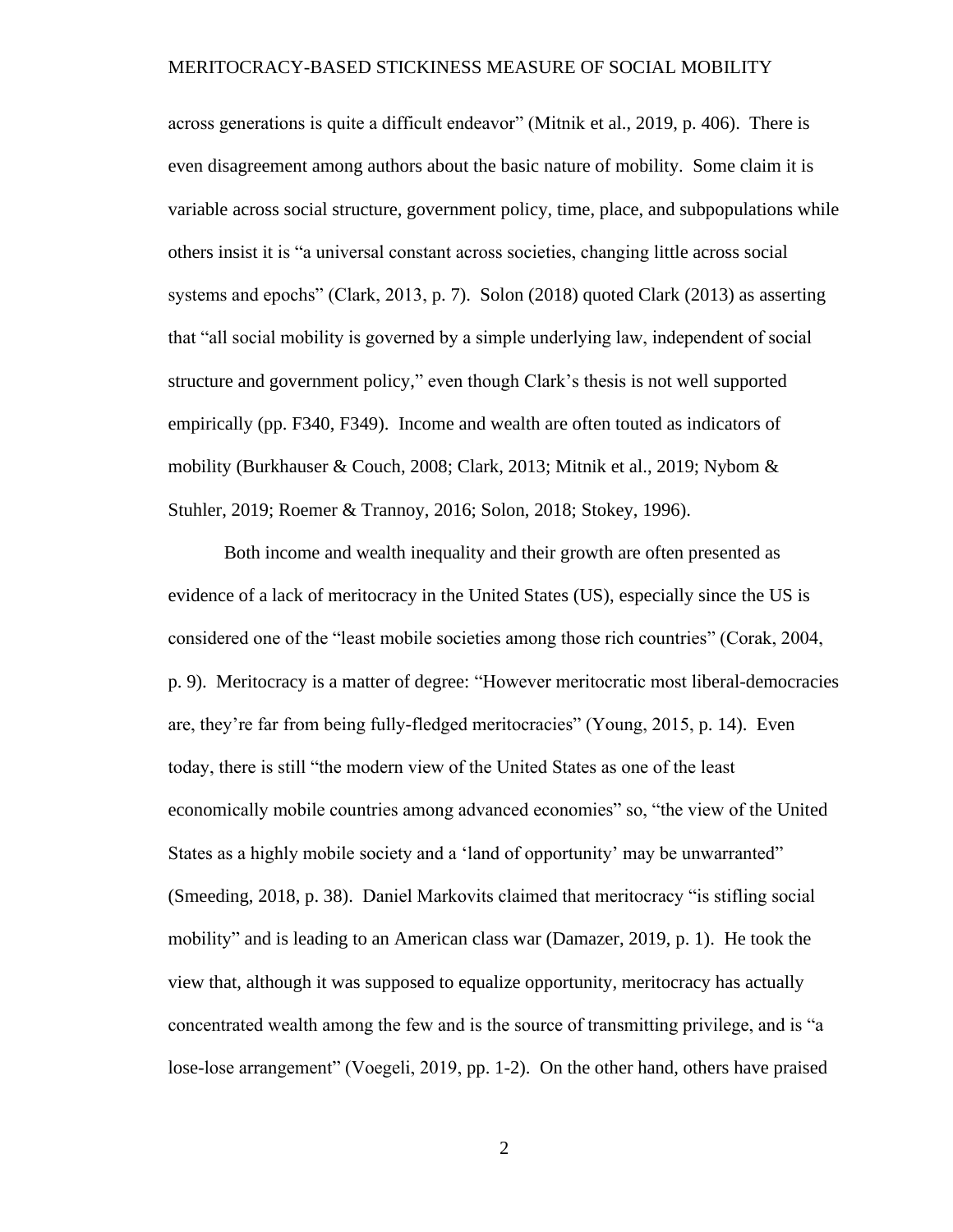across generations is quite a difficult endeavor" (Mitnik et al., 2019, p. 406). There is even disagreement among authors about the basic nature of mobility. Some claim it is variable across social structure, government policy, time, place, and subpopulations while others insist it is "a universal constant across societies, changing little across social systems and epochs" (Clark, 2013, p. 7). Solon (2018) quoted Clark (2013) as asserting that "all social mobility is governed by a simple underlying law, independent of social structure and government policy," even though Clark's thesis is not well supported empirically (pp. F340, F349). Income and wealth are often touted as indicators of mobility (Burkhauser & Couch, 2008; Clark, 2013; Mitnik et al., 2019; Nybom & Stuhler, 2019; Roemer & Trannoy, 2016; Solon, 2018; Stokey, 1996).

Both income and wealth inequality and their growth are often presented as evidence of a lack of meritocracy in the United States (US), especially since the US is considered one of the "least mobile societies among those rich countries" (Corak, 2004, p. 9). Meritocracy is a matter of degree: "However meritocratic most liberal-democracies are, they're far from being fully-fledged meritocracies" (Young, 2015, p. 14). Even today, there is still "the modern view of the United States as one of the least economically mobile countries among advanced economies" so, "the view of the United States as a highly mobile society and a 'land of opportunity' may be unwarranted" (Smeeding, 2018, p. 38). Daniel Markovits claimed that meritocracy "is stifling social mobility" and is leading to an American class war (Damazer, 2019, p. 1). He took the view that, although it was supposed to equalize opportunity, meritocracy has actually concentrated wealth among the few and is the source of transmitting privilege, and is "a lose-lose arrangement" (Voegeli, 2019, pp. 1-2). On the other hand, others have praised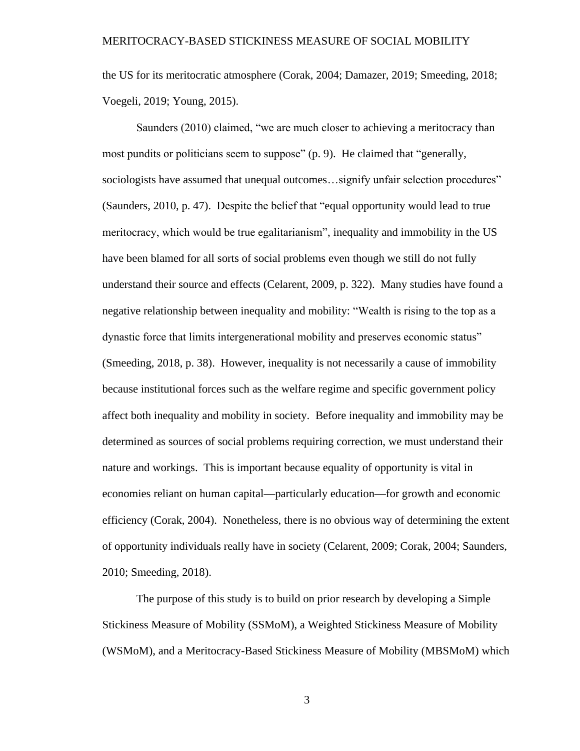the US for its meritocratic atmosphere (Corak, 2004; Damazer, 2019; Smeeding, 2018; Voegeli, 2019; Young, 2015).

Saunders (2010) claimed, "we are much closer to achieving a meritocracy than most pundits or politicians seem to suppose" (p. 9). He claimed that "generally, sociologists have assumed that unequal outcomes…signify unfair selection procedures" (Saunders, 2010, p. 47). Despite the belief that "equal opportunity would lead to true meritocracy, which would be true egalitarianism", inequality and immobility in the US have been blamed for all sorts of social problems even though we still do not fully understand their source and effects (Celarent, 2009, p. 322). Many studies have found a negative relationship between inequality and mobility: "Wealth is rising to the top as a dynastic force that limits intergenerational mobility and preserves economic status" (Smeeding, 2018, p. 38). However, inequality is not necessarily a cause of immobility because institutional forces such as the welfare regime and specific government policy affect both inequality and mobility in society. Before inequality and immobility may be determined as sources of social problems requiring correction, we must understand their nature and workings. This is important because equality of opportunity is vital in economies reliant on human capital—particularly education—for growth and economic efficiency (Corak, 2004). Nonetheless, there is no obvious way of determining the extent of opportunity individuals really have in society (Celarent, 2009; Corak, 2004; Saunders, 2010; Smeeding, 2018).

The purpose of this study is to build on prior research by developing a Simple Stickiness Measure of Mobility (SSMoM), a Weighted Stickiness Measure of Mobility (WSMoM), and a Meritocracy-Based Stickiness Measure of Mobility (MBSMoM) which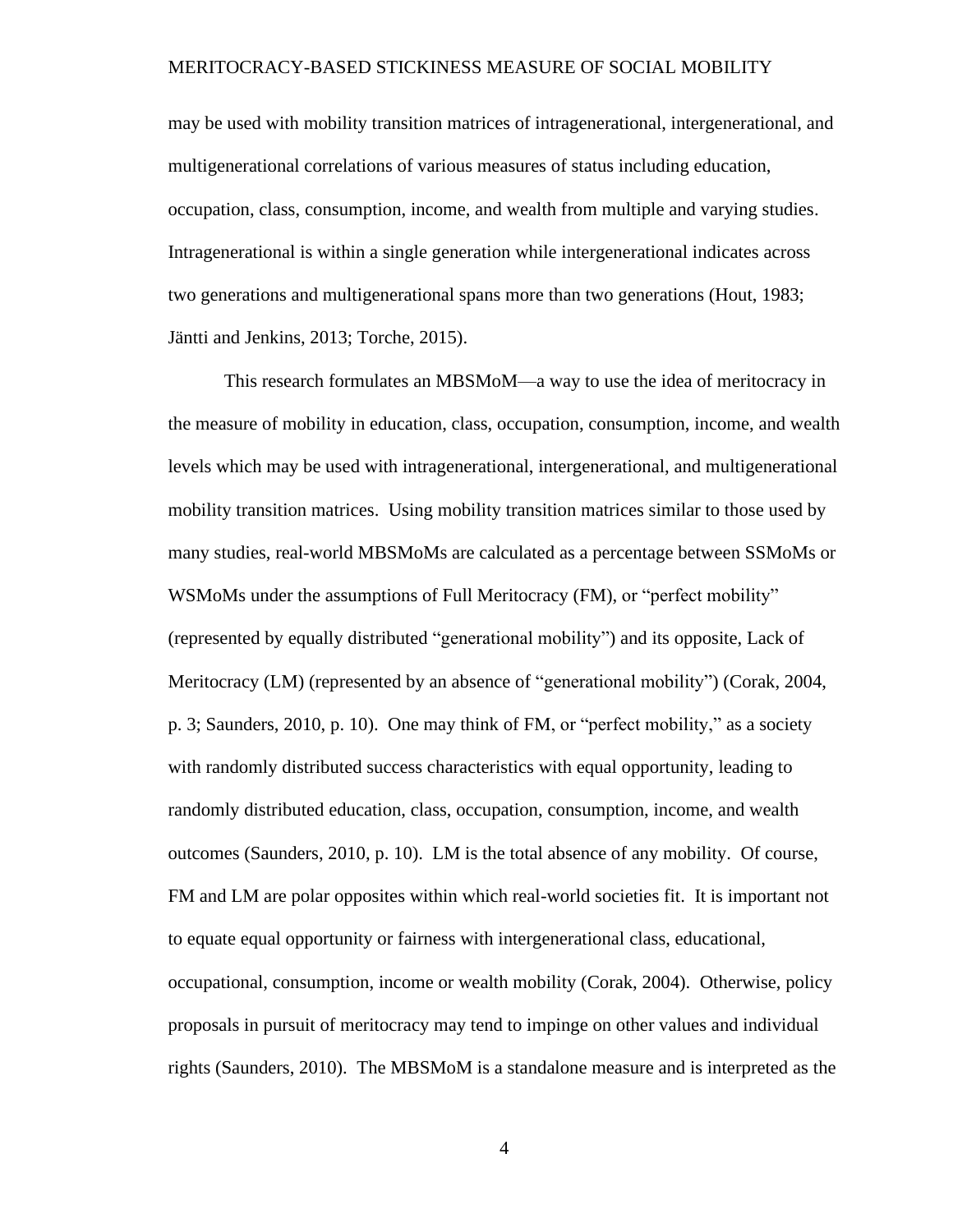may be used with mobility transition matrices of intragenerational, intergenerational, and multigenerational correlations of various measures of status including education, occupation, class, consumption, income, and wealth from multiple and varying studies. Intragenerational is within a single generation while intergenerational indicates across two generations and multigenerational spans more than two generations (Hout, 1983; Jäntti and Jenkins, 2013; Torche, 2015).

This research formulates an MBSMoM—a way to use the idea of meritocracy in the measure of mobility in education, class, occupation, consumption, income, and wealth levels which may be used with intragenerational, intergenerational, and multigenerational mobility transition matrices. Using mobility transition matrices similar to those used by many studies, real-world MBSMoMs are calculated as a percentage between SSMoMs or WSMoMs under the assumptions of Full Meritocracy (FM), or "perfect mobility" (represented by equally distributed "generational mobility") and its opposite, Lack of Meritocracy (LM) (represented by an absence of "generational mobility") (Corak, 2004, p. 3; Saunders, 2010, p. 10). One may think of FM, or "perfect mobility," as a society with randomly distributed success characteristics with equal opportunity, leading to randomly distributed education, class, occupation, consumption, income, and wealth outcomes (Saunders, 2010, p. 10). LM is the total absence of any mobility. Of course, FM and LM are polar opposites within which real-world societies fit. It is important not to equate equal opportunity or fairness with intergenerational class, educational, occupational, consumption, income or wealth mobility (Corak, 2004). Otherwise, policy proposals in pursuit of meritocracy may tend to impinge on other values and individual rights (Saunders, 2010). The MBSMoM is a standalone measure and is interpreted as the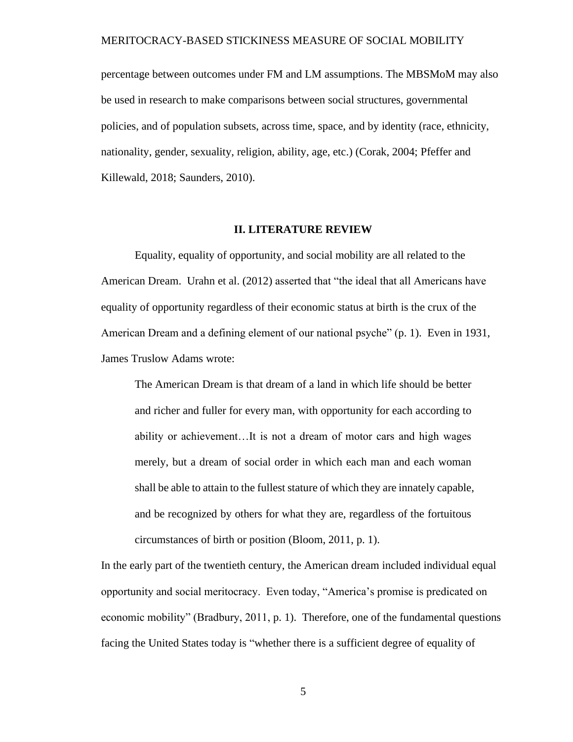percentage between outcomes under FM and LM assumptions. The MBSMoM may also be used in research to make comparisons between social structures, governmental policies, and of population subsets, across time, space, and by identity (race, ethnicity, nationality, gender, sexuality, religion, ability, age, etc.) (Corak, 2004; Pfeffer and Killewald, 2018; Saunders, 2010).

## II. LITERATURE REVIEW

Equality, equality of opportunity, and social mobility are all related to the American Dream. Urahn et al. (2012) asserted that "the ideal that all Americans have equality of opportunity regardless of their economic status at birth is the crux of the American Dream and a defining element of our national psyche" (p. 1). Even in 1931, James Truslow Adams wrote:

> The American Dream is that dream of a land in which life should be better and richer and fuller for every man, with opportunity for each according to ability or achievement…It is not a dream of motor cars and high wages merely, but a dream of social order in which each man and each woman shall be able to attain to the fullest stature of which they are innately capable, and be recognized by others for what they are, regardless of the fortuitous circumstances of birth or position (Bloom, 2011, p. 1).

In the early part of the twentieth century, the American dream included individual equal opportunity and social meritocracy. Even today, "America's promise is predicated on economic mobility" (Bradbury, 2011, p. 1). Therefore, one of the fundamental questions facing the United States today is "whether there is a sufficient degree of equality of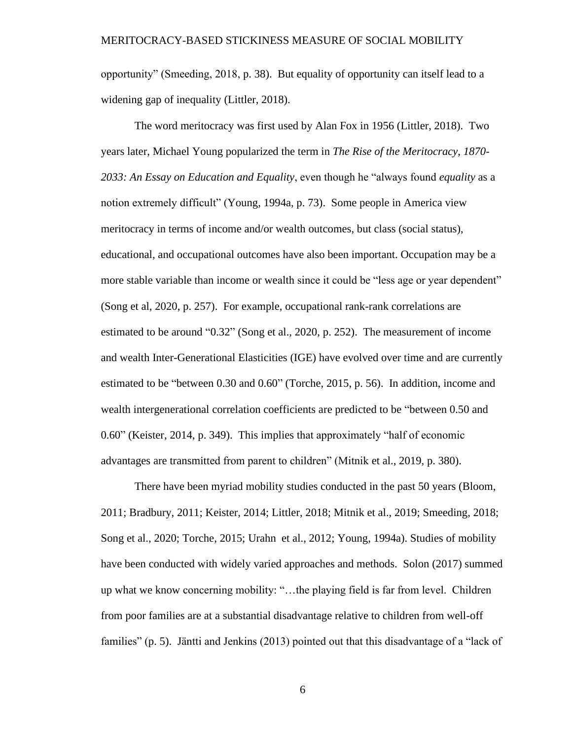opportunity" (Smeeding, 2018, p. 38). But equality of opportunity can itself lead to a widening gap of inequality (Littler, 2018).

The word meritocracy was first used by Alan Fox in 1956 (Littler, 2018). Two years later, Michael Young popularized the term in *The Rise of the Meritocracy, 1870-2033: An Essay on Education and Equality*, even though he "always found *equality* as a notion extremely difficult" (Young, 1994a, p. 73). Some people in America view meritocracy in terms of income and/or wealth outcomes, but class (social status), educational, and occupational outcomes have also been important. Occupation may be a more stable variable than income or wealth since it could be "less age or year dependent" (Song et al, 2020, p. 257). For example, occupational rank-rank correlations are estimated to be around "0.32" (Song et al., 2020, p. 252). The measurement of income and wealth Inter-Generational Elasticities (IGE) have evolved over time and are currently estimated to be "between 0.30 and 0.60" (Torche, 2015, p. 56). In addition, income and wealth intergenerational correlation coefficients are predicted to be "between 0.50 and 0.60" (Keister, 2014, p. 349). This implies that approximately "half of economic advantages are transmitted from parent to children" (Mitnik et al., 2019, p. 380).

There have been myriad mobility studies conducted in the past 50 years (Bloom, 2011; Bradbury, 2011; Keister, 2014; Littler, 2018; Mitnik et al., 2019; Smeeding, 2018; Song et al., 2020; Torche, 2015; Urahn et al., 2012; Young, 1994a). Studies of mobility have been conducted with widely varied approaches and methods. Solon (2017) summed up what we know concerning mobility: "…the playing field is far from level. Children from poor families are at a substantial disadvantage relative to children from well-off families" (p. 5). Jäntti and Jenkins (2013) pointed out that this disadvantage of a "lack of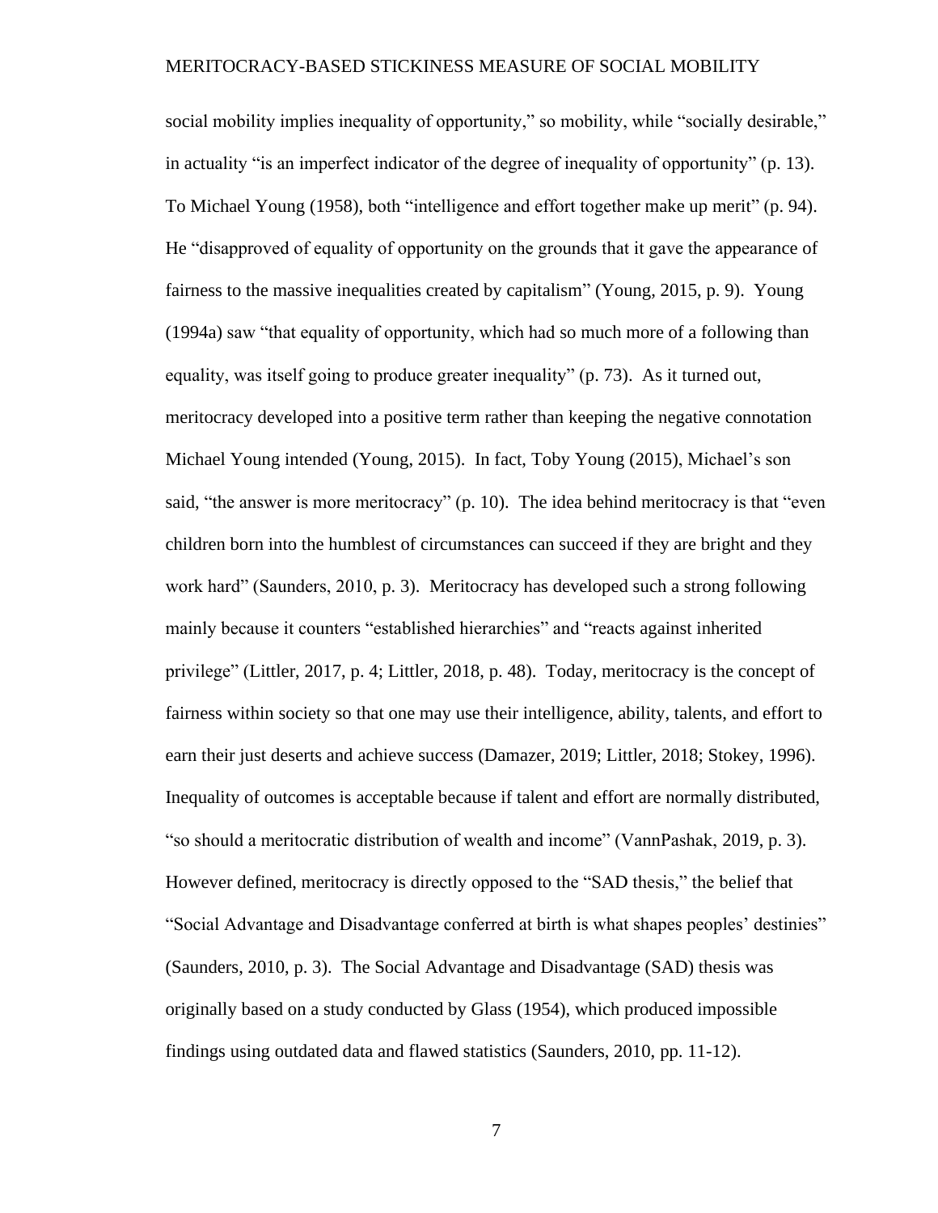social mobility implies inequality of opportunity," so mobility, while "socially desirable," in actuality "is an imperfect indicator of the degree of inequality of opportunity" (p. 13). To Michael Young (1958), both "intelligence and effort together make up merit" (p. 94). He "disapproved of equality of opportunity on the grounds that it gave the appearance of fairness to the massive inequalities created by capitalism" (Young, 2015, p. 9). Young (1994a) saw "that equality of opportunity, which had so much more of a following than equality, was itself going to produce greater inequality" (p. 73). As it turned out, meritocracy developed into a positive term rather than keeping the negative connotation Michael Young intended (Young, 2015). In fact, Toby Young (2015), Michael's son said, "the answer is more meritocracy" (p. 10). The idea behind meritocracy is that "even children born into the humblest of circumstances can succeed if they are bright and they work hard" (Saunders, 2010, p. 3). Meritocracy has developed such a strong following mainly because it counters "established hierarchies" and "reacts against inherited privilege" (Littler, 2017, p. 4; Littler, 2018, p. 48). Today, meritocracy is the concept of fairness within society so that one may use their intelligence, ability, talents, and effort to earn their just deserts and achieve success (Damazer, 2019; Littler, 2018; Stokey, 1996). Inequality of outcomes is acceptable because if talent and effort are normally distributed, "so should a meritocratic distribution of wealth and income" (VannPashak, 2019, p. 3). However defined, meritocracy is directly opposed to the "SAD thesis," the belief that "Social Advantage and Disadvantage conferred at birth is what shapes peoples' destinies" (Saunders, 2010, p. 3). The Social Advantage and Disadvantage (SAD) thesis was originally based on a study conducted by Glass (1954), which produced impossible findings using outdated data and flawed statistics (Saunders, 2010, pp. 11-12).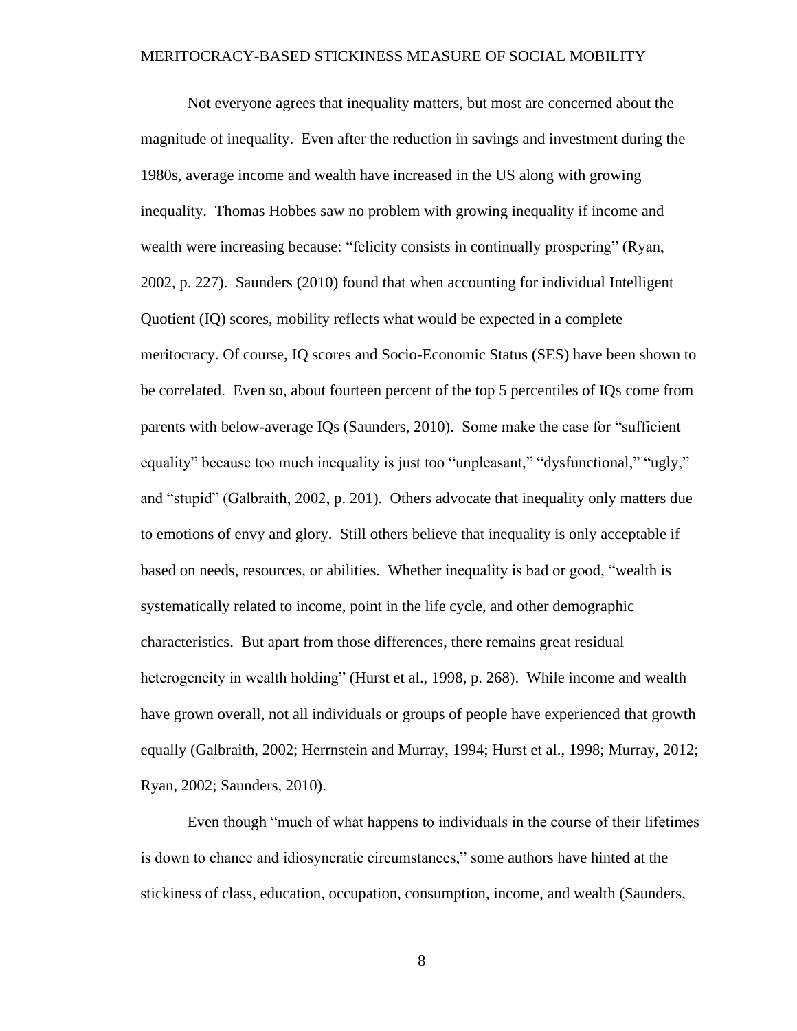Not everyone agrees that inequality matters, but most are concerned about the magnitude of inequality. Even after the reduction in savings and investment during the 1980s, average income and wealth have increased in the US along with growing inequality. Thomas Hobbes saw no problem with growing inequality if income and wealth were increasing because: "felicity consists in continually prospering" (Ryan, 2002, p. 227). Saunders (2010) found that when accounting for individual Intelligent Quotient (IQ) scores, mobility reflects what would be expected in a complete meritocracy. Of course, IQ scores and Socio-Economic Status (SES) have been shown to be correlated. Even so, about fourteen percent of the top 5 percentiles of IQs come from parents with below-average IQs (Saunders, 2010). Some make the case for "sufficient equality" because too much inequality is just too "unpleasant," "dysfunctional," "ugly," and "stupid" (Galbraith, 2002, p. 201). Others advocate that inequality only matters due to emotions of envy and glory. Still others believe that inequality is only acceptable if based on needs, resources, or abilities. Whether inequality is bad or good, "wealth is systematically related to income, point in the life cycle, and other demographic characteristics. But apart from those differences, there remains great residual heterogeneity in wealth holding" (Hurst et al., 1998, p. 268). While income and wealth have grown overall, not all individuals or groups of people have experienced that growth equally (Galbraith, 2002; Herrnstein and Murray, 1994; Hurst et al., 1998; Murray, 2012; Ryan, 2002; Saunders, 2010).

Even though "much of what happens to individuals in the course of their lifetimes is down to chance and idiosyncratic circumstances," some authors have hinted at the stickiness of class, education, occupation, consumption, income, and wealth (Saunders,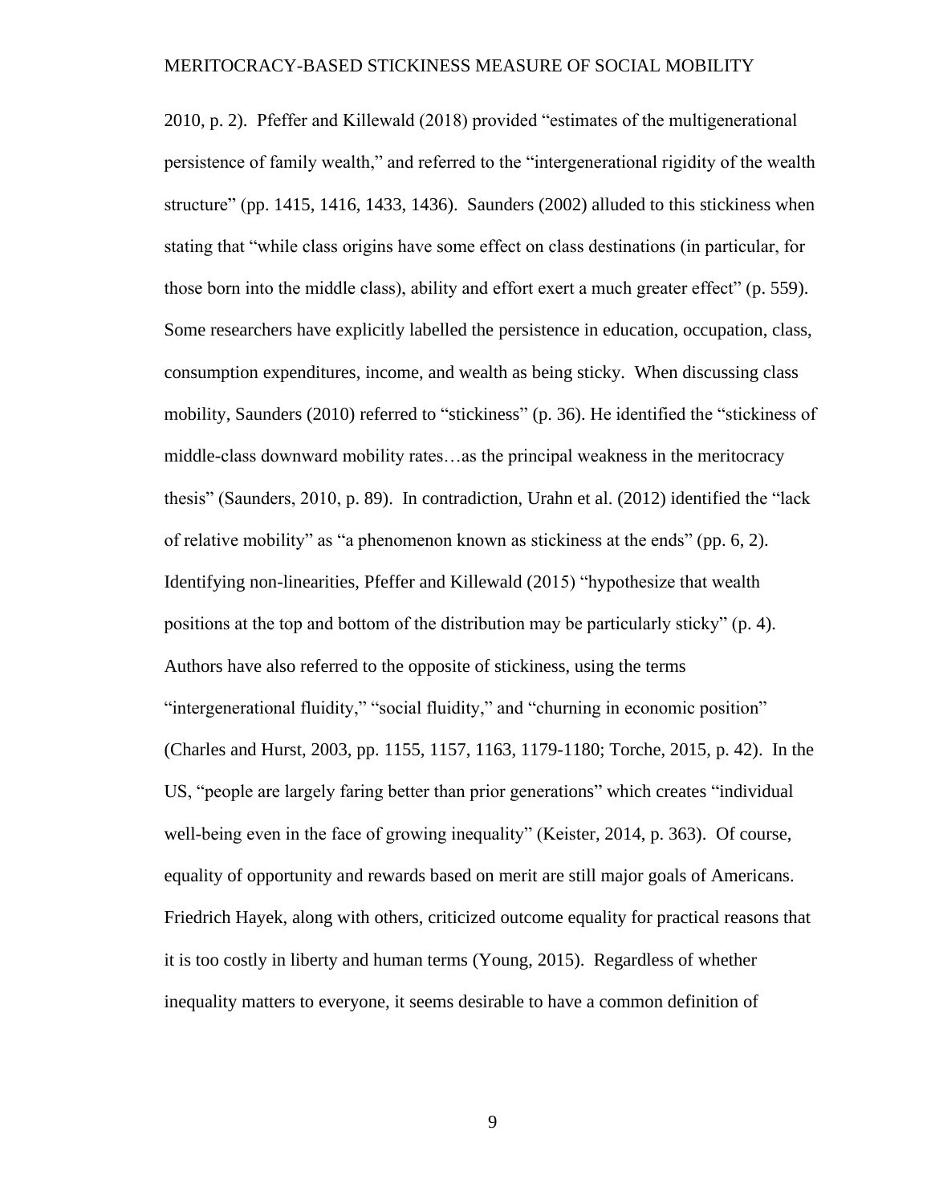2010, p. 2). Pfeffer and Killewald (2018) provided "estimates of the multigenerational persistence of family wealth," and referred to the "intergenerational rigidity of the wealth structure" (pp. 1415, 1416, 1433, 1436). Saunders (2002) alluded to this stickiness when stating that "while class origins have some effect on class destinations (in particular, for those born into the middle class), ability and effort exert a much greater effect" (p. 559). Some researchers have explicitly labelled the persistence in education, occupation, class, consumption expenditures, income, and wealth as being sticky. When discussing class mobility, Saunders (2010) referred to "stickiness" (p. 36). He identified the "stickiness of middle-class downward mobility rates…as the principal weakness in the meritocracy thesis" (Saunders, 2010, p. 89). In contradiction, Urahn et al. (2012) identified the "lack of relative mobility" as "a phenomenon known as stickiness at the ends" (pp. 6, 2). Identifying non-linearities, Pfeffer and Killewald (2015) "hypothesize that wealth positions at the top and bottom of the distribution may be particularly sticky" (p. 4). Authors have also referred to the opposite of stickiness, using the terms "intergenerational fluidity," "social fluidity," and "churning in economic position" (Charles and Hurst, 2003, pp. 1155, 1157, 1163, 1179-1180; Torche, 2015, p. 42). In the US, "people are largely faring better than prior generations" which creates "individual well-being even in the face of growing inequality" (Keister, 2014, p. 363). Of course, equality of opportunity and rewards based on merit are still major goals of Americans. Friedrich Hayek, along with others, criticized outcome equality for practical reasons that it is too costly in liberty and human terms (Young, 2015). Regardless of whether inequality matters to everyone, it seems desirable to have a common definition of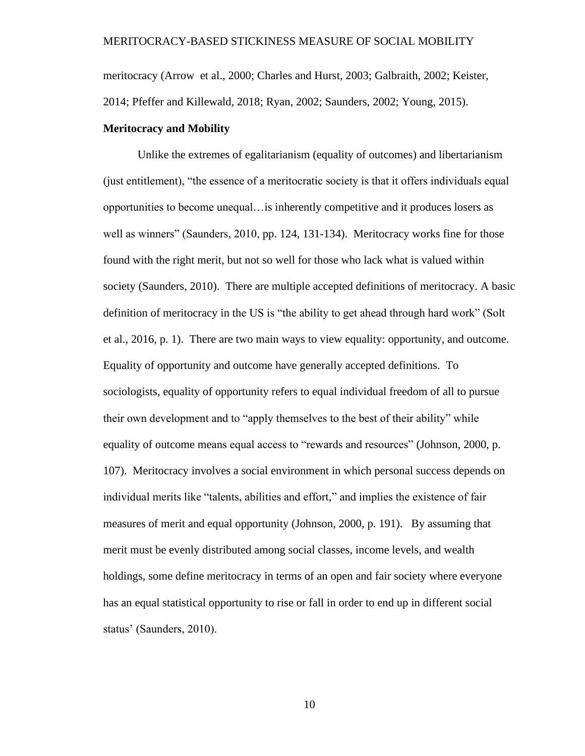meritocracy (Arrow  et al., 2000; Charles and Hurst, 2003; Galbraith, 2002; Keister, 2014; Pfeffer and Killewald, 2018; Ryan, 2002; Saunders, 2002; Young, 2015).

**Meritocracy and Mobility**

Unlike the extremes of egalitarianism (equality of outcomes) and libertarianism (just entitlement), "the essence of a meritocratic society is that it offers individuals equal opportunities to become unequal…is inherently competitive and it produces losers as well as winners" (Saunders, 2010, pp. 124, 131-134).  Meritocracy works fine for those found with the right merit, but not so well for those who lack what is valued within society (Saunders, 2010).  There are multiple accepted definitions of meritocracy. A basic definition of meritocracy in the US is "the ability to get ahead through hard work" (Solt et al., 2016, p. 1).  There are two main ways to view equality: opportunity, and outcome. Equality of opportunity and outcome have generally accepted definitions.  To sociologists, equality of opportunity refers to equal individual freedom of all to pursue their own development and to "apply themselves to the best of their ability" while equality of outcome means equal access to "rewards and resources" (Johnson, 2000, p. 107).  Meritocracy involves a social environment in which personal success depends on individual merits like "talents, abilities and effort," and implies the existence of fair measures of merit and equal opportunity (Johnson, 2000, p. 191).   By assuming that merit must be evenly distributed among social classes, income levels, and wealth holdings, some define meritocracy in terms of an open and fair society where everyone has an equal statistical opportunity to rise or fall in order to end up in different social status' (Saunders, 2010).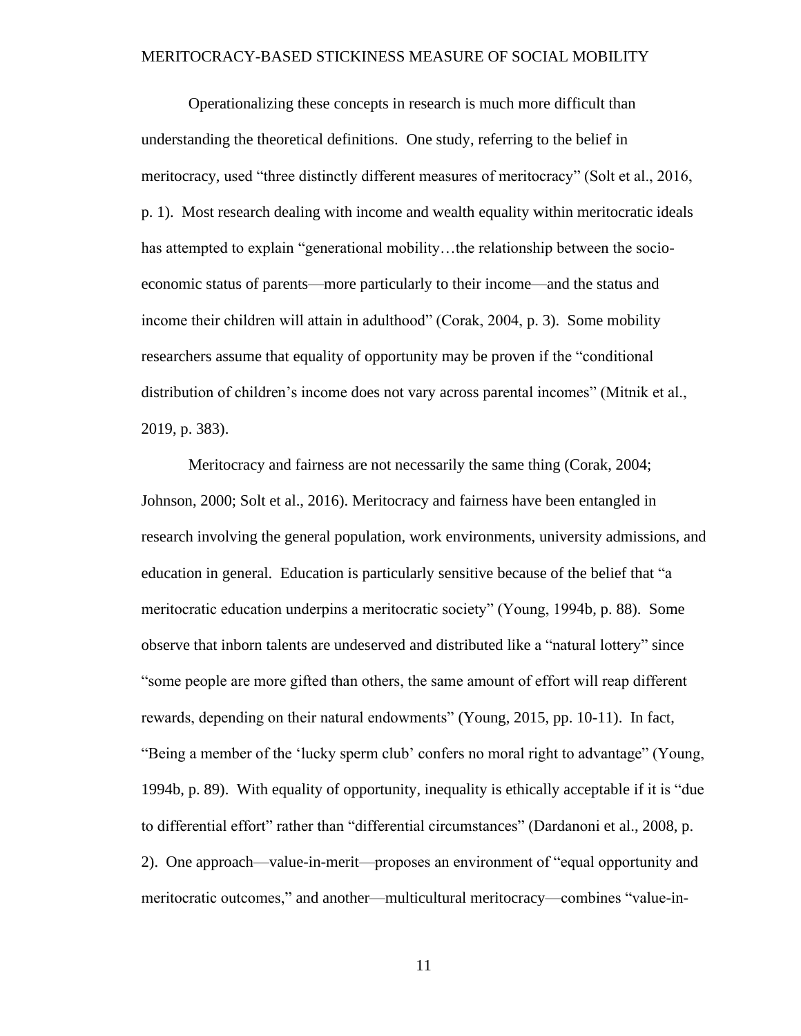Operationalizing these concepts in research is much more difficult than understanding the theoretical definitions. One study, referring to the belief in meritocracy, used "three distinctly different measures of meritocracy" (Solt et al., 2016, p. 1). Most research dealing with income and wealth equality within meritocratic ideals has attempted to explain "generational mobility…the relationship between the socio-economic status of parents—more particularly to their income—and the status and income their children will attain in adulthood" (Corak, 2004, p. 3). Some mobility researchers assume that equality of opportunity may be proven if the "conditional distribution of children's income does not vary across parental incomes" (Mitnik et al., 2019, p. 383).

Meritocracy and fairness are not necessarily the same thing (Corak, 2004; Johnson, 2000; Solt et al., 2016). Meritocracy and fairness have been entangled in research involving the general population, work environments, university admissions, and education in general. Education is particularly sensitive because of the belief that "a meritocratic education underpins a meritocratic society" (Young, 1994b, p. 88). Some observe that inborn talents are undeserved and distributed like a "natural lottery" since "some people are more gifted than others, the same amount of effort will reap different rewards, depending on their natural endowments" (Young, 2015, pp. 10-11). In fact, "Being a member of the 'lucky sperm club' confers no moral right to advantage" (Young, 1994b, p. 89). With equality of opportunity, inequality is ethically acceptable if it is "due to differential effort" rather than "differential circumstances" (Dardanoni et al., 2008, p. 2). One approach—value-in-merit—proposes an environment of "equal opportunity and meritocratic outcomes," and another—multicultural meritocracy—combines "value-in-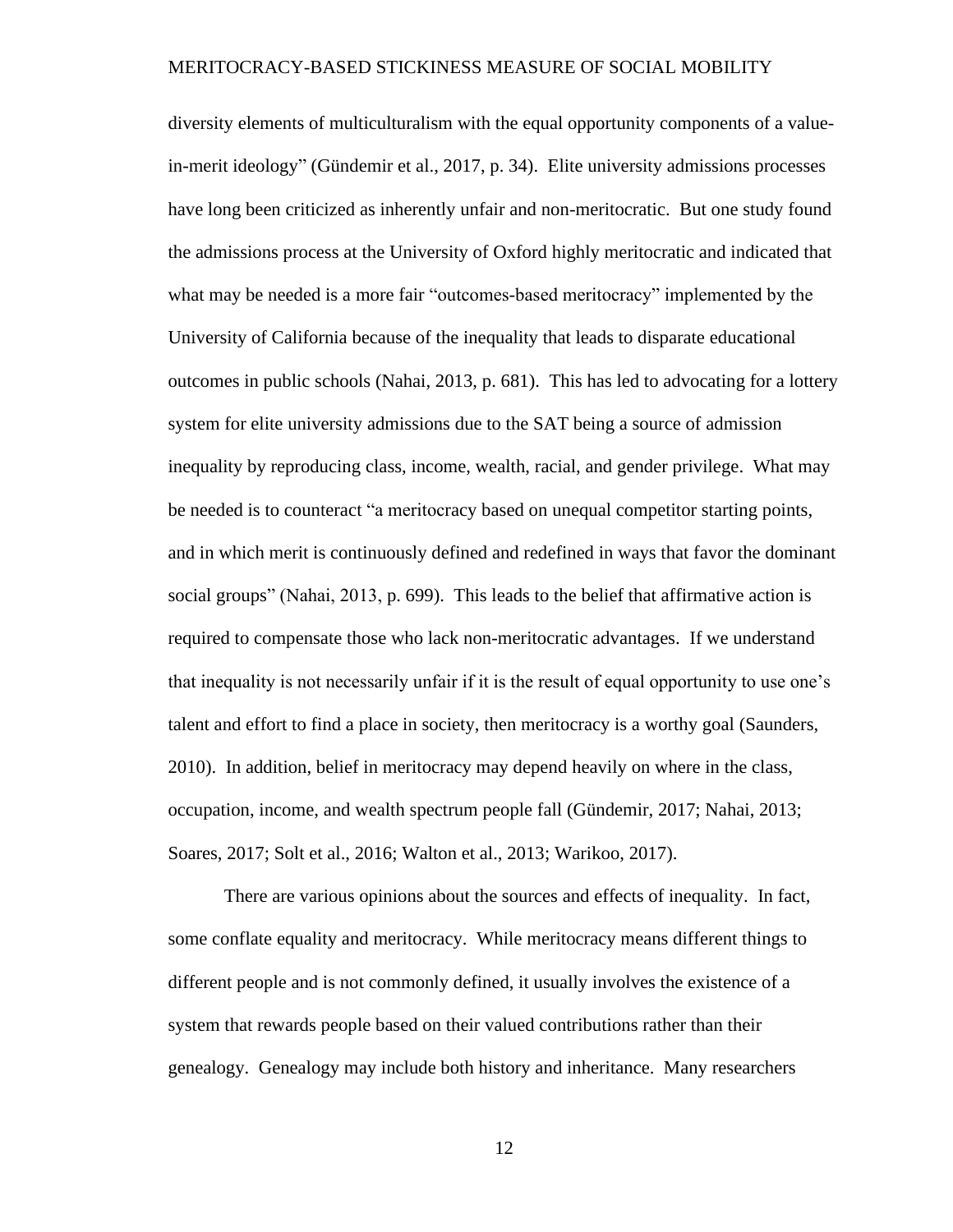diversity elements of multiculturalism with the equal opportunity components of a value-in-merit ideology" (Gündemir et al., 2017, p. 34). Elite university admissions processes have long been criticized as inherently unfair and non-meritocratic. But one study found the admissions process at the University of Oxford highly meritocratic and indicated that what may be needed is a more fair "outcomes-based meritocracy" implemented by the University of California because of the inequality that leads to disparate educational outcomes in public schools (Nahai, 2013, p. 681). This has led to advocating for a lottery system for elite university admissions due to the SAT being a source of admission inequality by reproducing class, income, wealth, racial, and gender privilege. What may be needed is to counteract "a meritocracy based on unequal competitor starting points, and in which merit is continuously defined and redefined in ways that favor the dominant social groups" (Nahai, 2013, p. 699). This leads to the belief that affirmative action is required to compensate those who lack non-meritocratic advantages. If we understand that inequality is not necessarily unfair if it is the result of equal opportunity to use one's talent and effort to find a place in society, then meritocracy is a worthy goal (Saunders, 2010). In addition, belief in meritocracy may depend heavily on where in the class, occupation, income, and wealth spectrum people fall (Gündemir, 2017; Nahai, 2013; Soares, 2017; Solt et al., 2016; Walton et al., 2013; Warikoo, 2017).

There are various opinions about the sources and effects of inequality. In fact, some conflate equality and meritocracy. While meritocracy means different things to different people and is not commonly defined, it usually involves the existence of a system that rewards people based on their valued contributions rather than their genealogy. Genealogy may include both history and inheritance. Many researchers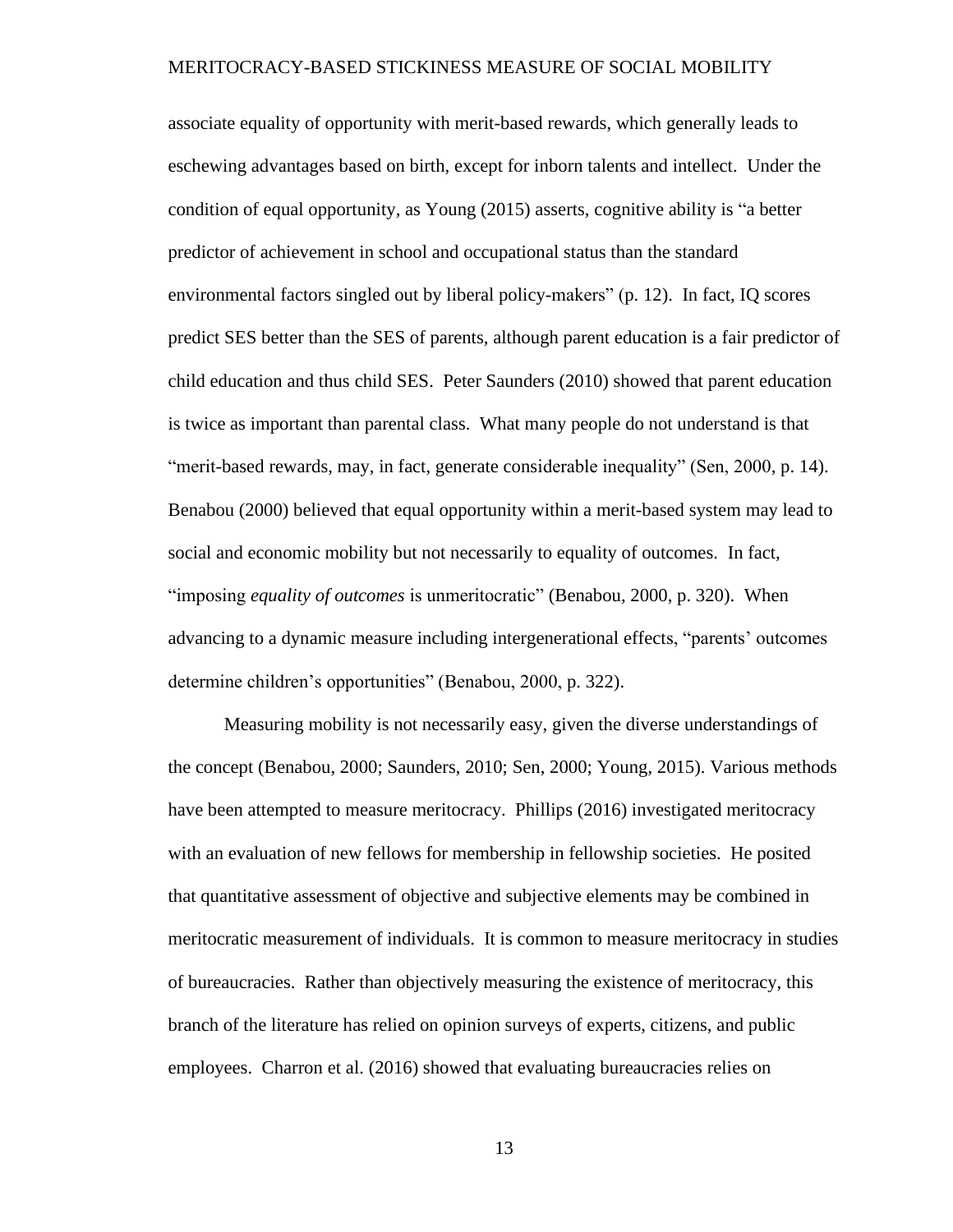associate equality of opportunity with merit-based rewards, which generally leads to eschewing advantages based on birth, except for inborn talents and intellect. Under the condition of equal opportunity, as Young (2015) asserts, cognitive ability is "a better predictor of achievement in school and occupational status than the standard environmental factors singled out by liberal policy-makers" (p. 12). In fact, IQ scores predict SES better than the SES of parents, although parent education is a fair predictor of child education and thus child SES. Peter Saunders (2010) showed that parent education is twice as important than parental class. What many people do not understand is that "merit-based rewards, may, in fact, generate considerable inequality" (Sen, 2000, p. 14). Benabou (2000) believed that equal opportunity within a merit-based system may lead to social and economic mobility but not necessarily to equality of outcomes. In fact, "imposing *equality of outcomes* is unmeritocratic" (Benabou, 2000, p. 320). When advancing to a dynamic measure including intergenerational effects, "parents' outcomes determine children's opportunities" (Benabou, 2000, p. 322).

Measuring mobility is not necessarily easy, given the diverse understandings of the concept (Benabou, 2000; Saunders, 2010; Sen, 2000; Young, 2015). Various methods have been attempted to measure meritocracy. Phillips (2016) investigated meritocracy with an evaluation of new fellows for membership in fellowship societies. He posited that quantitative assessment of objective and subjective elements may be combined in meritocratic measurement of individuals. It is common to measure meritocracy in studies of bureaucracies. Rather than objectively measuring the existence of meritocracy, this branch of the literature has relied on opinion surveys of experts, citizens, and public employees. Charron et al. (2016) showed that evaluating bureaucracies relies on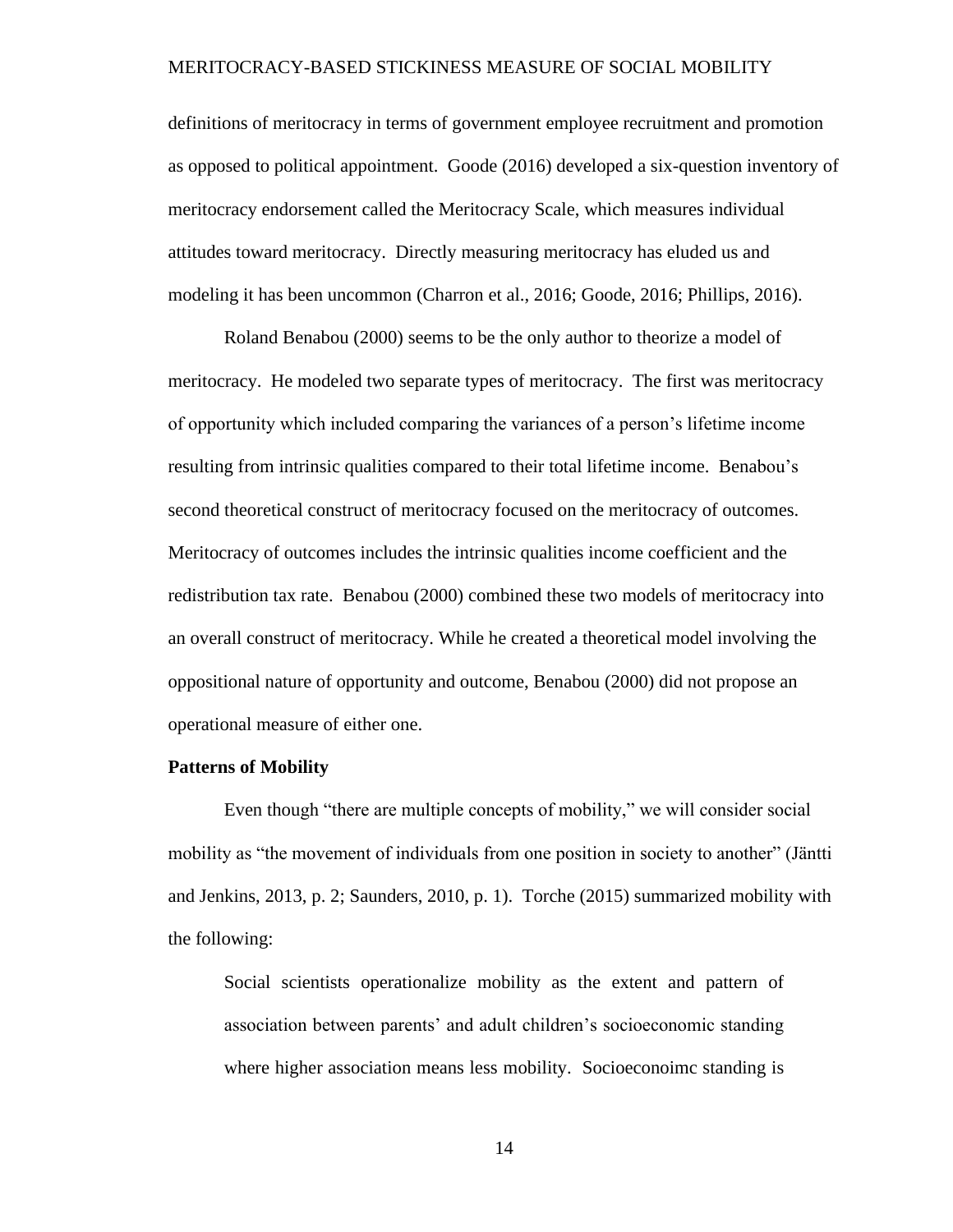definitions of meritocracy in terms of government employee recruitment and promotion as opposed to political appointment. Goode (2016) developed a six-question inventory of meritocracy endorsement called the Meritocracy Scale, which measures individual attitudes toward meritocracy. Directly measuring meritocracy has eluded us and modeling it has been uncommon (Charron et al., 2016; Goode, 2016; Phillips, 2016).

Roland Benabou (2000) seems to be the only author to theorize a model of meritocracy. He modeled two separate types of meritocracy. The first was meritocracy of opportunity which included comparing the variances of a person's lifetime income resulting from intrinsic qualities compared to their total lifetime income. Benabou's second theoretical construct of meritocracy focused on the meritocracy of outcomes. Meritocracy of outcomes includes the intrinsic qualities income coefficient and the redistribution tax rate. Benabou (2000) combined these two models of meritocracy into an overall construct of meritocracy. While he created a theoretical model involving the oppositional nature of opportunity and outcome, Benabou (2000) did not propose an operational measure of either one.

**Patterns of Mobility**

Even though "there are multiple concepts of mobility," we will consider social mobility as "the movement of individuals from one position in society to another" (Jäntti and Jenkins, 2013, p. 2; Saunders, 2010, p. 1). Torche (2015) summarized mobility with the following:

> Social scientists operationalize mobility as the extent and pattern of association between parents' and adult children's socioeconomic standing where higher association means less mobility. Socioeconoimc standing is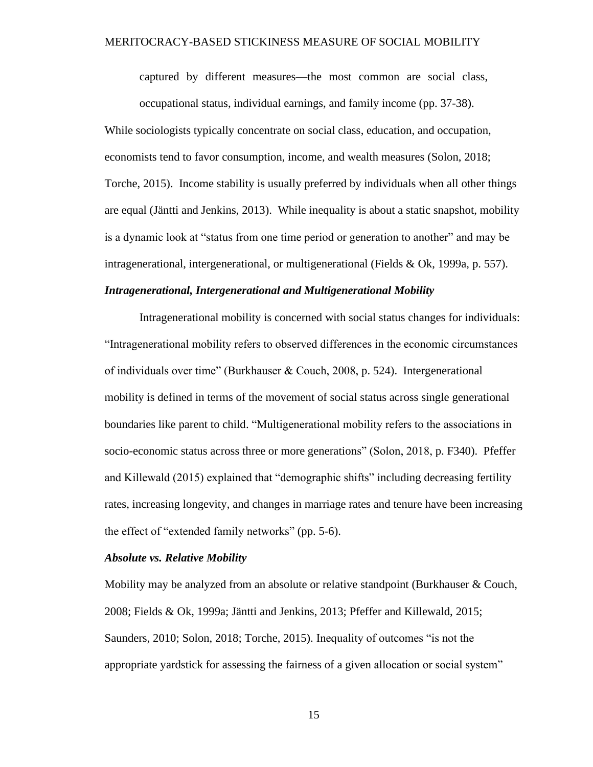captured by different measures—the most common are social class, occupational status, individual earnings, and family income (pp. 37-38).

While sociologists typically concentrate on social class, education, and occupation, economists tend to favor consumption, income, and wealth measures (Solon, 2018; Torche, 2015). Income stability is usually preferred by individuals when all other things are equal (Jäntti and Jenkins, 2013). While inequality is about a static snapshot, mobility is a dynamic look at "status from one time period or generation to another" and may be intragenerational, intergenerational, or multigenerational (Fields & Ok, 1999a, p. 557).

### *Intragenerational, Intergenerational and Multigenerational Mobility*

Intragenerational mobility is concerned with social status changes for individuals: "Intragenerational mobility refers to observed differences in the economic circumstances of individuals over time" (Burkhauser & Couch, 2008, p. 524). Intergenerational mobility is defined in terms of the movement of social status across single generational boundaries like parent to child. "Multigenerational mobility refers to the associations in socio-economic status across three or more generations" (Solon, 2018, p. F340). Pfeffer and Killewald (2015) explained that "demographic shifts" including decreasing fertility rates, increasing longevity, and changes in marriage rates and tenure have been increasing the effect of "extended family networks" (pp. 5-6).

### *Absolute vs. Relative Mobility*

Mobility may be analyzed from an absolute or relative standpoint (Burkhauser & Couch, 2008; Fields & Ok, 1999a; Jäntti and Jenkins, 2013; Pfeffer and Killewald, 2015; Saunders, 2010; Solon, 2018; Torche, 2015). Inequality of outcomes "is not the appropriate yardstick for assessing the fairness of a given allocation or social system"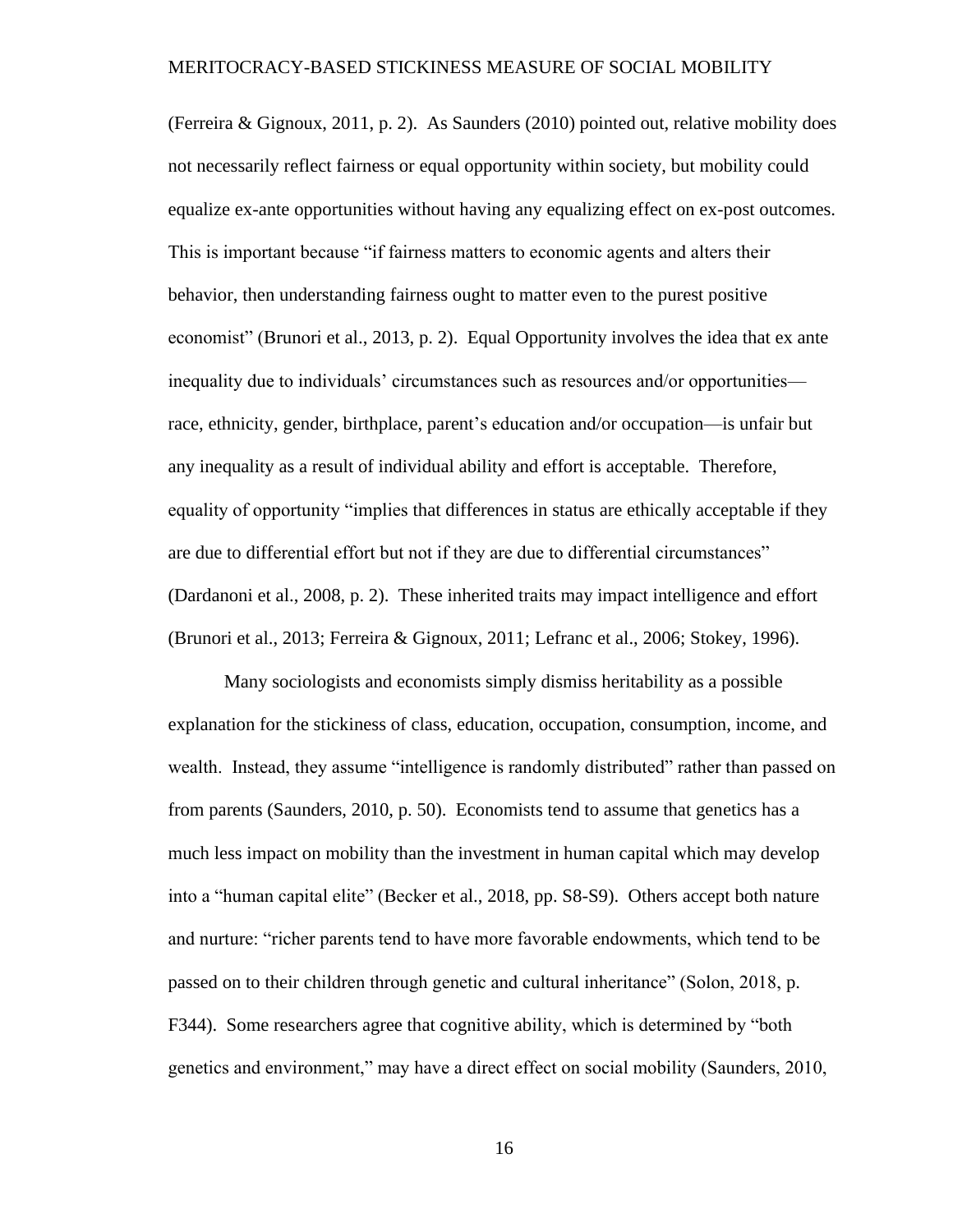(Ferreira & Gignoux, 2011, p. 2). As Saunders (2010) pointed out, relative mobility does not necessarily reflect fairness or equal opportunity within society, but mobility could equalize ex-ante opportunities without having any equalizing effect on ex-post outcomes. This is important because "if fairness matters to economic agents and alters their behavior, then understanding fairness ought to matter even to the purest positive economist" (Brunori et al., 2013, p. 2). Equal Opportunity involves the idea that ex ante inequality due to individuals' circumstances such as resources and/or opportunities—race, ethnicity, gender, birthplace, parent's education and/or occupation—is unfair but any inequality as a result of individual ability and effort is acceptable. Therefore, equality of opportunity "implies that differences in status are ethically acceptable if they are due to differential effort but not if they are due to differential circumstances" (Dardanoni et al., 2008, p. 2). These inherited traits may impact intelligence and effort (Brunori et al., 2013; Ferreira & Gignoux, 2011; Lefranc et al., 2006; Stokey, 1996).

Many sociologists and economists simply dismiss heritability as a possible explanation for the stickiness of class, education, occupation, consumption, income, and wealth. Instead, they assume "intelligence is randomly distributed" rather than passed on from parents (Saunders, 2010, p. 50). Economists tend to assume that genetics has a much less impact on mobility than the investment in human capital which may develop into a "human capital elite" (Becker et al., 2018, pp. S8-S9). Others accept both nature and nurture: "richer parents tend to have more favorable endowments, which tend to be passed on to their children through genetic and cultural inheritance" (Solon, 2018, p. F344). Some researchers agree that cognitive ability, which is determined by "both genetics and environment," may have a direct effect on social mobility (Saunders, 2010,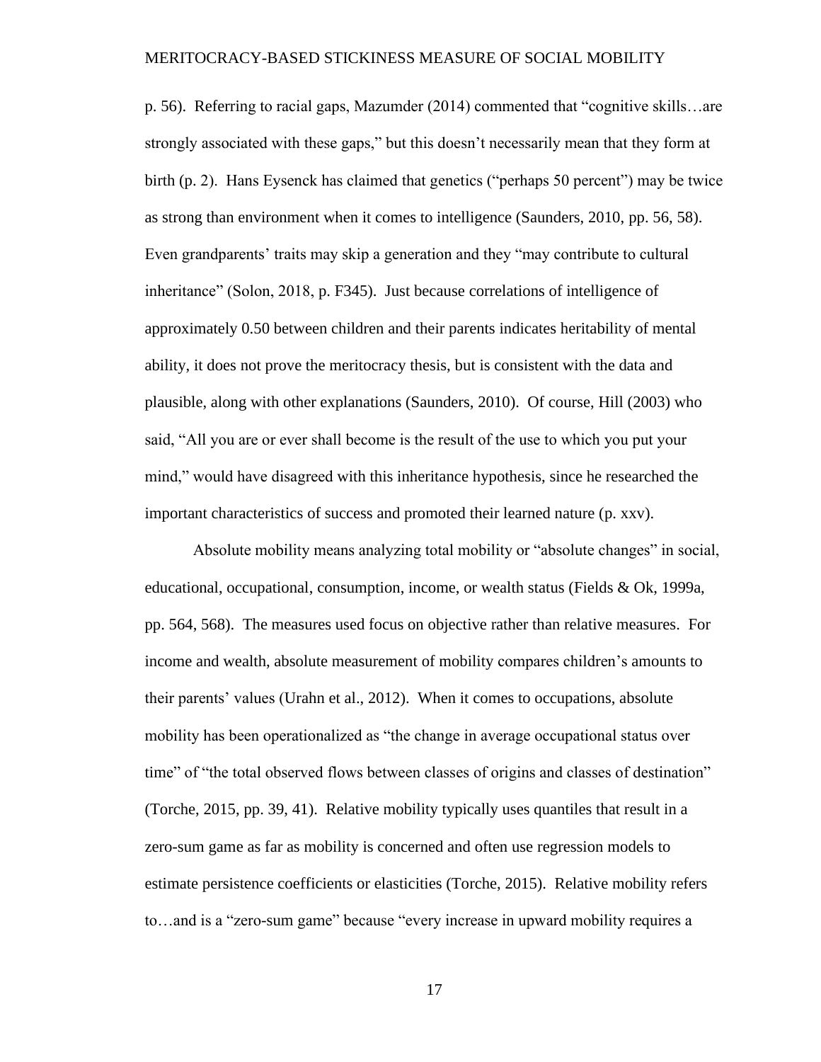p. 56). Referring to racial gaps, Mazumder (2014) commented that "cognitive skills…are strongly associated with these gaps," but this doesn't necessarily mean that they form at birth (p. 2). Hans Eysenck has claimed that genetics ("perhaps 50 percent") may be twice as strong than environment when it comes to intelligence (Saunders, 2010, pp. 56, 58). Even grandparents' traits may skip a generation and they "may contribute to cultural inheritance" (Solon, 2018, p. F345). Just because correlations of intelligence of approximately 0.50 between children and their parents indicates heritability of mental ability, it does not prove the meritocracy thesis, but is consistent with the data and plausible, along with other explanations (Saunders, 2010). Of course, Hill (2003) who said, "All you are or ever shall become is the result of the use to which you put your mind," would have disagreed with this inheritance hypothesis, since he researched the important characteristics of success and promoted their learned nature (p. xxv).

Absolute mobility means analyzing total mobility or "absolute changes" in social, educational, occupational, consumption, income, or wealth status (Fields & Ok, 1999a, pp. 564, 568). The measures used focus on objective rather than relative measures. For income and wealth, absolute measurement of mobility compares children's amounts to their parents' values (Urahn et al., 2012). When it comes to occupations, absolute mobility has been operationalized as "the change in average occupational status over time" of "the total observed flows between classes of origins and classes of destination" (Torche, 2015, pp. 39, 41). Relative mobility typically uses quantiles that result in a zero-sum game as far as mobility is concerned and often use regression models to estimate persistence coefficients or elasticities (Torche, 2015). Relative mobility refers to…and is a "zero-sum game" because "every increase in upward mobility requires a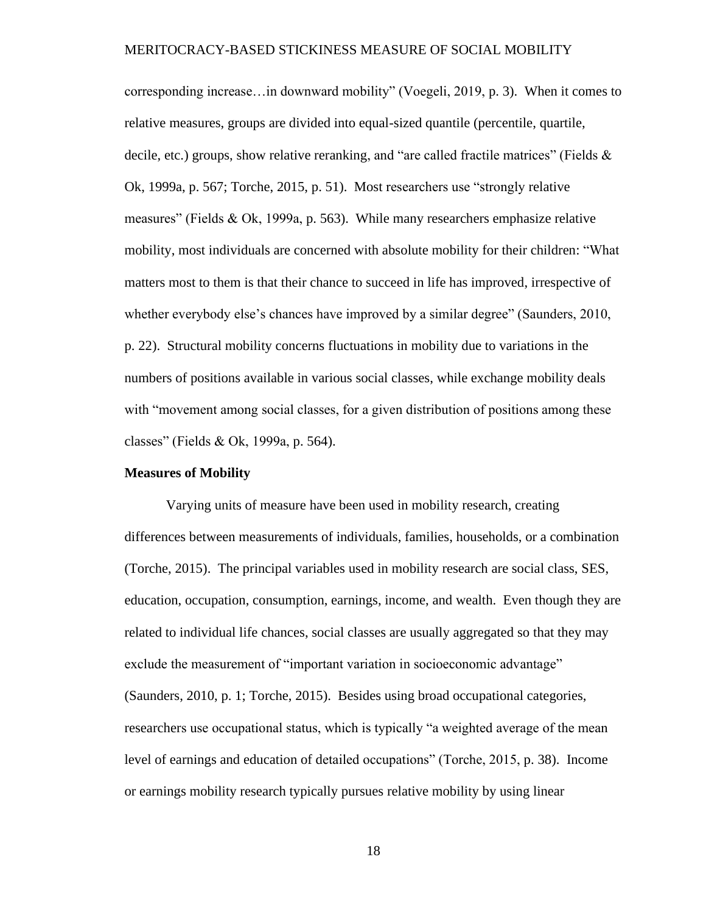corresponding increase…in downward mobility" (Voegeli, 2019, p. 3). When it comes to relative measures, groups are divided into equal-sized quantile (percentile, quartile, decile, etc.) groups, show relative reranking, and "are called fractile matrices" (Fields & Ok, 1999a, p. 567; Torche, 2015, p. 51). Most researchers use "strongly relative measures" (Fields & Ok, 1999a, p. 563). While many researchers emphasize relative mobility, most individuals are concerned with absolute mobility for their children: "What matters most to them is that their chance to succeed in life has improved, irrespective of whether everybody else's chances have improved by a similar degree" (Saunders, 2010, p. 22). Structural mobility concerns fluctuations in mobility due to variations in the numbers of positions available in various social classes, while exchange mobility deals with "movement among social classes, for a given distribution of positions among these classes" (Fields & Ok, 1999a, p. 564).

**Measures of Mobility**

Varying units of measure have been used in mobility research, creating differences between measurements of individuals, families, households, or a combination (Torche, 2015). The principal variables used in mobility research are social class, SES, education, occupation, consumption, earnings, income, and wealth. Even though they are related to individual life chances, social classes are usually aggregated so that they may exclude the measurement of "important variation in socioeconomic advantage" (Saunders, 2010, p. 1; Torche, 2015). Besides using broad occupational categories, researchers use occupational status, which is typically "a weighted average of the mean level of earnings and education of detailed occupations" (Torche, 2015, p. 38). Income or earnings mobility research typically pursues relative mobility by using linear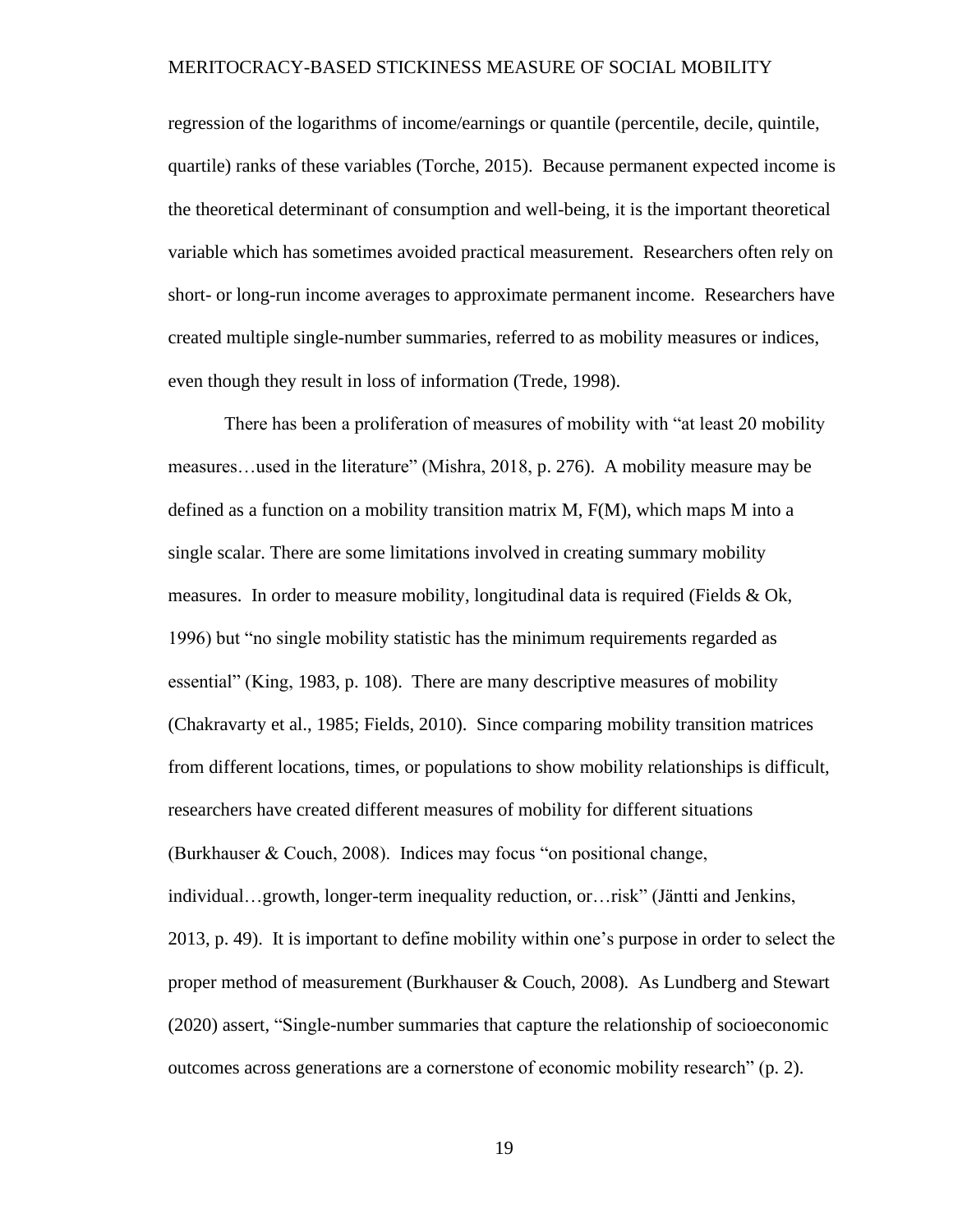regression of the logarithms of income/earnings or quantile (percentile, decile, quintile, quartile) ranks of these variables (Torche, 2015). Because permanent expected income is the theoretical determinant of consumption and well-being, it is the important theoretical variable which has sometimes avoided practical measurement. Researchers often rely on short- or long-run income averages to approximate permanent income. Researchers have created multiple single-number summaries, referred to as mobility measures or indices, even though they result in loss of information (Trede, 1998).

There has been a proliferation of measures of mobility with "at least 20 mobility measures…used in the literature" (Mishra, 2018, p. 276). A mobility measure may be defined as a function on a mobility transition matrix M, F(M), which maps M into a single scalar. There are some limitations involved in creating summary mobility measures. In order to measure mobility, longitudinal data is required (Fields & Ok, 1996) but "no single mobility statistic has the minimum requirements regarded as essential" (King, 1983, p. 108). There are many descriptive measures of mobility (Chakravarty et al., 1985; Fields, 2010). Since comparing mobility transition matrices from different locations, times, or populations to show mobility relationships is difficult, researchers have created different measures of mobility for different situations (Burkhauser & Couch, 2008). Indices may focus "on positional change, individual…growth, longer-term inequality reduction, or…risk" (Jäntti and Jenkins, 2013, p. 49). It is important to define mobility within one's purpose in order to select the proper method of measurement (Burkhauser & Couch, 2008). As Lundberg and Stewart (2020) assert, "Single-number summaries that capture the relationship of socioeconomic outcomes across generations are a cornerstone of economic mobility research" (p. 2).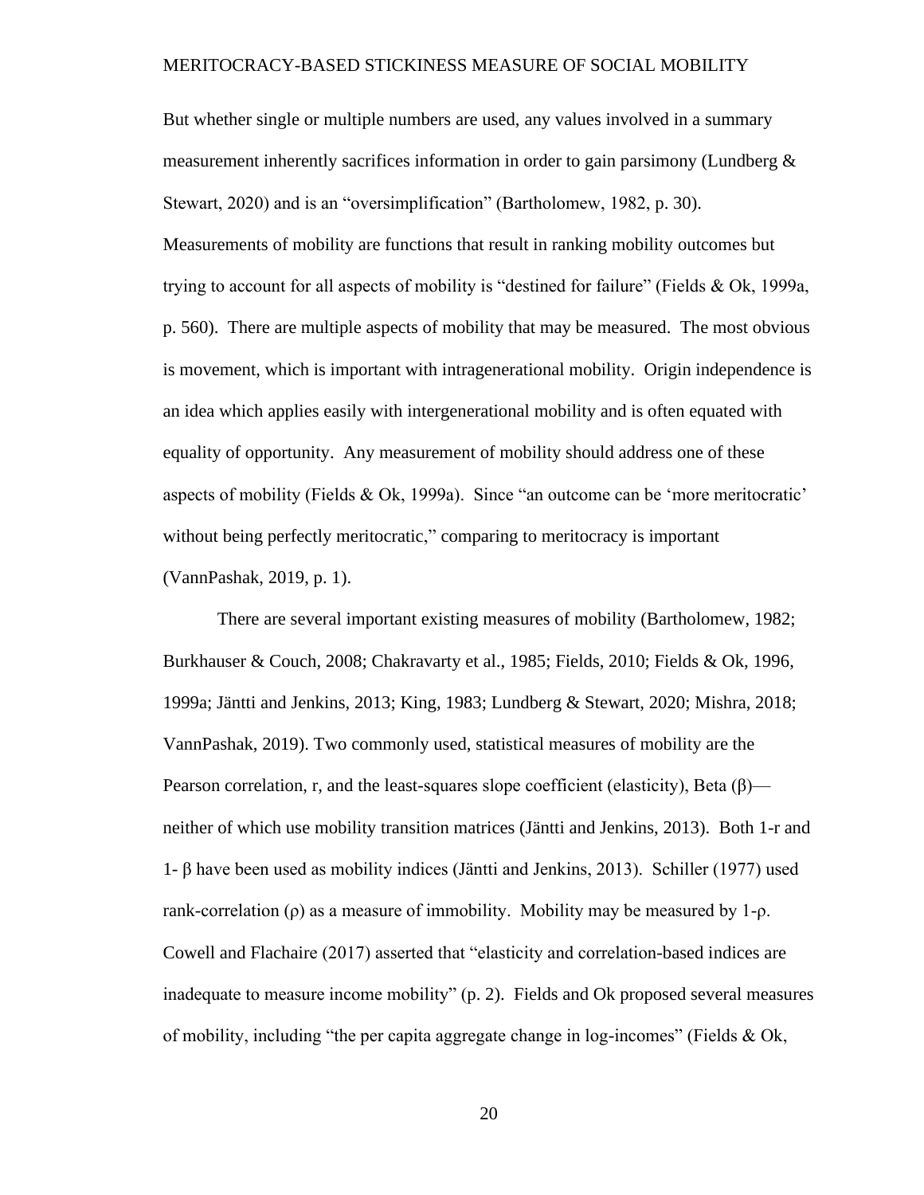But whether single or multiple numbers are used, any values involved in a summary measurement inherently sacrifices information in order to gain parsimony (Lundberg & Stewart, 2020) and is an "oversimplification" (Bartholomew, 1982, p. 30). Measurements of mobility are functions that result in ranking mobility outcomes but trying to account for all aspects of mobility is "destined for failure" (Fields & Ok, 1999a, p. 560). There are multiple aspects of mobility that may be measured. The most obvious is movement, which is important with intragenerational mobility. Origin independence is an idea which applies easily with intergenerational mobility and is often equated with equality of opportunity. Any measurement of mobility should address one of these aspects of mobility (Fields & Ok, 1999a). Since "an outcome can be 'more meritocratic' without being perfectly meritocratic," comparing to meritocracy is important (VannPashak, 2019, p. 1).

There are several important existing measures of mobility (Bartholomew, 1982; Burkhauser & Couch, 2008; Chakravarty et al., 1985; Fields, 2010; Fields & Ok, 1996, 1999a; Jäntti and Jenkins, 2013; King, 1983; Lundberg & Stewart, 2020; Mishra, 2018; VannPashak, 2019). Two commonly used, statistical measures of mobility are the Pearson correlation, r, and the least-squares slope coefficient (elasticity), Beta ($\beta$)—neither of which use mobility transition matrices (Jäntti and Jenkins, 2013). Both 1-r and 1- $\beta$ have been used as mobility indices (Jäntti and Jenkins, 2013). Schiller (1977) used rank-correlation ($\rho$) as a measure of immobility. Mobility may be measured by $1-\rho$. Cowell and Flachaire (2017) asserted that "elasticity and correlation-based indices are inadequate to measure income mobility" (p. 2). Fields and Ok proposed several measures of mobility, including "the per capita aggregate change in log-incomes" (Fields & Ok,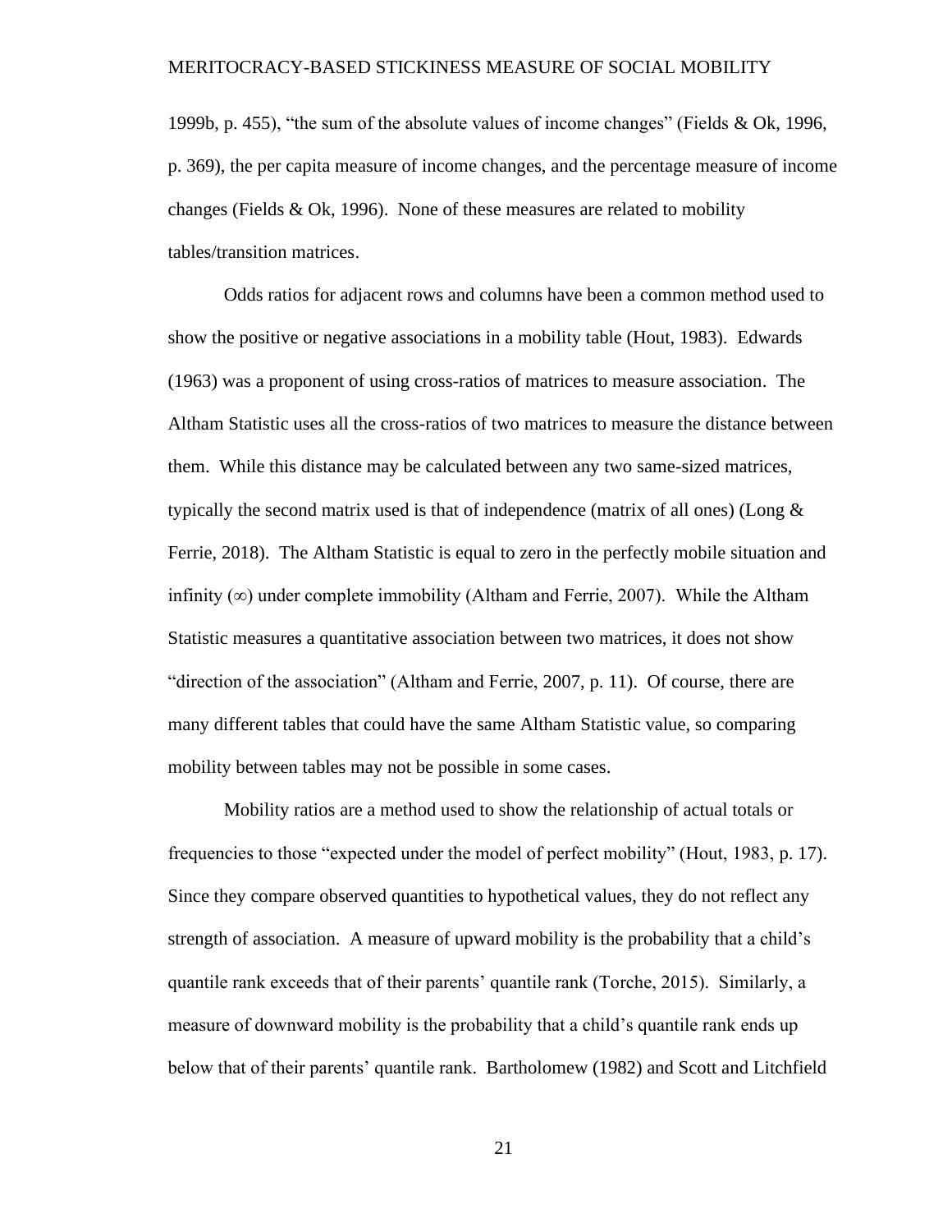1999b, p. 455), "the sum of the absolute values of income changes" (Fields & Ok, 1996, p. 369), the per capita measure of income changes, and the percentage measure of income changes (Fields & Ok, 1996). None of these measures are related to mobility tables/transition matrices.

Odds ratios for adjacent rows and columns have been a common method used to show the positive or negative associations in a mobility table (Hout, 1983). Edwards (1963) was a proponent of using cross-ratios of matrices to measure association. The Altham Statistic uses all the cross-ratios of two matrices to measure the distance between them. While this distance may be calculated between any two same-sized matrices, typically the second matrix used is that of independence (matrix of all ones) (Long & Ferrie, 2018). The Altham Statistic is equal to zero in the perfectly mobile situation and infinity ($\infty$) under complete immobility (Altham and Ferrie, 2007). While the Altham Statistic measures a quantitative association between two matrices, it does not show "direction of the association" (Altham and Ferrie, 2007, p. 11). Of course, there are many different tables that could have the same Altham Statistic value, so comparing mobility between tables may not be possible in some cases.

Mobility ratios are a method used to show the relationship of actual totals or frequencies to those "expected under the model of perfect mobility" (Hout, 1983, p. 17). Since they compare observed quantities to hypothetical values, they do not reflect any strength of association. A measure of upward mobility is the probability that a child's quantile rank exceeds that of their parents' quantile rank (Torche, 2015). Similarly, a measure of downward mobility is the probability that a child's quantile rank ends up below that of their parents' quantile rank. Bartholomew (1982) and Scott and Litchfield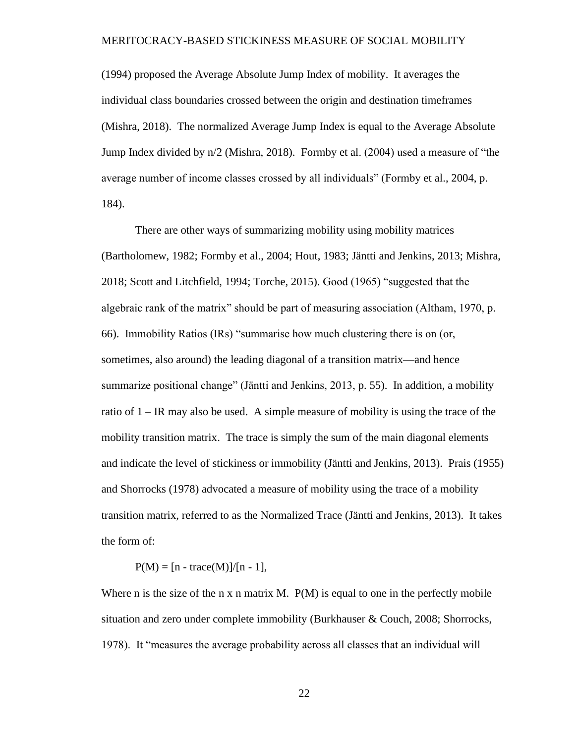(1994) proposed the Average Absolute Jump Index of mobility. It averages the individual class boundaries crossed between the origin and destination timeframes (Mishra, 2018). The normalized Average Jump Index is equal to the Average Absolute Jump Index divided by n/2 (Mishra, 2018). Formby et al. (2004) used a measure of "the average number of income classes crossed by all individuals" (Formby et al., 2004, p. 184).

There are other ways of summarizing mobility using mobility matrices (Bartholomew, 1982; Formby et al., 2004; Hout, 1983; Jäntti and Jenkins, 2013; Mishra, 2018; Scott and Litchfield, 1994; Torche, 2015). Good (1965) "suggested that the algebraic rank of the matrix" should be part of measuring association (Altham, 1970, p. 66). Immobility Ratios (IRs) "summarise how much clustering there is on (or, sometimes, also around) the leading diagonal of a transition matrix—and hence summarize positional change" (Jäntti and Jenkins, 2013, p. 55). In addition, a mobility ratio of 1 – IR may also be used. A simple measure of mobility is using the trace of the mobility transition matrix. The trace is simply the sum of the main diagonal elements and indicate the level of stickiness or immobility (Jäntti and Jenkins, 2013). Prais (1955) and Shorrocks (1978) advocated a measure of mobility using the trace of a mobility transition matrix, referred to as the Normalized Trace (Jäntti and Jenkins, 2013). It takes the form of:

$$P(M) = [n - \text{trace}(M)]/[n - 1],$$

Where n is the size of the n x n matrix M. P(M) is equal to one in the perfectly mobile situation and zero under complete immobility (Burkhauser & Couch, 2008; Shorrocks, 1978). It "measures the average probability across all classes that an individual will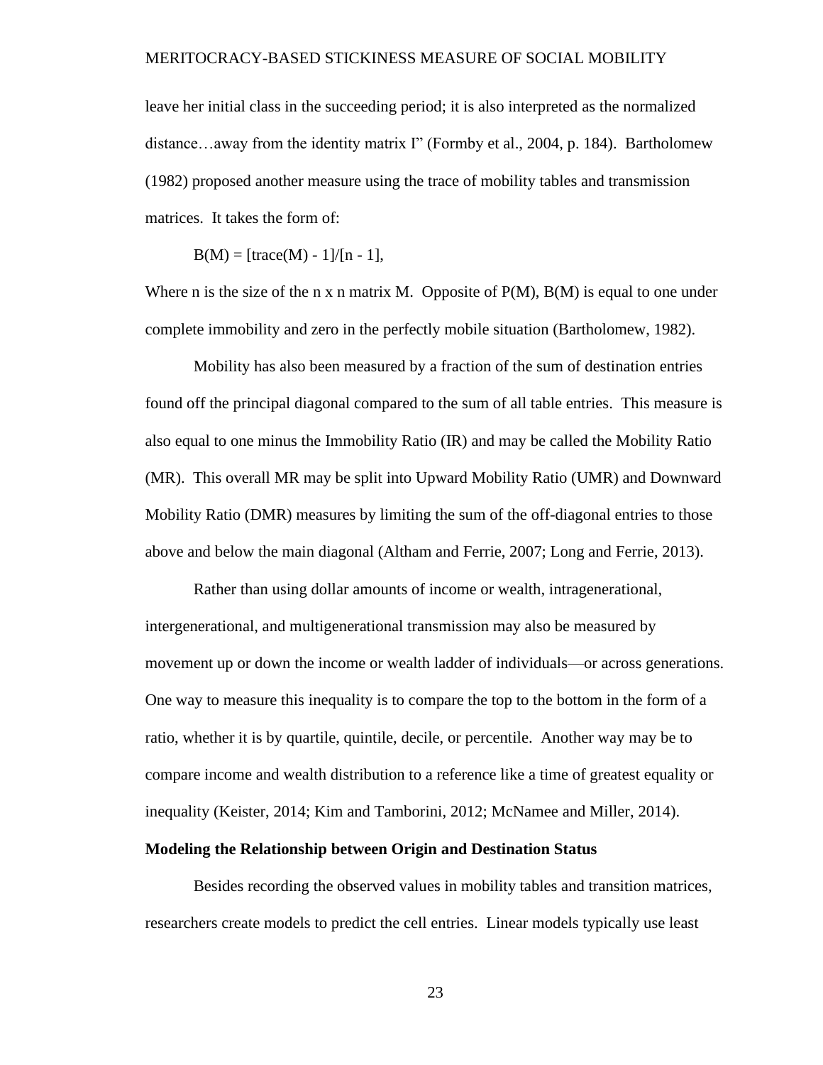leave her initial class in the succeeding period; it is also interpreted as the normalized distance…away from the identity matrix I" (Formby et al., 2004, p. 184). Bartholomew (1982) proposed another measure using the trace of mobility tables and transmission matrices. It takes the form of:

$$B(M) = [\text{trace}(M) - 1]/[n - 1],$$

Where n is the size of the n x n matrix M. Opposite of P(M), B(M) is equal to one under complete immobility and zero in the perfectly mobile situation (Bartholomew, 1982).

Mobility has also been measured by a fraction of the sum of destination entries found off the principal diagonal compared to the sum of all table entries. This measure is also equal to one minus the Immobility Ratio (IR) and may be called the Mobility Ratio (MR). This overall MR may be split into Upward Mobility Ratio (UMR) and Downward Mobility Ratio (DMR) measures by limiting the sum of the off-diagonal entries to those above and below the main diagonal (Altham and Ferrie, 2007; Long and Ferrie, 2013).

Rather than using dollar amounts of income or wealth, intragenerational, intergenerational, and multigenerational transmission may also be measured by movement up or down the income or wealth ladder of individuals—or across generations. One way to measure this inequality is to compare the top to the bottom in the form of a ratio, whether it is by quartile, quintile, decile, or percentile. Another way may be to compare income and wealth distribution to a reference like a time of greatest equality or inequality (Keister, 2014; Kim and Tamborini, 2012; McNamee and Miller, 2014).

**Modeling the Relationship between Origin and Destination Status**

Besides recording the observed values in mobility tables and transition matrices, researchers create models to predict the cell entries. Linear models typically use least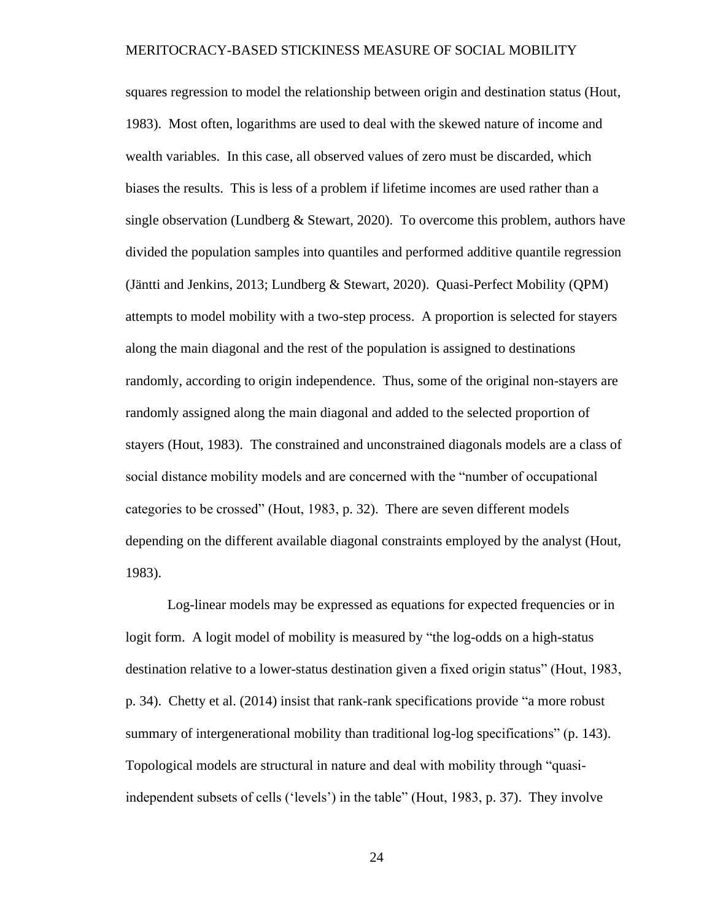squares regression to model the relationship between origin and destination status (Hout, 1983). Most often, logarithms are used to deal with the skewed nature of income and wealth variables. In this case, all observed values of zero must be discarded, which biases the results. This is less of a problem if lifetime incomes are used rather than a single observation (Lundberg & Stewart, 2020). To overcome this problem, authors have divided the population samples into quantiles and performed additive quantile regression (Jäntti and Jenkins, 2013; Lundberg & Stewart, 2020). Quasi-Perfect Mobility (QPM) attempts to model mobility with a two-step process. A proportion is selected for stayers along the main diagonal and the rest of the population is assigned to destinations randomly, according to origin independence. Thus, some of the original non-stayers are randomly assigned along the main diagonal and added to the selected proportion of stayers (Hout, 1983). The constrained and unconstrained diagonals models are a class of social distance mobility models and are concerned with the "number of occupational categories to be crossed" (Hout, 1983, p. 32). There are seven different models depending on the different available diagonal constraints employed by the analyst (Hout, 1983).

Log-linear models may be expressed as equations for expected frequencies or in logit form. A logit model of mobility is measured by "the log-odds on a high-status destination relative to a lower-status destination given a fixed origin status" (Hout, 1983, p. 34). Chetty et al. (2014) insist that rank-rank specifications provide "a more robust summary of intergenerational mobility than traditional log-log specifications" (p. 143). Topological models are structural in nature and deal with mobility through "quasi-independent subsets of cells ('levels') in the table" (Hout, 1983, p. 37). They involve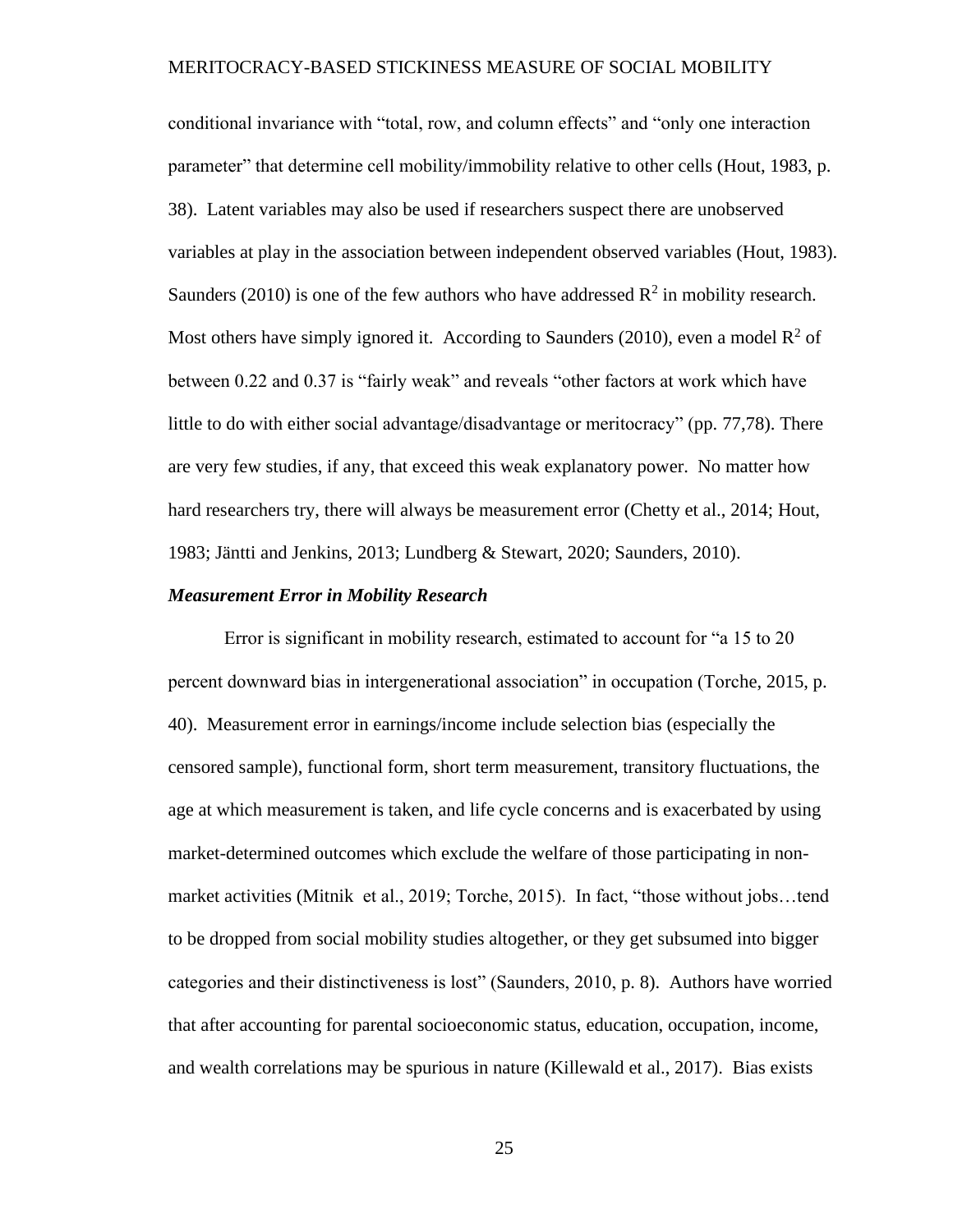conditional invariance with “total, row, and column effects” and “only one interaction parameter” that determine cell mobility/immobility relative to other cells (Hout, 1983, p. 38). Latent variables may also be used if researchers suspect there are unobserved variables at play in the association between independent observed variables (Hout, 1983). Saunders (2010) is one of the few authors who have addressed $R^2$ in mobility research. Most others have simply ignored it. According to Saunders (2010), even a model $R^2$ of between 0.22 and 0.37 is “fairly weak” and reveals “other factors at work which have little to do with either social advantage/disadvantage or meritocracy” (pp. 77,78). There are very few studies, if any, that exceed this weak explanatory power. No matter how hard researchers try, there will always be measurement error (Chetty et al., 2014; Hout, 1983; Jäntti and Jenkins, 2013; Lundberg & Stewart, 2020; Saunders, 2010).

### *Measurement Error in Mobility Research*

Error is significant in mobility research, estimated to account for “a 15 to 20 percent downward bias in intergenerational association” in occupation (Torche, 2015, p. 40). Measurement error in earnings/income include selection bias (especially the censored sample), functional form, short term measurement, transitory fluctuations, the age at which measurement is taken, and life cycle concerns and is exacerbated by using market-determined outcomes which exclude the welfare of those participating in non-market activities (Mitnik et al., 2019; Torche, 2015). In fact, “those without jobs…tend to be dropped from social mobility studies altogether, or they get subsumed into bigger categories and their distinctiveness is lost” (Saunders, 2010, p. 8). Authors have worried that after accounting for parental socioeconomic status, education, occupation, income, and wealth correlations may be spurious in nature (Killewald et al., 2017). Bias exists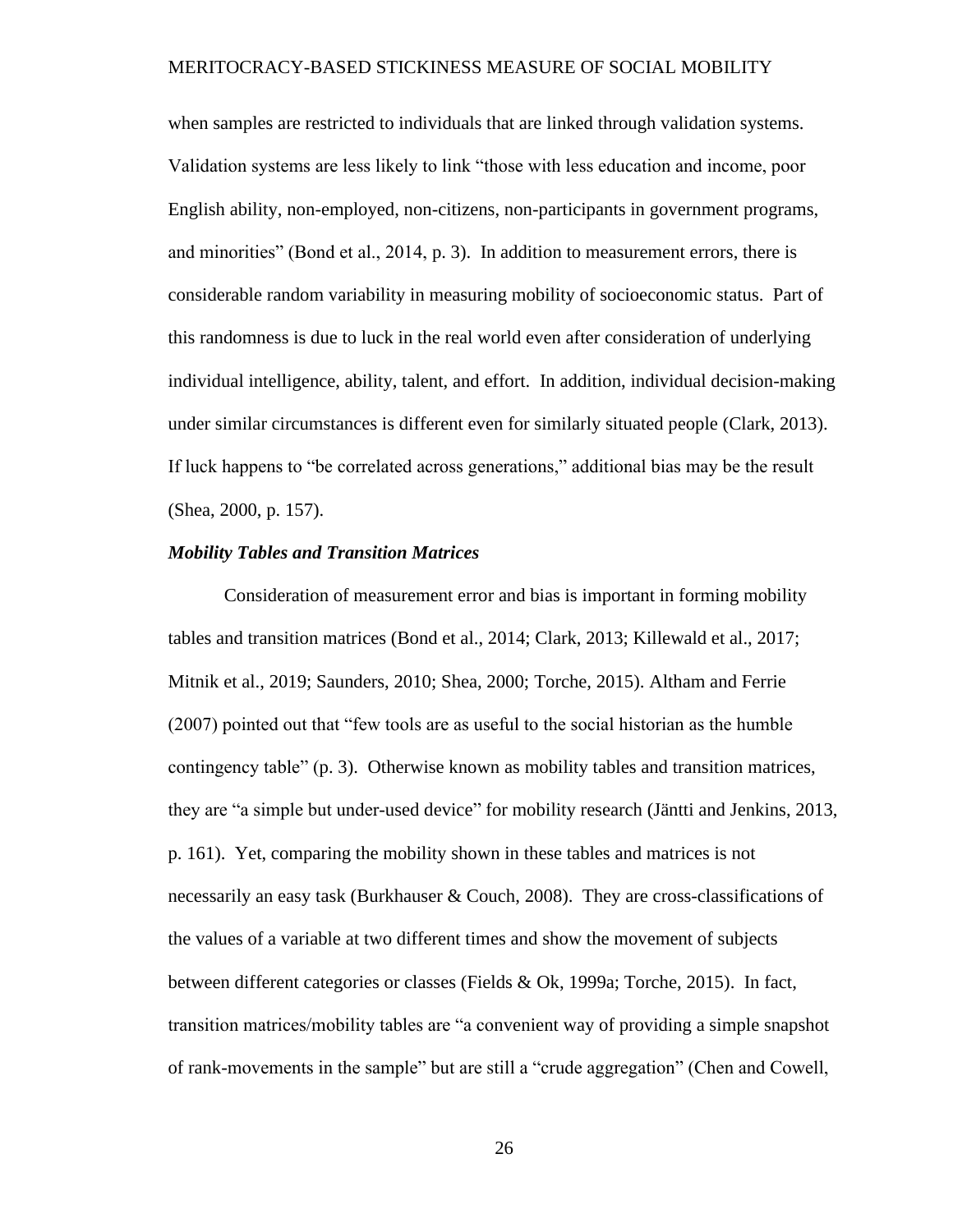when samples are restricted to individuals that are linked through validation systems. Validation systems are less likely to link "those with less education and income, poor English ability, non-employed, non-citizens, non-participants in government programs, and minorities" (Bond et al., 2014, p. 3). In addition to measurement errors, there is considerable random variability in measuring mobility of socioeconomic status. Part of this randomness is due to luck in the real world even after consideration of underlying individual intelligence, ability, talent, and effort. In addition, individual decision-making under similar circumstances is different even for similarly situated people (Clark, 2013). If luck happens to "be correlated across generations," additional bias may be the result (Shea, 2000, p. 157).

### *Mobility Tables and Transition Matrices*

Consideration of measurement error and bias is important in forming mobility tables and transition matrices (Bond et al., 2014; Clark, 2013; Killewald et al., 2017; Mitnik et al., 2019; Saunders, 2010; Shea, 2000; Torche, 2015). Altham and Ferrie (2007) pointed out that "few tools are as useful to the social historian as the humble contingency table" (p. 3). Otherwise known as mobility tables and transition matrices, they are "a simple but under-used device" for mobility research (Jäntti and Jenkins, 2013, p. 161). Yet, comparing the mobility shown in these tables and matrices is not necessarily an easy task (Burkhauser & Couch, 2008). They are cross-classifications of the values of a variable at two different times and show the movement of subjects between different categories or classes (Fields & Ok, 1999a; Torche, 2015). In fact, transition matrices/mobility tables are "a convenient way of providing a simple snapshot of rank-movements in the sample" but are still a "crude aggregation" (Chen and Cowell,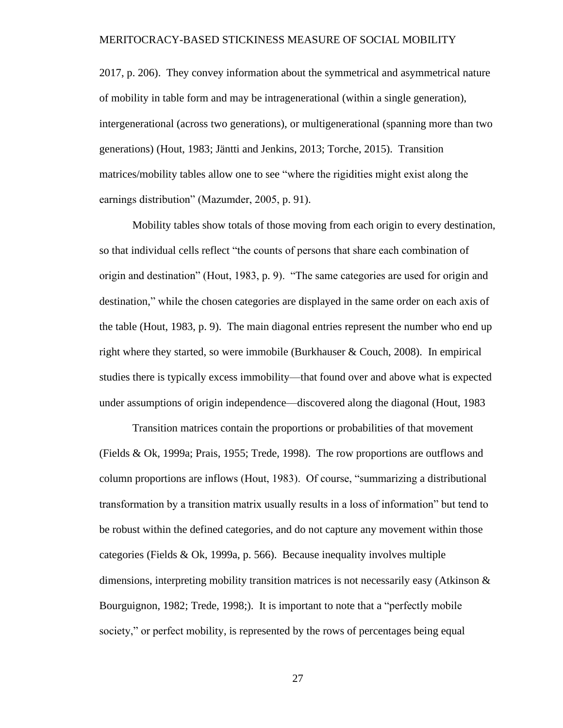2017, p. 206). They convey information about the symmetrical and asymmetrical nature of mobility in table form and may be intragenerational (within a single generation), intergenerational (across two generations), or multigenerational (spanning more than two generations) (Hout, 1983; Jäntti and Jenkins, 2013; Torche, 2015). Transition matrices/mobility tables allow one to see "where the rigidities might exist along the earnings distribution" (Mazumder, 2005, p. 91).

Mobility tables show totals of those moving from each origin to every destination, so that individual cells reflect "the counts of persons that share each combination of origin and destination" (Hout, 1983, p. 9). "The same categories are used for origin and destination," while the chosen categories are displayed in the same order on each axis of the table (Hout, 1983, p. 9). The main diagonal entries represent the number who end up right where they started, so were immobile (Burkhauser & Couch, 2008). In empirical studies there is typically excess immobility—that found over and above what is expected under assumptions of origin independence—discovered along the diagonal (Hout, 1983

Transition matrices contain the proportions or probabilities of that movement (Fields & Ok, 1999a; Prais, 1955; Trede, 1998). The row proportions are outflows and column proportions are inflows (Hout, 1983). Of course, "summarizing a distributional transformation by a transition matrix usually results in a loss of information" but tend to be robust within the defined categories, and do not capture any movement within those categories (Fields & Ok, 1999a, p. 566). Because inequality involves multiple dimensions, interpreting mobility transition matrices is not necessarily easy (Atkinson & Bourguignon, 1982; Trede, 1998;). It is important to note that a "perfectly mobile society," or perfect mobility, is represented by the rows of percentages being equal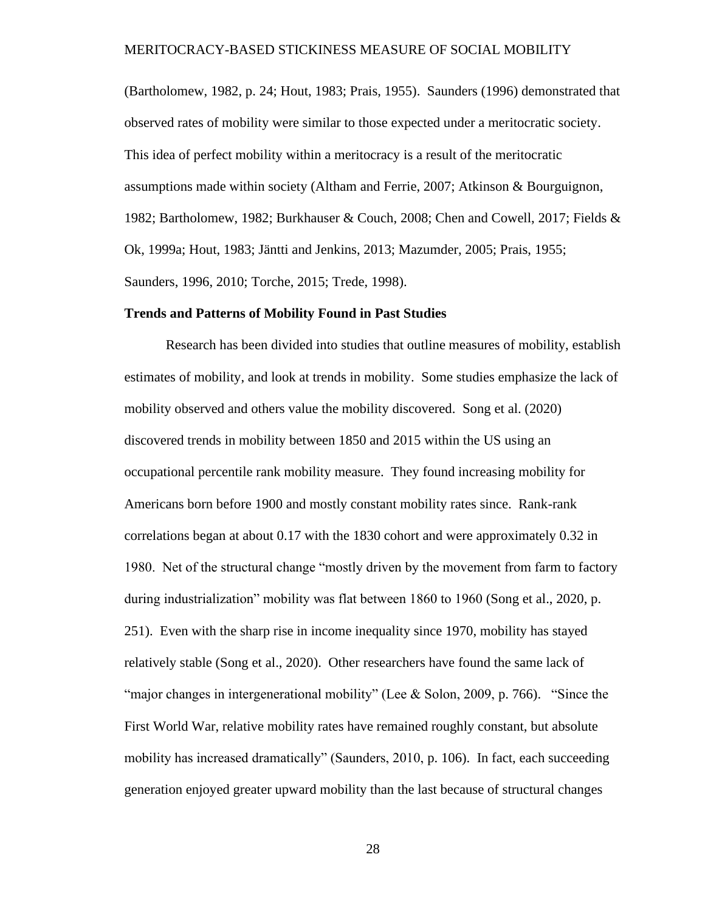(Bartholomew, 1982, p. 24; Hout, 1983; Prais, 1955). Saunders (1996) demonstrated that observed rates of mobility were similar to those expected under a meritocratic society. This idea of perfect mobility within a meritocracy is a result of the meritocratic assumptions made within society (Altham and Ferrie, 2007; Atkinson & Bourguignon, 1982; Bartholomew, 1982; Burkhauser & Couch, 2008; Chen and Cowell, 2017; Fields & Ok, 1999a; Hout, 1983; Jäntti and Jenkins, 2013; Mazumder, 2005; Prais, 1955; Saunders, 1996, 2010; Torche, 2015; Trede, 1998).

**Trends and Patterns of Mobility Found in Past Studies**

Research has been divided into studies that outline measures of mobility, establish estimates of mobility, and look at trends in mobility. Some studies emphasize the lack of mobility observed and others value the mobility discovered. Song et al. (2020) discovered trends in mobility between 1850 and 2015 within the US using an occupational percentile rank mobility measure. They found increasing mobility for Americans born before 1900 and mostly constant mobility rates since. Rank-rank correlations began at about 0.17 with the 1830 cohort and were approximately 0.32 in 1980. Net of the structural change "mostly driven by the movement from farm to factory during industrialization" mobility was flat between 1860 to 1960 (Song et al., 2020, p. 251). Even with the sharp rise in income inequality since 1970, mobility has stayed relatively stable (Song et al., 2020). Other researchers have found the same lack of "major changes in intergenerational mobility" (Lee & Solon, 2009, p. 766). "Since the First World War, relative mobility rates have remained roughly constant, but absolute mobility has increased dramatically" (Saunders, 2010, p. 106). In fact, each succeeding generation enjoyed greater upward mobility than the last because of structural changes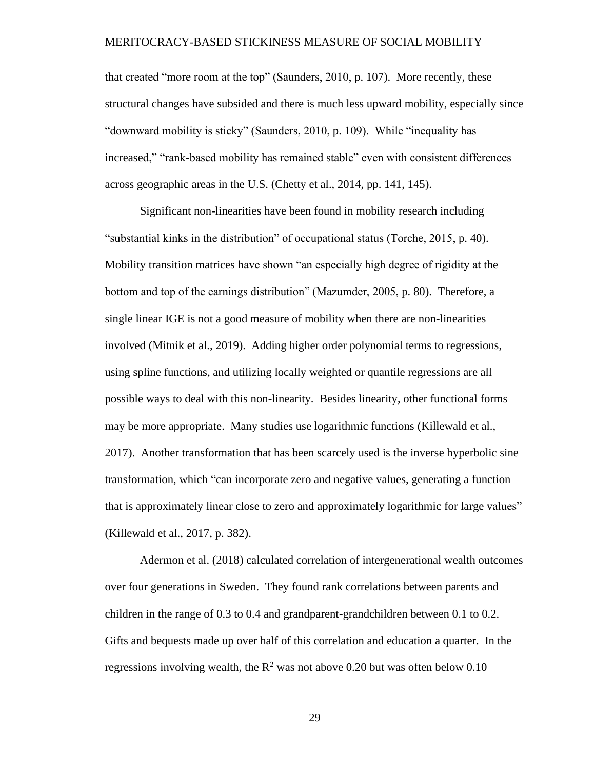that created "more room at the top" (Saunders, 2010, p. 107). More recently, these structural changes have subsided and there is much less upward mobility, especially since "downward mobility is sticky" (Saunders, 2010, p. 109). While "inequality has increased," "rank-based mobility has remained stable" even with consistent differences across geographic areas in the U.S. (Chetty et al., 2014, pp. 141, 145).

Significant non-linearities have been found in mobility research including "substantial kinks in the distribution" of occupational status (Torche, 2015, p. 40). Mobility transition matrices have shown "an especially high degree of rigidity at the bottom and top of the earnings distribution" (Mazumder, 2005, p. 80). Therefore, a single linear IGE is not a good measure of mobility when there are non-linearities involved (Mitnik et al., 2019). Adding higher order polynomial terms to regressions, using spline functions, and utilizing locally weighted or quantile regressions are all possible ways to deal with this non-linearity. Besides linearity, other functional forms may be more appropriate. Many studies use logarithmic functions (Killewald et al., 2017). Another transformation that has been scarcely used is the inverse hyperbolic sine transformation, which "can incorporate zero and negative values, generating a function that is approximately linear close to zero and approximately logarithmic for large values" (Killewald et al., 2017, p. 382).

Adermon et al. (2018) calculated correlation of intergenerational wealth outcomes over four generations in Sweden. They found rank correlations between parents and children in the range of 0.3 to 0.4 and grandparent-grandchildren between 0.1 to 0.2. Gifts and bequests made up over half of this correlation and education a quarter. In the regressions involving wealth, the $R^2$ was not above 0.20 but was often below 0.10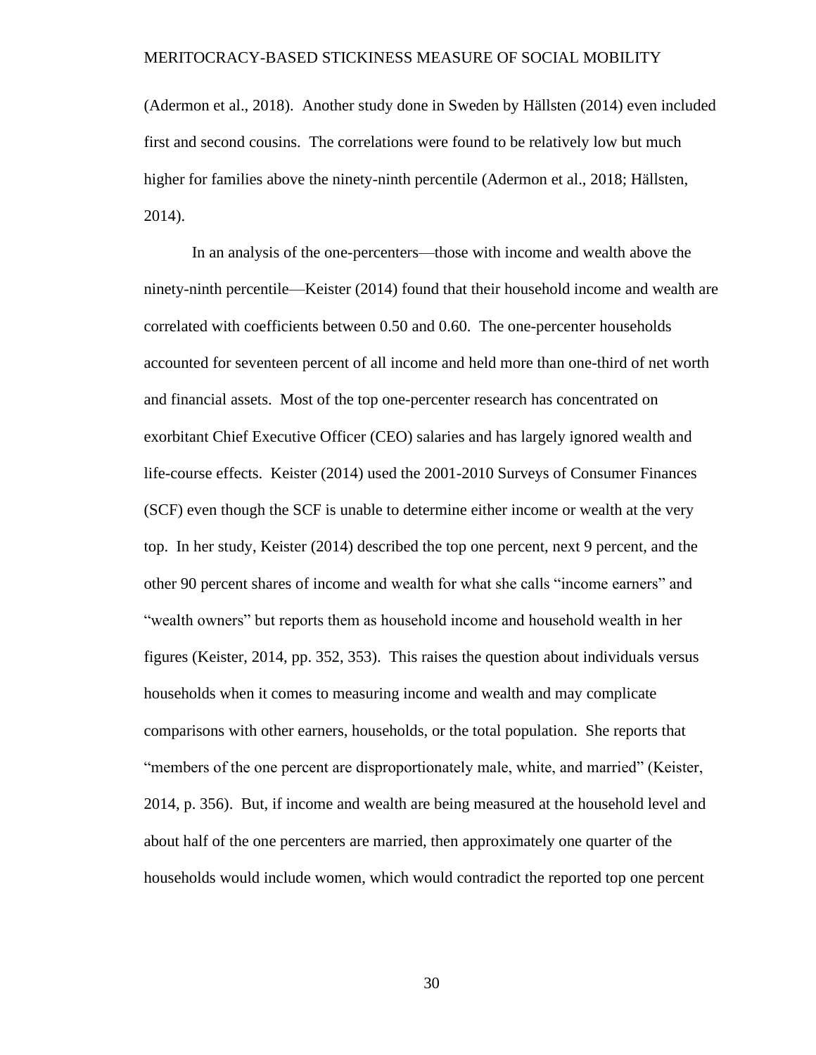(Adermon et al., 2018). Another study done in Sweden by Hällsten (2014) even included first and second cousins. The correlations were found to be relatively low but much higher for families above the ninety-ninth percentile (Adermon et al., 2018; Hällsten, 2014).

In an analysis of the one-percenters—those with income and wealth above the ninety-ninth percentile—Keister (2014) found that their household income and wealth are correlated with coefficients between 0.50 and 0.60. The one-percenter households accounted for seventeen percent of all income and held more than one-third of net worth and financial assets. Most of the top one-percenter research has concentrated on exorbitant Chief Executive Officer (CEO) salaries and has largely ignored wealth and life-course effects. Keister (2014) used the 2001-2010 Surveys of Consumer Finances (SCF) even though the SCF is unable to determine either income or wealth at the very top. In her study, Keister (2014) described the top one percent, next 9 percent, and the other 90 percent shares of income and wealth for what she calls "income earners" and "wealth owners" but reports them as household income and household wealth in her figures (Keister, 2014, pp. 352, 353). This raises the question about individuals versus households when it comes to measuring income and wealth and may complicate comparisons with other earners, households, or the total population. She reports that "members of the one percent are disproportionately male, white, and married" (Keister, 2014, p. 356). But, if income and wealth are being measured at the household level and about half of the one percenters are married, then approximately one quarter of the households would include women, which would contradict the reported top one percent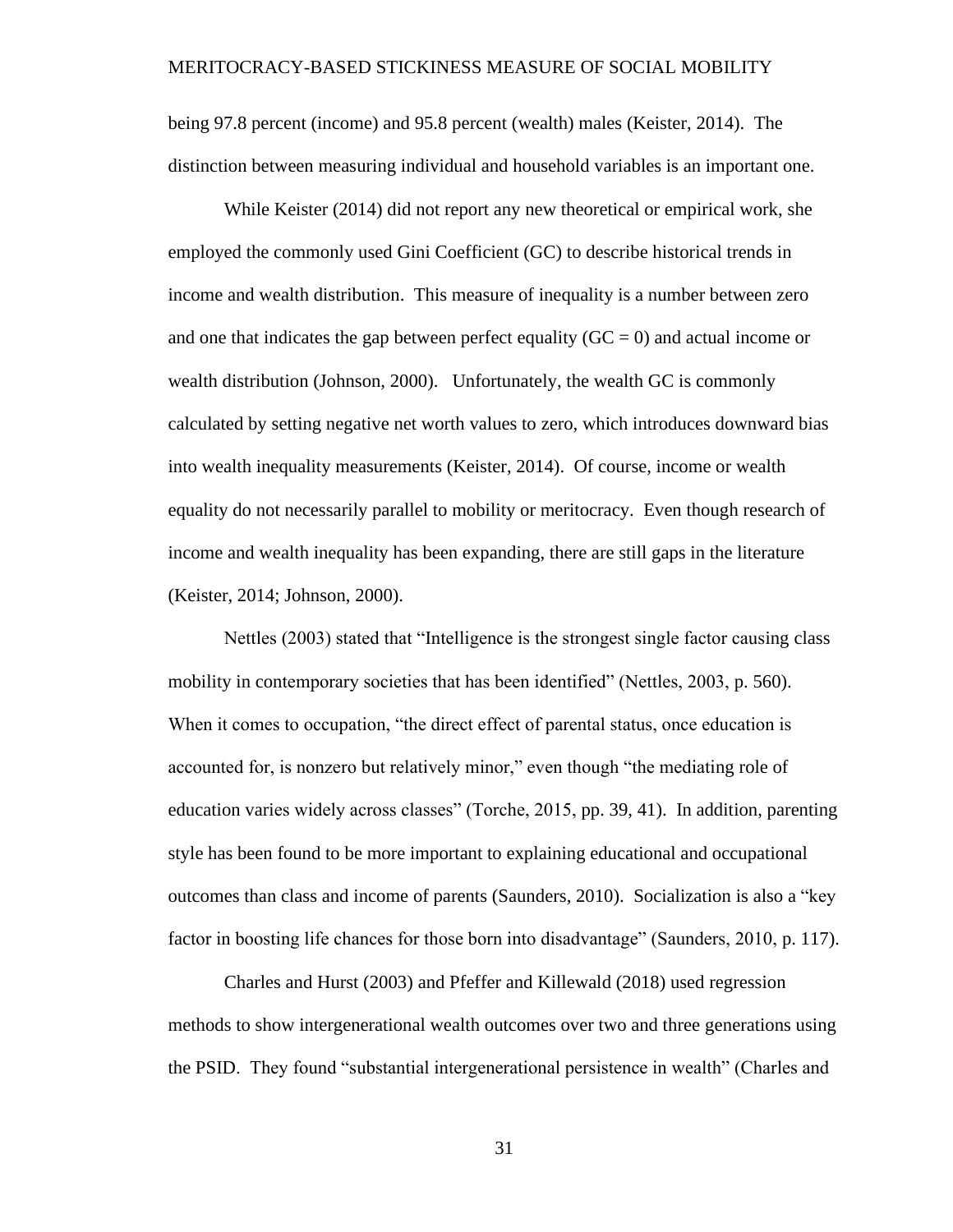being 97.8 percent (income) and 95.8 percent (wealth) males (Keister, 2014). The distinction between measuring individual and household variables is an important one.

While Keister (2014) did not report any new theoretical or empirical work, she employed the commonly used Gini Coefficient (GC) to describe historical trends in income and wealth distribution. This measure of inequality is a number between zero and one that indicates the gap between perfect equality (GC = 0) and actual income or wealth distribution (Johnson, 2000). Unfortunately, the wealth GC is commonly calculated by setting negative net worth values to zero, which introduces downward bias into wealth inequality measurements (Keister, 2014). Of course, income or wealth equality do not necessarily parallel to mobility or meritocracy. Even though research of income and wealth inequality has been expanding, there are still gaps in the literature (Keister, 2014; Johnson, 2000).

Nettles (2003) stated that "Intelligence is the strongest single factor causing class mobility in contemporary societies that has been identified" (Nettles, 2003, p. 560). When it comes to occupation, "the direct effect of parental status, once education is accounted for, is nonzero but relatively minor," even though "the mediating role of education varies widely across classes" (Torche, 2015, pp. 39, 41). In addition, parenting style has been found to be more important to explaining educational and occupational outcomes than class and income of parents (Saunders, 2010). Socialization is also a "key factor in boosting life chances for those born into disadvantage" (Saunders, 2010, p. 117).

Charles and Hurst (2003) and Pfeffer and Killewald (2018) used regression methods to show intergenerational wealth outcomes over two and three generations using the PSID. They found "substantial intergenerational persistence in wealth" (Charles and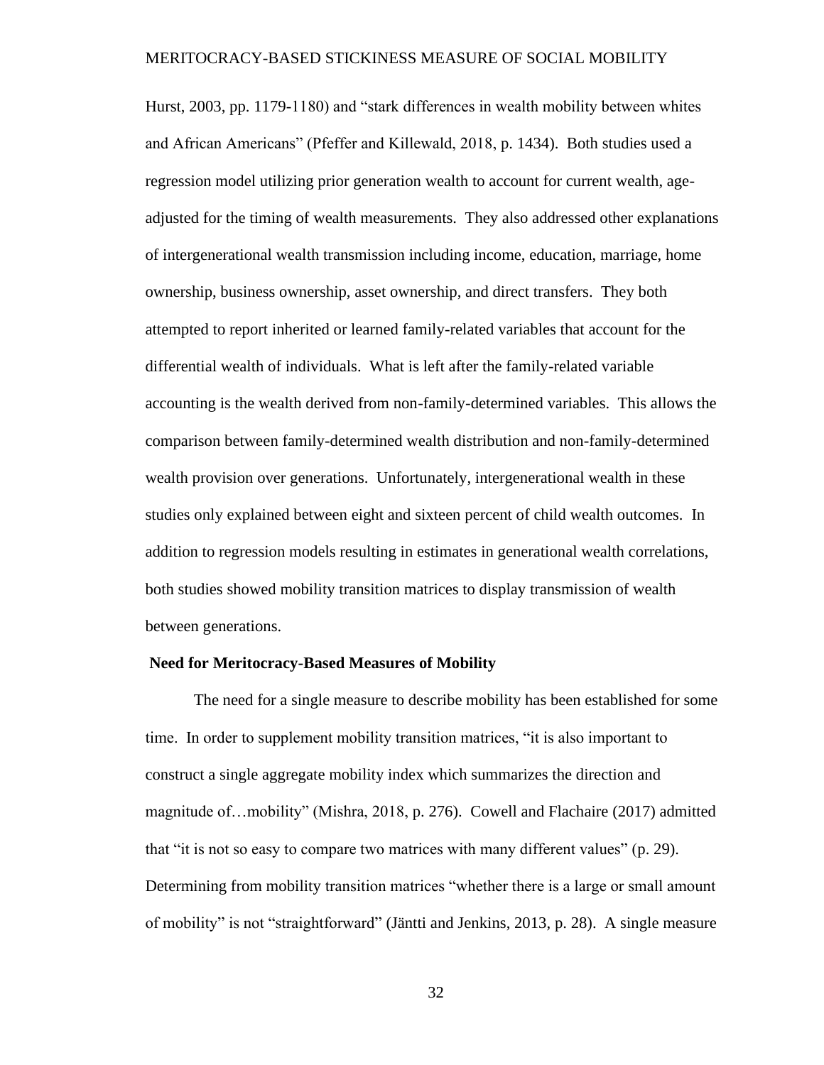Hurst, 2003, pp. 1179-1180) and "stark differences in wealth mobility between whites and African Americans" (Pfeffer and Killewald, 2018, p. 1434). Both studies used a regression model utilizing prior generation wealth to account for current wealth, age-adjusted for the timing of wealth measurements. They also addressed other explanations of intergenerational wealth transmission including income, education, marriage, home ownership, business ownership, asset ownership, and direct transfers. They both attempted to report inherited or learned family-related variables that account for the differential wealth of individuals. What is left after the family-related variable accounting is the wealth derived from non-family-determined variables. This allows the comparison between family-determined wealth distribution and non-family-determined wealth provision over generations. Unfortunately, intergenerational wealth in these studies only explained between eight and sixteen percent of child wealth outcomes. In addition to regression models resulting in estimates in generational wealth correlations, both studies showed mobility transition matrices to display transmission of wealth between generations.

**Need for Meritocracy-Based Measures of Mobility**

The need for a single measure to describe mobility has been established for some time. In order to supplement mobility transition matrices, "it is also important to construct a single aggregate mobility index which summarizes the direction and magnitude of…mobility" (Mishra, 2018, p. 276). Cowell and Flachaire (2017) admitted that "it is not so easy to compare two matrices with many different values" (p. 29). Determining from mobility transition matrices "whether there is a large or small amount of mobility" is not "straightforward" (Jäntti and Jenkins, 2013, p. 28). A single measure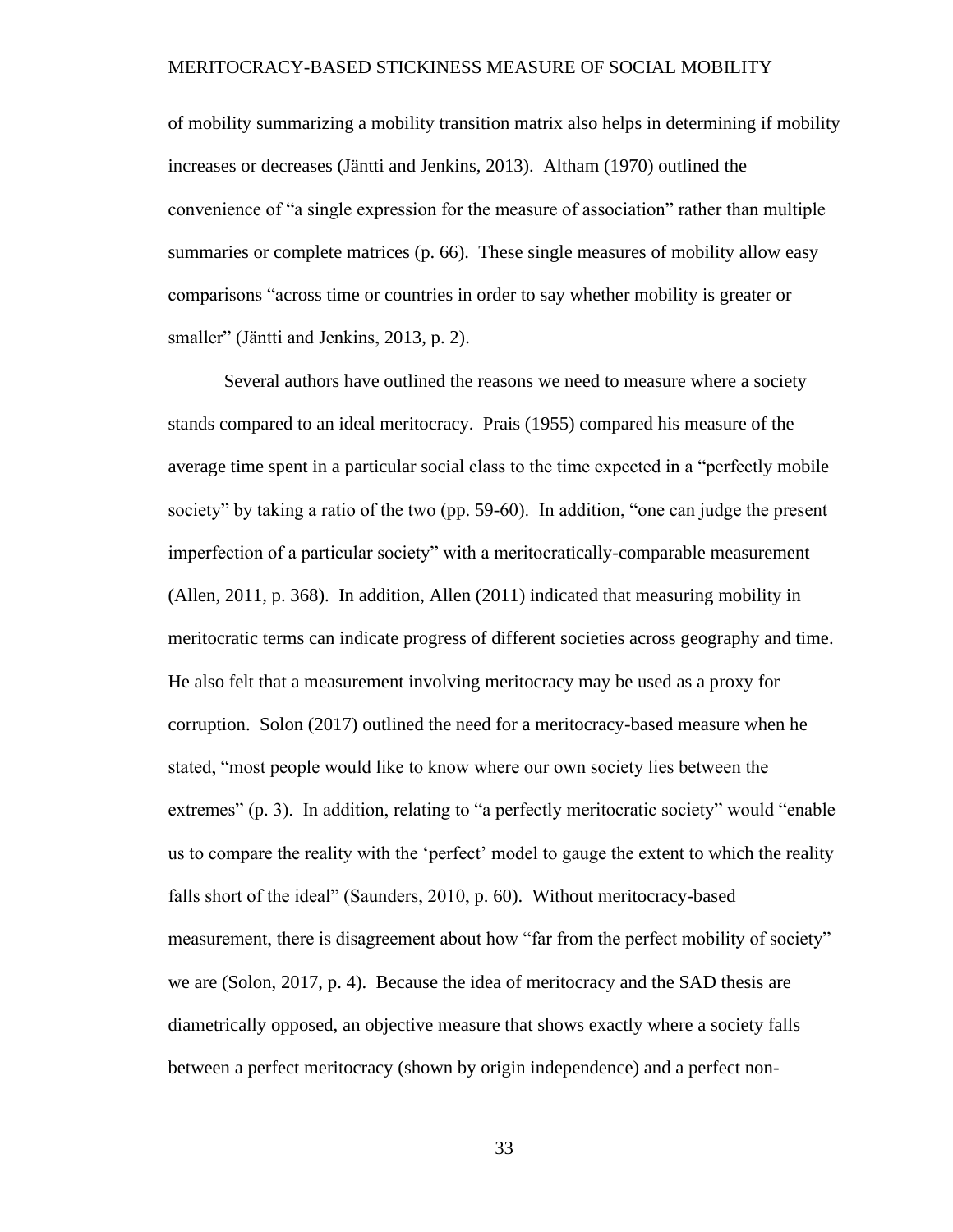of mobility summarizing a mobility transition matrix also helps in determining if mobility increases or decreases (Jäntti and Jenkins, 2013). Altham (1970) outlined the convenience of "a single expression for the measure of association" rather than multiple summaries or complete matrices (p. 66). These single measures of mobility allow easy comparisons "across time or countries in order to say whether mobility is greater or smaller" (Jäntti and Jenkins, 2013, p. 2).

Several authors have outlined the reasons we need to measure where a society stands compared to an ideal meritocracy. Prais (1955) compared his measure of the average time spent in a particular social class to the time expected in a "perfectly mobile society" by taking a ratio of the two (pp. 59-60). In addition, "one can judge the present imperfection of a particular society" with a meritocratically-comparable measurement (Allen, 2011, p. 368). In addition, Allen (2011) indicated that measuring mobility in meritocratic terms can indicate progress of different societies across geography and time. He also felt that a measurement involving meritocracy may be used as a proxy for corruption. Solon (2017) outlined the need for a meritocracy-based measure when he stated, "most people would like to know where our own society lies between the extremes" (p. 3). In addition, relating to "a perfectly meritocratic society" would "enable us to compare the reality with the 'perfect' model to gauge the extent to which the reality falls short of the ideal" (Saunders, 2010, p. 60). Without meritocracy-based measurement, there is disagreement about how "far from the perfect mobility of society" we are (Solon, 2017, p. 4). Because the idea of meritocracy and the SAD thesis are diametrically opposed, an objective measure that shows exactly where a society falls between a perfect meritocracy (shown by origin independence) and a perfect non-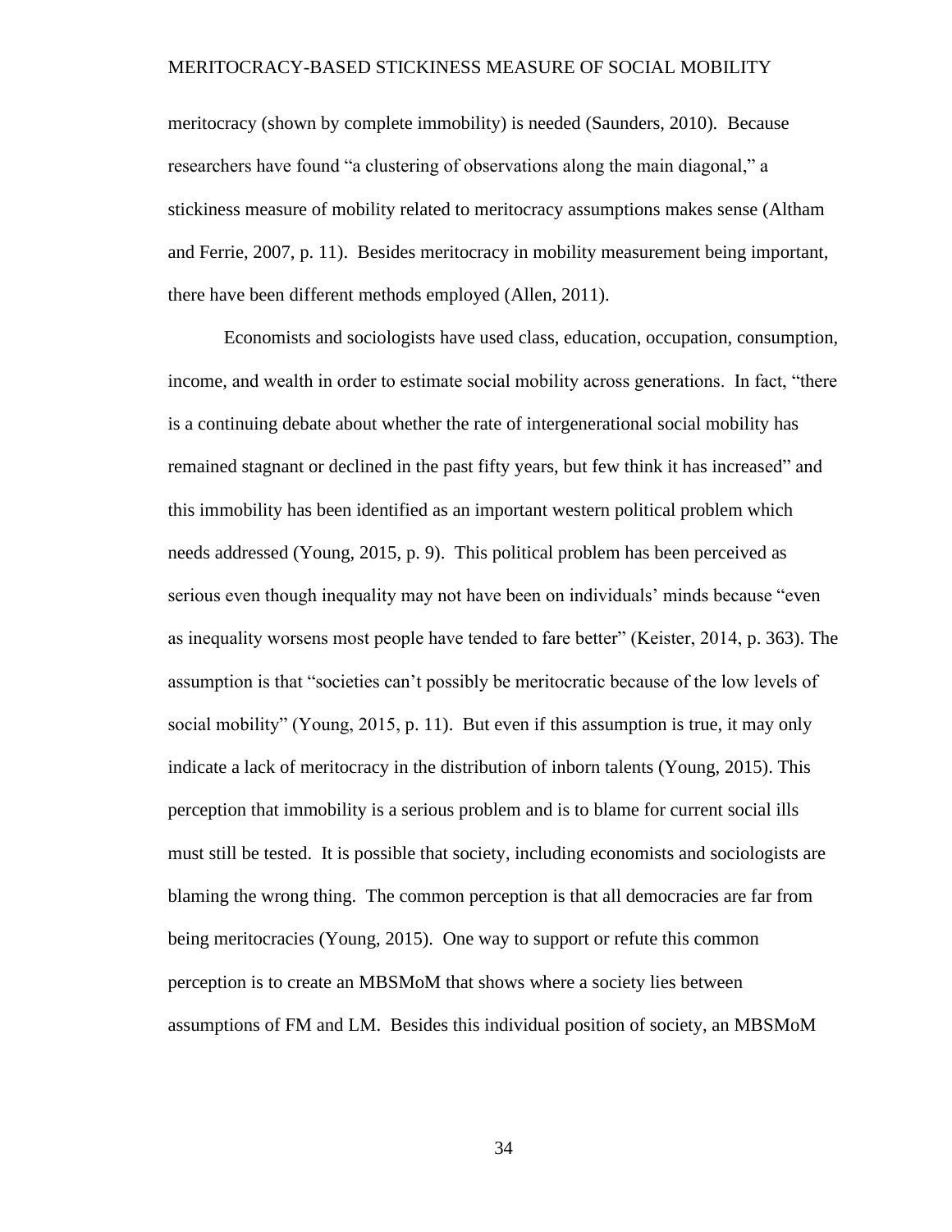meritocracy (shown by complete immobility) is needed (Saunders, 2010). Because researchers have found "a clustering of observations along the main diagonal," a stickiness measure of mobility related to meritocracy assumptions makes sense (Altham and Ferrie, 2007, p. 11). Besides meritocracy in mobility measurement being important, there have been different methods employed (Allen, 2011).

Economists and sociologists have used class, education, occupation, consumption, income, and wealth in order to estimate social mobility across generations. In fact, "there is a continuing debate about whether the rate of intergenerational social mobility has remained stagnant or declined in the past fifty years, but few think it has increased" and this immobility has been identified as an important western political problem which needs addressed (Young, 2015, p. 9). This political problem has been perceived as serious even though inequality may not have been on individuals' minds because "even as inequality worsens most people have tended to fare better" (Keister, 2014, p. 363). The assumption is that "societies can't possibly be meritocratic because of the low levels of social mobility" (Young, 2015, p. 11). But even if this assumption is true, it may only indicate a lack of meritocracy in the distribution of inborn talents (Young, 2015). This perception that immobility is a serious problem and is to blame for current social ills must still be tested. It is possible that society, including economists and sociologists are blaming the wrong thing. The common perception is that all democracies are far from being meritocracies (Young, 2015). One way to support or refute this common perception is to create an MBSMoM that shows where a society lies between assumptions of FM and LM. Besides this individual position of society, an MBSMoM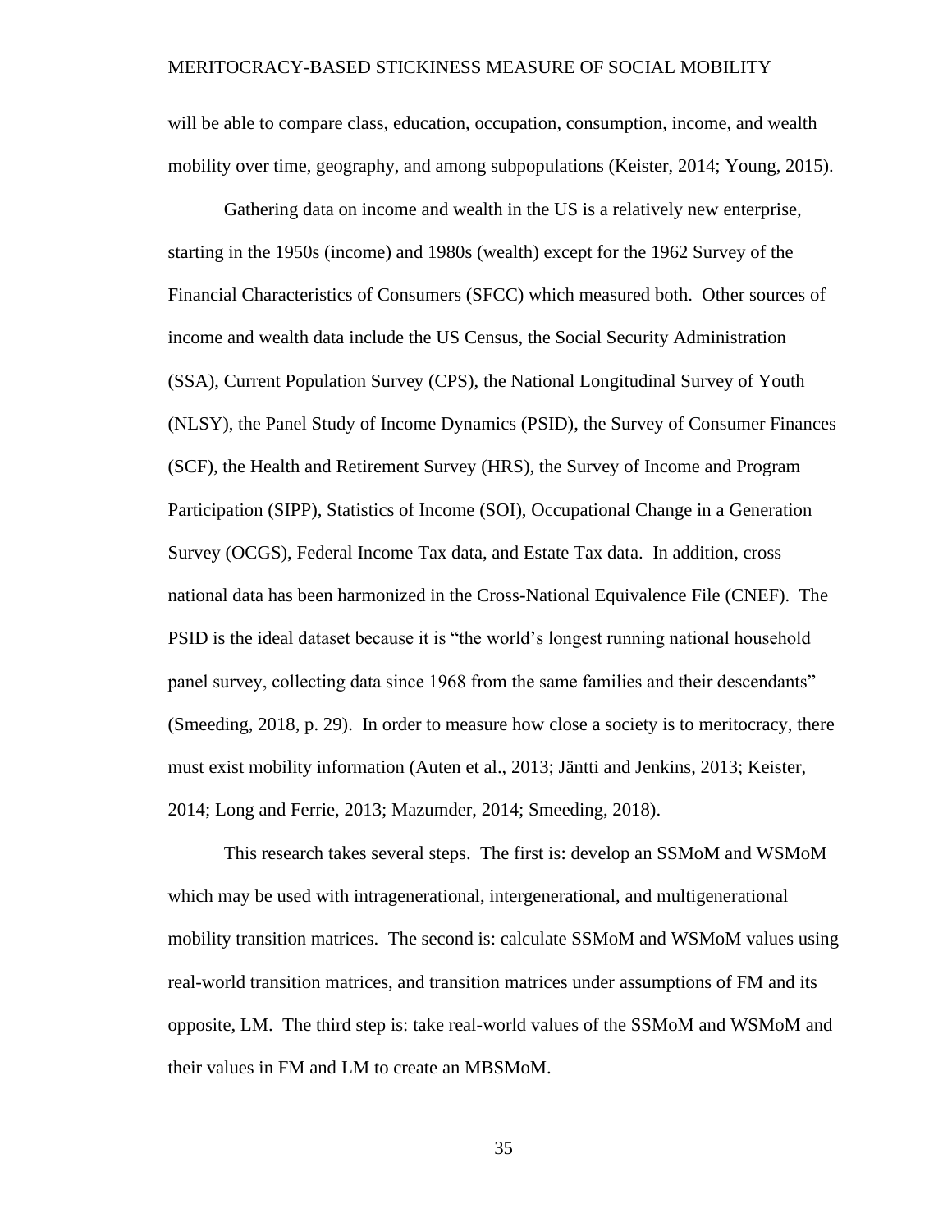will be able to compare class, education, occupation, consumption, income, and wealth mobility over time, geography, and among subpopulations (Keister, 2014; Young, 2015).

Gathering data on income and wealth in the US is a relatively new enterprise, starting in the 1950s (income) and 1980s (wealth) except for the 1962 Survey of the Financial Characteristics of Consumers (SFCC) which measured both. Other sources of income and wealth data include the US Census, the Social Security Administration (SSA), Current Population Survey (CPS), the National Longitudinal Survey of Youth (NLSY), the Panel Study of Income Dynamics (PSID), the Survey of Consumer Finances (SCF), the Health and Retirement Survey (HRS), the Survey of Income and Program Participation (SIPP), Statistics of Income (SOI), Occupational Change in a Generation Survey (OCGS), Federal Income Tax data, and Estate Tax data. In addition, cross national data has been harmonized in the Cross-National Equivalence File (CNEF). The PSID is the ideal dataset because it is "the world's longest running national household panel survey, collecting data since 1968 from the same families and their descendants" (Smeeding, 2018, p. 29). In order to measure how close a society is to meritocracy, there must exist mobility information (Auten et al., 2013; Jäntti and Jenkins, 2013; Keister, 2014; Long and Ferrie, 2013; Mazumder, 2014; Smeeding, 2018).

This research takes several steps. The first is: develop an SSMoM and WSMoM which may be used with intragenerational, intergenerational, and multigenerational mobility transition matrices. The second is: calculate SSMoM and WSMoM values using real-world transition matrices, and transition matrices under assumptions of FM and its opposite, LM. The third step is: take real-world values of the SSMoM and WSMoM and their values in FM and LM to create an MBSMoM.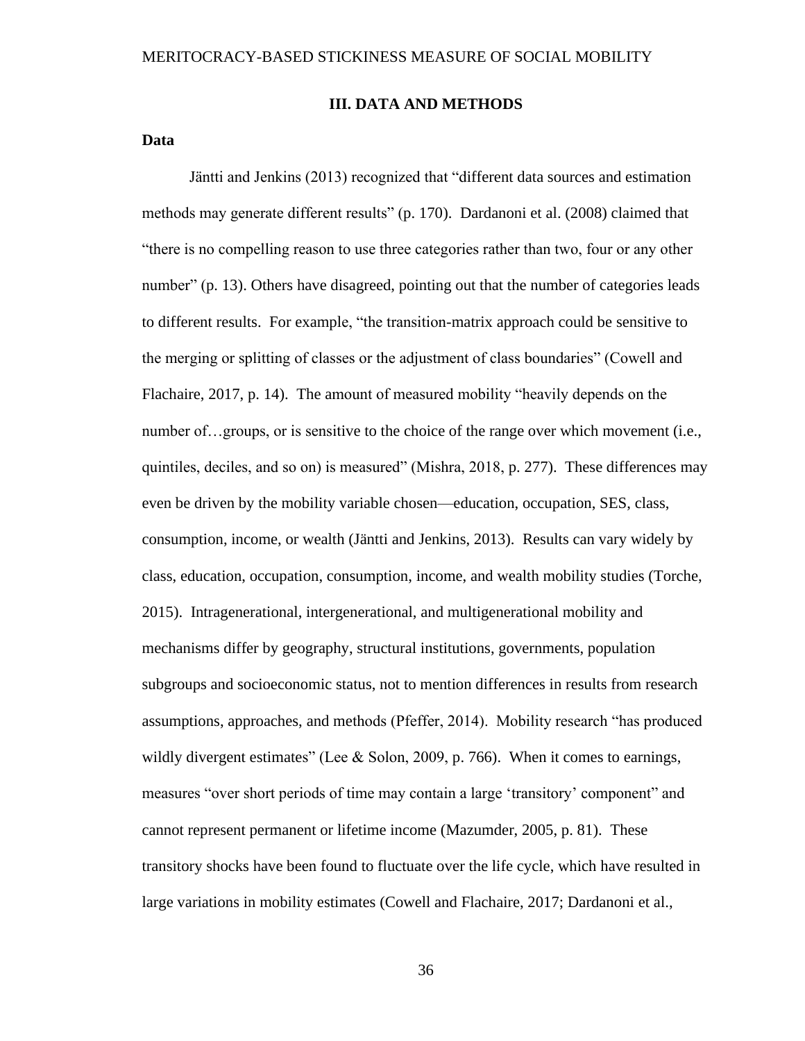## III. DATA AND METHODS

### Data

Jäntti and Jenkins (2013) recognized that "different data sources and estimation methods may generate different results" (p. 170). Dardanoni et al. (2008) claimed that "there is no compelling reason to use three categories rather than two, four or any other number" (p. 13). Others have disagreed, pointing out that the number of categories leads to different results. For example, "the transition-matrix approach could be sensitive to the merging or splitting of classes or the adjustment of class boundaries" (Cowell and Flachaire, 2017, p. 14). The amount of measured mobility "heavily depends on the number of…groups, or is sensitive to the choice of the range over which movement (i.e., quintiles, deciles, and so on) is measured" (Mishra, 2018, p. 277). These differences may even be driven by the mobility variable chosen—education, occupation, SES, class, consumption, income, or wealth (Jäntti and Jenkins, 2013). Results can vary widely by class, education, occupation, consumption, income, and wealth mobility studies (Torche, 2015). Intragenerational, intergenerational, and multigenerational mobility and mechanisms differ by geography, structural institutions, governments, population subgroups and socioeconomic status, not to mention differences in results from research assumptions, approaches, and methods (Pfeffer, 2014). Mobility research "has produced wildly divergent estimates" (Lee & Solon, 2009, p. 766). When it comes to earnings, measures "over short periods of time may contain a large 'transitory' component" and cannot represent permanent or lifetime income (Mazumder, 2005, p. 81). These transitory shocks have been found to fluctuate over the life cycle, which have resulted in large variations in mobility estimates (Cowell and Flachaire, 2017; Dardanoni et al.,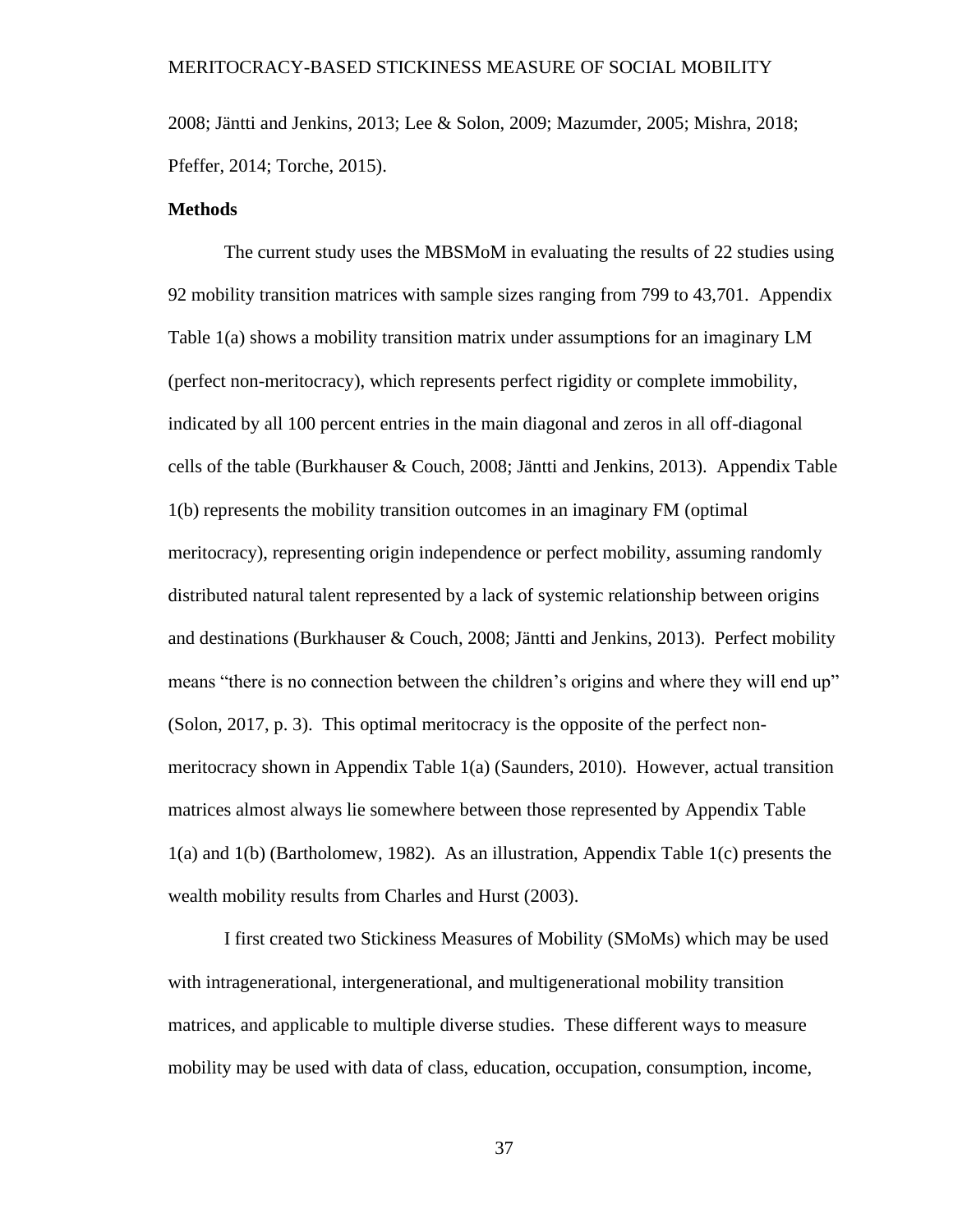2008; Jäntti and Jenkins, 2013; Lee & Solon, 2009; Mazumder, 2005; Mishra, 2018; Pfeffer, 2014; Torche, 2015).

**Methods**

The current study uses the MBSMoM in evaluating the results of 22 studies using 92 mobility transition matrices with sample sizes ranging from 799 to 43,701. Appendix Table 1(a) shows a mobility transition matrix under assumptions for an imaginary LM (perfect non-meritocracy), which represents perfect rigidity or complete immobility, indicated by all 100 percent entries in the main diagonal and zeros in all off-diagonal cells of the table (Burkhauser & Couch, 2008; Jäntti and Jenkins, 2013). Appendix Table 1(b) represents the mobility transition outcomes in an imaginary FM (optimal meritocracy), representing origin independence or perfect mobility, assuming randomly distributed natural talent represented by a lack of systemic relationship between origins and destinations (Burkhauser & Couch, 2008; Jäntti and Jenkins, 2013). Perfect mobility means "there is no connection between the children's origins and where they will end up" (Solon, 2017, p. 3). This optimal meritocracy is the opposite of the perfect non-meritocracy shown in Appendix Table 1(a) (Saunders, 2010). However, actual transition matrices almost always lie somewhere between those represented by Appendix Table 1(a) and 1(b) (Bartholomew, 1982). As an illustration, Appendix Table 1(c) presents the wealth mobility results from Charles and Hurst (2003).

I first created two Stickiness Measures of Mobility (SMoMs) which may be used with intragenerational, intergenerational, and multigenerational mobility transition matrices, and applicable to multiple diverse studies. These different ways to measure mobility may be used with data of class, education, occupation, consumption, income,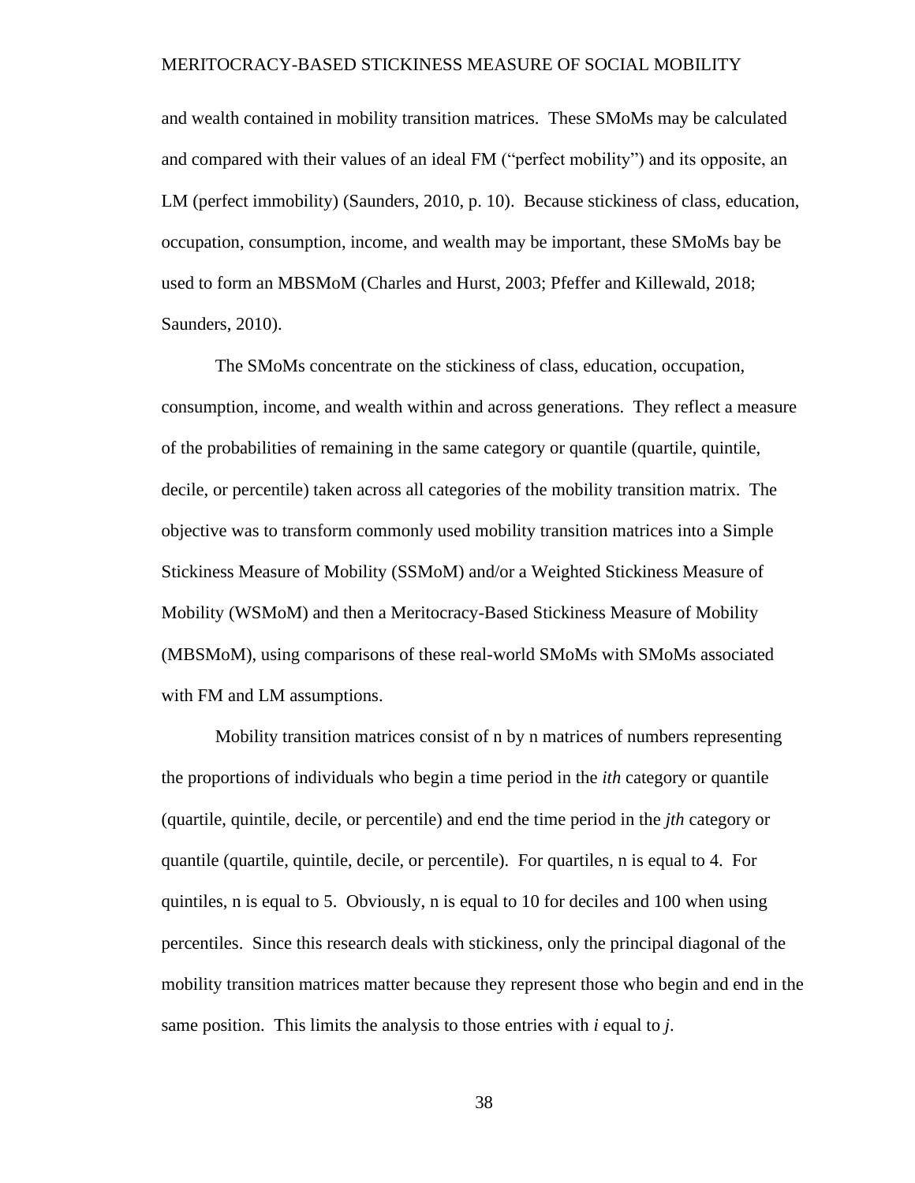and wealth contained in mobility transition matrices. These SMoMs may be calculated and compared with their values of an ideal FM ("perfect mobility") and its opposite, an LM (perfect immobility) (Saunders, 2010, p. 10). Because stickiness of class, education, occupation, consumption, income, and wealth may be important, these SMoMs bay be used to form an MBSMoM (Charles and Hurst, 2003; Pfeffer and Killewald, 2018; Saunders, 2010).

The SMoMs concentrate on the stickiness of class, education, occupation, consumption, income, and wealth within and across generations. They reflect a measure of the probabilities of remaining in the same category or quantile (quartile, quintile, decile, or percentile) taken across all categories of the mobility transition matrix. The objective was to transform commonly used mobility transition matrices into a Simple Stickiness Measure of Mobility (SSMoM) and/or a Weighted Stickiness Measure of Mobility (WSMoM) and then a Meritocracy-Based Stickiness Measure of Mobility (MBSMoM), using comparisons of these real-world SMoMs with SMoMs associated with FM and LM assumptions.

Mobility transition matrices consist of n by n matrices of numbers representing the proportions of individuals who begin a time period in the *ith* category or quantile (quartile, quintile, decile, or percentile) and end the time period in the *jth* category or quantile (quartile, quintile, decile, or percentile). For quartiles, n is equal to 4. For quintiles, n is equal to 5. Obviously, n is equal to 10 for deciles and 100 when using percentiles. Since this research deals with stickiness, only the principal diagonal of the mobility transition matrices matter because they represent those who begin and end in the same position. This limits the analysis to those entries with $i$ equal to $j$.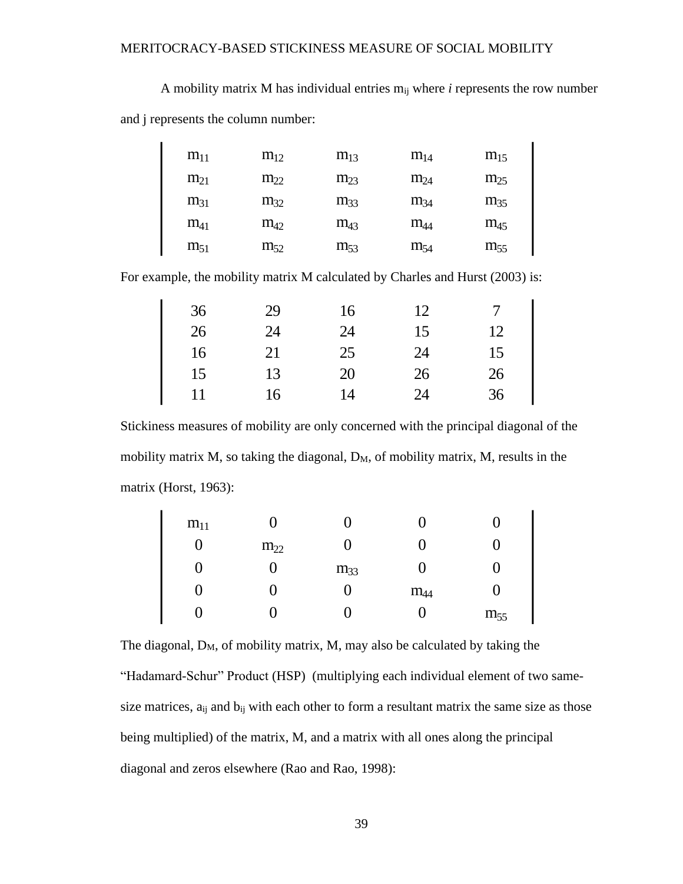A mobility matrix M has individual entries $m_{ij}$ where *i* represents the row number and j represents the column number:

$$\begin{vmatrix} m_{11} & m_{12} & m_{13} & m_{14} & m_{15} \\ m_{21} & m_{22} & m_{23} & m_{24} & m_{25} \\ m_{31} & m_{32} & m_{33} & m_{34} & m_{35} \\ m_{41} & m_{42} & m_{43} & m_{44} & m_{45} \\ m_{51} & m_{52} & m_{53} & m_{54} & m_{55} \end{vmatrix}$$

For example, the mobility matrix M calculated by Charles and Hurst (2003) is:

$$\begin{vmatrix} 36 & 29 & 16 & 12 & 7 \\ 26 & 24 & 24 & 15 & 12 \\ 16 & 21 & 25 & 24 & 15 \\ 15 & 13 & 20 & 26 & 26 \\ 11 & 16 & 14 & 24 & 36 \end{vmatrix}$$

Stickiness measures of mobility are only concerned with the principal diagonal of the mobility matrix M, so taking the diagonal, $D_M$, of mobility matrix, M, results in the matrix (Horst, 1963):

$$\begin{vmatrix} m_{11} & 0 & 0 & 0 & 0 \\ 0 & m_{22} & 0 & 0 & 0 \\ 0 & 0 & m_{33} & 0 & 0 \\ 0 & 0 & 0 & m_{44} & 0 \\ 0 & 0 & 0 & 0 & m_{55} \end{vmatrix}$$

The diagonal, $D_M$, of mobility matrix, M, may also be calculated by taking the "Hadamard-Schur" Product (HSP) (multiplying each individual element of two same-size matrices, $a_{ij}$ and $b_{ij}$ with each other to form a resultant matrix the same size as those being multiplied) of the matrix, M, and a matrix with all ones along the principal diagonal and zeros elsewhere (Rao and Rao, 1998):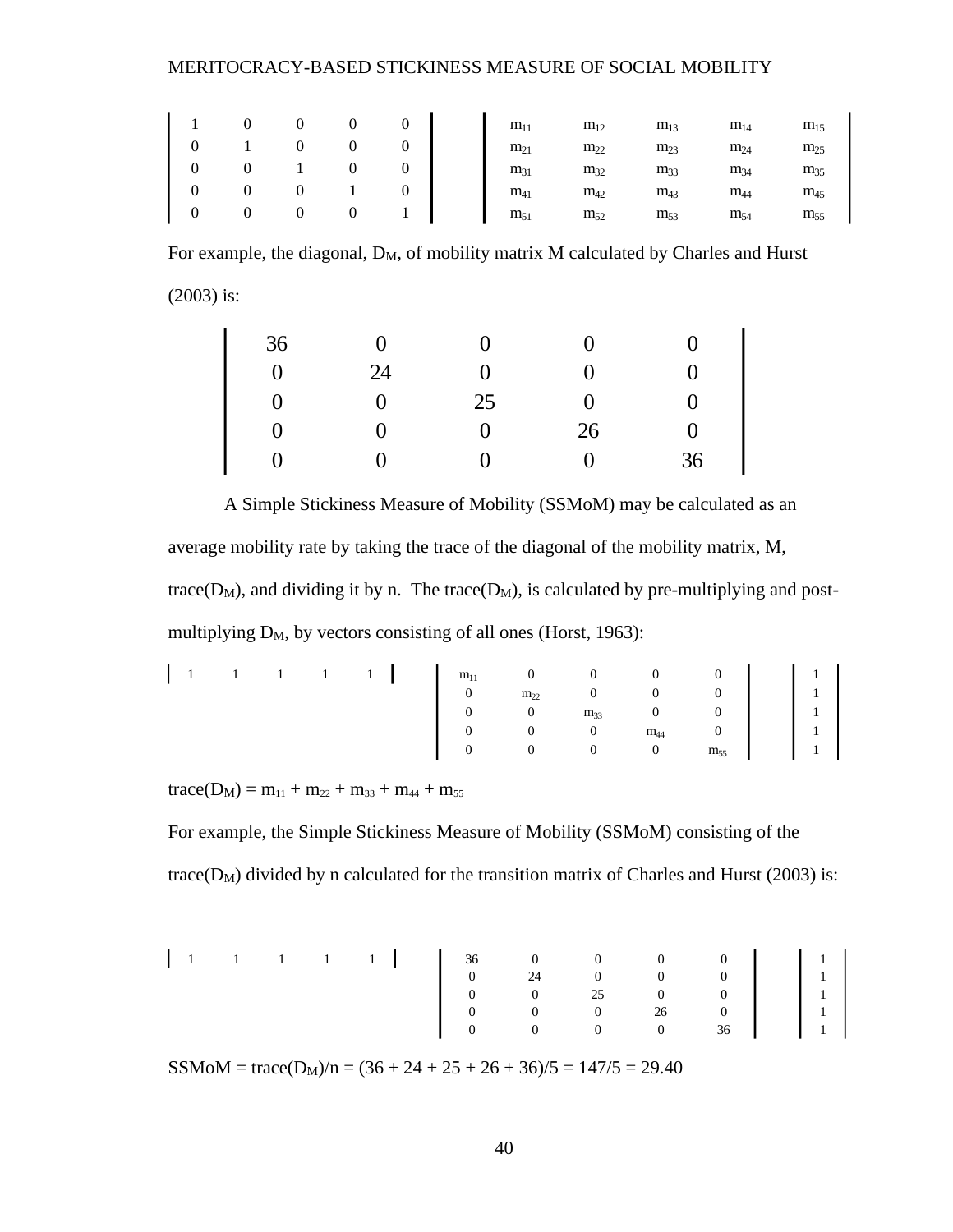$$
\begin{vmatrix}
1 & 0 & 0 & 0 & 0 \\
0 & 1 & 0 & 0 & 0 \\
0 & 0 & 1 & 0 & 0 \\
0 & 0 & 0 & 1 & 0 \\
0 & 0 & 0 & 0 & 1
\end{vmatrix}
\quad
\begin{vmatrix}
m_{11} & m_{12} & m_{13} & m_{14} & m_{15} \\
m_{21} & m_{22} & m_{23} & m_{24} & m_{25} \\
m_{31} & m_{32} & m_{33} & m_{34} & m_{35} \\
m_{41} & m_{42} & m_{43} & m_{44} & m_{45} \\
m_{51} & m_{52} & m_{53} & m_{54} & m_{55}
\end{vmatrix}
$$

For example, the diagonal, $D_M$, of mobility matrix M calculated by Charles and Hurst (2003) is:

$$
\begin{vmatrix}
36 & 0 & 0 & 0 & 0 \\
0 & 24 & 0 & 0 & 0 \\
0 & 0 & 25 & 0 & 0 \\
0 & 0 & 0 & 26 & 0 \\
0 & 0 & 0 & 0 & 36
\end{vmatrix}
$$

A Simple Stickiness Measure of Mobility (SSMoM) may be calculated as an average mobility rate by taking the trace of the diagonal of the mobility matrix, M, trace($D_M$), and dividing it by n. The trace($D_M$), is calculated by pre-multiplying and post-multiplying $D_M$, by vectors consisting of all ones (Horst, 1963):

$$
\begin{vmatrix}
1 & 1 & 1 & 1 & 1
\end{vmatrix}
\quad
\begin{vmatrix}
m_{11} & 0 & 0 & 0 & 0 \\
0 & m_{22} & 0 & 0 & 0 \\
0 & 0 & m_{33} & 0 & 0 \\
0 & 0 & 0 & m_{44} & 0 \\
0 & 0 & 0 & 0 & m_{55}
\end{vmatrix}
\quad
\begin{vmatrix}
1 \\ 1 \\ 1 \\ 1 \\ 1
\end{vmatrix}
$$

$\text{trace}(D_M) = m_{11} + m_{22} + m_{33} + m_{44} + m_{55}$

For example, the Simple Stickiness Measure of Mobility (SSMoM) consisting of the trace($D_M$) divided by n calculated for the transition matrix of Charles and Hurst (2003) is:

$$
\begin{vmatrix}
1 & 1 & 1 & 1 & 1
\end{vmatrix}
\quad
\begin{vmatrix}
36 & 0 & 0 & 0 & 0 \\
0 & 24 & 0 & 0 & 0 \\
0 & 0 & 25 & 0 & 0 \\
0 & 0 & 0 & 26 & 0 \\
0 & 0 & 0 & 0 & 36
\end{vmatrix}
\quad
\begin{vmatrix}
1 \\ 1 \\ 1 \\ 1 \\ 1
\end{vmatrix}
$$

$\text{SSMoM} = \text{trace}(D_M)/n = (36 + 24 + 25 + 26 + 36)/5 = 147/5 = 29.40$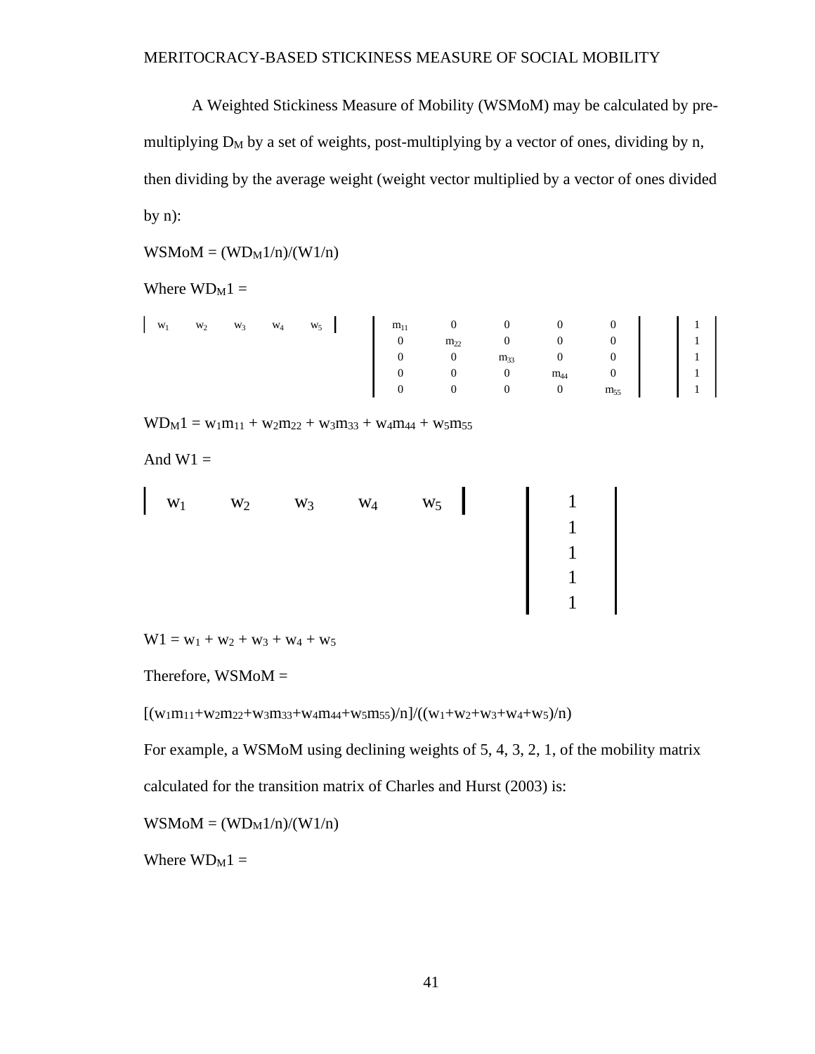A Weighted Stickiness Measure of Mobility (WSMoM) may be calculated by pre-multiplying $D_M$ by a set of weights, post-multiplying by a vector of ones, dividing by n, then dividing by the average weight (weight vector multiplied by a vector of ones divided by n):

$WSMoM = (WD_M1/n)/(W1/n)$

Where $WD_M1 =$

$$
\begin{vmatrix} w_1 & w_2 & w_3 & w_4 & w_5 \end{vmatrix}
\begin{vmatrix}
m_{11} & 0 & 0 & 0 & 0 \\
0 & m_{22} & 0 & 0 & 0 \\
0 & 0 & m_{33} & 0 & 0 \\
0 & 0 & 0 & m_{44} & 0 \\
0 & 0 & 0 & 0 & m_{55}
\end{vmatrix}
\begin{vmatrix} 1 \\ 1 \\ 1 \\ 1 \\ 1 \end{vmatrix}
$$

$WD_M1 = w_1m_{11} + w_2m_{22} + w_3m_{33} + w_4m_{44} + w_5m_{55}$

And $W1 =$

$$
\begin{vmatrix} w_1 & w_2 & w_3 & w_4 & w_5 \end{vmatrix}
\begin{vmatrix} 1 \\ 1 \\ 1 \\ 1 \\ 1 \end{vmatrix}
$$

$W1 = w_1 + w_2 + w_3 + w_4 + w_5$

Therefore, WSMoM =

$[(w_1m_{11}+w_2m_{22}+w_3m_{33}+w_4m_{44}+w_5m_{55})/n]/((w_1+w_2+w_3+w_4+w_5)/n)$

For example, a WSMoM using declining weights of 5, 4, 3, 2, 1, of the mobility matrix calculated for the transition matrix of Charles and Hurst (2003) is:

$WSMoM = (WD_M1/n)/(W1/n)$

Where $WD_M1 =$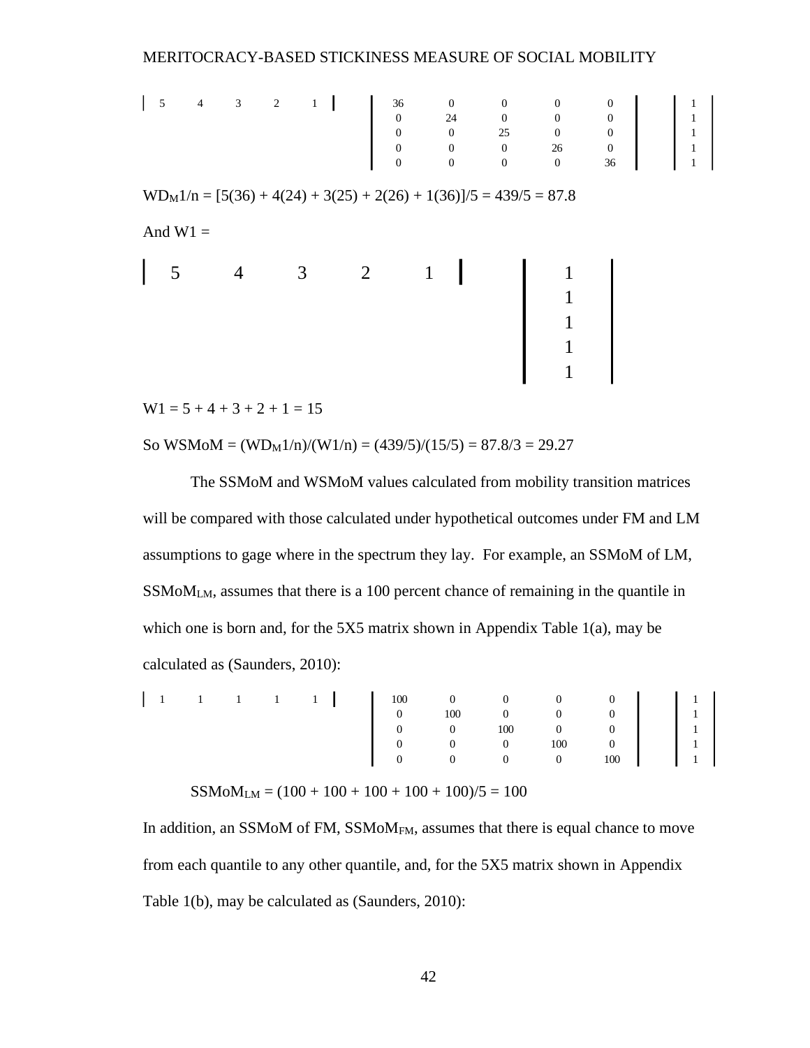$$\begin{vmatrix} 5 & 4 & 3 & 2 & 1 \end{vmatrix} \quad \begin{vmatrix} 36 & 0 & 0 & 0 & 0 \\ 0 & 24 & 0 & 0 & 0 \\ 0 & 0 & 25 & 0 & 0 \\ 0 & 0 & 0 & 26 & 0 \\ 0 & 0 & 0 & 0 & 36 \end{vmatrix} \quad \begin{vmatrix} 1 \\ 1 \\ 1 \\ 1 \\ 1 \end{vmatrix}$$

$WD_M1/n = [5(36) + 4(24) + 3(25) + 2(26) + 1(36)]/5 = 439/5 = 87.8$

And W1 =

$$\begin{vmatrix} 5 & 4 & 3 & 2 & 1 \end{vmatrix} \quad \begin{vmatrix} 1 \\ 1 \\ 1 \\ 1 \\ 1 \end{vmatrix}$$

$W1 = 5 + 4 + 3 + 2 + 1 = 15$

So $WSMoM = (WD_M1/n)/(W1/n) = (439/5)/(15/5) = 87.8/3 = 29.27$

The SSMoM and WSMoM values calculated from mobility transition matrices will be compared with those calculated under hypothetical outcomes under FM and LM assumptions to gage where in the spectrum they lay. For example, an SSMoM of LM, $SSMoM_{LM}$, assumes that there is a 100 percent chance of remaining in the quantile in which one is born and, for the 5X5 matrix shown in Appendix Table 1(a), may be calculated as (Saunders, 2010):

$$\begin{vmatrix} 1 & 1 & 1 & 1 & 1 \end{vmatrix} \quad \begin{vmatrix} 100 & 0 & 0 & 0 & 0 \\ 0 & 100 & 0 & 0 & 0 \\ 0 & 0 & 100 & 0 & 0 \\ 0 & 0 & 0 & 100 & 0 \\ 0 & 0 & 0 & 0 & 100 \end{vmatrix} \quad \begin{vmatrix} 1 \\ 1 \\ 1 \\ 1 \\ 1 \end{vmatrix}$$

$SSMoM_{LM} = (100 + 100 + 100 + 100 + 100)/5 = 100$

In addition, an SSMoM of FM, $SSMoM_{FM}$, assumes that there is equal chance to move from each quantile to any other quantile, and, for the 5X5 matrix shown in Appendix Table 1(b), may be calculated as (Saunders, 2010):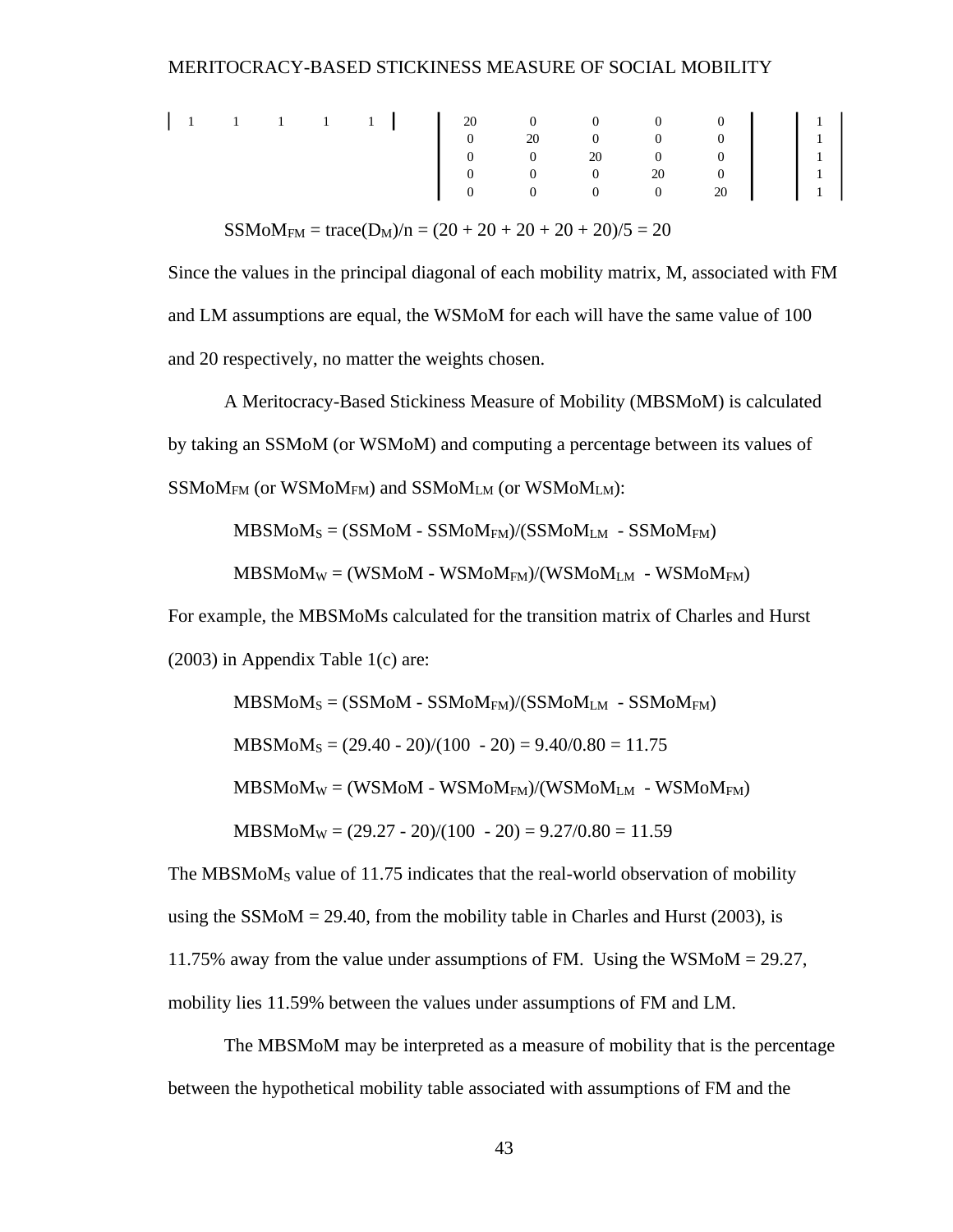$$\begin{vmatrix} 1 & 1 & 1 & 1 & 1 \end{vmatrix} \quad \begin{vmatrix} 20 & 0 & 0 & 0 & 0 \\ 0 & 20 & 0 & 0 & 0 \\ 0 & 0 & 20 & 0 & 0 \\ 0 & 0 & 0 & 20 & 0 \\ 0 & 0 & 0 & 0 & 20 \end{vmatrix} \quad \begin{vmatrix} 1 \\ 1 \\ 1 \\ 1 \\ 1 \end{vmatrix}$$

$SSMoM_{FM} = trace(D_M)/n = (20 + 20 + 20 + 20 + 20)/5 = 20$

Since the values in the principal diagonal of each mobility matrix, M, associated with FM and LM assumptions are equal, the WSMoM for each will have the same value of 100 and 20 respectively, no matter the weights chosen.

A Meritocracy-Based Stickiness Measure of Mobility (MBSMoM) is calculated by taking an SSMoM (or WSMoM) and computing a percentage between its values of $SSMoM_{FM}$ (or $WSMoM_{FM}$) and $SSMoM_{LM}$ (or $WSMoM_{LM}$):

$MBSMoM_S = (SSMoM - SSMoM_{FM})/(SSMoM_{LM} - SSMoM_{FM})$

$MBSMoM_W = (WSMoM - WSMoM_{FM})/(WSMoM_{LM} - WSMoM_{FM})$

For example, the MBSMoMs calculated for the transition matrix of Charles and Hurst (2003) in Appendix Table 1(c) are:

$MBSMoM_S = (SSMoM - SSMoM_{FM})/(SSMoM_{LM} - SSMoM_{FM})$

$MBSMoM_S = (29.40 - 20)/(100 - 20) = 9.40/0.80 = 11.75$

$MBSMoM_W = (WSMoM - WSMoM_{FM})/(WSMoM_{LM} - WSMoM_{FM})$

$MBSMoM_W = (29.27 - 20)/(100 - 20) = 9.27/0.80 = 11.59$

The $MBSMoM_S$ value of 11.75 indicates that the real-world observation of mobility using the SSMoM = 29.40, from the mobility table in Charles and Hurst (2003), is 11.75% away from the value under assumptions of FM. Using the WSMoM = 29.27, mobility lies 11.59% between the values under assumptions of FM and LM.

The MBSMoM may be interpreted as a measure of mobility that is the percentage between the hypothetical mobility table associated with assumptions of FM and the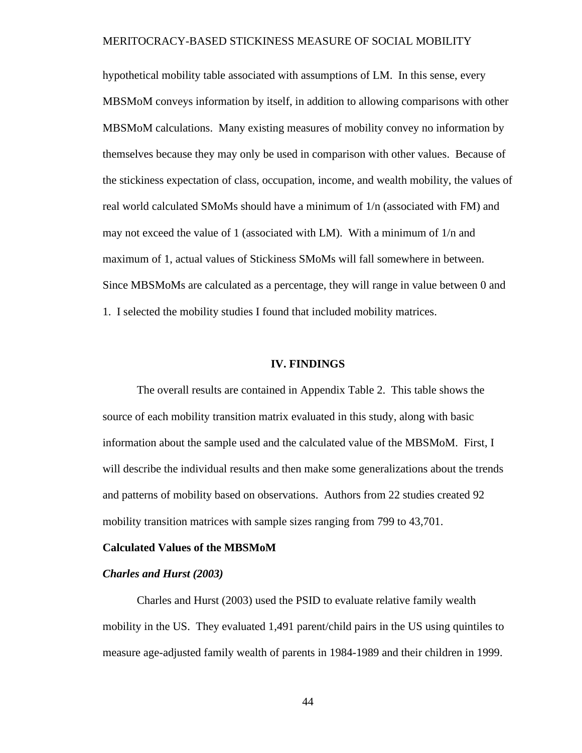hypothetical mobility table associated with assumptions of LM. In this sense, every MBSMoM conveys information by itself, in addition to allowing comparisons with other MBSMoM calculations. Many existing measures of mobility convey no information by themselves because they may only be used in comparison with other values. Because of the stickiness expectation of class, occupation, income, and wealth mobility, the values of real world calculated SMoMs should have a minimum of 1/n (associated with FM) and may not exceed the value of 1 (associated with LM). With a minimum of 1/n and maximum of 1, actual values of Stickiness SMoMs will fall somewhere in between. Since MBSMoMs are calculated as a percentage, they will range in value between 0 and 1. I selected the mobility studies I found that included mobility matrices.

## IV. FINDINGS

The overall results are contained in Appendix Table 2. This table shows the source of each mobility transition matrix evaluated in this study, along with basic information about the sample used and the calculated value of the MBSMoM. First, I will describe the individual results and then make some generalizations about the trends and patterns of mobility based on observations. Authors from 22 studies created 92 mobility transition matrices with sample sizes ranging from 799 to 43,701.

### Calculated Values of the MBSMoM

#### *Charles and Hurst (2003)*

Charles and Hurst (2003) used the PSID to evaluate relative family wealth mobility in the US. They evaluated 1,491 parent/child pairs in the US using quintiles to measure age-adjusted family wealth of parents in 1984-1989 and their children in 1999.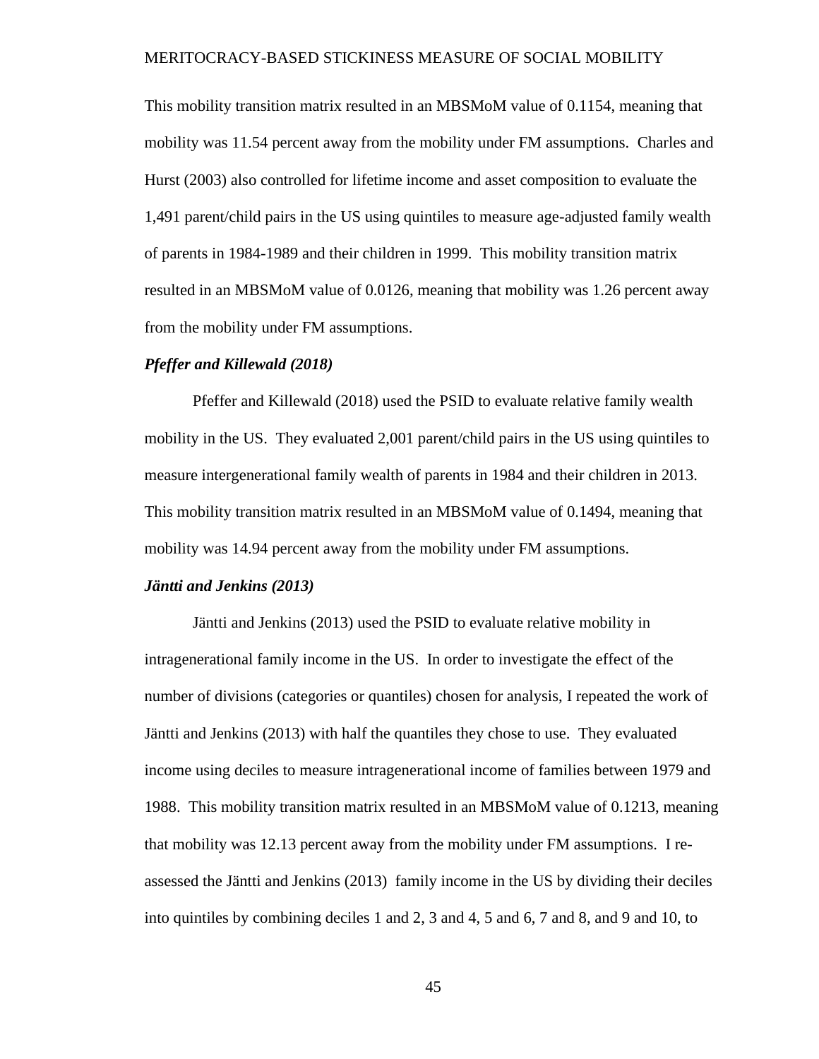This mobility transition matrix resulted in an MBSMoM value of 0.1154, meaning that mobility was 11.54 percent away from the mobility under FM assumptions. Charles and Hurst (2003) also controlled for lifetime income and asset composition to evaluate the 1,491 parent/child pairs in the US using quintiles to measure age-adjusted family wealth of parents in 1984-1989 and their children in 1999. This mobility transition matrix resulted in an MBSMoM value of 0.0126, meaning that mobility was 1.26 percent away from the mobility under FM assumptions.

### *Pfeffer and Killewald (2018)*

Pfeffer and Killewald (2018) used the PSID to evaluate relative family wealth mobility in the US. They evaluated 2,001 parent/child pairs in the US using quintiles to measure intergenerational family wealth of parents in 1984 and their children in 2013. This mobility transition matrix resulted in an MBSMoM value of 0.1494, meaning that mobility was 14.94 percent away from the mobility under FM assumptions.

### *Jäntti and Jenkins (2013)*

Jäntti and Jenkins (2013) used the PSID to evaluate relative mobility in intragenerational family income in the US. In order to investigate the effect of the number of divisions (categories or quantiles) chosen for analysis, I repeated the work of Jäntti and Jenkins (2013) with half the quantiles they chose to use. They evaluated income using deciles to measure intragenerational income of families between 1979 and 1988. This mobility transition matrix resulted in an MBSMoM value of 0.1213, meaning that mobility was 12.13 percent away from the mobility under FM assumptions. I re-assessed the Jäntti and Jenkins (2013) family income in the US by dividing their deciles into quintiles by combining deciles 1 and 2, 3 and 4, 5 and 6, 7 and 8, and 9 and 10, to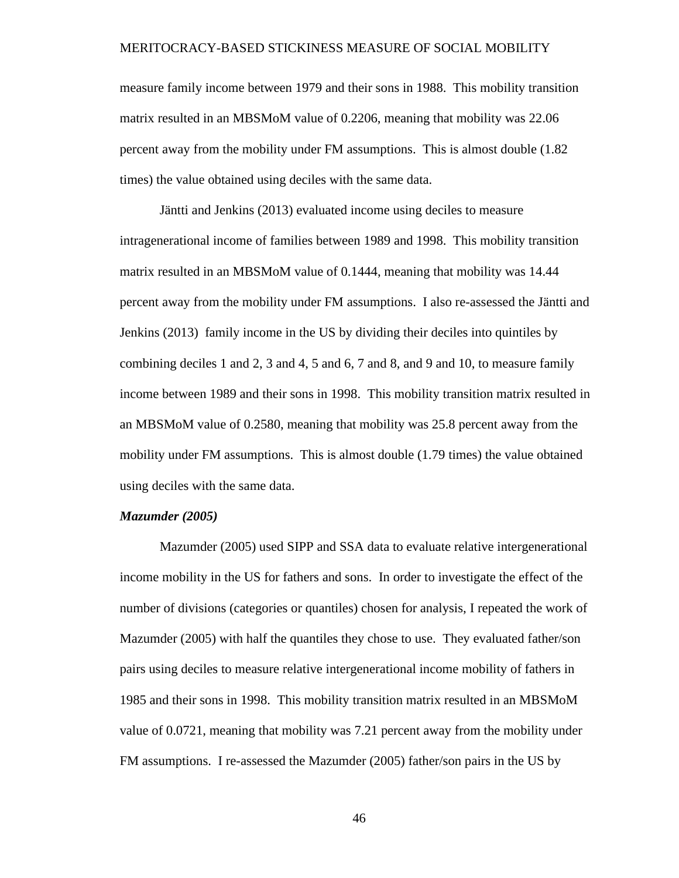measure family income between 1979 and their sons in 1988. This mobility transition matrix resulted in an MBSMoM value of 0.2206, meaning that mobility was 22.06 percent away from the mobility under FM assumptions. This is almost double (1.82 times) the value obtained using deciles with the same data.

Jäntti and Jenkins (2013) evaluated income using deciles to measure intragenerational income of families between 1989 and 1998. This mobility transition matrix resulted in an MBSMoM value of 0.1444, meaning that mobility was 14.44 percent away from the mobility under FM assumptions. I also re-assessed the Jäntti and Jenkins (2013) family income in the US by dividing their deciles into quintiles by combining deciles 1 and 2, 3 and 4, 5 and 6, 7 and 8, and 9 and 10, to measure family income between 1989 and their sons in 1998. This mobility transition matrix resulted in an MBSMoM value of 0.2580, meaning that mobility was 25.8 percent away from the mobility under FM assumptions. This is almost double (1.79 times) the value obtained using deciles with the same data.

***Mazumder (2005)***

Mazumder (2005) used SIPP and SSA data to evaluate relative intergenerational income mobility in the US for fathers and sons. In order to investigate the effect of the number of divisions (categories or quantiles) chosen for analysis, I repeated the work of Mazumder (2005) with half the quantiles they chose to use. They evaluated father/son pairs using deciles to measure relative intergenerational income mobility of fathers in 1985 and their sons in 1998. This mobility transition matrix resulted in an MBSMoM value of 0.0721, meaning that mobility was 7.21 percent away from the mobility under FM assumptions. I re-assessed the Mazumder (2005) father/son pairs in the US by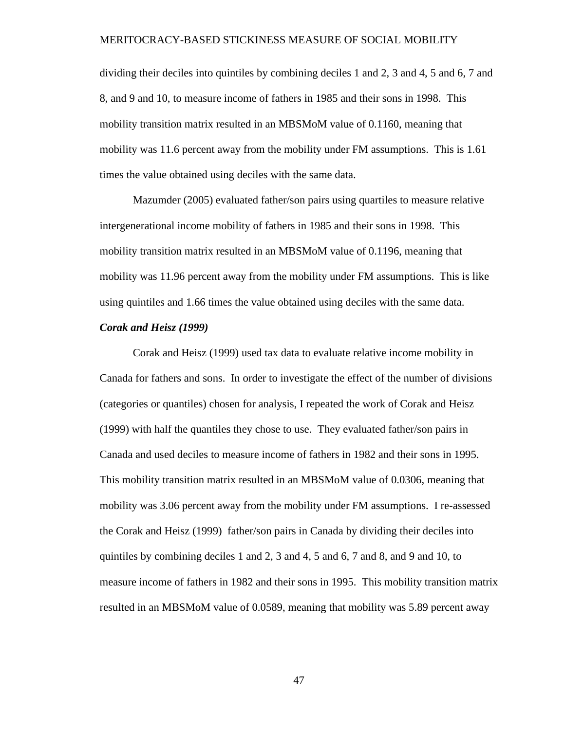dividing their deciles into quintiles by combining deciles 1 and 2, 3 and 4, 5 and 6, 7 and 8, and 9 and 10, to measure income of fathers in 1985 and their sons in 1998. This mobility transition matrix resulted in an MBSMoM value of 0.1160, meaning that mobility was 11.6 percent away from the mobility under FM assumptions. This is 1.61 times the value obtained using deciles with the same data.

Mazumder (2005) evaluated father/son pairs using quartiles to measure relative intergenerational income mobility of fathers in 1985 and their sons in 1998. This mobility transition matrix resulted in an MBSMoM value of 0.1196, meaning that mobility was 11.96 percent away from the mobility under FM assumptions. This is like using quintiles and 1.66 times the value obtained using deciles with the same data.

***Corak and Heisz (1999)***

Corak and Heisz (1999) used tax data to evaluate relative income mobility in Canada for fathers and sons. In order to investigate the effect of the number of divisions (categories or quantiles) chosen for analysis, I repeated the work of Corak and Heisz (1999) with half the quantiles they chose to use. They evaluated father/son pairs in Canada and used deciles to measure income of fathers in 1982 and their sons in 1995. This mobility transition matrix resulted in an MBSMoM value of 0.0306, meaning that mobility was 3.06 percent away from the mobility under FM assumptions. I re-assessed the Corak and Heisz (1999) father/son pairs in Canada by dividing their deciles into quintiles by combining deciles 1 and 2, 3 and 4, 5 and 6, 7 and 8, and 9 and 10, to measure income of fathers in 1982 and their sons in 1995. This mobility transition matrix resulted in an MBSMoM value of 0.0589, meaning that mobility was 5.89 percent away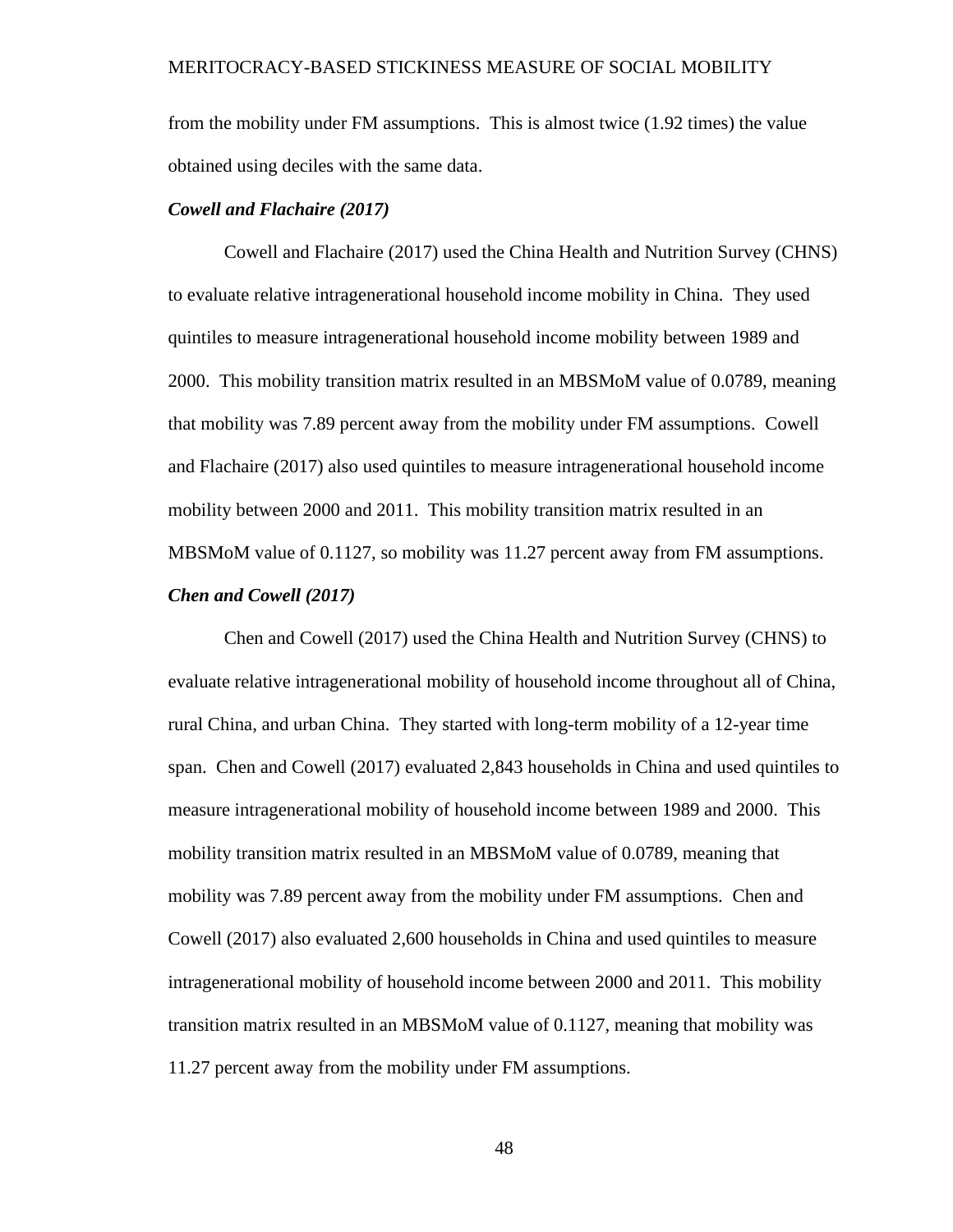from the mobility under FM assumptions. This is almost twice (1.92 times) the value obtained using deciles with the same data.

***Cowell and Flachaire (2017)***

Cowell and Flachaire (2017) used the China Health and Nutrition Survey (CHNS) to evaluate relative intragenerational household income mobility in China. They used quintiles to measure intragenerational household income mobility between 1989 and 2000. This mobility transition matrix resulted in an MBSMoM value of 0.0789, meaning that mobility was 7.89 percent away from the mobility under FM assumptions. Cowell and Flachaire (2017) also used quintiles to measure intragenerational household income mobility between 2000 and 2011. This mobility transition matrix resulted in an MBSMoM value of 0.1127, so mobility was 11.27 percent away from FM assumptions.

***Chen and Cowell (2017)***

Chen and Cowell (2017) used the China Health and Nutrition Survey (CHNS) to evaluate relative intragenerational mobility of household income throughout all of China, rural China, and urban China. They started with long-term mobility of a 12-year time span. Chen and Cowell (2017) evaluated 2,843 households in China and used quintiles to measure intragenerational mobility of household income between 1989 and 2000. This mobility transition matrix resulted in an MBSMoM value of 0.0789, meaning that mobility was 7.89 percent away from the mobility under FM assumptions. Chen and Cowell (2017) also evaluated 2,600 households in China and used quintiles to measure intragenerational mobility of household income between 2000 and 2011. This mobility transition matrix resulted in an MBSMoM value of 0.1127, meaning that mobility was 11.27 percent away from the mobility under FM assumptions.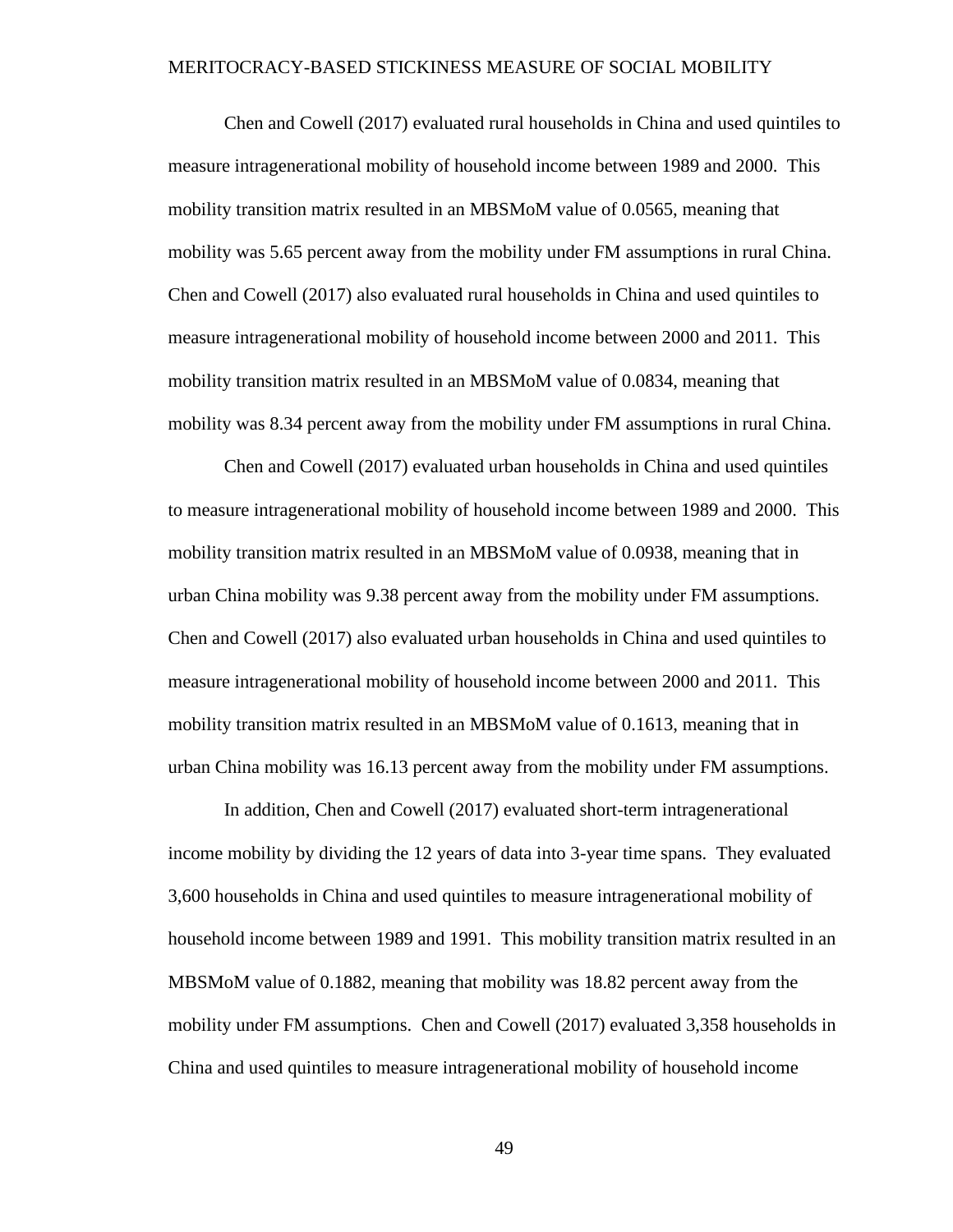Chen and Cowell (2017) evaluated rural households in China and used quintiles to measure intragenerational mobility of household income between 1989 and 2000. This mobility transition matrix resulted in an MBSMoM value of 0.0565, meaning that mobility was 5.65 percent away from the mobility under FM assumptions in rural China. Chen and Cowell (2017) also evaluated rural households in China and used quintiles to measure intragenerational mobility of household income between 2000 and 2011. This mobility transition matrix resulted in an MBSMoM value of 0.0834, meaning that mobility was 8.34 percent away from the mobility under FM assumptions in rural China.

Chen and Cowell (2017) evaluated urban households in China and used quintiles to measure intragenerational mobility of household income between 1989 and 2000. This mobility transition matrix resulted in an MBSMoM value of 0.0938, meaning that in urban China mobility was 9.38 percent away from the mobility under FM assumptions. Chen and Cowell (2017) also evaluated urban households in China and used quintiles to measure intragenerational mobility of household income between 2000 and 2011. This mobility transition matrix resulted in an MBSMoM value of 0.1613, meaning that in urban China mobility was 16.13 percent away from the mobility under FM assumptions.

In addition, Chen and Cowell (2017) evaluated short-term intragenerational income mobility by dividing the 12 years of data into 3-year time spans. They evaluated 3,600 households in China and used quintiles to measure intragenerational mobility of household income between 1989 and 1991. This mobility transition matrix resulted in an MBSMoM value of 0.1882, meaning that mobility was 18.82 percent away from the mobility under FM assumptions. Chen and Cowell (2017) evaluated 3,358 households in China and used quintiles to measure intragenerational mobility of household income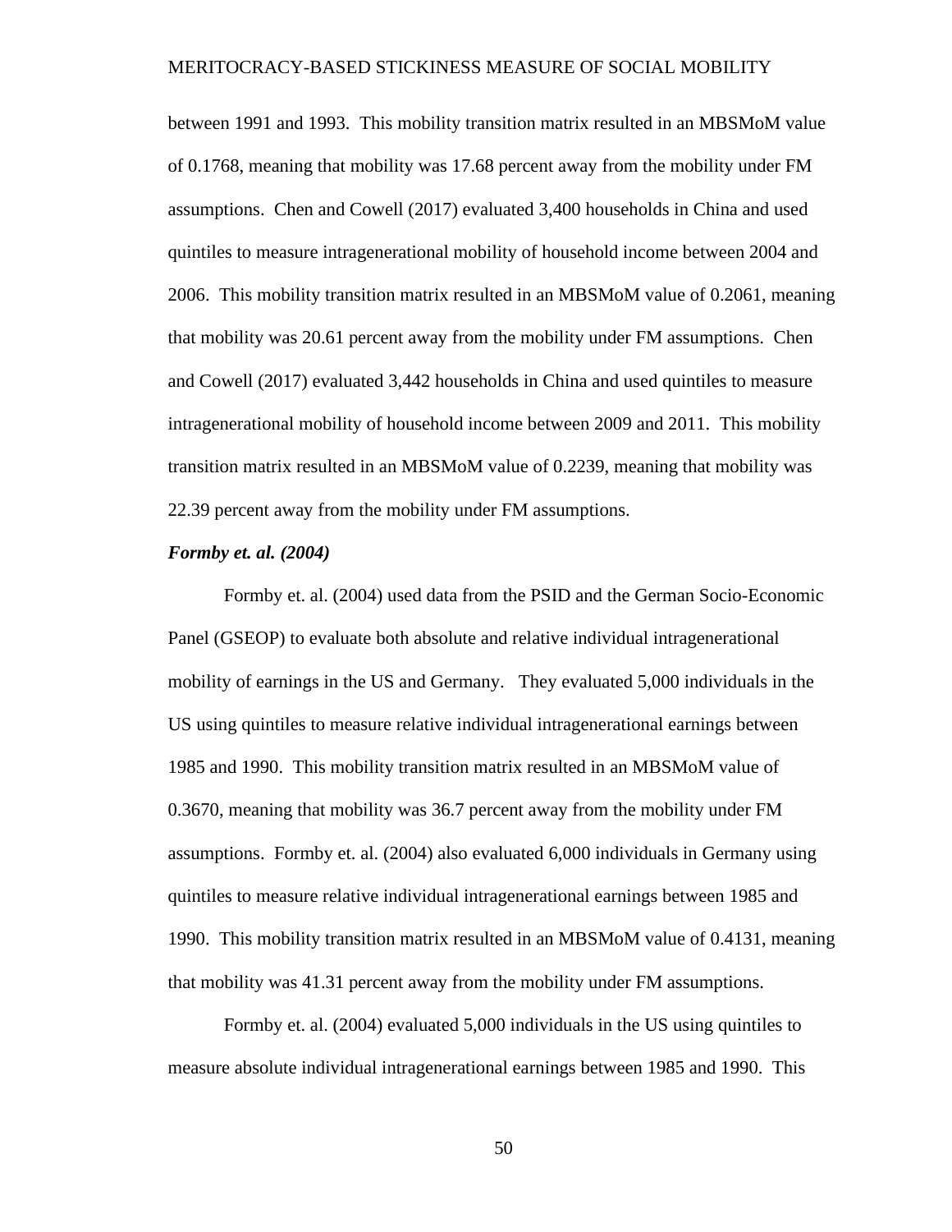between 1991 and 1993. This mobility transition matrix resulted in an MBSMoM value of 0.1768, meaning that mobility was 17.68 percent away from the mobility under FM assumptions. Chen and Cowell (2017) evaluated 3,400 households in China and used quintiles to measure intragenerational mobility of household income between 2004 and 2006. This mobility transition matrix resulted in an MBSMoM value of 0.2061, meaning that mobility was 20.61 percent away from the mobility under FM assumptions. Chen and Cowell (2017) evaluated 3,442 households in China and used quintiles to measure intragenerational mobility of household income between 2009 and 2011. This mobility transition matrix resulted in an MBSMoM value of 0.2239, meaning that mobility was 22.39 percent away from the mobility under FM assumptions.

***Formby et. al. (2004)***

Formby et. al. (2004) used data from the PSID and the German Socio-Economic Panel (GSEOP) to evaluate both absolute and relative individual intragenerational mobility of earnings in the US and Germany. They evaluated 5,000 individuals in the US using quintiles to measure relative individual intragenerational earnings between 1985 and 1990. This mobility transition matrix resulted in an MBSMoM value of 0.3670, meaning that mobility was 36.7 percent away from the mobility under FM assumptions. Formby et. al. (2004) also evaluated 6,000 individuals in Germany using quintiles to measure relative individual intragenerational earnings between 1985 and 1990. This mobility transition matrix resulted in an MBSMoM value of 0.4131, meaning that mobility was 41.31 percent away from the mobility under FM assumptions.

Formby et. al. (2004) evaluated 5,000 individuals in the US using quintiles to measure absolute individual intragenerational earnings between 1985 and 1990. This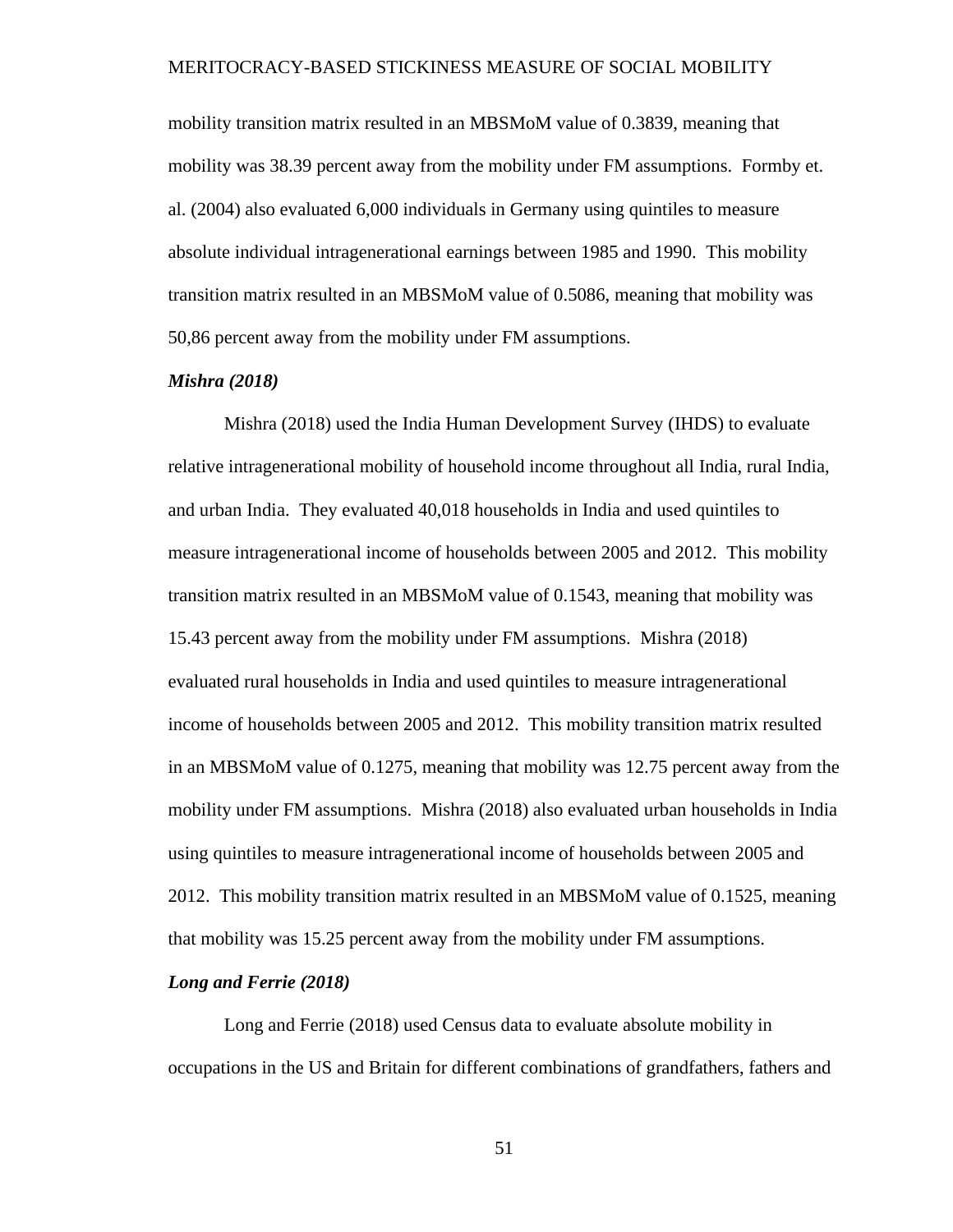mobility transition matrix resulted in an MBSMoM value of 0.3839, meaning that mobility was 38.39 percent away from the mobility under FM assumptions. Formby et. al. (2004) also evaluated 6,000 individuals in Germany using quintiles to measure absolute individual intragenerational earnings between 1985 and 1990. This mobility transition matrix resulted in an MBSMoM value of 0.5086, meaning that mobility was 50,86 percent away from the mobility under FM assumptions.

### *Mishra (2018)*

Mishra (2018) used the India Human Development Survey (IHDS) to evaluate relative intragenerational mobility of household income throughout all India, rural India, and urban India. They evaluated 40,018 households in India and used quintiles to measure intragenerational income of households between 2005 and 2012. This mobility transition matrix resulted in an MBSMoM value of 0.1543, meaning that mobility was 15.43 percent away from the mobility under FM assumptions. Mishra (2018) evaluated rural households in India and used quintiles to measure intragenerational income of households between 2005 and 2012. This mobility transition matrix resulted in an MBSMoM value of 0.1275, meaning that mobility was 12.75 percent away from the mobility under FM assumptions. Mishra (2018) also evaluated urban households in India using quintiles to measure intragenerational income of households between 2005 and 2012. This mobility transition matrix resulted in an MBSMoM value of 0.1525, meaning that mobility was 15.25 percent away from the mobility under FM assumptions.

### *Long and Ferrie (2018)*

Long and Ferrie (2018) used Census data to evaluate absolute mobility in occupations in the US and Britain for different combinations of grandfathers, fathers and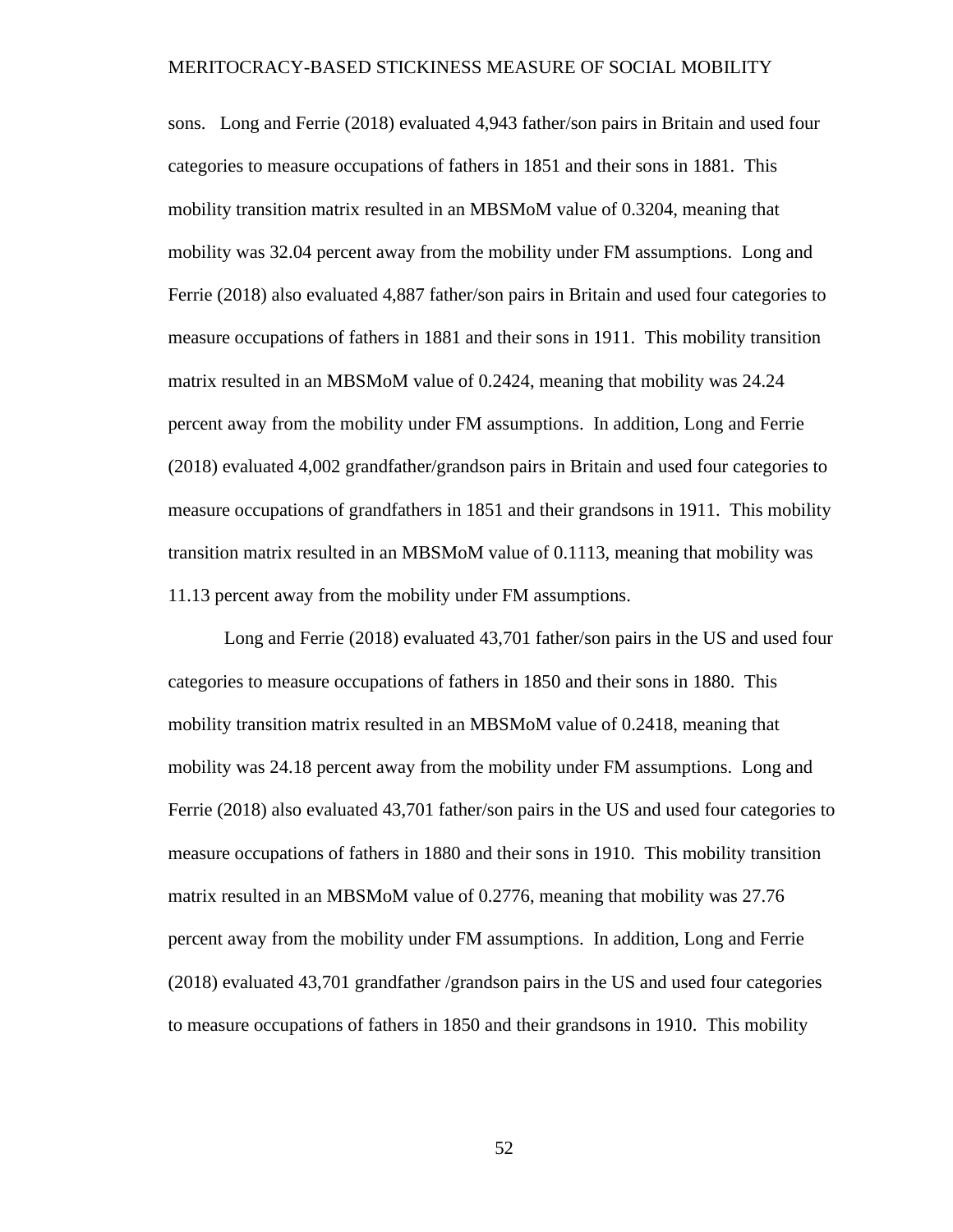sons. Long and Ferrie (2018) evaluated 4,943 father/son pairs in Britain and used four categories to measure occupations of fathers in 1851 and their sons in 1881. This mobility transition matrix resulted in an MBSMoM value of 0.3204, meaning that mobility was 32.04 percent away from the mobility under FM assumptions. Long and Ferrie (2018) also evaluated 4,887 father/son pairs in Britain and used four categories to measure occupations of fathers in 1881 and their sons in 1911. This mobility transition matrix resulted in an MBSMoM value of 0.2424, meaning that mobility was 24.24 percent away from the mobility under FM assumptions. In addition, Long and Ferrie (2018) evaluated 4,002 grandfather/grandson pairs in Britain and used four categories to measure occupations of grandfathers in 1851 and their grandsons in 1911. This mobility transition matrix resulted in an MBSMoM value of 0.1113, meaning that mobility was 11.13 percent away from the mobility under FM assumptions.

Long and Ferrie (2018) evaluated 43,701 father/son pairs in the US and used four categories to measure occupations of fathers in 1850 and their sons in 1880. This mobility transition matrix resulted in an MBSMoM value of 0.2418, meaning that mobility was 24.18 percent away from the mobility under FM assumptions. Long and Ferrie (2018) also evaluated 43,701 father/son pairs in the US and used four categories to measure occupations of fathers in 1880 and their sons in 1910. This mobility transition matrix resulted in an MBSMoM value of 0.2776, meaning that mobility was 27.76 percent away from the mobility under FM assumptions. In addition, Long and Ferrie (2018) evaluated 43,701 grandfather /grandson pairs in the US and used four categories to measure occupations of fathers in 1850 and their grandsons in 1910. This mobility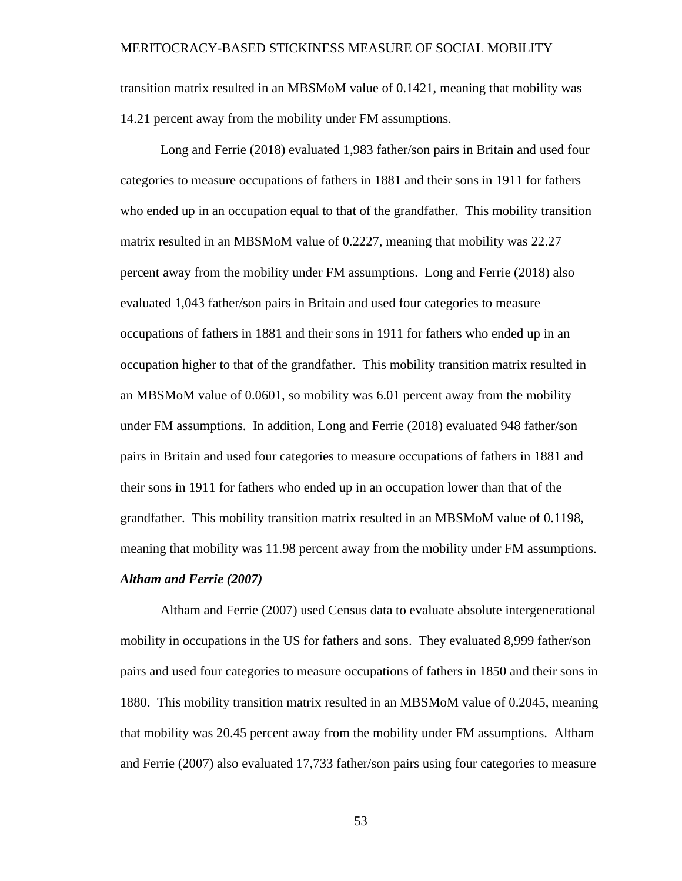transition matrix resulted in an MBSMoM value of 0.1421, meaning that mobility was 14.21 percent away from the mobility under FM assumptions.

Long and Ferrie (2018) evaluated 1,983 father/son pairs in Britain and used four categories to measure occupations of fathers in 1881 and their sons in 1911 for fathers who ended up in an occupation equal to that of the grandfather. This mobility transition matrix resulted in an MBSMoM value of 0.2227, meaning that mobility was 22.27 percent away from the mobility under FM assumptions. Long and Ferrie (2018) also evaluated 1,043 father/son pairs in Britain and used four categories to measure occupations of fathers in 1881 and their sons in 1911 for fathers who ended up in an occupation higher to that of the grandfather. This mobility transition matrix resulted in an MBSMoM value of 0.0601, so mobility was 6.01 percent away from the mobility under FM assumptions. In addition, Long and Ferrie (2018) evaluated 948 father/son pairs in Britain and used four categories to measure occupations of fathers in 1881 and their sons in 1911 for fathers who ended up in an occupation lower than that of the grandfather. This mobility transition matrix resulted in an MBSMoM value of 0.1198, meaning that mobility was 11.98 percent away from the mobility under FM assumptions.

***Altham and Ferrie (2007)***

Altham and Ferrie (2007) used Census data to evaluate absolute intergenerational mobility in occupations in the US for fathers and sons. They evaluated 8,999 father/son pairs and used four categories to measure occupations of fathers in 1850 and their sons in 1880. This mobility transition matrix resulted in an MBSMoM value of 0.2045, meaning that mobility was 20.45 percent away from the mobility under FM assumptions. Altham and Ferrie (2007) also evaluated 17,733 father/son pairs using four categories to measure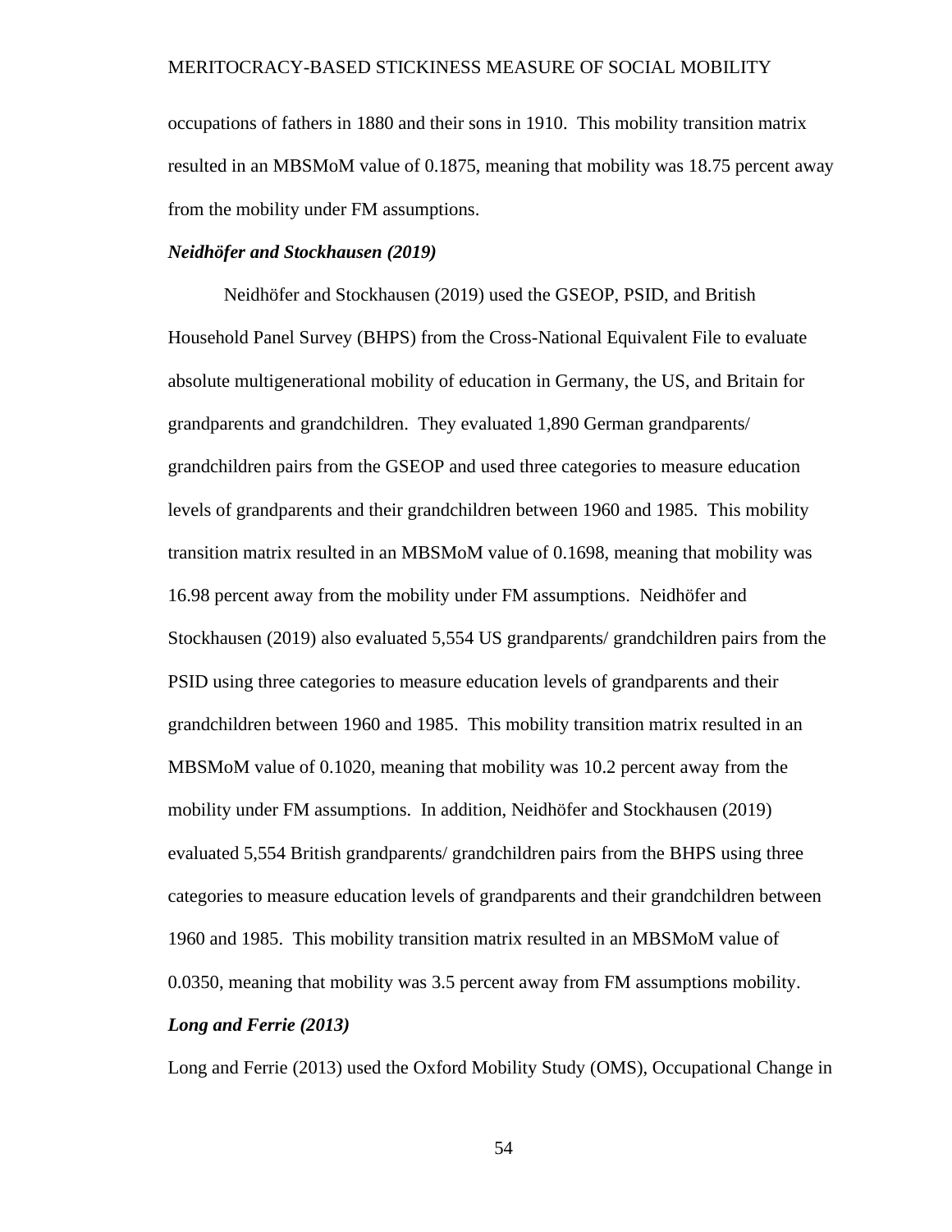occupations of fathers in 1880 and their sons in 1910. This mobility transition matrix resulted in an MBSMoM value of 0.1875, meaning that mobility was 18.75 percent away from the mobility under FM assumptions.

### *Neidhöfer and Stockhausen (2019)*

Neidhöfer and Stockhausen (2019) used the GSEOP, PSID, and British Household Panel Survey (BHPS) from the Cross-National Equivalent File to evaluate absolute multigenerational mobility of education in Germany, the US, and Britain for grandparents and grandchildren. They evaluated 1,890 German grandparents/ grandchildren pairs from the GSEOP and used three categories to measure education levels of grandparents and their grandchildren between 1960 and 1985. This mobility transition matrix resulted in an MBSMoM value of 0.1698, meaning that mobility was 16.98 percent away from the mobility under FM assumptions. Neidhöfer and Stockhausen (2019) also evaluated 5,554 US grandparents/ grandchildren pairs from the PSID using three categories to measure education levels of grandparents and their grandchildren between 1960 and 1985. This mobility transition matrix resulted in an MBSMoM value of 0.1020, meaning that mobility was 10.2 percent away from the mobility under FM assumptions. In addition, Neidhöfer and Stockhausen (2019) evaluated 5,554 British grandparents/ grandchildren pairs from the BHPS using three categories to measure education levels of grandparents and their grandchildren between 1960 and 1985. This mobility transition matrix resulted in an MBSMoM value of 0.0350, meaning that mobility was 3.5 percent away from FM assumptions mobility.

### *Long and Ferrie (2013)*

Long and Ferrie (2013) used the Oxford Mobility Study (OMS), Occupational Change in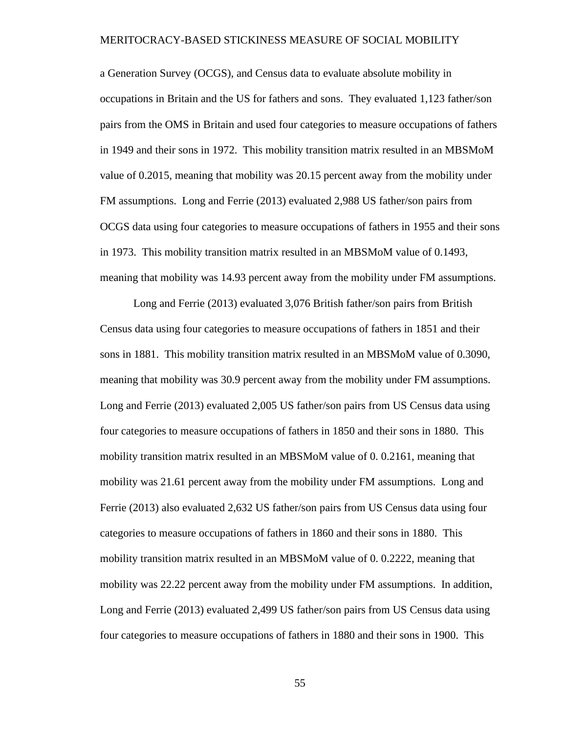a Generation Survey (OCGS), and Census data to evaluate absolute mobility in occupations in Britain and the US for fathers and sons. They evaluated 1,123 father/son pairs from the OMS in Britain and used four categories to measure occupations of fathers in 1949 and their sons in 1972. This mobility transition matrix resulted in an MBSMoM value of 0.2015, meaning that mobility was 20.15 percent away from the mobility under FM assumptions. Long and Ferrie (2013) evaluated 2,988 US father/son pairs from OCGS data using four categories to measure occupations of fathers in 1955 and their sons in 1973. This mobility transition matrix resulted in an MBSMoM value of 0.1493, meaning that mobility was 14.93 percent away from the mobility under FM assumptions.

Long and Ferrie (2013) evaluated 3,076 British father/son pairs from British Census data using four categories to measure occupations of fathers in 1851 and their sons in 1881. This mobility transition matrix resulted in an MBSMoM value of 0.3090, meaning that mobility was 30.9 percent away from the mobility under FM assumptions. Long and Ferrie (2013) evaluated 2,005 US father/son pairs from US Census data using four categories to measure occupations of fathers in 1850 and their sons in 1880. This mobility transition matrix resulted in an MBSMoM value of 0. 0.2161, meaning that mobility was 21.61 percent away from the mobility under FM assumptions. Long and Ferrie (2013) also evaluated 2,632 US father/son pairs from US Census data using four categories to measure occupations of fathers in 1860 and their sons in 1880. This mobility transition matrix resulted in an MBSMoM value of 0. 0.2222, meaning that mobility was 22.22 percent away from the mobility under FM assumptions. In addition, Long and Ferrie (2013) evaluated 2,499 US father/son pairs from US Census data using four categories to measure occupations of fathers in 1880 and their sons in 1900. This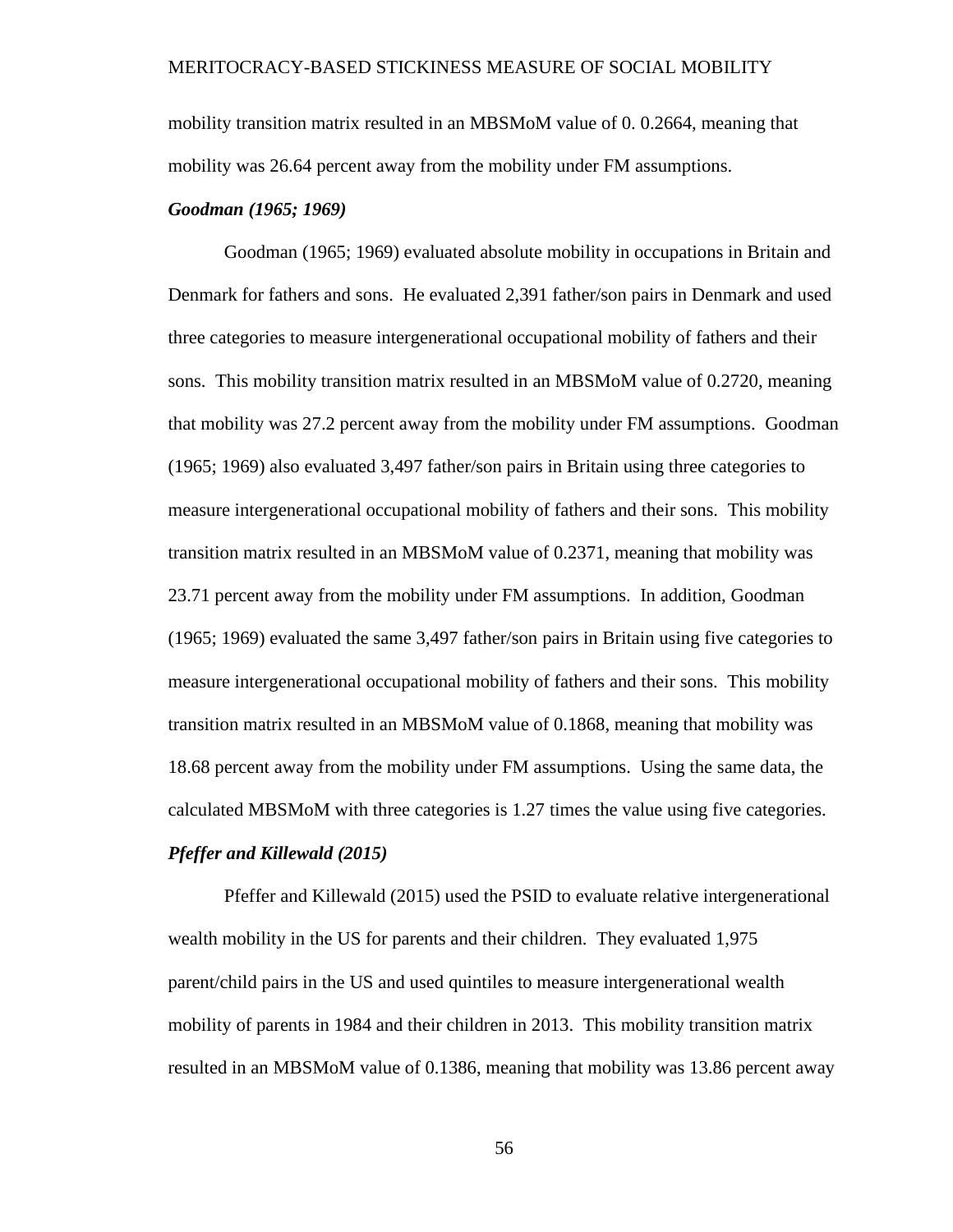mobility transition matrix resulted in an MBSMoM value of 0. 0.2664, meaning that mobility was 26.64 percent away from the mobility under FM assumptions.

***Goodman (1965; 1969)***

Goodman (1965; 1969) evaluated absolute mobility in occupations in Britain and Denmark for fathers and sons. He evaluated 2,391 father/son pairs in Denmark and used three categories to measure intergenerational occupational mobility of fathers and their sons. This mobility transition matrix resulted in an MBSMoM value of 0.2720, meaning that mobility was 27.2 percent away from the mobility under FM assumptions. Goodman (1965; 1969) also evaluated 3,497 father/son pairs in Britain using three categories to measure intergenerational occupational mobility of fathers and their sons. This mobility transition matrix resulted in an MBSMoM value of 0.2371, meaning that mobility was 23.71 percent away from the mobility under FM assumptions. In addition, Goodman (1965; 1969) evaluated the same 3,497 father/son pairs in Britain using five categories to measure intergenerational occupational mobility of fathers and their sons. This mobility transition matrix resulted in an MBSMoM value of 0.1868, meaning that mobility was 18.68 percent away from the mobility under FM assumptions. Using the same data, the calculated MBSMoM with three categories is 1.27 times the value using five categories.

***Pfeffer and Killewald (2015)***

Pfeffer and Killewald (2015) used the PSID to evaluate relative intergenerational wealth mobility in the US for parents and their children. They evaluated 1,975 parent/child pairs in the US and used quintiles to measure intergenerational wealth mobility of parents in 1984 and their children in 2013. This mobility transition matrix resulted in an MBSMoM value of 0.1386, meaning that mobility was 13.86 percent away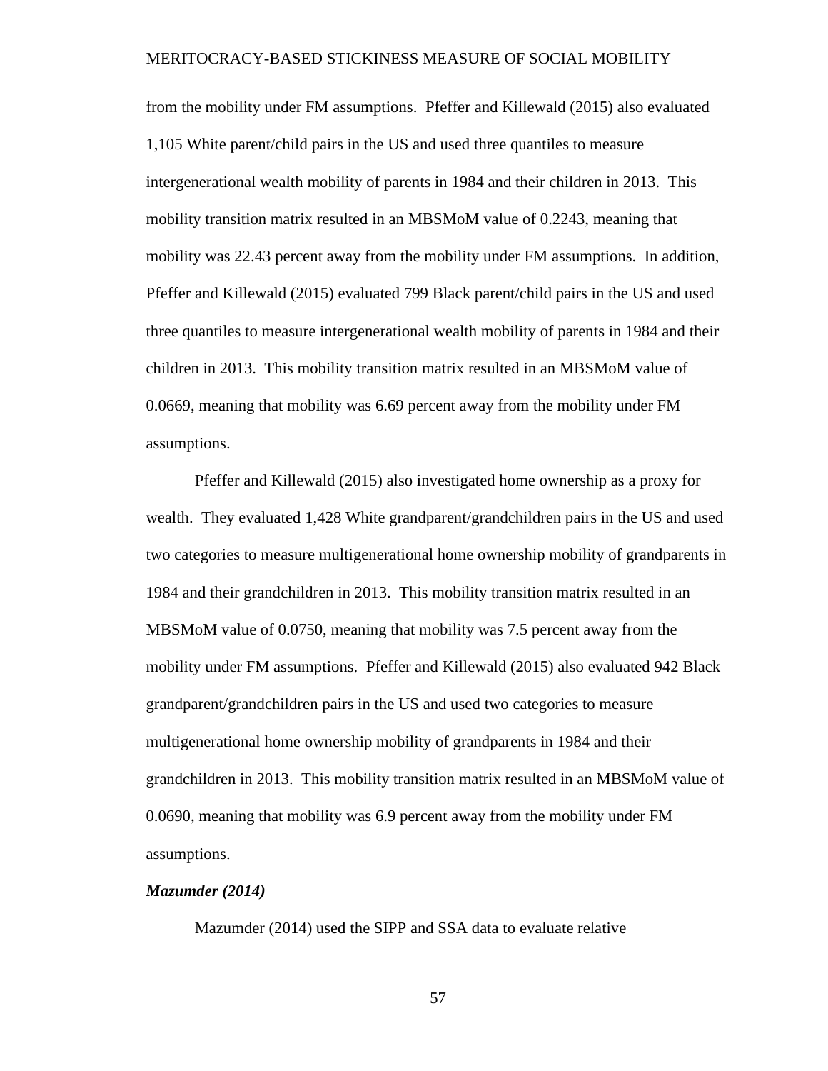from the mobility under FM assumptions. Pfeffer and Killewald (2015) also evaluated 1,105 White parent/child pairs in the US and used three quantiles to measure intergenerational wealth mobility of parents in 1984 and their children in 2013. This mobility transition matrix resulted in an MBSMoM value of 0.2243, meaning that mobility was 22.43 percent away from the mobility under FM assumptions. In addition, Pfeffer and Killewald (2015) evaluated 799 Black parent/child pairs in the US and used three quantiles to measure intergenerational wealth mobility of parents in 1984 and their children in 2013. This mobility transition matrix resulted in an MBSMoM value of 0.0669, meaning that mobility was 6.69 percent away from the mobility under FM assumptions.

Pfeffer and Killewald (2015) also investigated home ownership as a proxy for wealth. They evaluated 1,428 White grandparent/grandchildren pairs in the US and used two categories to measure multigenerational home ownership mobility of grandparents in 1984 and their grandchildren in 2013. This mobility transition matrix resulted in an MBSMoM value of 0.0750, meaning that mobility was 7.5 percent away from the mobility under FM assumptions. Pfeffer and Killewald (2015) also evaluated 942 Black grandparent/grandchildren pairs in the US and used two categories to measure multigenerational home ownership mobility of grandparents in 1984 and their grandchildren in 2013. This mobility transition matrix resulted in an MBSMoM value of 0.0690, meaning that mobility was 6.9 percent away from the mobility under FM assumptions.

***Mazumder (2014)***

Mazumder (2014) used the SIPP and SSA data to evaluate relative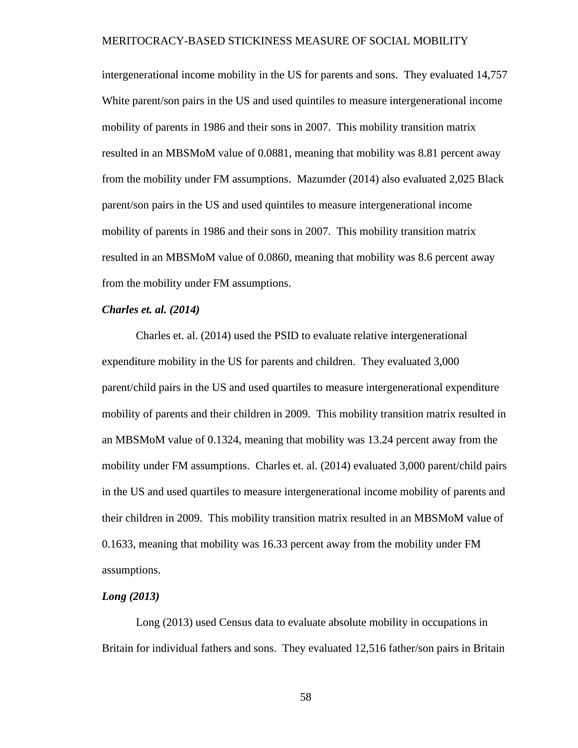intergenerational income mobility in the US for parents and sons. They evaluated 14,757 White parent/son pairs in the US and used quintiles to measure intergenerational income mobility of parents in 1986 and their sons in 2007. This mobility transition matrix resulted in an MBSMoM value of 0.0881, meaning that mobility was 8.81 percent away from the mobility under FM assumptions. Mazumder (2014) also evaluated 2,025 Black parent/son pairs in the US and used quintiles to measure intergenerational income mobility of parents in 1986 and their sons in 2007. This mobility transition matrix resulted in an MBSMoM value of 0.0860, meaning that mobility was 8.6 percent away from the mobility under FM assumptions.

***Charles et. al. (2014)***

Charles et. al. (2014) used the PSID to evaluate relative intergenerational expenditure mobility in the US for parents and children. They evaluated 3,000 parent/child pairs in the US and used quartiles to measure intergenerational expenditure mobility of parents and their children in 2009. This mobility transition matrix resulted in an MBSMoM value of 0.1324, meaning that mobility was 13.24 percent away from the mobility under FM assumptions. Charles et. al. (2014) evaluated 3,000 parent/child pairs in the US and used quartiles to measure intergenerational income mobility of parents and their children in 2009. This mobility transition matrix resulted in an MBSMoM value of 0.1633, meaning that mobility was 16.33 percent away from the mobility under FM assumptions.

***Long (2013)***

Long (2013) used Census data to evaluate absolute mobility in occupations in Britain for individual fathers and sons. They evaluated 12,516 father/son pairs in Britain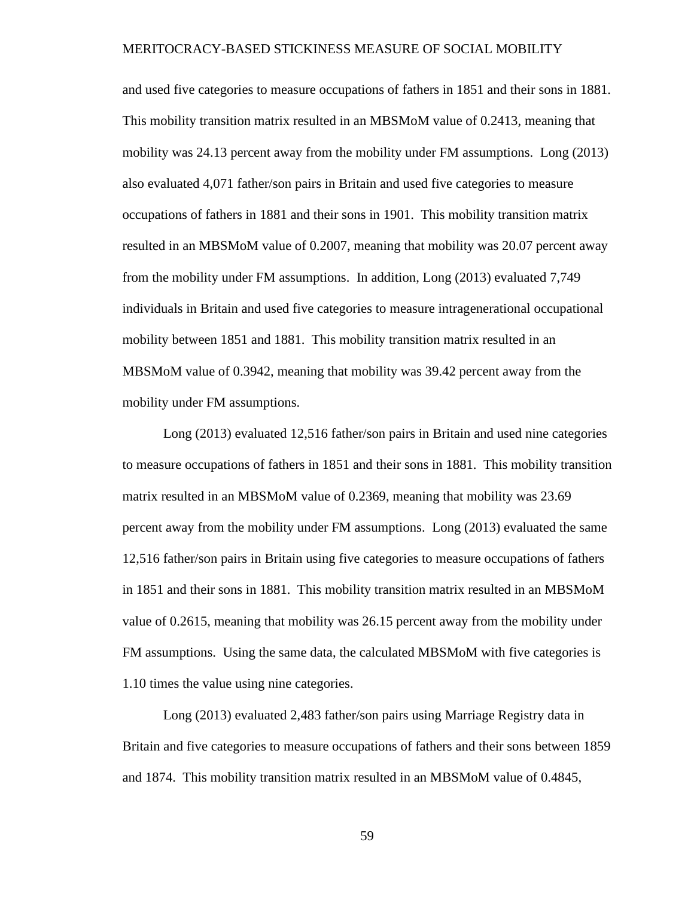and used five categories to measure occupations of fathers in 1851 and their sons in 1881. This mobility transition matrix resulted in an MBSMoM value of 0.2413, meaning that mobility was 24.13 percent away from the mobility under FM assumptions. Long (2013) also evaluated 4,071 father/son pairs in Britain and used five categories to measure occupations of fathers in 1881 and their sons in 1901. This mobility transition matrix resulted in an MBSMoM value of 0.2007, meaning that mobility was 20.07 percent away from the mobility under FM assumptions. In addition, Long (2013) evaluated 7,749 individuals in Britain and used five categories to measure intragenerational occupational mobility between 1851 and 1881. This mobility transition matrix resulted in an MBSMoM value of 0.3942, meaning that mobility was 39.42 percent away from the mobility under FM assumptions.

Long (2013) evaluated 12,516 father/son pairs in Britain and used nine categories to measure occupations of fathers in 1851 and their sons in 1881. This mobility transition matrix resulted in an MBSMoM value of 0.2369, meaning that mobility was 23.69 percent away from the mobility under FM assumptions. Long (2013) evaluated the same 12,516 father/son pairs in Britain using five categories to measure occupations of fathers in 1851 and their sons in 1881. This mobility transition matrix resulted in an MBSMoM value of 0.2615, meaning that mobility was 26.15 percent away from the mobility under FM assumptions. Using the same data, the calculated MBSMoM with five categories is 1.10 times the value using nine categories.

Long (2013) evaluated 2,483 father/son pairs using Marriage Registry data in Britain and five categories to measure occupations of fathers and their sons between 1859 and 1874. This mobility transition matrix resulted in an MBSMoM value of 0.4845,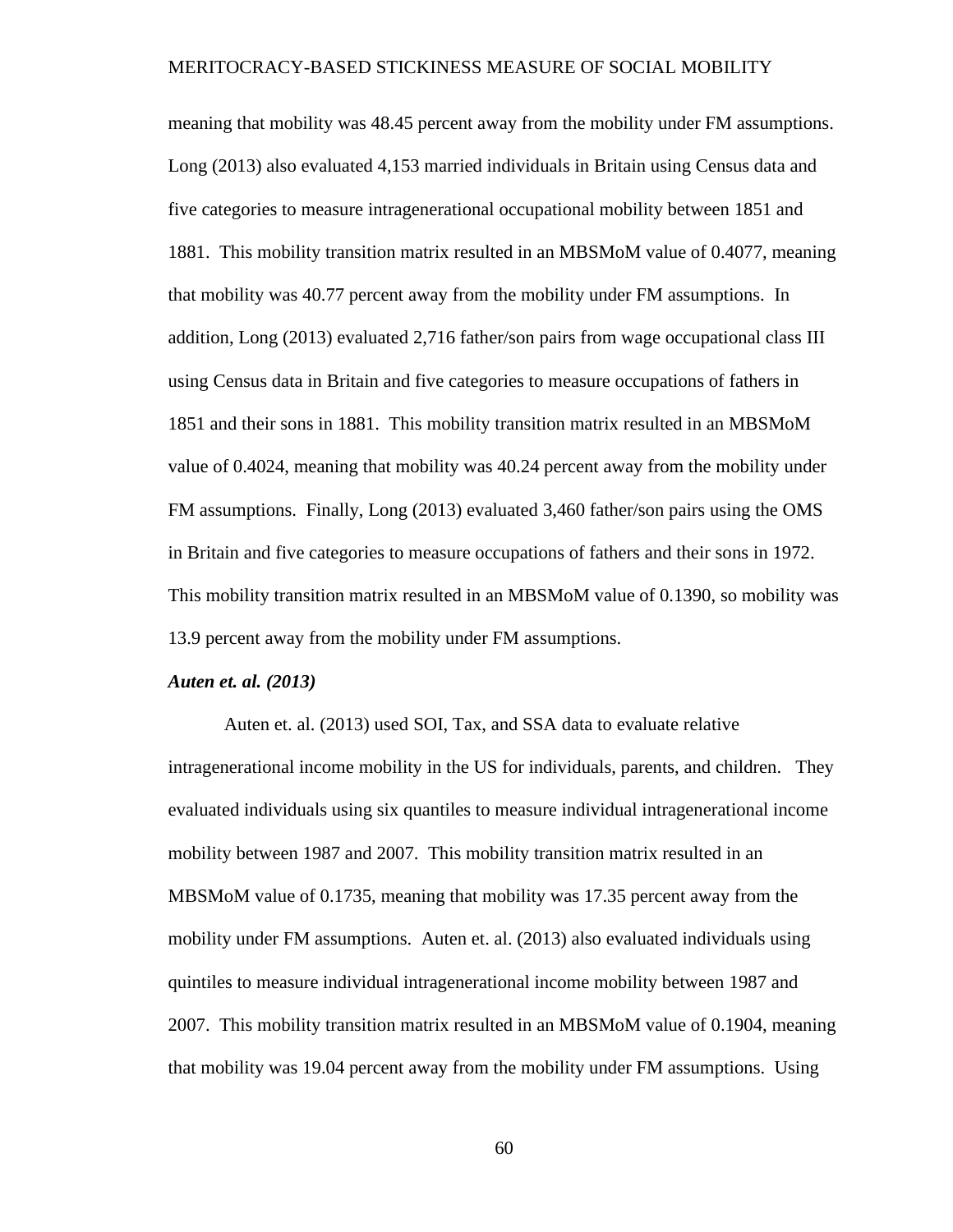meaning that mobility was 48.45 percent away from the mobility under FM assumptions. Long (2013) also evaluated 4,153 married individuals in Britain using Census data and five categories to measure intragenerational occupational mobility between 1851 and 1881. This mobility transition matrix resulted in an MBSMoM value of 0.4077, meaning that mobility was 40.77 percent away from the mobility under FM assumptions. In addition, Long (2013) evaluated 2,716 father/son pairs from wage occupational class III using Census data in Britain and five categories to measure occupations of fathers in 1851 and their sons in 1881. This mobility transition matrix resulted in an MBSMoM value of 0.4024, meaning that mobility was 40.24 percent away from the mobility under FM assumptions. Finally, Long (2013) evaluated 3,460 father/son pairs using the OMS in Britain and five categories to measure occupations of fathers and their sons in 1972. This mobility transition matrix resulted in an MBSMoM value of 0.1390, so mobility was 13.9 percent away from the mobility under FM assumptions.

### *Auten et. al. (2013)*

Auten et. al. (2013) used SOI, Tax, and SSA data to evaluate relative intragenerational income mobility in the US for individuals, parents, and children. They evaluated individuals using six quantiles to measure individual intragenerational income mobility between 1987 and 2007. This mobility transition matrix resulted in an MBSMoM value of 0.1735, meaning that mobility was 17.35 percent away from the mobility under FM assumptions. Auten et. al. (2013) also evaluated individuals using quintiles to measure individual intragenerational income mobility between 1987 and 2007. This mobility transition matrix resulted in an MBSMoM value of 0.1904, meaning that mobility was 19.04 percent away from the mobility under FM assumptions. Using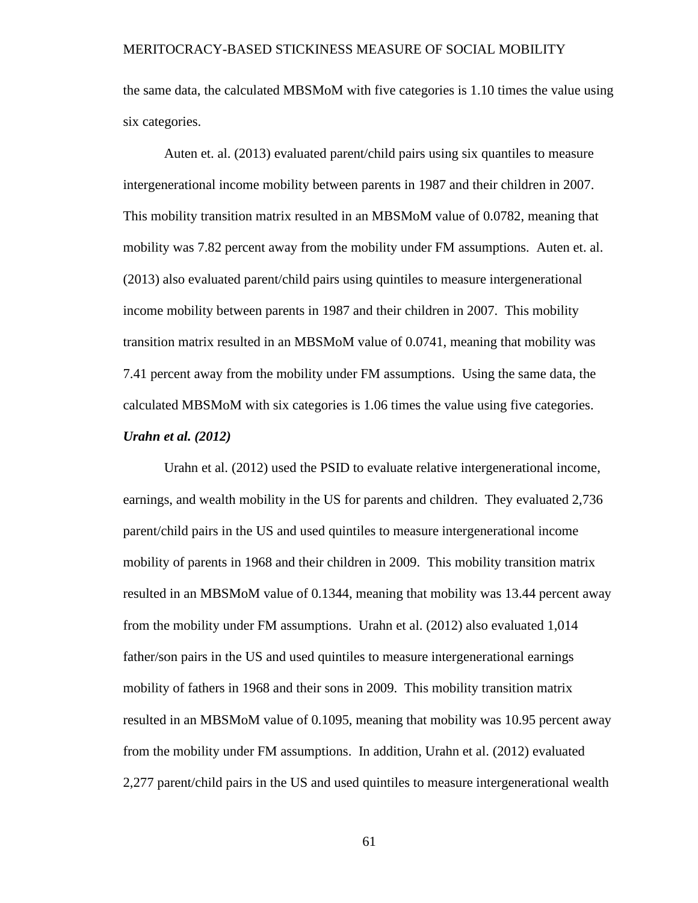the same data, the calculated MBSMoM with five categories is 1.10 times the value using six categories.

Auten et. al. (2013) evaluated parent/child pairs using six quantiles to measure intergenerational income mobility between parents in 1987 and their children in 2007. This mobility transition matrix resulted in an MBSMoM value of 0.0782, meaning that mobility was 7.82 percent away from the mobility under FM assumptions. Auten et. al. (2013) also evaluated parent/child pairs using quintiles to measure intergenerational income mobility between parents in 1987 and their children in 2007. This mobility transition matrix resulted in an MBSMoM value of 0.0741, meaning that mobility was 7.41 percent away from the mobility under FM assumptions. Using the same data, the calculated MBSMoM with six categories is 1.06 times the value using five categories.

### *Urahn et al. (2012)*

Urahn et al. (2012) used the PSID to evaluate relative intergenerational income, earnings, and wealth mobility in the US for parents and children. They evaluated 2,736 parent/child pairs in the US and used quintiles to measure intergenerational income mobility of parents in 1968 and their children in 2009. This mobility transition matrix resulted in an MBSMoM value of 0.1344, meaning that mobility was 13.44 percent away from the mobility under FM assumptions. Urahn et al. (2012) also evaluated 1,014 father/son pairs in the US and used quintiles to measure intergenerational earnings mobility of fathers in 1968 and their sons in 2009. This mobility transition matrix resulted in an MBSMoM value of 0.1095, meaning that mobility was 10.95 percent away from the mobility under FM assumptions. In addition, Urahn et al. (2012) evaluated 2,277 parent/child pairs in the US and used quintiles to measure intergenerational wealth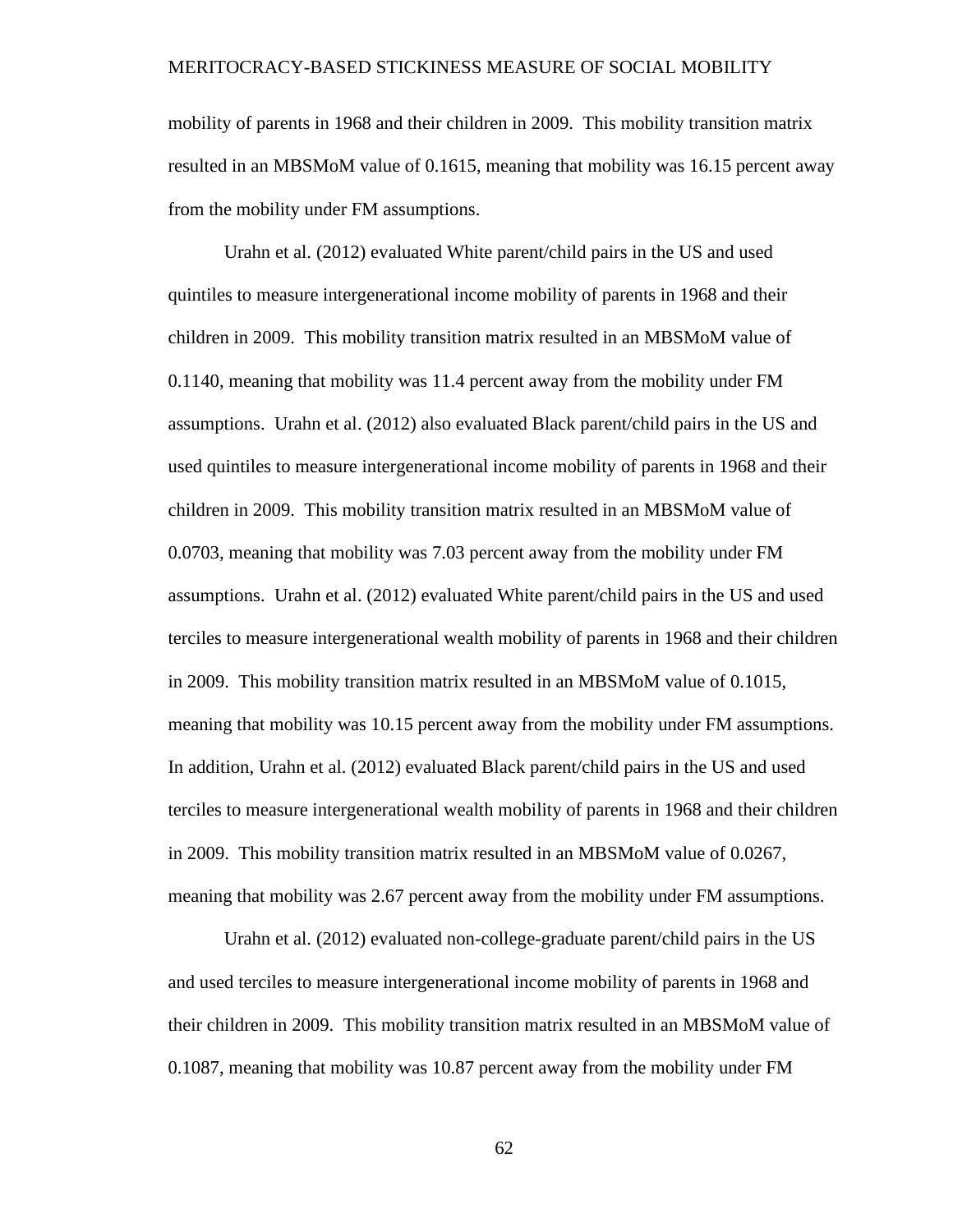mobility of parents in 1968 and their children in 2009. This mobility transition matrix resulted in an MBSMoM value of 0.1615, meaning that mobility was 16.15 percent away from the mobility under FM assumptions.

Urahn et al. (2012) evaluated White parent/child pairs in the US and used quintiles to measure intergenerational income mobility of parents in 1968 and their children in 2009. This mobility transition matrix resulted in an MBSMoM value of 0.1140, meaning that mobility was 11.4 percent away from the mobility under FM assumptions. Urahn et al. (2012) also evaluated Black parent/child pairs in the US and used quintiles to measure intergenerational income mobility of parents in 1968 and their children in 2009. This mobility transition matrix resulted in an MBSMoM value of 0.0703, meaning that mobility was 7.03 percent away from the mobility under FM assumptions. Urahn et al. (2012) evaluated White parent/child pairs in the US and used terciles to measure intergenerational wealth mobility of parents in 1968 and their children in 2009. This mobility transition matrix resulted in an MBSMoM value of 0.1015, meaning that mobility was 10.15 percent away from the mobility under FM assumptions. In addition, Urahn et al. (2012) evaluated Black parent/child pairs in the US and used terciles to measure intergenerational wealth mobility of parents in 1968 and their children in 2009. This mobility transition matrix resulted in an MBSMoM value of 0.0267, meaning that mobility was 2.67 percent away from the mobility under FM assumptions.

Urahn et al. (2012) evaluated non-college-graduate parent/child pairs in the US and used terciles to measure intergenerational income mobility of parents in 1968 and their children in 2009. This mobility transition matrix resulted in an MBSMoM value of 0.1087, meaning that mobility was 10.87 percent away from the mobility under FM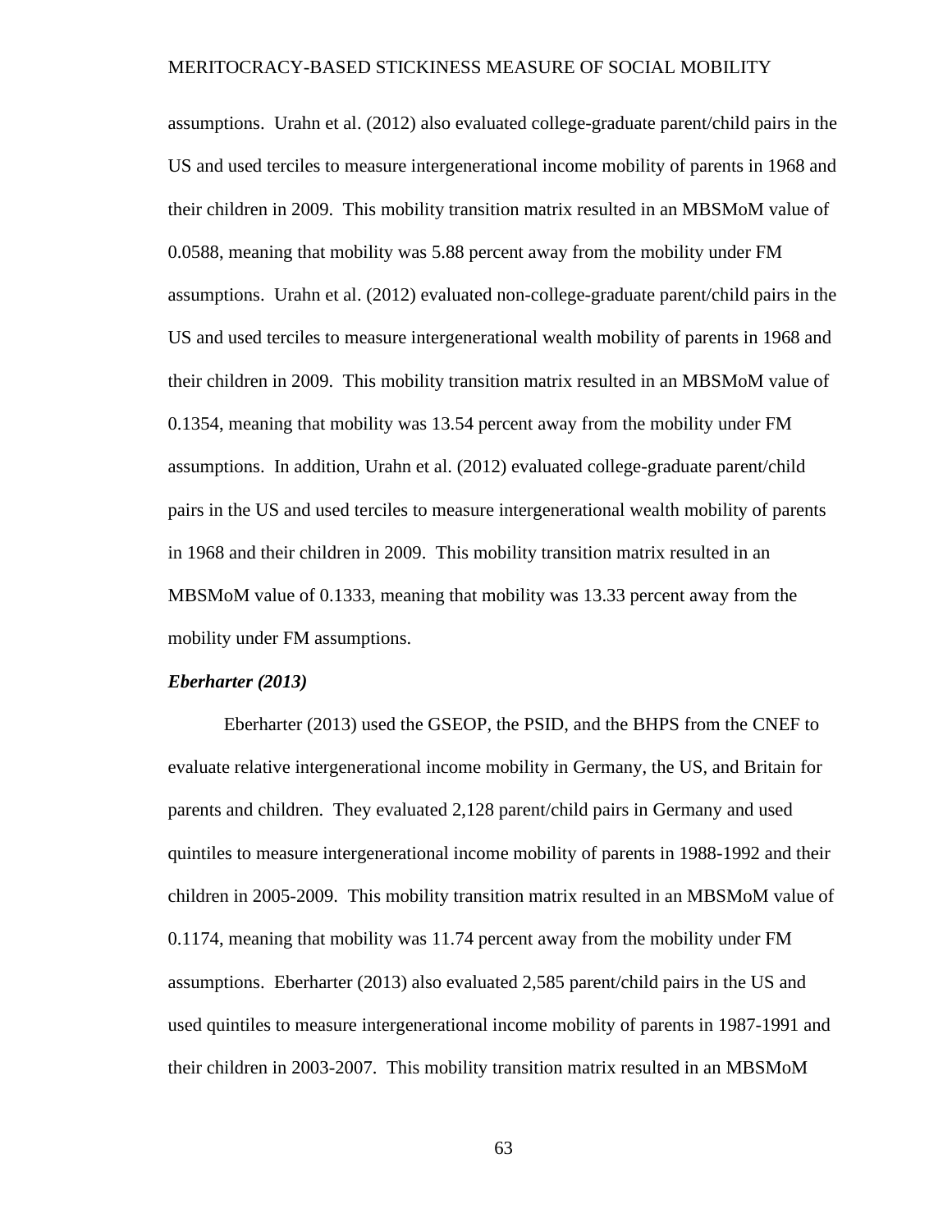assumptions. Urahn et al. (2012) also evaluated college-graduate parent/child pairs in the US and used terciles to measure intergenerational income mobility of parents in 1968 and their children in 2009. This mobility transition matrix resulted in an MBSMoM value of 0.0588, meaning that mobility was 5.88 percent away from the mobility under FM assumptions. Urahn et al. (2012) evaluated non-college-graduate parent/child pairs in the US and used terciles to measure intergenerational wealth mobility of parents in 1968 and their children in 2009. This mobility transition matrix resulted in an MBSMoM value of 0.1354, meaning that mobility was 13.54 percent away from the mobility under FM assumptions. In addition, Urahn et al. (2012) evaluated college-graduate parent/child pairs in the US and used terciles to measure intergenerational wealth mobility of parents in 1968 and their children in 2009. This mobility transition matrix resulted in an MBSMoM value of 0.1333, meaning that mobility was 13.33 percent away from the mobility under FM assumptions.

***Eberharter (2013)***

Eberharter (2013) used the GSEOP, the PSID, and the BHPS from the CNEF to evaluate relative intergenerational income mobility in Germany, the US, and Britain for parents and children. They evaluated 2,128 parent/child pairs in Germany and used quintiles to measure intergenerational income mobility of parents in 1988-1992 and their children in 2005-2009. This mobility transition matrix resulted in an MBSMoM value of 0.1174, meaning that mobility was 11.74 percent away from the mobility under FM assumptions. Eberharter (2013) also evaluated 2,585 parent/child pairs in the US and used quintiles to measure intergenerational income mobility of parents in 1987-1991 and their children in 2003-2007. This mobility transition matrix resulted in an MBSMoM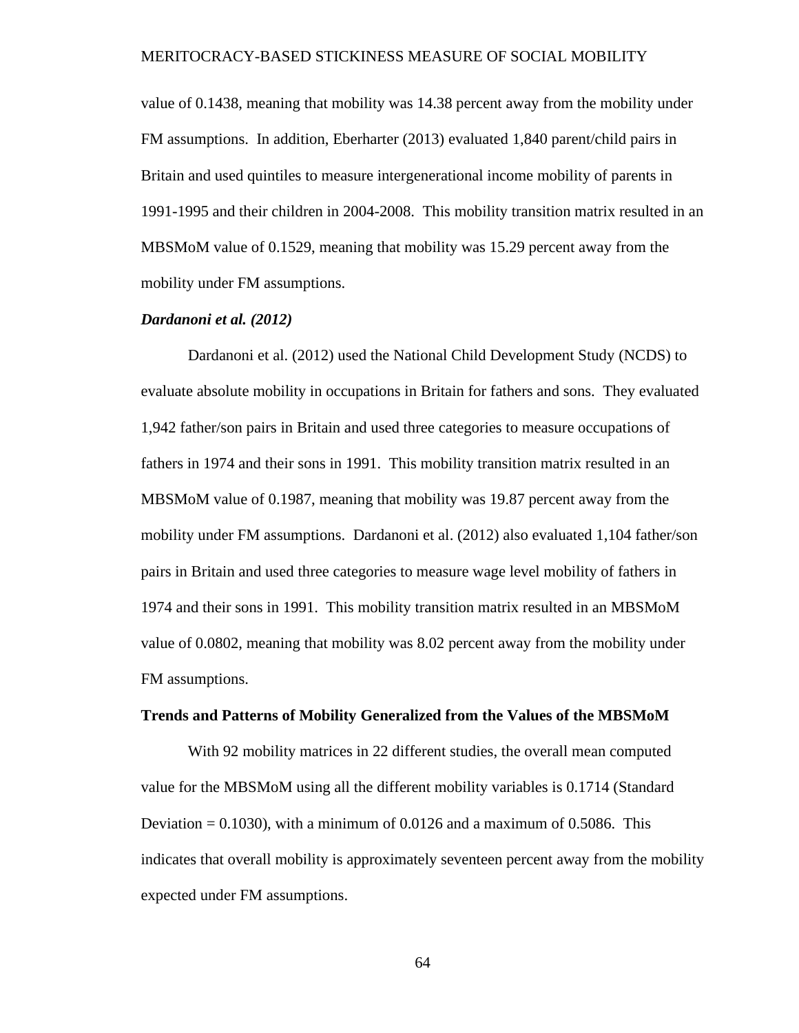value of 0.1438, meaning that mobility was 14.38 percent away from the mobility under FM assumptions. In addition, Eberharter (2013) evaluated 1,840 parent/child pairs in Britain and used quintiles to measure intergenerational income mobility of parents in 1991-1995 and their children in 2004-2008. This mobility transition matrix resulted in an MBSMoM value of 0.1529, meaning that mobility was 15.29 percent away from the mobility under FM assumptions.

***Dardanoni et al. (2012)***

Dardanoni et al. (2012) used the National Child Development Study (NCDS) to evaluate absolute mobility in occupations in Britain for fathers and sons. They evaluated 1,942 father/son pairs in Britain and used three categories to measure occupations of fathers in 1974 and their sons in 1991. This mobility transition matrix resulted in an MBSMoM value of 0.1987, meaning that mobility was 19.87 percent away from the mobility under FM assumptions. Dardanoni et al. (2012) also evaluated 1,104 father/son pairs in Britain and used three categories to measure wage level mobility of fathers in 1974 and their sons in 1991. This mobility transition matrix resulted in an MBSMoM value of 0.0802, meaning that mobility was 8.02 percent away from the mobility under FM assumptions.

## Trends and Patterns of Mobility Generalized from the Values of the MBSMoM

With 92 mobility matrices in 22 different studies, the overall mean computed value for the MBSMoM using all the different mobility variables is 0.1714 (Standard Deviation = 0.1030), with a minimum of 0.0126 and a maximum of 0.5086. This indicates that overall mobility is approximately seventeen percent away from the mobility expected under FM assumptions.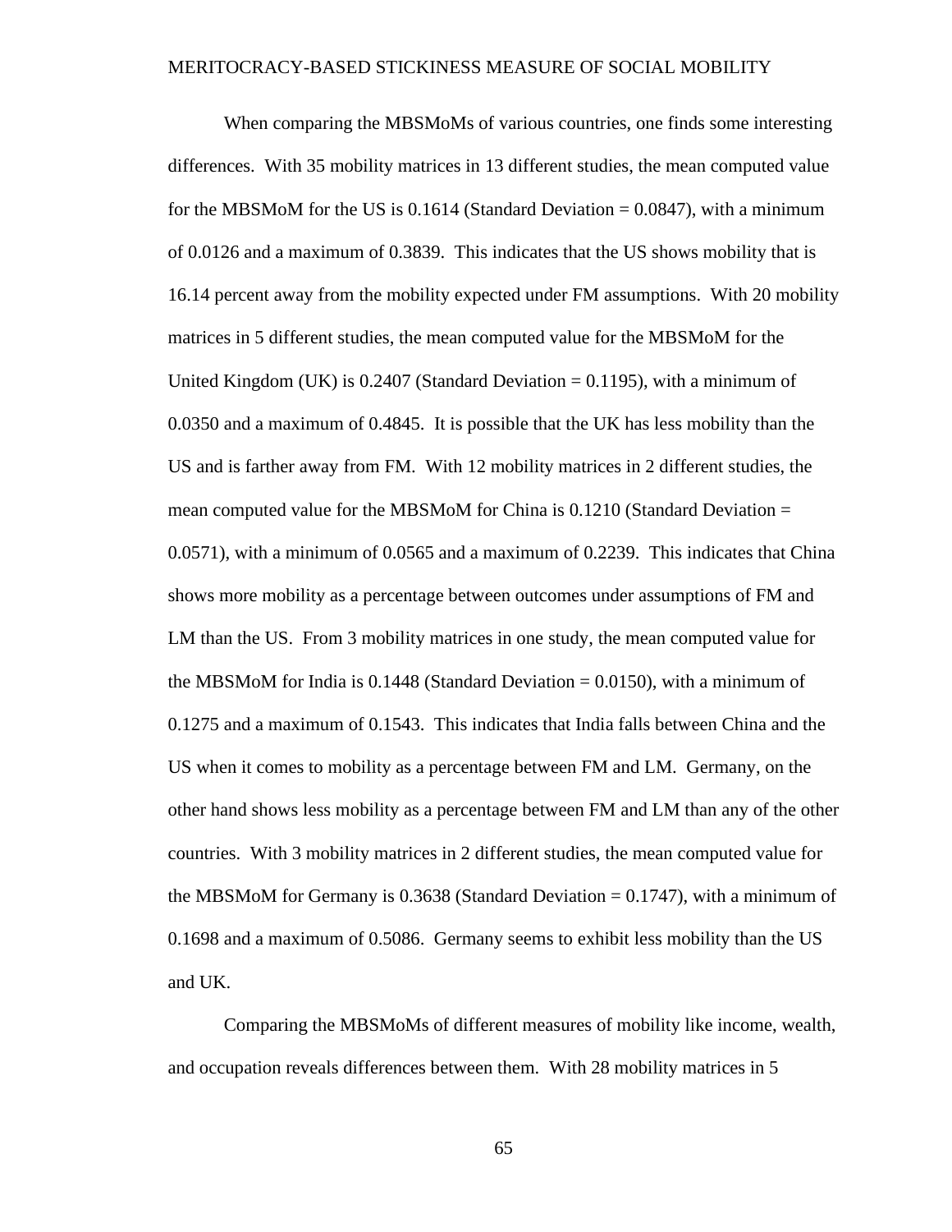When comparing the MBSMoMs of various countries, one finds some interesting differences. With 35 mobility matrices in 13 different studies, the mean computed value for the MBSMoM for the US is 0.1614 (Standard Deviation = 0.0847), with a minimum of 0.0126 and a maximum of 0.3839. This indicates that the US shows mobility that is 16.14 percent away from the mobility expected under FM assumptions. With 20 mobility matrices in 5 different studies, the mean computed value for the MBSMoM for the United Kingdom (UK) is 0.2407 (Standard Deviation = 0.1195), with a minimum of 0.0350 and a maximum of 0.4845. It is possible that the UK has less mobility than the US and is farther away from FM. With 12 mobility matrices in 2 different studies, the mean computed value for the MBSMoM for China is 0.1210 (Standard Deviation = 0.0571), with a minimum of 0.0565 and a maximum of 0.2239. This indicates that China shows more mobility as a percentage between outcomes under assumptions of FM and LM than the US. From 3 mobility matrices in one study, the mean computed value for the MBSMoM for India is 0.1448 (Standard Deviation = 0.0150), with a minimum of 0.1275 and a maximum of 0.1543. This indicates that India falls between China and the US when it comes to mobility as a percentage between FM and LM. Germany, on the other hand shows less mobility as a percentage between FM and LM than any of the other countries. With 3 mobility matrices in 2 different studies, the mean computed value for the MBSMoM for Germany is 0.3638 (Standard Deviation = 0.1747), with a minimum of 0.1698 and a maximum of 0.5086. Germany seems to exhibit less mobility than the US and UK.

Comparing the MBSMoMs of different measures of mobility like income, wealth, and occupation reveals differences between them. With 28 mobility matrices in 5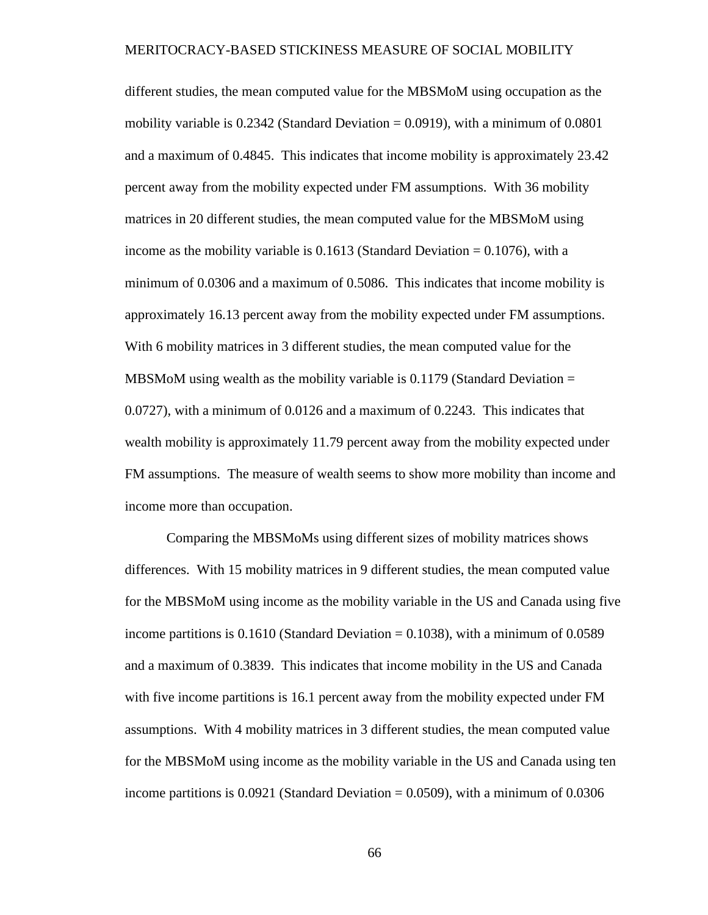different studies, the mean computed value for the MBSMoM using occupation as the mobility variable is 0.2342 (Standard Deviation = 0.0919), with a minimum of 0.0801 and a maximum of 0.4845. This indicates that income mobility is approximately 23.42 percent away from the mobility expected under FM assumptions. With 36 mobility matrices in 20 different studies, the mean computed value for the MBSMoM using income as the mobility variable is 0.1613 (Standard Deviation = 0.1076), with a minimum of 0.0306 and a maximum of 0.5086. This indicates that income mobility is approximately 16.13 percent away from the mobility expected under FM assumptions. With 6 mobility matrices in 3 different studies, the mean computed value for the MBSMoM using wealth as the mobility variable is 0.1179 (Standard Deviation = 0.0727), with a minimum of 0.0126 and a maximum of 0.2243. This indicates that wealth mobility is approximately 11.79 percent away from the mobility expected under FM assumptions. The measure of wealth seems to show more mobility than income and income more than occupation.

Comparing the MBSMoMs using different sizes of mobility matrices shows differences. With 15 mobility matrices in 9 different studies, the mean computed value for the MBSMoM using income as the mobility variable in the US and Canada using five income partitions is 0.1610 (Standard Deviation = 0.1038), with a minimum of 0.0589 and a maximum of 0.3839. This indicates that income mobility in the US and Canada with five income partitions is 16.1 percent away from the mobility expected under FM assumptions. With 4 mobility matrices in 3 different studies, the mean computed value for the MBSMoM using income as the mobility variable in the US and Canada using ten income partitions is 0.0921 (Standard Deviation = 0.0509), with a minimum of 0.0306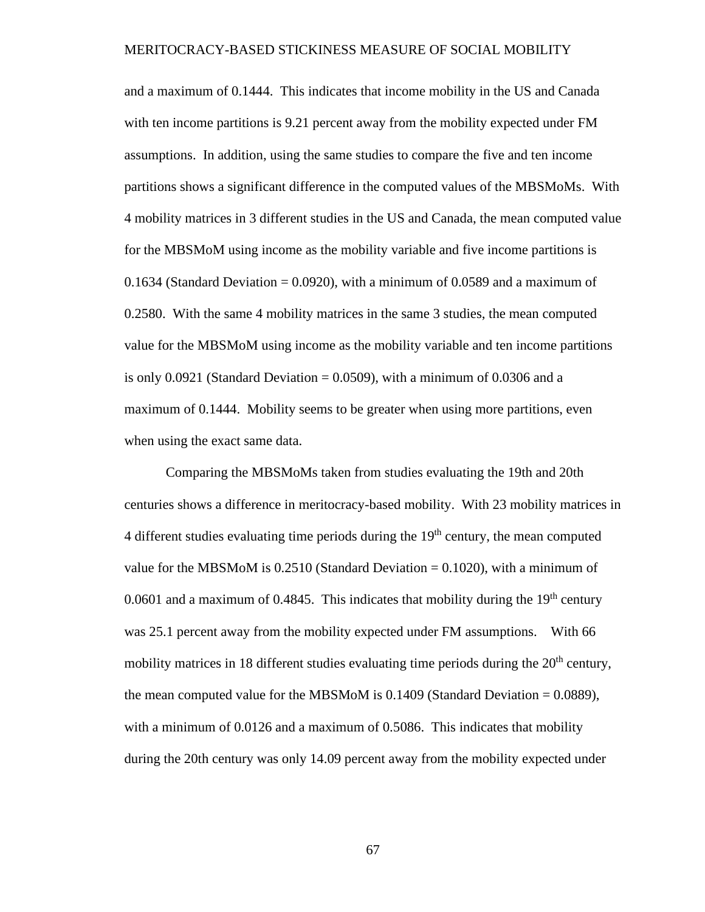and a maximum of 0.1444. This indicates that income mobility in the US and Canada with ten income partitions is 9.21 percent away from the mobility expected under FM assumptions. In addition, using the same studies to compare the five and ten income partitions shows a significant difference in the computed values of the MBSMoMs. With 4 mobility matrices in 3 different studies in the US and Canada, the mean computed value for the MBSMoM using income as the mobility variable and five income partitions is 0.1634 (Standard Deviation = 0.0920), with a minimum of 0.0589 and a maximum of 0.2580. With the same 4 mobility matrices in the same 3 studies, the mean computed value for the MBSMoM using income as the mobility variable and ten income partitions is only 0.0921 (Standard Deviation = 0.0509), with a minimum of 0.0306 and a maximum of 0.1444. Mobility seems to be greater when using more partitions, even when using the exact same data.

Comparing the MBSMoMs taken from studies evaluating the 19th and 20th centuries shows a difference in meritocracy-based mobility. With 23 mobility matrices in 4 different studies evaluating time periods during the 19$^{th}$ century, the mean computed value for the MBSMoM is 0.2510 (Standard Deviation = 0.1020), with a minimum of 0.0601 and a maximum of 0.4845. This indicates that mobility during the 19$^{th}$ century was 25.1 percent away from the mobility expected under FM assumptions. With 66 mobility matrices in 18 different studies evaluating time periods during the 20$^{th}$ century, the mean computed value for the MBSMoM is 0.1409 (Standard Deviation = 0.0889), with a minimum of 0.0126 and a maximum of 0.5086. This indicates that mobility during the 20th century was only 14.09 percent away from the mobility expected under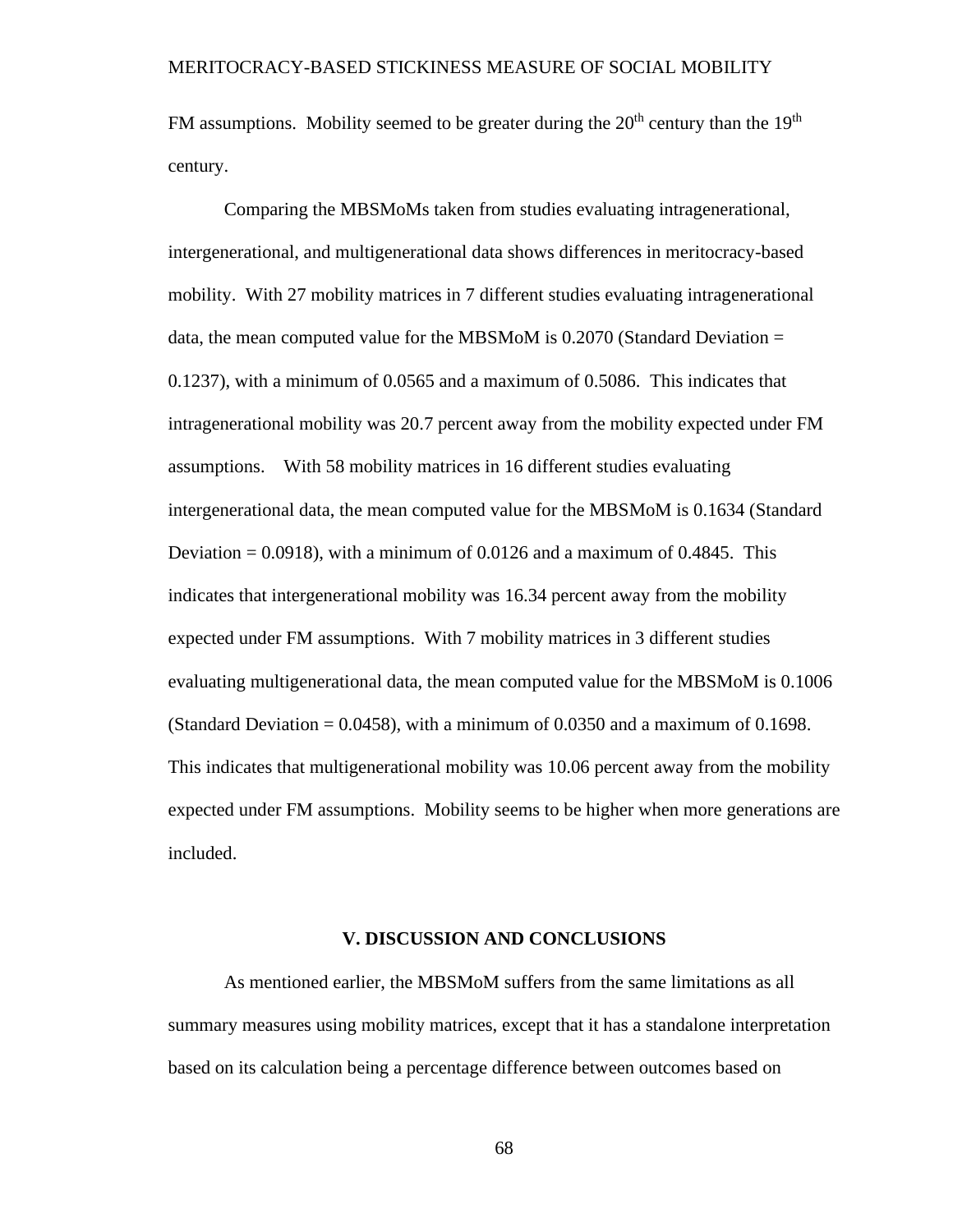FM assumptions. Mobility seemed to be greater during the 20th century than the 19th century.

Comparing the MBSMoMs taken from studies evaluating intragenerational, intergenerational, and multigenerational data shows differences in meritocracy-based mobility. With 27 mobility matrices in 7 different studies evaluating intragenerational data, the mean computed value for the MBSMoM is 0.2070 (Standard Deviation = 0.1237), with a minimum of 0.0565 and a maximum of 0.5086. This indicates that intragenerational mobility was 20.7 percent away from the mobility expected under FM assumptions. With 58 mobility matrices in 16 different studies evaluating intergenerational data, the mean computed value for the MBSMoM is 0.1634 (Standard Deviation = 0.0918), with a minimum of 0.0126 and a maximum of 0.4845. This indicates that intergenerational mobility was 16.34 percent away from the mobility expected under FM assumptions. With 7 mobility matrices in 3 different studies evaluating multigenerational data, the mean computed value for the MBSMoM is 0.1006 (Standard Deviation = 0.0458), with a minimum of 0.0350 and a maximum of 0.1698. This indicates that multigenerational mobility was 10.06 percent away from the mobility expected under FM assumptions. Mobility seems to be higher when more generations are included.

## V. DISCUSSION AND CONCLUSIONS

As mentioned earlier, the MBSMoM suffers from the same limitations as all summary measures using mobility matrices, except that it has a standalone interpretation based on its calculation being a percentage difference between outcomes based on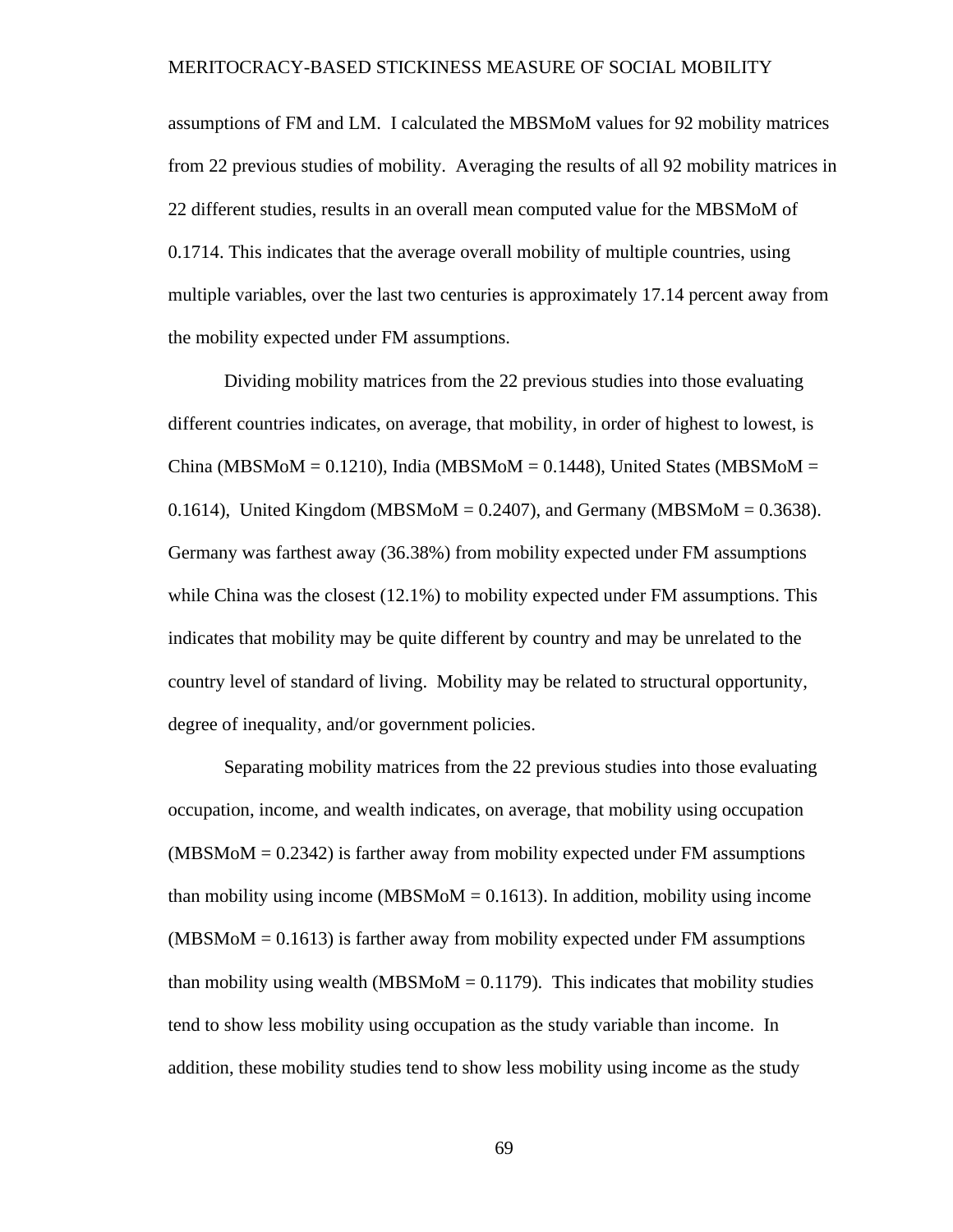assumptions of FM and LM. I calculated the MBSMoM values for 92 mobility matrices from 22 previous studies of mobility. Averaging the results of all 92 mobility matrices in 22 different studies, results in an overall mean computed value for the MBSMoM of 0.1714. This indicates that the average overall mobility of multiple countries, using multiple variables, over the last two centuries is approximately 17.14 percent away from the mobility expected under FM assumptions.

Dividing mobility matrices from the 22 previous studies into those evaluating different countries indicates, on average, that mobility, in order of highest to lowest, is China (MBSMoM = 0.1210), India (MBSMoM = 0.1448), United States (MBSMoM = 0.1614), United Kingdom (MBSMoM = 0.2407), and Germany (MBSMoM = 0.3638). Germany was farthest away (36.38%) from mobility expected under FM assumptions while China was the closest (12.1%) to mobility expected under FM assumptions. This indicates that mobility may be quite different by country and may be unrelated to the country level of standard of living. Mobility may be related to structural opportunity, degree of inequality, and/or government policies.

Separating mobility matrices from the 22 previous studies into those evaluating occupation, income, and wealth indicates, on average, that mobility using occupation (MBSMoM = 0.2342) is farther away from mobility expected under FM assumptions than mobility using income (MBSMoM = 0.1613). In addition, mobility using income (MBSMoM = 0.1613) is farther away from mobility expected under FM assumptions than mobility using wealth (MBSMoM = 0.1179). This indicates that mobility studies tend to show less mobility using occupation as the study variable than income. In addition, these mobility studies tend to show less mobility using income as the study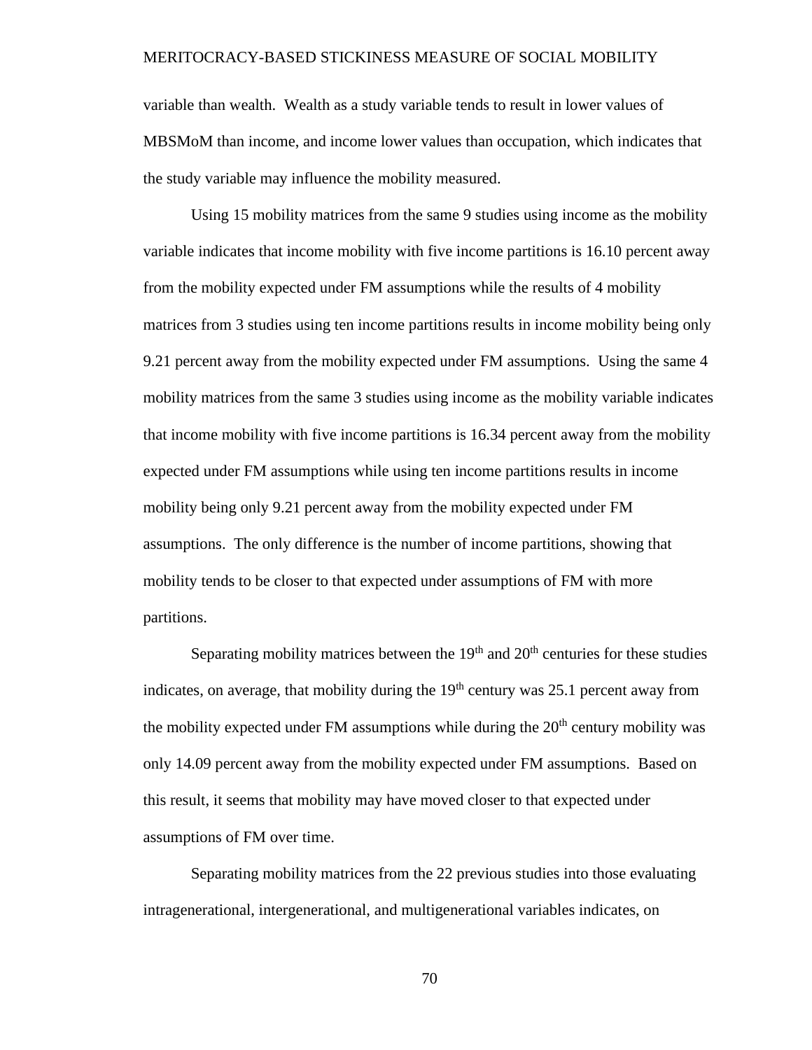variable than wealth. Wealth as a study variable tends to result in lower values of MBSMoM than income, and income lower values than occupation, which indicates that the study variable may influence the mobility measured.

Using 15 mobility matrices from the same 9 studies using income as the mobility variable indicates that income mobility with five income partitions is 16.10 percent away from the mobility expected under FM assumptions while the results of 4 mobility matrices from 3 studies using ten income partitions results in income mobility being only 9.21 percent away from the mobility expected under FM assumptions. Using the same 4 mobility matrices from the same 3 studies using income as the mobility variable indicates that income mobility with five income partitions is 16.34 percent away from the mobility expected under FM assumptions while using ten income partitions results in income mobility being only 9.21 percent away from the mobility expected under FM assumptions. The only difference is the number of income partitions, showing that mobility tends to be closer to that expected under assumptions of FM with more partitions.

Separating mobility matrices between the 19th and 20th centuries for these studies indicates, on average, that mobility during the 19th century was 25.1 percent away from the mobility expected under FM assumptions while during the 20th century mobility was only 14.09 percent away from the mobility expected under FM assumptions. Based on this result, it seems that mobility may have moved closer to that expected under assumptions of FM over time.

Separating mobility matrices from the 22 previous studies into those evaluating intragenerational, intergenerational, and multigenerational variables indicates, on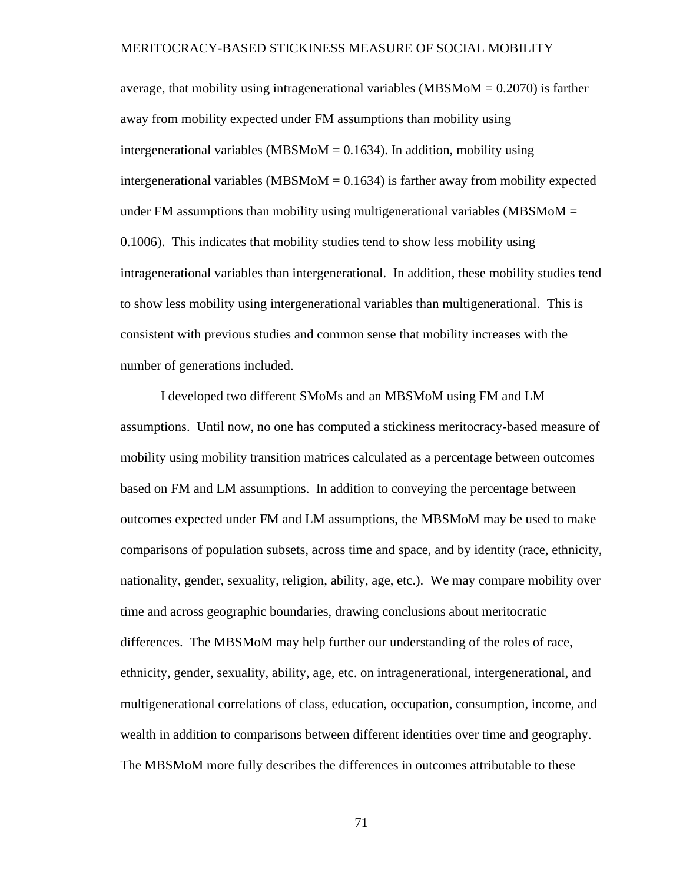average, that mobility using intragenerational variables (MBSMoM = 0.2070) is farther away from mobility expected under FM assumptions than mobility using intergenerational variables (MBSMoM = 0.1634). In addition, mobility using intergenerational variables (MBSMoM = 0.1634) is farther away from mobility expected under FM assumptions than mobility using multigenerational variables (MBSMoM = 0.1006). This indicates that mobility studies tend to show less mobility using intragenerational variables than intergenerational. In addition, these mobility studies tend to show less mobility using intergenerational variables than multigenerational. This is consistent with previous studies and common sense that mobility increases with the number of generations included.

I developed two different SMoMs and an MBSMoM using FM and LM assumptions. Until now, no one has computed a stickiness meritocracy-based measure of mobility using mobility transition matrices calculated as a percentage between outcomes based on FM and LM assumptions. In addition to conveying the percentage between outcomes expected under FM and LM assumptions, the MBSMoM may be used to make comparisons of population subsets, across time and space, and by identity (race, ethnicity, nationality, gender, sexuality, religion, ability, age, etc.). We may compare mobility over time and across geographic boundaries, drawing conclusions about meritocratic differences. The MBSMoM may help further our understanding of the roles of race, ethnicity, gender, sexuality, ability, age, etc. on intragenerational, intergenerational, and multigenerational correlations of class, education, occupation, consumption, income, and wealth in addition to comparisons between different identities over time and geography. The MBSMoM more fully describes the differences in outcomes attributable to these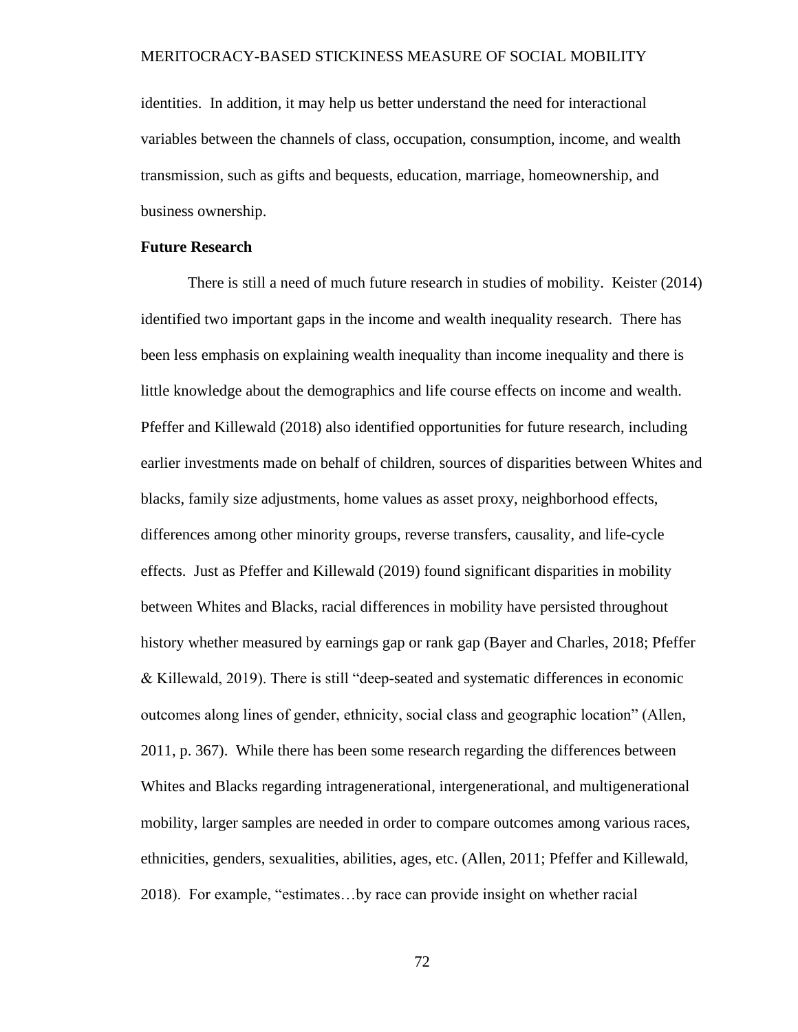identities. In addition, it may help us better understand the need for interactional variables between the channels of class, occupation, consumption, income, and wealth transmission, such as gifts and bequests, education, marriage, homeownership, and business ownership.

**Future Research**

There is still a need of much future research in studies of mobility. Keister (2014) identified two important gaps in the income and wealth inequality research. There has been less emphasis on explaining wealth inequality than income inequality and there is little knowledge about the demographics and life course effects on income and wealth. Pfeffer and Killewald (2018) also identified opportunities for future research, including earlier investments made on behalf of children, sources of disparities between Whites and blacks, family size adjustments, home values as asset proxy, neighborhood effects, differences among other minority groups, reverse transfers, causality, and life-cycle effects. Just as Pfeffer and Killewald (2019) found significant disparities in mobility between Whites and Blacks, racial differences in mobility have persisted throughout history whether measured by earnings gap or rank gap (Bayer and Charles, 2018; Pfeffer & Killewald, 2019). There is still "deep-seated and systematic differences in economic outcomes along lines of gender, ethnicity, social class and geographic location" (Allen, 2011, p. 367). While there has been some research regarding the differences between Whites and Blacks regarding intragenerational, intergenerational, and multigenerational mobility, larger samples are needed in order to compare outcomes among various races, ethnicities, genders, sexualities, abilities, ages, etc. (Allen, 2011; Pfeffer and Killewald, 2018). For example, "estimates…by race can provide insight on whether racial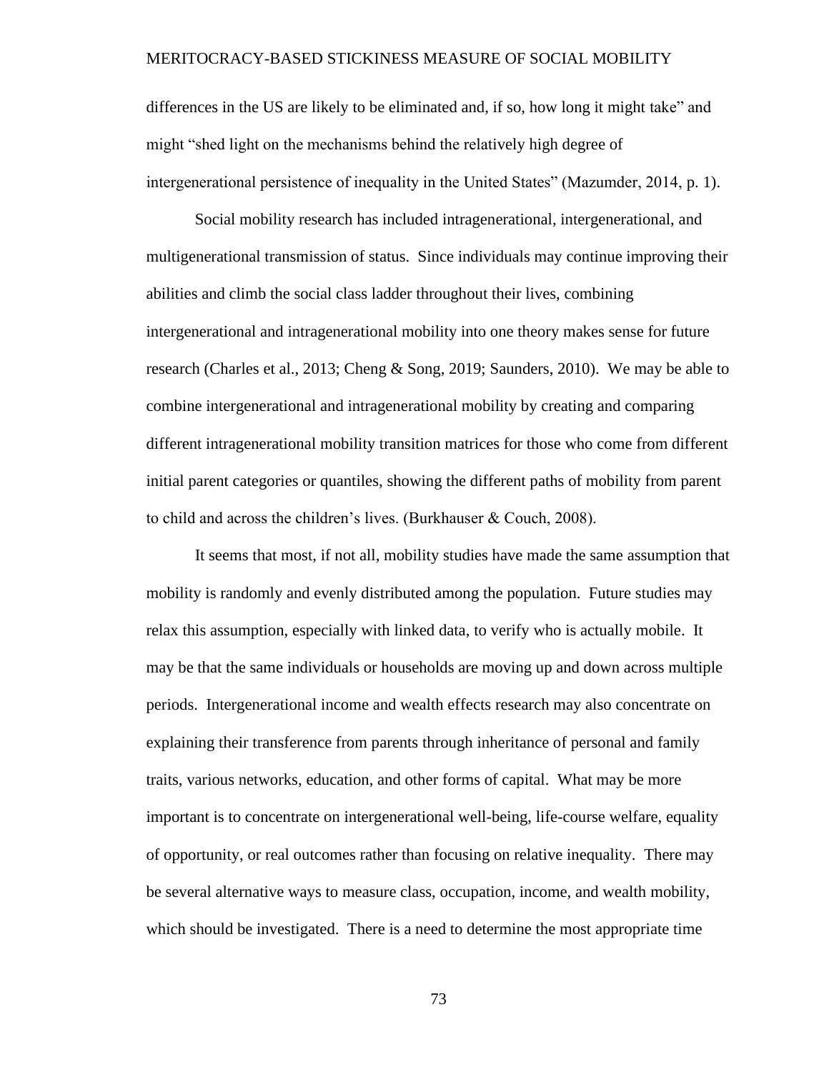differences in the US are likely to be eliminated and, if so, how long it might take" and might "shed light on the mechanisms behind the relatively high degree of intergenerational persistence of inequality in the United States" (Mazumder, 2014, p. 1).

Social mobility research has included intragenerational, intergenerational, and multigenerational transmission of status. Since individuals may continue improving their abilities and climb the social class ladder throughout their lives, combining intergenerational and intragenerational mobility into one theory makes sense for future research (Charles et al., 2013; Cheng & Song, 2019; Saunders, 2010). We may be able to combine intergenerational and intragenerational mobility by creating and comparing different intragenerational mobility transition matrices for those who come from different initial parent categories or quantiles, showing the different paths of mobility from parent to child and across the children's lives. (Burkhauser & Couch, 2008).

It seems that most, if not all, mobility studies have made the same assumption that mobility is randomly and evenly distributed among the population. Future studies may relax this assumption, especially with linked data, to verify who is actually mobile. It may be that the same individuals or households are moving up and down across multiple periods. Intergenerational income and wealth effects research may also concentrate on explaining their transference from parents through inheritance of personal and family traits, various networks, education, and other forms of capital. What may be more important is to concentrate on intergenerational well-being, life-course welfare, equality of opportunity, or real outcomes rather than focusing on relative inequality. There may be several alternative ways to measure class, occupation, income, and wealth mobility, which should be investigated. There is a need to determine the most appropriate time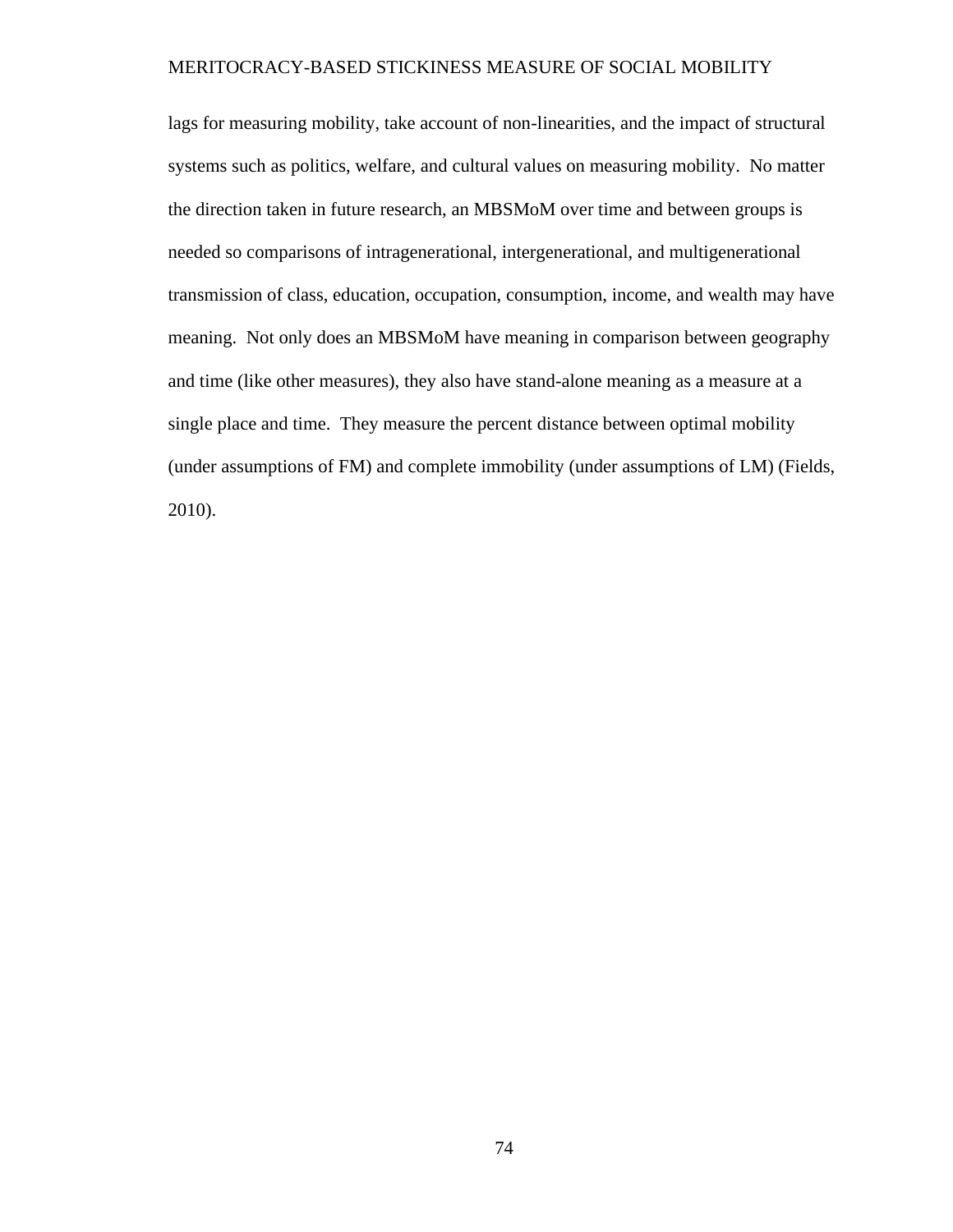lags for measuring mobility, take account of non-linearities, and the impact of structural systems such as politics, welfare, and cultural values on measuring mobility. No matter the direction taken in future research, an MBSMoM over time and between groups is needed so comparisons of intragenerational, intergenerational, and multigenerational transmission of class, education, occupation, consumption, income, and wealth may have meaning. Not only does an MBSMoM have meaning in comparison between geography and time (like other measures), they also have stand-alone meaning as a measure at a single place and time. They measure the percent distance between optimal mobility (under assumptions of FM) and complete immobility (under assumptions of LM) (Fields, 2010).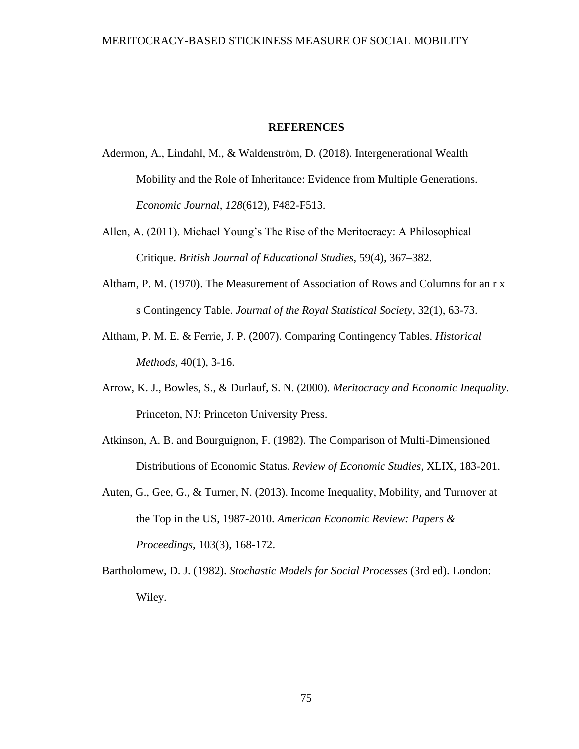**REFERENCES**

Adermon, A., Lindahl, M., & Waldenström, D. (2018). Intergenerational Wealth Mobility and the Role of Inheritance: Evidence from Multiple Generations. *Economic Journal*, *128*(612), F482-F513.

Allen, A. (2011). Michael Young's The Rise of the Meritocracy: A Philosophical Critique. *British Journal of Educational Studies*, 59(4), 367–382.

Altham, P. M. (1970). The Measurement of Association of Rows and Columns for an r x s Contingency Table. *Journal of the Royal Statistical Society*, 32(1), 63-73.

Altham, P. M. E. & Ferrie, J. P. (2007). Comparing Contingency Tables. *Historical Methods*, 40(1), 3-16.

Arrow, K. J., Bowles, S., & Durlauf, S. N. (2000). *Meritocracy and Economic Inequality*. Princeton, NJ: Princeton University Press.

Atkinson, A. B. and Bourguignon, F. (1982). The Comparison of Multi-Dimensioned Distributions of Economic Status. *Review of Economic Studies*, XLIX, 183-201.

Auten, G., Gee, G., & Turner, N. (2013). Income Inequality, Mobility, and Turnover at the Top in the US, 1987-2010. *American Economic Review: Papers & Proceedings*, 103(3), 168-172.

Bartholomew, D. J. (1982). *Stochastic Models for Social Processes* (3rd ed). London: Wiley.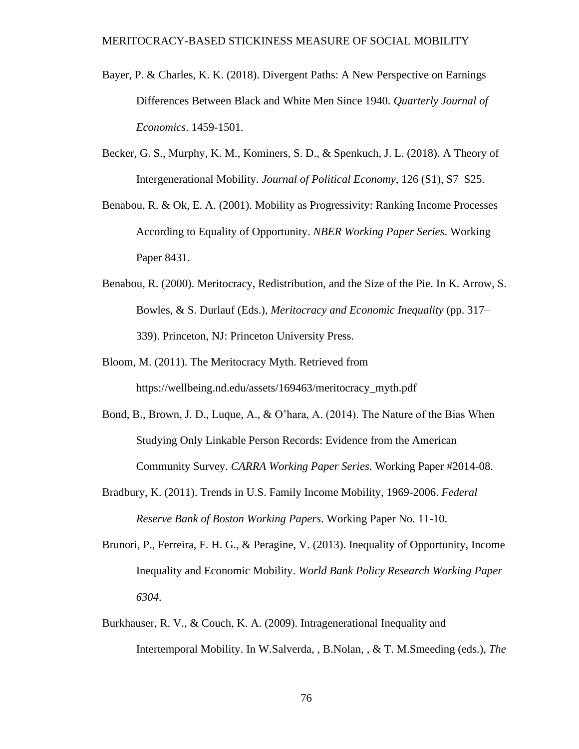Bayer, P. & Charles, K. K. (2018). Divergent Paths: A New Perspective on Earnings Differences Between Black and White Men Since 1940. *Quarterly Journal of Economics*. 1459-1501.

Becker, G. S., Murphy, K. M., Kominers, S. D., & Spenkuch, J. L. (2018). A Theory of Intergenerational Mobility. *Journal of Political Economy*, 126 (S1), S7–S25.

Benabou, R. & Ok, E. A. (2001). Mobility as Progressivity: Ranking Income Processes According to Equality of Opportunity. *NBER Working Paper Series*. Working Paper 8431.

Benabou, R. (2000). Meritocracy, Redistribution, and the Size of the Pie. In K. Arrow, S. Bowles, & S. Durlauf (Eds.), *Meritocracy and Economic Inequality* (pp. 317–339). Princeton, NJ: Princeton University Press.

Bloom, M. (2011). The Meritocracy Myth. Retrieved from https://wellbeing.nd.edu/assets/169463/meritocracy_myth.pdf

Bond, B., Brown, J. D., Luque, A., & O'hara, A. (2014). The Nature of the Bias When Studying Only Linkable Person Records: Evidence from the American Community Survey. *CARRA Working Paper Series*. Working Paper #2014-08.

Bradbury, K. (2011). Trends in U.S. Family Income Mobility, 1969-2006. *Federal Reserve Bank of Boston Working Papers*. Working Paper No. 11-10.

Brunori, P., Ferreira, F. H. G., & Peragine, V. (2013). Inequality of Opportunity, Income Inequality and Economic Mobility. *World Bank Policy Research Working Paper 6304*.

Burkhauser, R. V., & Couch, K. A. (2009). Intragenerational Inequality and Intertemporal Mobility. In W.Salverda, , B.Nolan, , & T. M.Smeeding (eds.), *The*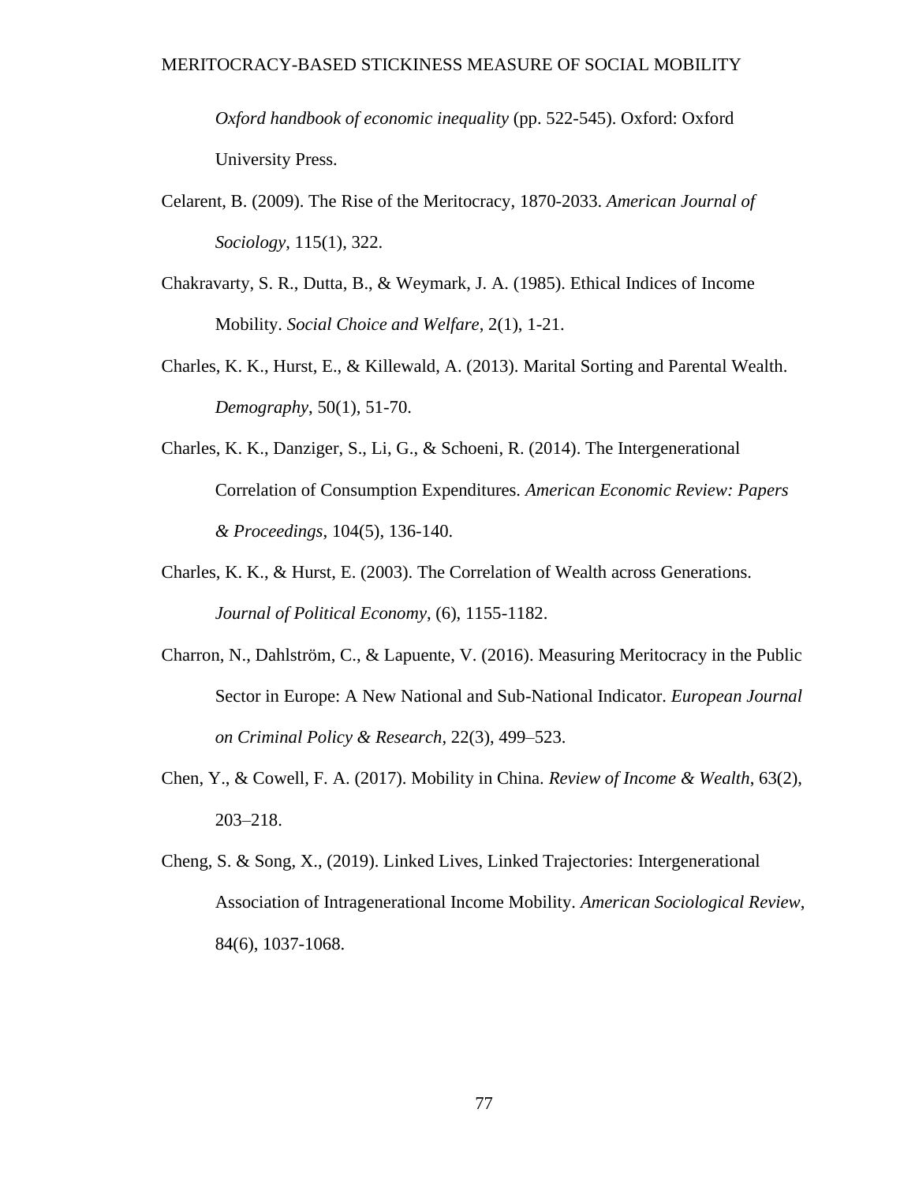*Oxford handbook of economic inequality* (pp. 522-545). Oxford: Oxford University Press.

Celarent, B. (2009). The Rise of the Meritocracy, 1870-2033. *American Journal of Sociology*, 115(1), 322.

Chakravarty, S. R., Dutta, B., & Weymark, J. A. (1985). Ethical Indices of Income Mobility. *Social Choice and Welfare*, 2(1), 1-21.

Charles, K. K., Hurst, E., & Killewald, A. (2013). Marital Sorting and Parental Wealth. *Demography*, 50(1), 51-70.

Charles, K. K., Danziger, S., Li, G., & Schoeni, R. (2014). The Intergenerational Correlation of Consumption Expenditures. *American Economic Review: Papers & Proceedings*, 104(5), 136-140.

Charles, K. K., & Hurst, E. (2003). The Correlation of Wealth across Generations. *Journal of Political Economy*, (6), 1155-1182.

Charron, N., Dahlström, C., & Lapuente, V. (2016). Measuring Meritocracy in the Public Sector in Europe: A New National and Sub-National Indicator. *European Journal on Criminal Policy & Research*, 22(3), 499–523.

Chen, Y., & Cowell, F. A. (2017). Mobility in China. *Review of Income & Wealth*, 63(2), 203–218.

Cheng, S. & Song, X., (2019). Linked Lives, Linked Trajectories: Intergenerational Association of Intragenerational Income Mobility. *American Sociological Review*, 84(6), 1037-1068.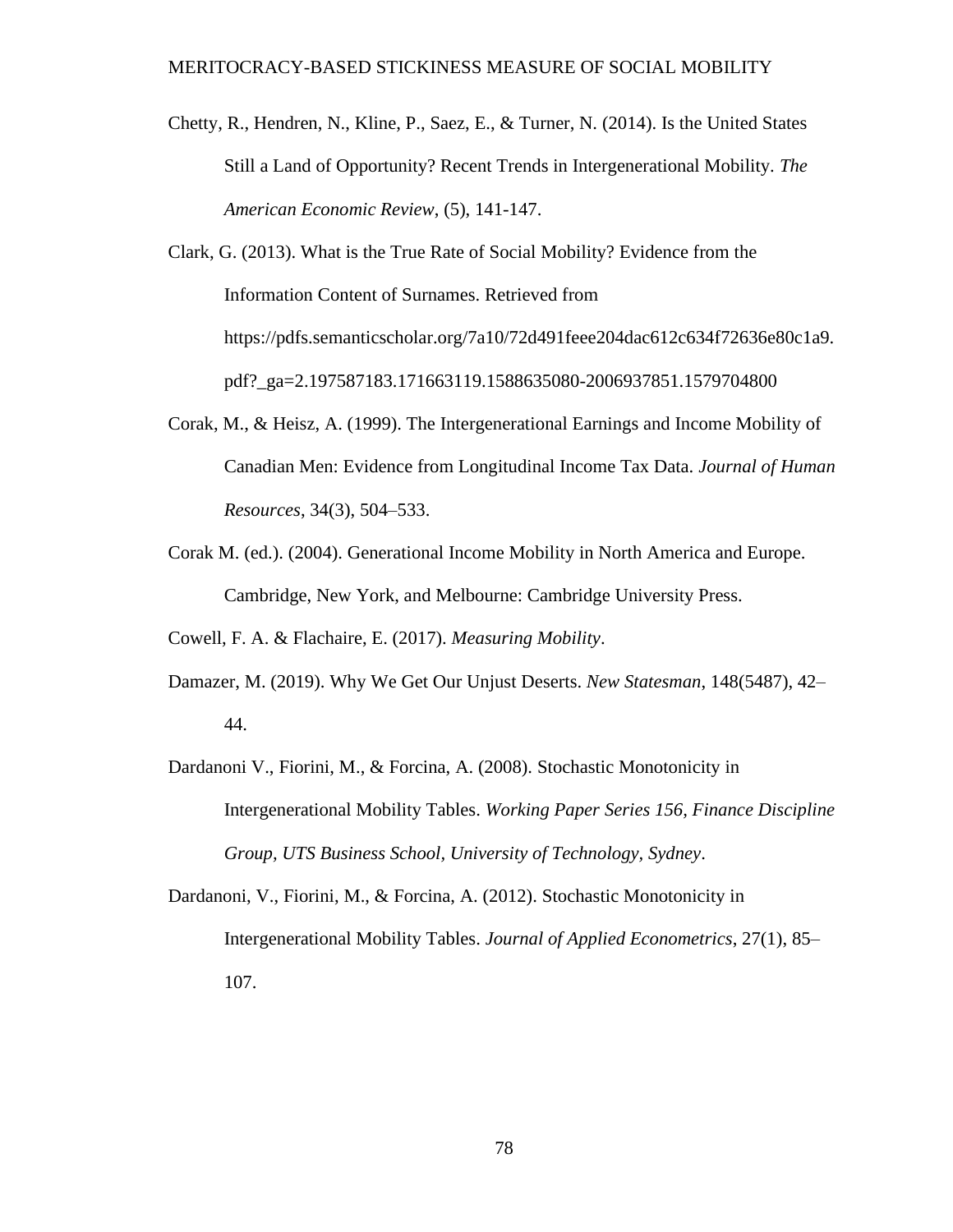Chetty, R., Hendren, N., Kline, P., Saez, E., & Turner, N. (2014). Is the United States Still a Land of Opportunity? Recent Trends in Intergenerational Mobility. *The American Economic Review*, (5), 141-147.

Clark, G. (2013). What is the True Rate of Social Mobility? Evidence from the Information Content of Surnames. Retrieved from https://pdfs.semanticscholar.org/7a10/72d491feee204dac612c634f72636e80c1a9.pdf?_ga=2.197587183.171663119.1588635080-2006937851.1579704800

Corak, M., & Heisz, A. (1999). The Intergenerational Earnings and Income Mobility of Canadian Men: Evidence from Longitudinal Income Tax Data. *Journal of Human Resources*, 34(3), 504–533.

Corak M. (ed.). (2004). Generational Income Mobility in North America and Europe. Cambridge, New York, and Melbourne: Cambridge University Press.

Cowell, F. A. & Flachaire, E. (2017). *Measuring Mobility*.

Damazer, M. (2019). Why We Get Our Unjust Deserts. *New Statesman*, 148(5487), 42–44.

Dardanoni V., Fiorini, M., & Forcina, A. (2008). Stochastic Monotonicity in Intergenerational Mobility Tables. *Working Paper Series 156, Finance Discipline Group, UTS Business School, University of Technology, Sydney*.

Dardanoni, V., Fiorini, M., & Forcina, A. (2012). Stochastic Monotonicity in Intergenerational Mobility Tables. *Journal of Applied Econometrics*, 27(1), 85–107.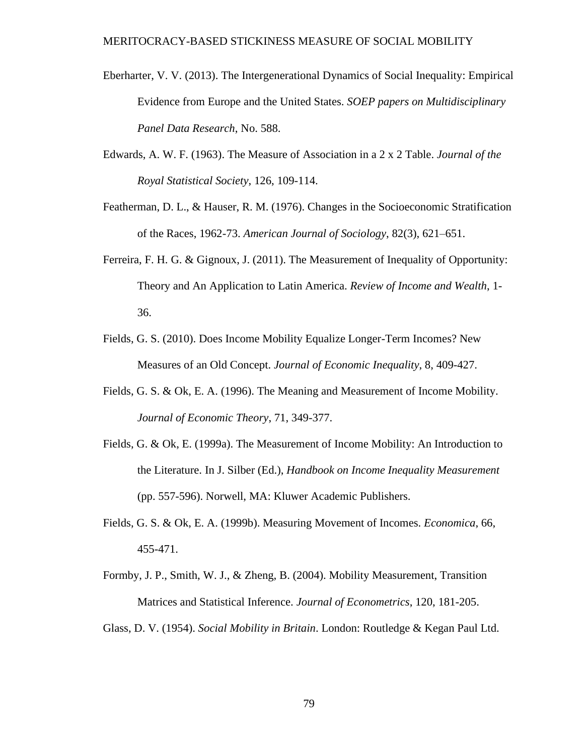Eberharter, V. V. (2013). The Intergenerational Dynamics of Social Inequality: Empirical Evidence from Europe and the United States. *SOEP papers on Multidisciplinary Panel Data Research*, No. 588.

Edwards, A. W. F. (1963). The Measure of Association in a 2 x 2 Table. *Journal of the Royal Statistical Society*, 126, 109-114.

Featherman, D. L., & Hauser, R. M. (1976). Changes in the Socioeconomic Stratification of the Races, 1962-73. *American Journal of Sociology*, 82(3), 621–651.

Ferreira, F. H. G. & Gignoux, J. (2011). The Measurement of Inequality of Opportunity: Theory and An Application to Latin America. *Review of Income and Wealth*, 1-36.

Fields, G. S. (2010). Does Income Mobility Equalize Longer-Term Incomes? New Measures of an Old Concept. *Journal of Economic Inequality*, 8, 409-427.

Fields, G. S. & Ok, E. A. (1996). The Meaning and Measurement of Income Mobility. *Journal of Economic Theory*, 71, 349-377.

Fields, G. & Ok, E. (1999a). The Measurement of Income Mobility: An Introduction to the Literature. In J. Silber (Ed.), *Handbook on Income Inequality Measurement* (pp. 557-596). Norwell, MA: Kluwer Academic Publishers.

Fields, G. S. & Ok, E. A. (1999b). Measuring Movement of Incomes. *Economica*, 66, 455-471.

Formby, J. P., Smith, W. J., & Zheng, B. (2004). Mobility Measurement, Transition Matrices and Statistical Inference. *Journal of Econometrics*, 120, 181-205.

Glass, D. V. (1954). *Social Mobility in Britain*. London: Routledge & Kegan Paul Ltd.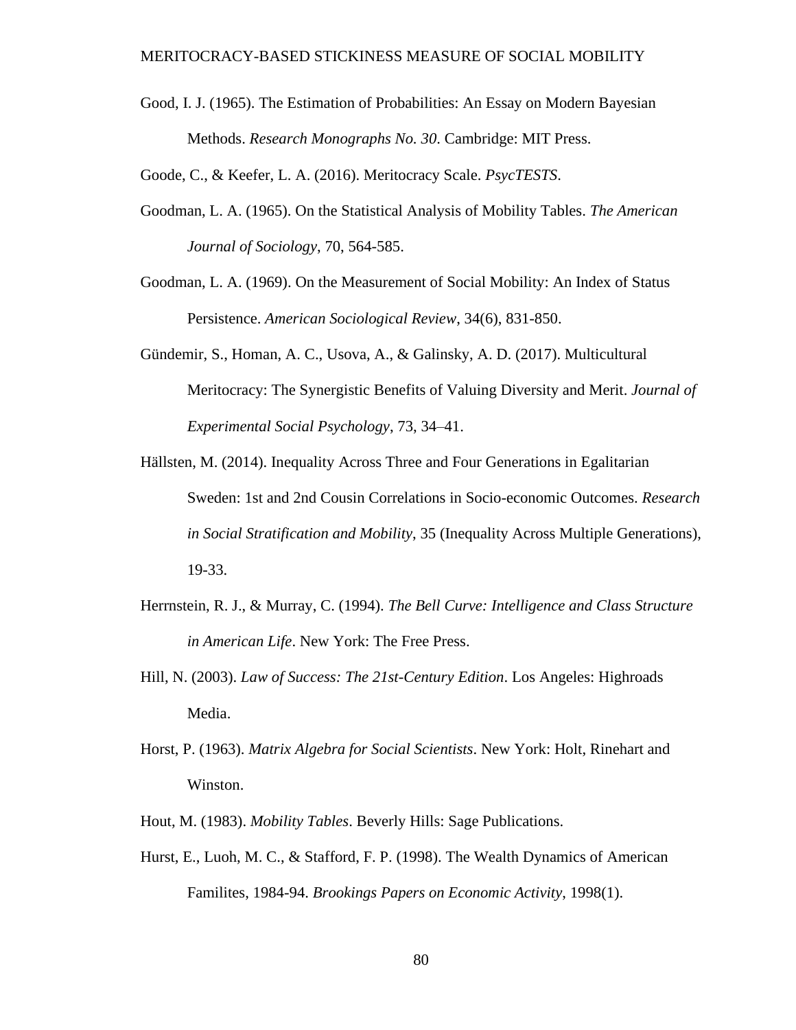Good, I. J. (1965). The Estimation of Probabilities: An Essay on Modern Bayesian Methods. *Research Monographs No. 30*. Cambridge: MIT Press.

Goode, C., & Keefer, L. A. (2016). Meritocracy Scale. *PsycTESTS*.

Goodman, L. A. (1965). On the Statistical Analysis of Mobility Tables. *The American Journal of Sociology*, 70, 564-585.

Goodman, L. A. (1969). On the Measurement of Social Mobility: An Index of Status Persistence. *American Sociological Review*, 34(6), 831-850.

Gündemir, S., Homan, A. C., Usova, A., & Galinsky, A. D. (2017). Multicultural Meritocracy: The Synergistic Benefits of Valuing Diversity and Merit. *Journal of Experimental Social Psychology*, 73, 34–41.

Hällsten, M. (2014). Inequality Across Three and Four Generations in Egalitarian Sweden: 1st and 2nd Cousin Correlations in Socio-economic Outcomes. *Research in Social Stratification and Mobility*, 35 (Inequality Across Multiple Generations), 19-33.

Herrnstein, R. J., & Murray, C. (1994). *The Bell Curve: Intelligence and Class Structure in American Life*. New York: The Free Press.

Hill, N. (2003). *Law of Success: The 21st-Century Edition*. Los Angeles: Highroads Media.

Horst, P. (1963). *Matrix Algebra for Social Scientists*. New York: Holt, Rinehart and Winston.

Hout, M. (1983). *Mobility Tables*. Beverly Hills: Sage Publications.

Hurst, E., Luoh, M. C., & Stafford, F. P. (1998). The Wealth Dynamics of American Familites, 1984-94. *Brookings Papers on Economic Activity*, 1998(1).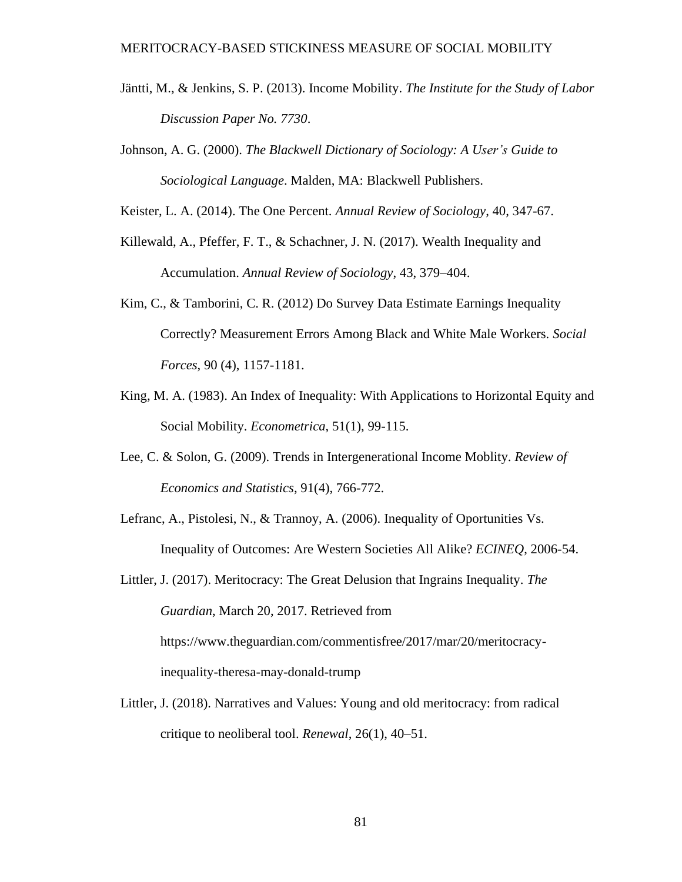Jäntti, M., & Jenkins, S. P. (2013). Income Mobility. *The Institute for the Study of Labor Discussion Paper No. 7730*.

Johnson, A. G. (2000). *The Blackwell Dictionary of Sociology: A User's Guide to Sociological Language*. Malden, MA: Blackwell Publishers.

Keister, L. A. (2014). The One Percent. *Annual Review of Sociology*, 40, 347-67.

Killewald, A., Pfeffer, F. T., & Schachner, J. N. (2017). Wealth Inequality and Accumulation. *Annual Review of Sociology*, 43, 379–404.

Kim, C., & Tamborini, C. R. (2012) Do Survey Data Estimate Earnings Inequality Correctly? Measurement Errors Among Black and White Male Workers. *Social Forces*, 90 (4), 1157-1181.

King, M. A. (1983). An Index of Inequality: With Applications to Horizontal Equity and Social Mobility. *Econometrica*, 51(1), 99-115.

Lee, C. & Solon, G. (2009). Trends in Intergenerational Income Moblity. *Review of Economics and Statistics*, 91(4), 766-772.

Lefranc, A., Pistolesi, N., & Trannoy, A. (2006). Inequality of Oportunities Vs. Inequality of Outcomes: Are Western Societies All Alike? *ECINEQ*, 2006-54.

Littler, J. (2017). Meritocracy: The Great Delusion that Ingrains Inequality. *The Guardian*, March 20, 2017. Retrieved from https://www.theguardian.com/commentisfree/2017/mar/20/meritocracy-inequality-theresa-may-donald-trump

Littler, J. (2018). Narratives and Values: Young and old meritocracy: from radical critique to neoliberal tool. *Renewal*, 26(1), 40–51.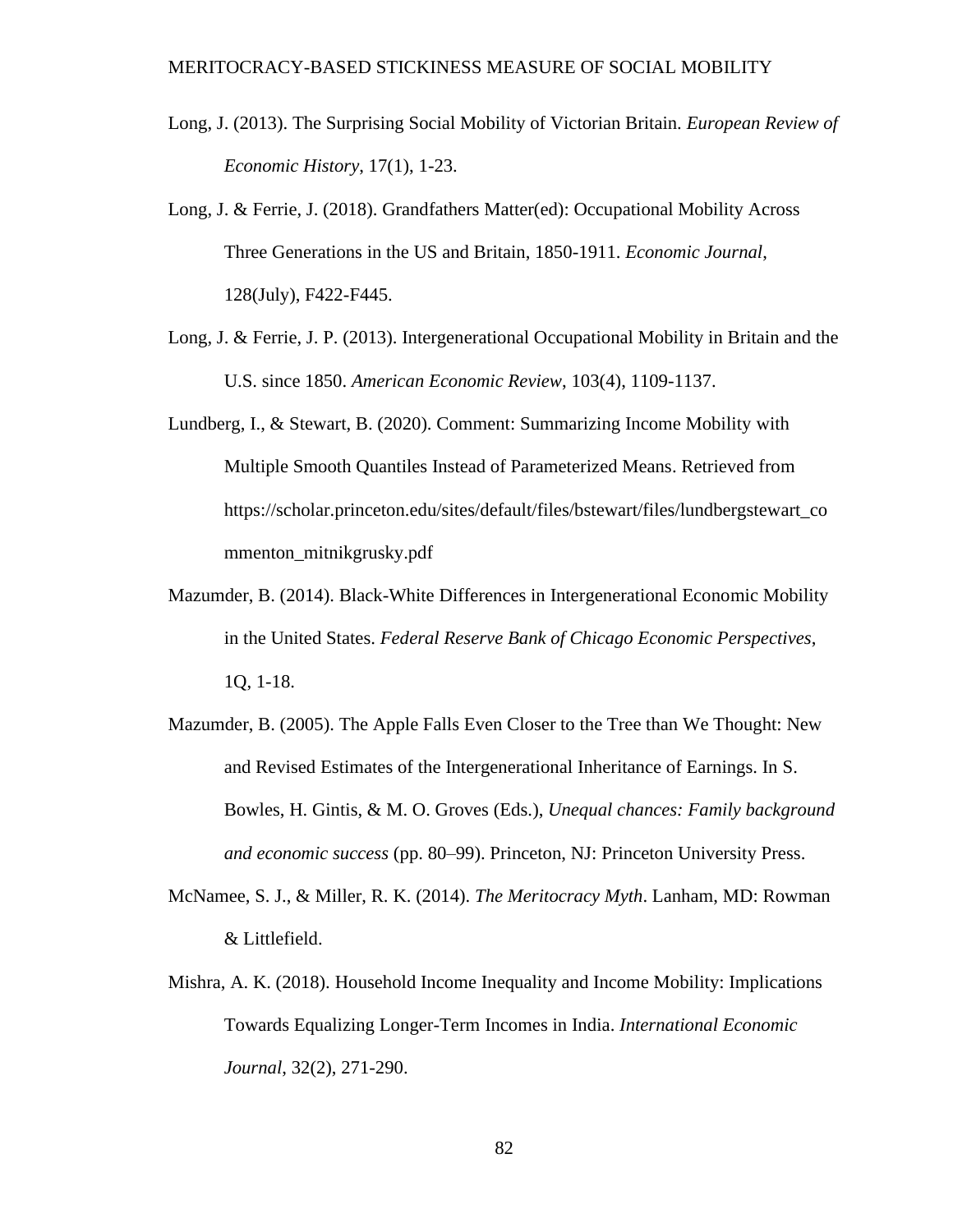Long, J. (2013). The Surprising Social Mobility of Victorian Britain. *European Review of Economic History*, 17(1), 1-23.

Long, J. & Ferrie, J. (2018). Grandfathers Matter(ed): Occupational Mobility Across Three Generations in the US and Britain, 1850-1911. *Economic Journal*, 128(July), F422-F445.

Long, J. & Ferrie, J. P. (2013). Intergenerational Occupational Mobility in Britain and the U.S. since 1850. *American Economic Review*, 103(4), 1109-1137.

Lundberg, I., & Stewart, B. (2020). Comment: Summarizing Income Mobility with Multiple Smooth Quantiles Instead of Parameterized Means. Retrieved from https://scholar.princeton.edu/sites/default/files/bstewart/files/lundbergstewart_commenton_mitnikgrusky.pdf

Mazumder, B. (2014). Black-White Differences in Intergenerational Economic Mobility in the United States. *Federal Reserve Bank of Chicago Economic Perspectives*, 1Q, 1-18.

Mazumder, B. (2005). The Apple Falls Even Closer to the Tree than We Thought: New and Revised Estimates of the Intergenerational Inheritance of Earnings. In S. Bowles, H. Gintis, & M. O. Groves (Eds.), *Unequal chances: Family background and economic success* (pp. 80–99). Princeton, NJ: Princeton University Press.

McNamee, S. J., & Miller, R. K. (2014). *The Meritocracy Myth*. Lanham, MD: Rowman & Littlefield.

Mishra, A. K. (2018). Household Income Inequality and Income Mobility: Implications Towards Equalizing Longer-Term Incomes in India. *International Economic Journal*, 32(2), 271-290.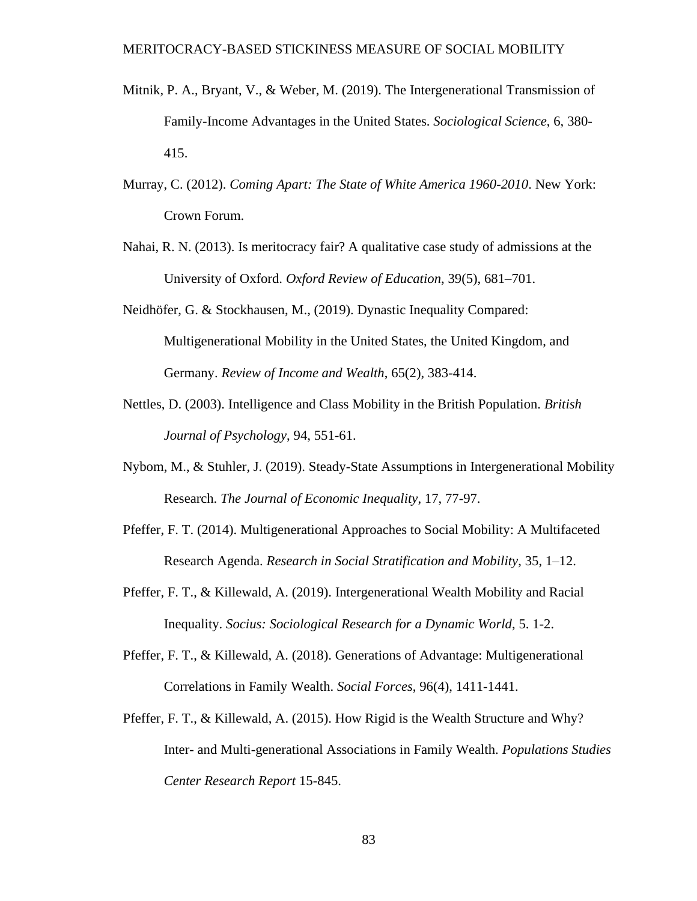Mitnik, P. A., Bryant, V., & Weber, M. (2019). The Intergenerational Transmission of Family-Income Advantages in the United States. *Sociological Science*, 6, 380-415.

Murray, C. (2012). *Coming Apart: The State of White America 1960-2010*. New York: Crown Forum.

Nahai, R. N. (2013). Is meritocracy fair? A qualitative case study of admissions at the University of Oxford. *Oxford Review of Education*, 39(5), 681–701.

Neidhöfer, G. & Stockhausen, M., (2019). Dynastic Inequality Compared: Multigenerational Mobility in the United States, the United Kingdom, and Germany. *Review of Income and Wealth*, 65(2), 383-414.

Nettles, D. (2003). Intelligence and Class Mobility in the British Population. *British Journal of Psychology*, 94, 551-61.

Nybom, M., & Stuhler, J. (2019). Steady-State Assumptions in Intergenerational Mobility Research. *The Journal of Economic Inequality*, 17, 77-97.

Pfeffer, F. T. (2014). Multigenerational Approaches to Social Mobility: A Multifaceted Research Agenda. *Research in Social Stratification and Mobility*, 35, 1–12.

Pfeffer, F. T., & Killewald, A. (2019). Intergenerational Wealth Mobility and Racial Inequality. *Socius: Sociological Research for a Dynamic World*, 5. 1-2.

Pfeffer, F. T., & Killewald, A. (2018). Generations of Advantage: Multigenerational Correlations in Family Wealth. *Social Forces*, 96(4), 1411-1441.

Pfeffer, F. T., & Killewald, A. (2015). How Rigid is the Wealth Structure and Why? Inter- and Multi-generational Associations in Family Wealth. *Populations Studies Center Research Report* 15-845.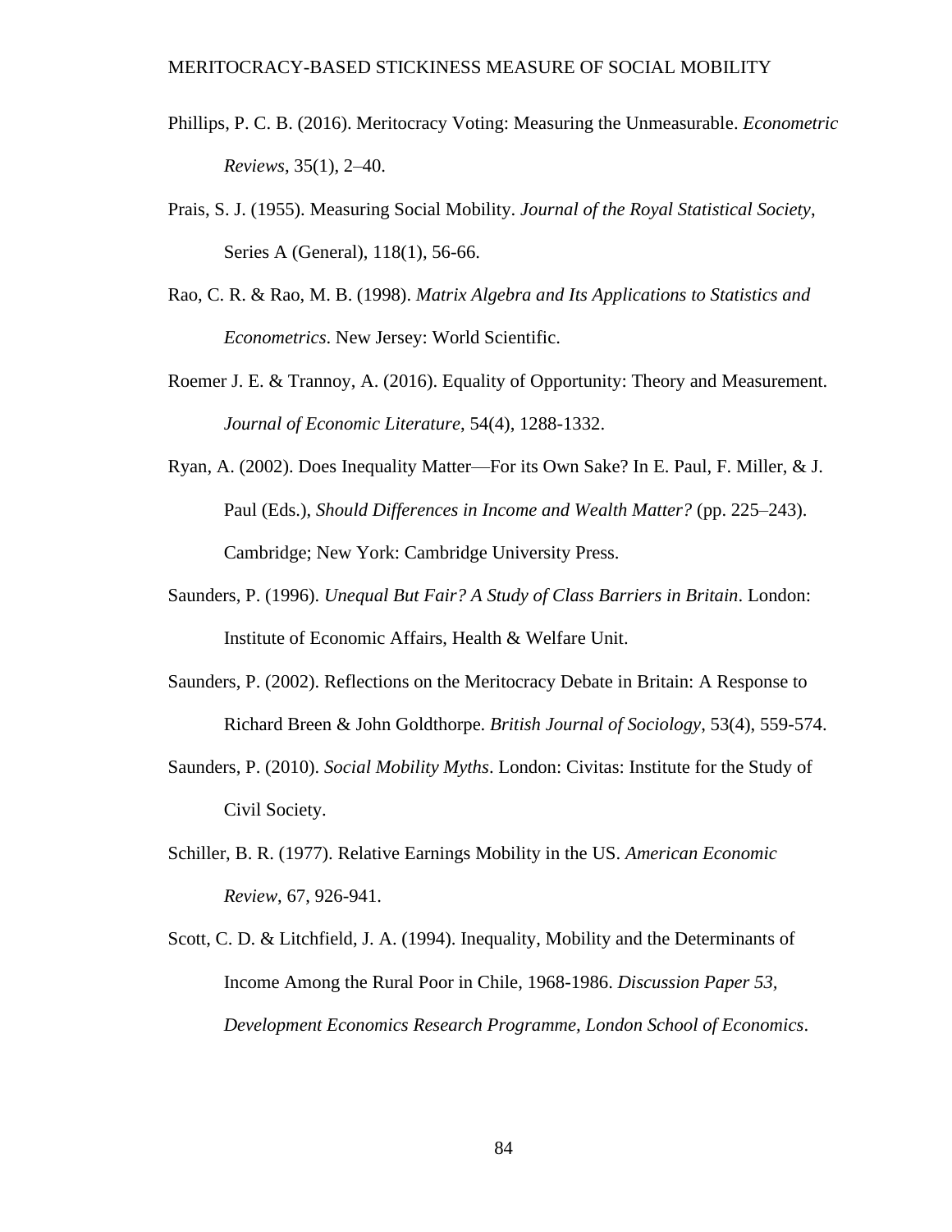Phillips, P. C. B. (2016). Meritocracy Voting: Measuring the Unmeasurable. *Econometric Reviews*, 35(1), 2–40.

Prais, S. J. (1955). Measuring Social Mobility. *Journal of the Royal Statistical Society*, Series A (General), 118(1), 56-66.

Rao, C. R. & Rao, M. B. (1998). *Matrix Algebra and Its Applications to Statistics and Econometrics*. New Jersey: World Scientific.

Roemer J. E. & Trannoy, A. (2016). Equality of Opportunity: Theory and Measurement. *Journal of Economic Literature*, 54(4), 1288-1332.

Ryan, A. (2002). Does Inequality Matter—For its Own Sake? In E. Paul, F. Miller, & J. Paul (Eds.), *Should Differences in Income and Wealth Matter?* (pp. 225–243). Cambridge; New York: Cambridge University Press.

Saunders, P. (1996). *Unequal But Fair? A Study of Class Barriers in Britain*. London: Institute of Economic Affairs, Health & Welfare Unit.

Saunders, P. (2002). Reflections on the Meritocracy Debate in Britain: A Response to Richard Breen & John Goldthorpe. *British Journal of Sociology*, 53(4), 559-574.

Saunders, P. (2010). *Social Mobility Myths*. London: Civitas: Institute for the Study of Civil Society.

Schiller, B. R. (1977). Relative Earnings Mobility in the US. *American Economic Review*, 67, 926-941.

Scott, C. D. & Litchfield, J. A. (1994). Inequality, Mobility and the Determinants of Income Among the Rural Poor in Chile, 1968-1986. *Discussion Paper 53, Development Economics Research Programme, London School of Economics*.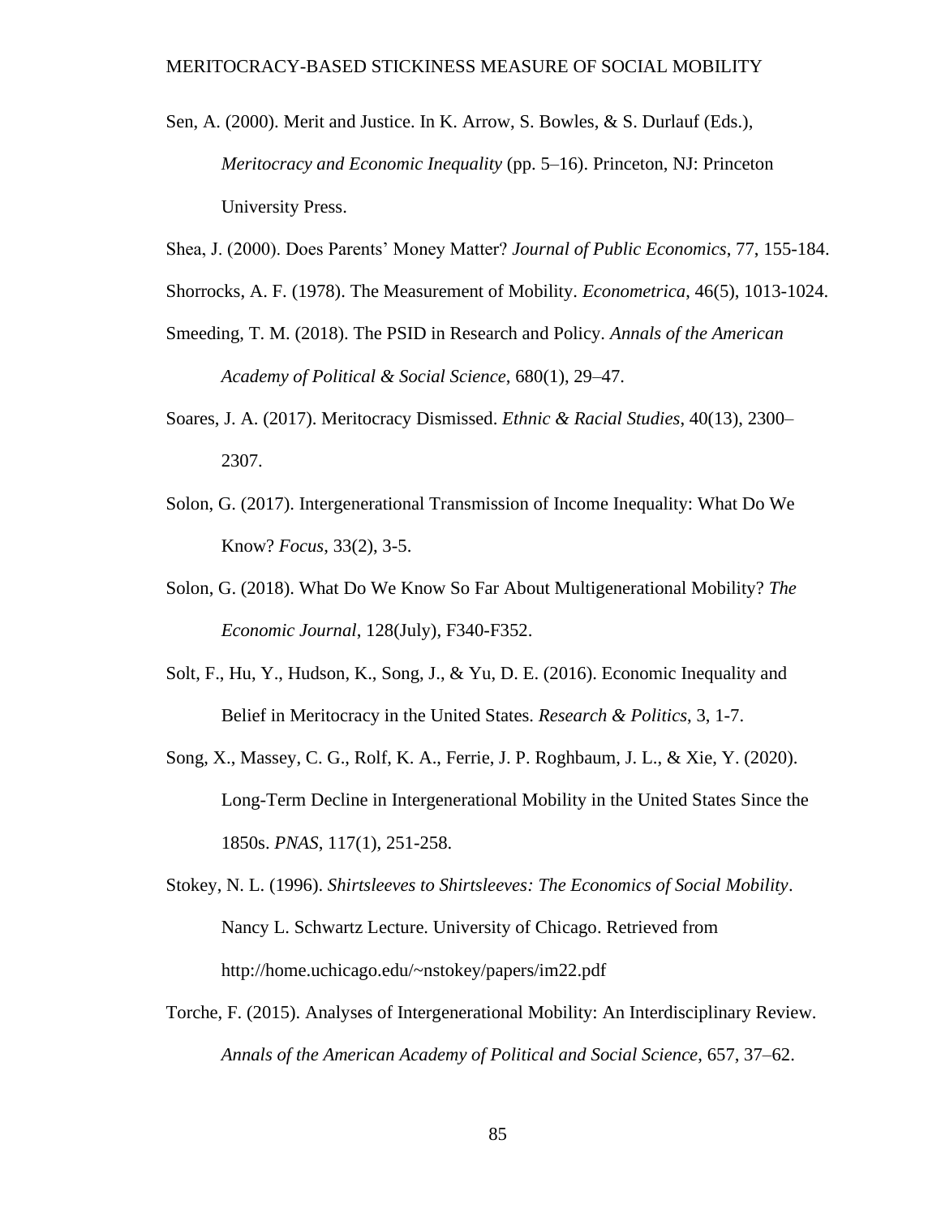Sen, A. (2000). Merit and Justice. In K. Arrow, S. Bowles, & S. Durlauf (Eds.), *Meritocracy and Economic Inequality* (pp. 5–16). Princeton, NJ: Princeton University Press.

Shea, J. (2000). Does Parents' Money Matter? *Journal of Public Economics*, 77, 155-184.

Shorrocks, A. F. (1978). The Measurement of Mobility. *Econometrica*, 46(5), 1013-1024.

Smeeding, T. M. (2018). The PSID in Research and Policy. *Annals of the American Academy of Political & Social Science*, 680(1), 29–47.

Soares, J. A. (2017). Meritocracy Dismissed. *Ethnic & Racial Studies*, 40(13), 2300–2307.

Solon, G. (2017). Intergenerational Transmission of Income Inequality: What Do We Know? *Focus*, 33(2), 3-5.

Solon, G. (2018). What Do We Know So Far About Multigenerational Mobility? *The Economic Journal*, 128(July), F340-F352.

Solt, F., Hu, Y., Hudson, K., Song, J., & Yu, D. E. (2016). Economic Inequality and Belief in Meritocracy in the United States. *Research & Politics*, 3, 1-7.

Song, X., Massey, C. G., Rolf, K. A., Ferrie, J. P. Roghbaum, J. L., & Xie, Y. (2020). Long-Term Decline in Intergenerational Mobility in the United States Since the 1850s. *PNAS*, 117(1), 251-258.

Stokey, N. L. (1996). *Shirtsleeves to Shirtsleeves: The Economics of Social Mobility*. Nancy L. Schwartz Lecture. University of Chicago. Retrieved from http://home.uchicago.edu/~nstokey/papers/im22.pdf

Torche, F. (2015). Analyses of Intergenerational Mobility: An Interdisciplinary Review. *Annals of the American Academy of Political and Social Science*, 657, 37–62.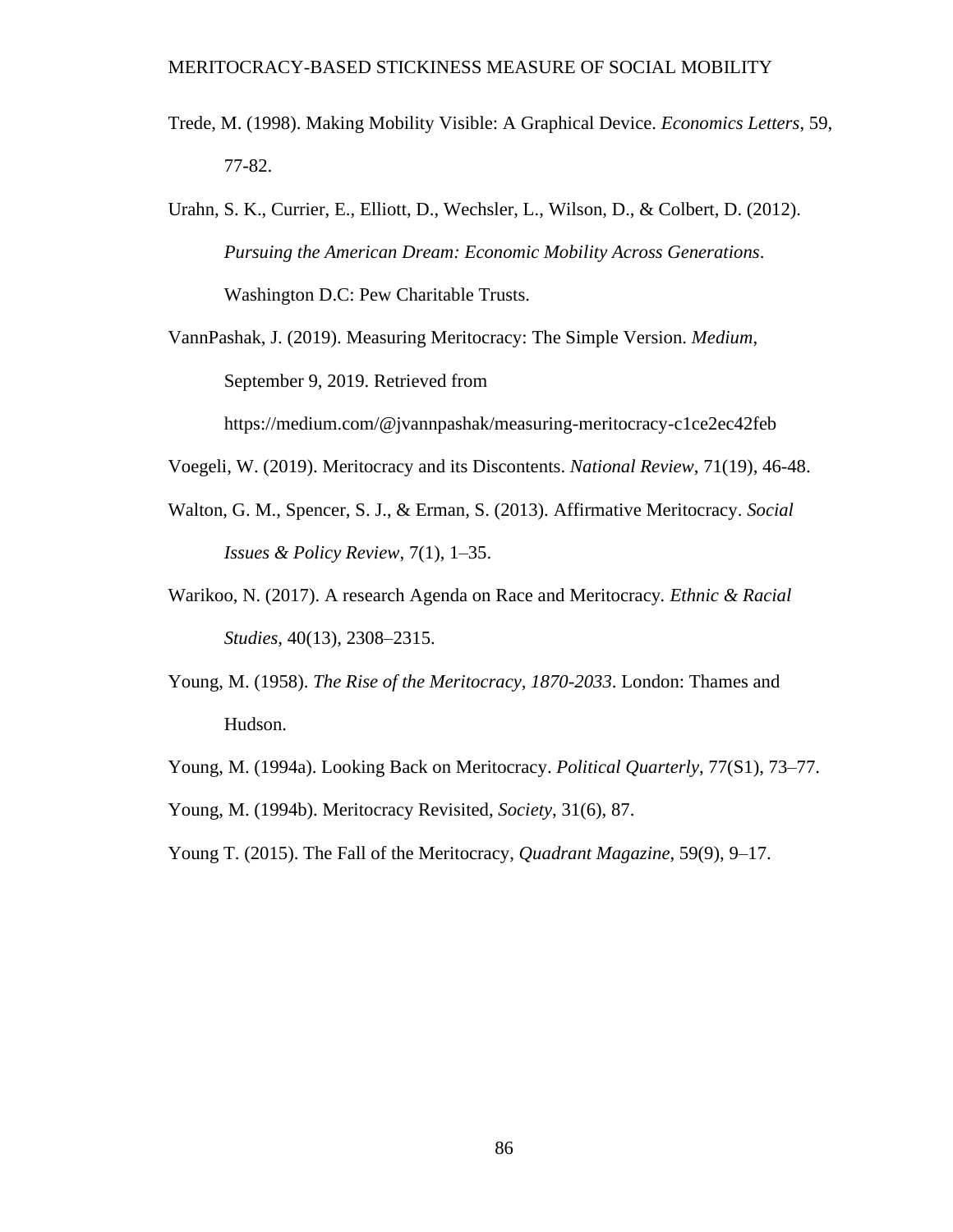Trede, M. (1998). Making Mobility Visible: A Graphical Device. *Economics Letters*, 59, 77-82.

Urahn, S. K., Currier, E., Elliott, D., Wechsler, L., Wilson, D., & Colbert, D. (2012). *Pursuing the American Dream: Economic Mobility Across Generations*. Washington D.C: Pew Charitable Trusts.

VannPashak, J. (2019). Measuring Meritocracy: The Simple Version. *Medium*, September 9, 2019. Retrieved from https://medium.com/@jvannpashak/measuring-meritocracy-c1ce2ec42feb

Voegeli, W. (2019). Meritocracy and its Discontents. *National Review*, 71(19), 46-48.

Walton, G. M., Spencer, S. J., & Erman, S. (2013). Affirmative Meritocracy. *Social Issues & Policy Review*, 7(1), 1–35.

Warikoo, N. (2017). A research Agenda on Race and Meritocracy. *Ethnic & Racial Studies*, 40(13), 2308–2315.

Young, M. (1958). *The Rise of the Meritocracy, 1870-2033*. London: Thames and Hudson.

Young, M. (1994a). Looking Back on Meritocracy. *Political Quarterly*, 77(S1), 73–77.

Young, M. (1994b). Meritocracy Revisited, *Society*, 31(6), 87.

Young T. (2015). The Fall of the Meritocracy, *Quadrant Magazine*, 59(9), 9–17.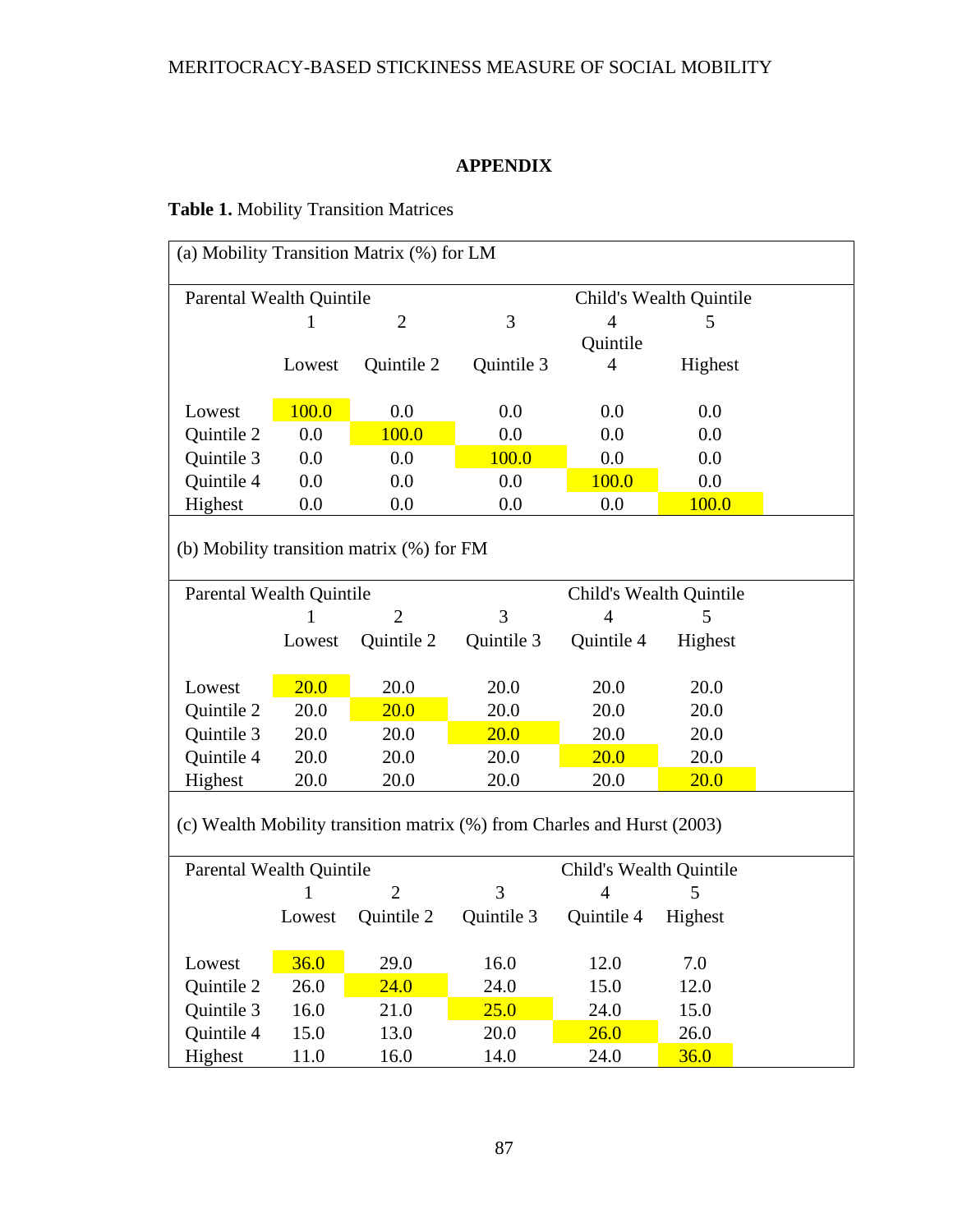## APPENDIX

**Table 1.** Mobility Transition Matrices

(a) Mobility Transition Matrix (%) for LM

| Parental Wealth Quintile | | | | Child's Wealth Quintile | |
|---|---|---|---|---|---|
| | 1 | 2 | 3 | 4 | 5 |
| | Lowest | Quintile 2 | Quintile 3 | Quintile 4 | Highest |
| Lowest | 100.0 | 0.0 | 0.0 | 0.0 | 0.0 |
| Quintile 2 | 0.0 | 100.0 | 0.0 | 0.0 | 0.0 |
| Quintile 3 | 0.0 | 0.0 | 100.0 | 0.0 | 0.0 |
| Quintile 4 | 0.0 | 0.0 | 0.0 | 100.0 | 0.0 |
| Highest | 0.0 | 0.0 | 0.0 | 0.0 | 100.0 |

(b) Mobility transition matrix (%) for FM

| Parental Wealth Quintile | | | | Child's Wealth Quintile | |
|---|---|---|---|---|---|
| | 1 | 2 | 3 | 4 | 5 |
| | Lowest | Quintile 2 | Quintile 3 | Quintile 4 | Highest |
| Lowest | 20.0 | 20.0 | 20.0 | 20.0 | 20.0 |
| Quintile 2 | 20.0 | 20.0 | 20.0 | 20.0 | 20.0 |
| Quintile 3 | 20.0 | 20.0 | 20.0 | 20.0 | 20.0 |
| Quintile 4 | 20.0 | 20.0 | 20.0 | 20.0 | 20.0 |
| Highest | 20.0 | 20.0 | 20.0 | 20.0 | 20.0 |

(c) Wealth Mobility transition matrix (%) from Charles and Hurst (2003)

| Parental Wealth Quintile | | | | Child's Wealth Quintile | |
|---|---|---|---|---|---|
| | 1 | 2 | 3 | 4 | 5 |
| | Lowest | Quintile 2 | Quintile 3 | Quintile 4 | Highest |
| Lowest | 36.0 | 29.0 | 16.0 | 12.0 | 7.0 |
| Quintile 2 | 26.0 | 24.0 | 24.0 | 15.0 | 12.0 |
| Quintile 3 | 16.0 | 21.0 | 25.0 | 24.0 | 15.0 |
| Quintile 4 | 15.0 | 13.0 | 20.0 | 26.0 | 26.0 |
| Highest | 11.0 | 16.0 | 14.0 | 24.0 | 36.0 |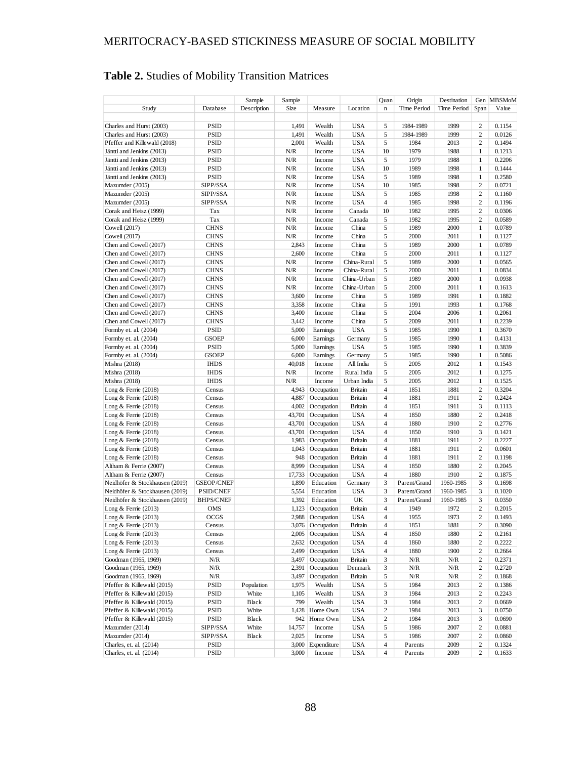## **Table 2.** Studies of Mobility Transition Matrices

| Study | Database | Sample Description | Sample Size | Measure | Location | Quan n | Origin Time Period | Destination Time Period | Gen Span | MBSMoM Value |
|---|---|---|---|---|---|---|---|---|---|---|
| Charles and Hurst (2003) | PSID | | 1,491 | Wealth | USA | 5 | 1984-1989 | 1999 | 2 | 0.1154 |
| Charles and Hurst (2003) | PSID | | 1,491 | Wealth | USA | 5 | 1984-1989 | 1999 | 2 | 0.0126 |
| Pfeffer and Killewald (2018) | PSID | | 2,001 | Wealth | USA | 5 | 1984 | 2013 | 2 | 0.1494 |
| Jäntti and Jenkins (2013) | PSID | | N/R | Income | USA | 10 | 1979 | 1988 | 1 | 0.1213 |
| Jäntti and Jenkins (2013) | PSID | | N/R | Income | USA | 5 | 1979 | 1988 | 1 | 0.2206 |
| Jäntti and Jenkins (2013) | PSID | | N/R | Income | USA | 10 | 1989 | 1998 | 1 | 0.1444 |
| Jäntti and Jenkins (2013) | PSID | | N/R | Income | USA | 5 | 1989 | 1998 | 1 | 0.2580 |
| Mazumder (2005) | SIPP/SSA | | N/R | Income | USA | 10 | 1985 | 1998 | 2 | 0.0721 |
| Mazumder (2005) | SIPP/SSA | | N/R | Income | USA | 5 | 1985 | 1998 | 2 | 0.1160 |
| Mazumder (2005) | SIPP/SSA | | N/R | Income | USA | 4 | 1985 | 1998 | 2 | 0.1196 |
| Corak and Heisz (1999) | Tax | | N/R | Income | Canada | 10 | 1982 | 1995 | 2 | 0.0306 |
| Corak and Heisz (1999) | Tax | | N/R | Income | Canada | 5 | 1982 | 1995 | 2 | 0.0589 |
| Cowell (2017) | CHNS | | N/R | Income | China | 5 | 1989 | 2000 | 1 | 0.0789 |
| Cowell (2017) | CHNS | | N/R | Income | China | 5 | 2000 | 2011 | 1 | 0.1127 |
| Chen and Cowell (2017) | CHNS | | 2,843 | Income | China | 5 | 1989 | 2000 | 1 | 0.0789 |
| Chen and Cowell (2017) | CHNS | | 2,600 | Income | China | 5 | 2000 | 2011 | 1 | 0.1127 |
| Chen and Cowell (2017) | CHNS | | N/R | Income | China-Rural | 5 | 1989 | 2000 | 1 | 0.0565 |
| Chen and Cowell (2017) | CHNS | | N/R | Income | China-Rural | 5 | 2000 | 2011 | 1 | 0.0834 |
| Chen and Cowell (2017) | CHNS | | N/R | Income | China-Urban | 5 | 1989 | 2000 | 1 | 0.0938 |
| Chen and Cowell (2017) | CHNS | | N/R | Income | China-Urban | 5 | 2000 | 2011 | 1 | 0.1613 |
| Chen and Cowell (2017) | CHNS | | 3,600 | Income | China | 5 | 1989 | 1991 | 1 | 0.1882 |
| Chen and Cowell (2017) | CHNS | | 3,358 | Income | China | 5 | 1991 | 1993 | 1 | 0.1768 |
| Chen and Cowell (2017) | CHNS | | 3,400 | Income | China | 5 | 2004 | 2006 | 1 | 0.2061 |
| Chen and Cowell (2017) | CHNS | | 3,442 | Income | China | 5 | 2009 | 2011 | 1 | 0.2239 |
| Formby et. al. (2004) | PSID | | 5,000 | Earnings | USA | 5 | 1985 | 1990 | 1 | 0.3670 |
| Formby et. al. (2004) | GSOEP | | 6,000 | Earnings | Germany | 5 | 1985 | 1990 | 1 | 0.4131 |
| Formby et. al. (2004) | PSID | | 5,000 | Earnings | USA | 5 | 1985 | 1990 | 1 | 0.3839 |
| Formby et. al. (2004) | GSOEP | | 6,000 | Earnings | Germany | 5 | 1985 | 1990 | 1 | 0.5086 |
| Mishra (2018) | IHDS | | 40,018 | Income | All India | 5 | 2005 | 2012 | 1 | 0.1543 |
| Mishra (2018) | IHDS | | N/R | Income | Rural India | 5 | 2005 | 2012 | 1 | 0.1275 |
| Mishra (2018) | IHDS | | N/R | Income | Urban India | 5 | 2005 | 2012 | 1 | 0.1525 |
| Long & Ferrie (2018) | Census | | 4,943 | Occupation | Britain | 4 | 1851 | 1881 | 2 | 0.3204 |
| Long & Ferrie (2018) | Census | | 4,887 | Occupation | Britain | 4 | 1881 | 1911 | 2 | 0.2424 |
| Long & Ferrie (2018) | Census | | 4,002 | Occupation | Britain | 4 | 1851 | 1911 | 3 | 0.1113 |
| Long & Ferrie (2018) | Census | | 43,701 | Occupation | USA | 4 | 1850 | 1880 | 2 | 0.2418 |
| Long & Ferrie (2018) | Census | | 43,701 | Occupation | USA | 4 | 1880 | 1910 | 2 | 0.2776 |
| Long & Ferrie (2018) | Census | | 43,701 | Occupation | USA | 4 | 1850 | 1910 | 3 | 0.1421 |
| Long & Ferrie (2018) | Census | | 1,983 | Occupation | Britain | 4 | 1881 | 1911 | 2 | 0.2227 |
| Long & Ferrie (2018) | Census | | 1,043 | Occupation | Britain | 4 | 1881 | 1911 | 2 | 0.0601 |
| Long & Ferrie (2018) | Census | | 948 | Occupation | Britain | 4 | 1881 | 1911 | 2 | 0.1198 |
| Altham & Ferrie (2007) | Census | | 8,999 | Occupation | USA | 4 | 1850 | 1880 | 2 | 0.2045 |
| Altham & Ferrie (2007) | Census | | 17,733 | Occupation | USA | 4 | 1880 | 1910 | 2 | 0.1875 |
| Neidhöfer & Stockhausen (2019) | GSEOP/CNEF | | 1,890 | Education | Germany | 3 | Parent/Grand | 1960-1985 | 3 | 0.1698 |
| Neidhöfer & Stockhausen (2019) | PSID/CNEF | | 5,554 | Education | USA | 3 | Parent/Grand | 1960-1985 | 3 | 0.1020 |
| Neidhöfer & Stockhausen (2019) | BHPS/CNEF | | 1,392 | Education | UK | 3 | Parent/Grand | 1960-1985 | 3 | 0.0350 |
| Long & Ferrie (2013) | OMS | | 1,123 | Occupation | Britain | 4 | 1949 | 1972 | 2 | 0.2015 |
| Long & Ferrie (2013) | OCGS | | 2,988 | Occupation | USA | 4 | 1955 | 1973 | 2 | 0.1493 |
| Long & Ferrie (2013) | Census | | 3,076 | Occupation | Britain | 4 | 1851 | 1881 | 2 | 0.3090 |
| Long & Ferrie (2013) | Census | | 2,005 | Occupation | USA | 4 | 1850 | 1880 | 2 | 0.2161 |
| Long & Ferrie (2013) | Census | | 2,632 | Occupation | USA | 4 | 1860 | 1880 | 2 | 0.2222 |
| Long & Ferrie (2013) | Census | | 2,499 | Occupation | USA | 4 | 1880 | 1900 | 2 | 0.2664 |
| Goodman (1965, 1969) | N/R | | 3,497 | Occupation | Britain | 3 | N/R | N/R | 2 | 0.2371 |
| Goodman (1965, 1969) | N/R | | 2,391 | Occupation | Denmark | 3 | N/R | N/R | 2 | 0.2720 |
| Goodman (1965, 1969) | N/R | | 3,497 | Occupation | Britain | 5 | N/R | N/R | 2 | 0.1868 |
| Pfeffer & Killewald (2015) | PSID | Population | 1,975 | Wealth | USA | 5 | 1984 | 2013 | 2 | 0.1386 |
| Pfeffer & Killewald (2015) | PSID | White | 1,105 | Wealth | USA | 3 | 1984 | 2013 | 2 | 0.2243 |
| Pfeffer & Killewald (2015) | PSID | Black | 799 | Wealth | USA | 3 | 1984 | 2013 | 2 | 0.0669 |
| Pfeffer & Killewald (2015) | PSID | White | 1,428 | Home Own | USA | 2 | 1984 | 2013 | 3 | 0.0750 |
| Pfeffer & Killewald (2015) | PSID | Black | 942 | Home Own | USA | 2 | 1984 | 2013 | 3 | 0.0690 |
| Mazumder (2014) | SIPP/SSA | White | 14,757 | Income | USA | 5 | 1986 | 2007 | 2 | 0.0881 |
| Mazumder (2014) | SIPP/SSA | Black | 2,025 | Income | USA | 5 | 1986 | 2007 | 2 | 0.0860 |
| Charles, et. al. (2014) | PSID | | 3,000 | Expenditure | USA | 4 | Parents | 2009 | 2 | 0.1324 |
| Charles, et. al. (2014) | PSID | | 3,000 | Income | USA | 4 | Parents | 2009 | 2 | 0.1633 |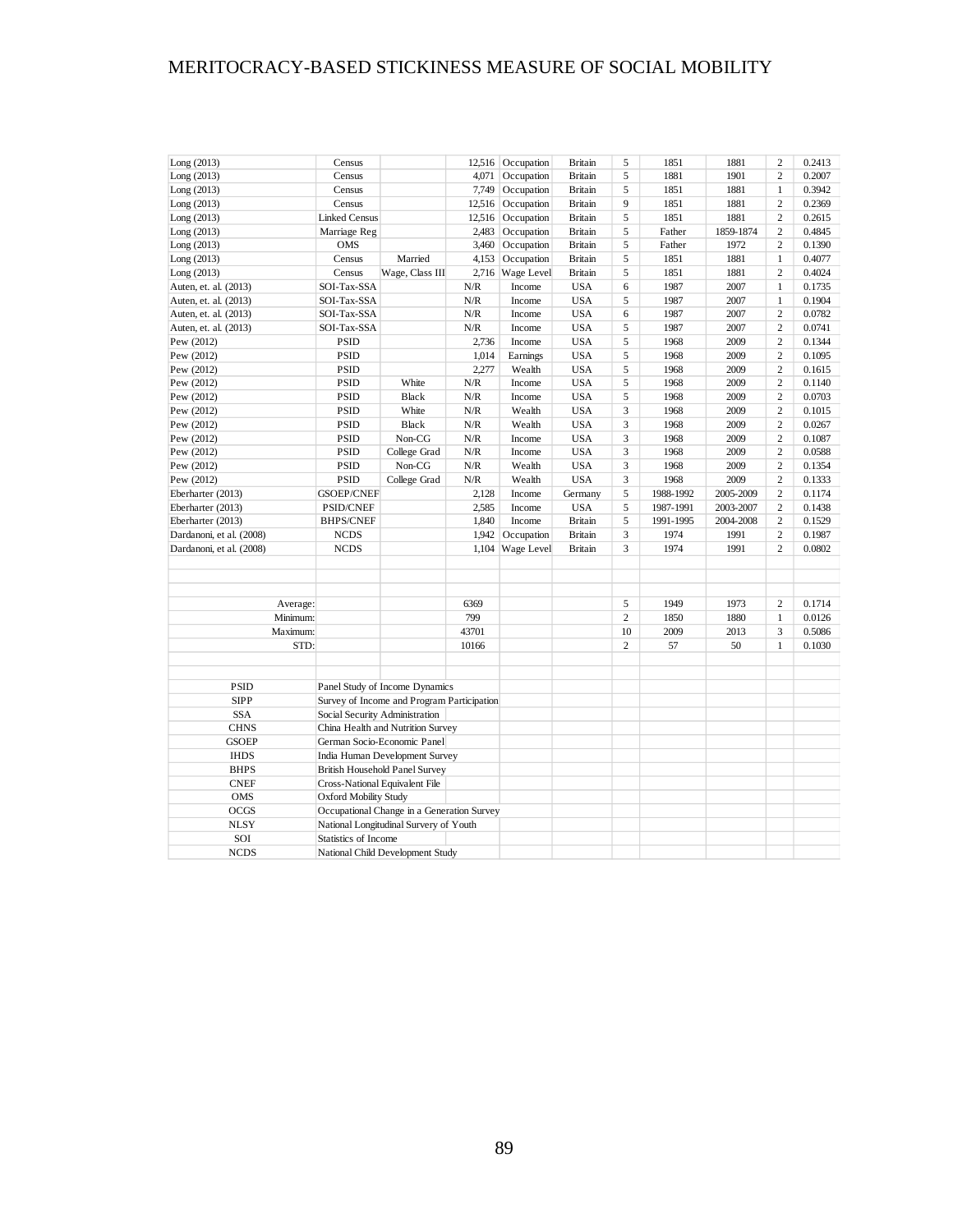| | | | | | | | | | | |
|---|---|---|---|---|---|---|---|---|---|---|
| Long (2013) | Census | | 12,516 | Occupation | Britain | 5 | 1851 | 1881 | 2 | 0.2413 |
| Long (2013) | Census | | 4,071 | Occupation | Britain | 5 | 1881 | 1901 | 2 | 0.2007 |
| Long (2013) | Census | | 7,749 | Occupation | Britain | 5 | 1851 | 1881 | 1 | 0.3942 |
| Long (2013) | Census | | 12,516 | Occupation | Britain | 9 | 1851 | 1881 | 2 | 0.2369 |
| Long (2013) | Linked Census | | 12,516 | Occupation | Britain | 5 | 1851 | 1881 | 2 | 0.2615 |
| Long (2013) | Marriage Reg | | 2,483 | Occupation | Britain | 5 | Father | 1859-1874 | 2 | 0.4845 |
| Long (2013) | OMS | | 3,460 | Occupation | Britain | 5 | Father | 1972 | 2 | 0.1390 |
| Long (2013) | Census | Married | 4,153 | Occupation | Britain | 5 | 1851 | 1881 | 1 | 0.4077 |
| Long (2013) | Census | Wage, Class III | 2,716 | Wage Level | Britain | 5 | 1851 | 1881 | 2 | 0.4024 |
| Auten, et. al. (2013) | SOI-Tax-SSA | | N/R | Income | USA | 6 | 1987 | 2007 | 1 | 0.1735 |
| Auten, et. al. (2013) | SOI-Tax-SSA | | N/R | Income | USA | 5 | 1987 | 2007 | 1 | 0.1904 |
| Auten, et. al. (2013) | SOI-Tax-SSA | | N/R | Income | USA | 6 | 1987 | 2007 | 2 | 0.0782 |
| Auten, et. al. (2013) | SOI-Tax-SSA | | N/R | Income | USA | 5 | 1987 | 2007 | 2 | 0.0741 |
| Pew (2012) | PSID | | 2,736 | Income | USA | 5 | 1968 | 2009 | 2 | 0.1344 |
| Pew (2012) | PSID | | 1,014 | Earnings | USA | 5 | 1968 | 2009 | 2 | 0.1095 |
| Pew (2012) | PSID | | 2,277 | Wealth | USA | 5 | 1968 | 2009 | 2 | 0.1615 |
| Pew (2012) | PSID | White | N/R | Income | USA | 5 | 1968 | 2009 | 2 | 0.1140 |
| Pew (2012) | PSID | Black | N/R | Income | USA | 5 | 1968 | 2009 | 2 | 0.0703 |
| Pew (2012) | PSID | White | N/R | Wealth | USA | 3 | 1968 | 2009 | 2 | 0.1015 |
| Pew (2012) | PSID | Black | N/R | Wealth | USA | 3 | 1968 | 2009 | 2 | 0.0267 |
| Pew (2012) | PSID | Non-CG | N/R | Income | USA | 3 | 1968 | 2009 | 2 | 0.1087 |
| Pew (2012) | PSID | College Grad | N/R | Income | USA | 3 | 1968 | 2009 | 2 | 0.0588 |
| Pew (2012) | PSID | Non-CG | N/R | Wealth | USA | 3 | 1968 | 2009 | 2 | 0.1354 |
| Pew (2012) | PSID | College Grad | N/R | Wealth | USA | 3 | 1968 | 2009 | 2 | 0.1333 |
| Eberharter (2013) | GSOEP/CNEF | | 2,128 | Income | Germany | 5 | 1988-1992 | 2005-2009 | 2 | 0.1174 |
| Eberharter (2013) | PSID/CNEF | | 2,585 | Income | USA | 5 | 1987-1991 | 2003-2007 | 2 | 0.1438 |
| Eberharter (2013) | BHPS/CNEF | | 1,840 | Income | Britain | 5 | 1991-1995 | 2004-2008 | 2 | 0.1529 |
| Dardanoni, et al. (2008) | NCDS | | 1,942 | Occupation | Britain | 3 | 1974 | 1991 | 2 | 0.1987 |
| Dardanoni, et al. (2008) | NCDS | | 1,104 | Wage Level | Britain | 3 | 1974 | 1991 | 2 | 0.0802 |
| | | | | | | | | | | |
| Average: | | | 6369 | | | 5 | 1949 | 1973 | 2 | 0.1714 |
| Minimum: | | | 799 | | | 2 | 1850 | 1880 | 1 | 0.0126 |
| Maximum: | | | 43701 | | | 10 | 2009 | 2013 | 3 | 0.5086 |
| STD: | | | 10166 | | | 2 | 57 | 50 | 1 | 0.1030 |

| | |
|---|---|
| PSID | Panel Study of Income Dynamics |
| SIPP | Survey of Income and Program Participation |
| SSA | Social Security Administration |
| CHNS | China Health and Nutrition Survey |
| GSOEP | German Socio-Economic Panel |
| IHDS | India Human Development Survey |
| BHPS | British Household Panel Survey |
| CNEF | Cross-National Equivalent File |
| OMS | Oxford Mobility Study |
| OCGS | Occupational Change in a Generation Survey |
| NLSY | National Longitudinal Survery of Youth |
| SOI | Statistics of Income |
| NCDS | National Child Development Study |